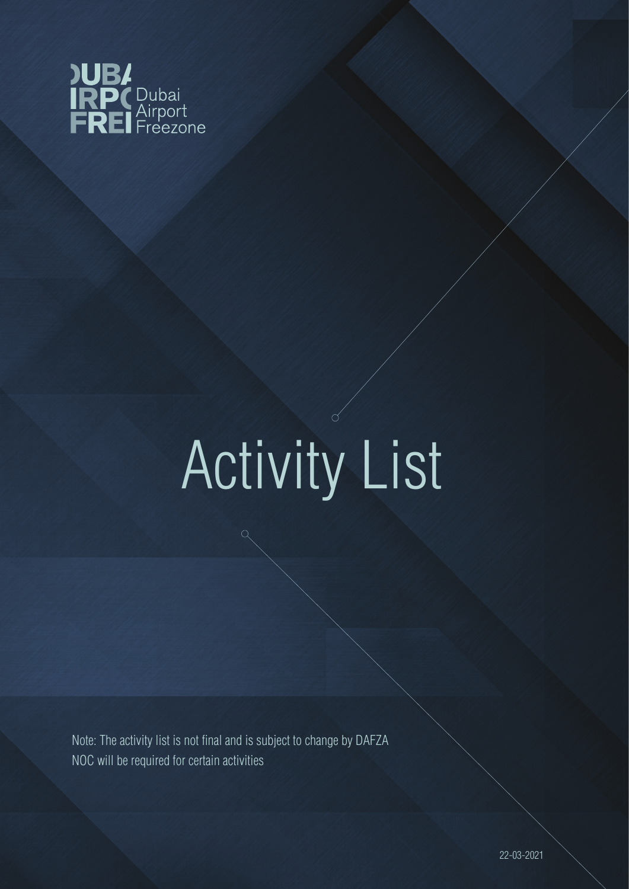Dubai Airport Freezone

# Activity List

Note: The activity list is not final and is subject to change by DAFZA
NOC will be required for certain activities

22-03-2021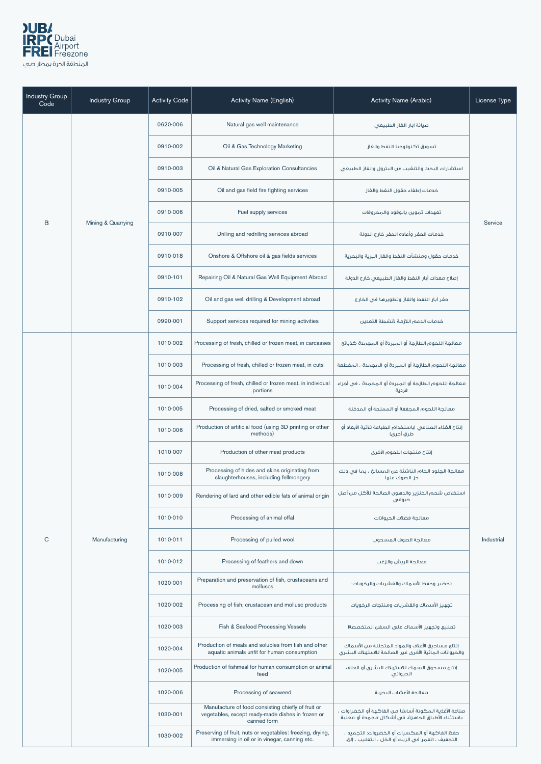| Industry Group Code | Industry Group | Activity Code | Activity Name (English) | Activity Name (Arabic) | License Type |
|---|---|---|---|---|---|
| B | Mining & Quarrying | 0620-006 | Natural gas well maintenance | صيانة آبار الغاز الطبيعي | Service |
| | | 0910-002 | Oil & Gas Technology Marketing | تسويق تكنولوجيا النفط والغاز | |
| | | 0910-003 | Oil & Natural Gas Exploration Consultancies | استشارات البحث والتنقيب عن البترول والغاز الطبيعي | |
| | | 0910-005 | Oil and gas field fire fighting services | خدمات إطفاء حقول النفط والغاز | |
| | | 0910-006 | Fuel supply services | تعهدات تموين بالوقود والمحروقات | |
| | | 0910-007 | Drilling and redrilling services abroad | خدمات الحفر وأعادة الحفر خارج الدولة | |
| | | 0910-018 | Onshore & Offshore oil & gas fields services | خدمات حقول ومنشآت النفط والغاز البرية والبحرية | |
| | | 0910-101 | Repairing Oil & Natural Gas Well Equipment Abroad | إصلاح معدات آبار النفط والغاز الطبيعي خارج الدولة | |
| | | 0910-102 | Oil and gas well drilling & Development abroad | حفر آبار النفط والغاز وتطويرها في الخارج | |
| | | 0990-001 | Support services required for mining activities | خدمات الدعم اللازمة لأنشطة التعدين | |
| C | Manufacturing | 1010-002 | Processing of fresh, chilled or frozen meat, in carcasses | معالجة اللحوم الطازجة أو المبردة أو المجمدة كذبائح | Industrial |
| | | 1010-003 | Processing of fresh, chilled or frozen meat, in cuts | معالجة اللحوم الطازجة أو المبردة أو المجمدة ، المقطعة | |
| | | 1010-004 | Processing of fresh, chilled or frozen meat, in individual portions | معالجة اللحوم الطازجة أو المبردة أو المجمدة ، في أجزاء فردية | |
| | | 1010-005 | Processing of dried, salted or smoked meat | معالجة اللحوم المجففة أو المملحة أو المدخنة | |
| | | 1010-006 | Production of artificial food (using 3D printing or other methods) | إنتاج الغذاء الصناعي (باستخدام الطباعة ثلاثية الأبعاد أو طرق أخرى) | |
| | | 1010-007 | Production of other meat products | إنتاج منتجات اللحوم الأخرى | |
| | | 1010-008 | Processing of hides and skins originating from slaughterhouses, including fellmongery | معالجة الجلود الخام الناشئة عن المسالخ ، بما في ذلك جز الصوف عنها | |
| | | 1010-009 | Rendering of lard and other edible fats of animal origin | استخلاص شحم الخنزير والدهون الصالحة للأكل من أصل حيواني | |
| | | 1010-010 | Processing of animal offal | معالجة فضلات الحيوانات | |
| | | 1010-011 | Processing of pulled wool | معالجة الصوف المسحوب | |
| | | 1010-012 | Processing of feathers and down | معالجة الريش والزغب | |
| | | 1020-001 | Preparation and preservation of fish, crustaceans and molluscs | تحضير وحفظ الأسماك والقشريات والرخويات: | |
| | | 1020-002 | Processing of fish, crustacean and mollusc products | تجهيز الأسماك والقشريات ومنتجات الرخويات | |
| | | 1020-003 | Fish & Seafood Processing Vessels | تصنيع وتجهيز الأسماك على السفن المتخصصة | |
| | | 1020-004 | Production of meals and solubles from fish and other aquatic animals unfit for human consumption | إنتاج مساحيق الأعلاف والمواد المتحللة من الأسماك والحيوانات المائية الأخرى غير الصالحة للاستهلاك البشري | |
| | | 1020-005 | Production of fishmeal for human consumption or animal feed | إنتاج مسحوق السمك للاستهلاك البشري أو العلف الحيواني | |
| | | 1020-006 | Processing of seaweed | معالجة الأعشاب البحرية | |
| | | 1030-001 | Manufacture of food consisting chiefly of fruit or vegetables, except ready-made dishes in frozen or canned form | صناعة الأغذية المكونة أساسا من الفاكهة أو الخضراوات ، باستثناء الأطباق الجاهزة، في أشكال مجمدة أو معلبة | |
| | | 1030-002 | Preserving of fruit, nuts or vegetables: freezing, drying, immersing in oil or in vinegar, canning etc. | حفظ الفاكهة أو المكسرات أو الخضروات: التجميد ، التجفيف ، الغمر في الزيت أو الخل ، التعليب ، إلخ. | |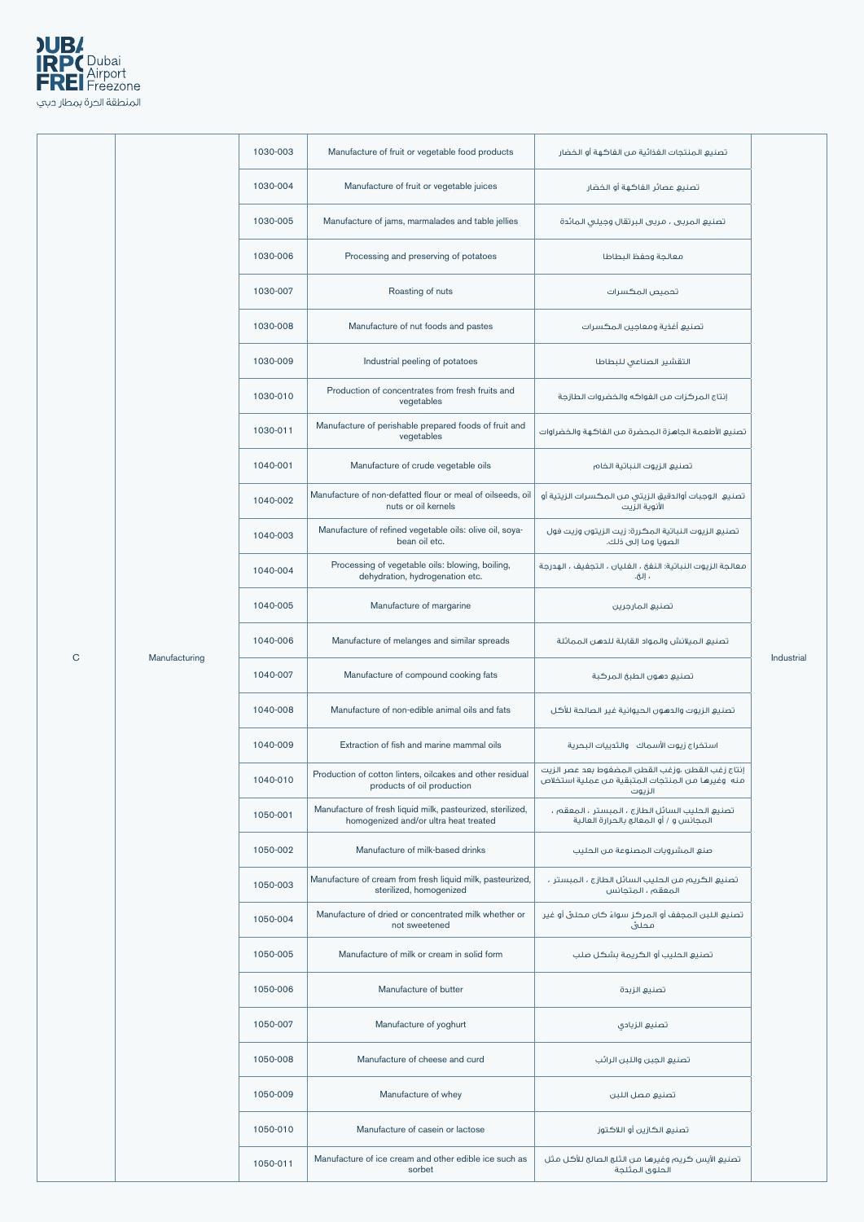| | | | | | |
|---|---|---|---|---|---|
| C | Manufacturing | 1030-003 | Manufacture of fruit or vegetable food products | تصنيع المنتجات الغذائية من الفاكهة أو الخضار | Industrial |
| | | 1030-004 | Manufacture of fruit or vegetable juices | تصنيع عصائر الفاكهة أو الخضار | |
| | | 1030-005 | Manufacture of jams, marmalades and table jellies | تصنيع المربى ، مربى البرتقال وجيلي المائدة | |
| | | 1030-006 | Processing and preserving of potatoes | معالجة وحفظ البطاطا | |
| | | 1030-007 | Roasting of nuts | تحميص المكسرات | |
| | | 1030-008 | Manufacture of nut foods and pastes | تصنيع أغذية ومعاجين المكسرات | |
| | | 1030-009 | Industrial peeling of potatoes | التقشير الصناعي للبطاطا | |
| | | 1030-010 | Production of concentrates from fresh fruits and vegetables | إنتاج المركزات من الفواكه والخضروات الطازجة | |
| | | 1030-011 | Manufacture of perishable prepared foods of fruit and vegetables | تصنيع الأطعمة الجاهزة المحضرة من الفاكهة والخضراوات | |
| | | 1040-001 | Manufacture of crude vegetable oils | تصنيع الزيوت النباتية الخام | |
| | | 1040-002 | Manufacture of non-defatted flour or meal of oilseeds, oil nuts or oil kernels | تصنيع الوجبات أوالدقيق الزيتي من المكسرات الزيتية أو الأنوية الزيت | |
| | | 1040-003 | Manufacture of refined vegetable oils: olive oil, soya-bean oil etc. | تصنيع الزيوت النباتية المكررة: زيت الزيتون وزيت فول الصويا وما إلى ذلك. | |
| | | 1040-004 | Processing of vegetable oils: blowing, boiling, dehydration, hydrogenation etc. | معالجة الزيوت النباتية: النفخ ، الغليان ، التجفيف ، الهدرجة ، إلخ. | |
| | | 1040-005 | Manufacture of margarine | تصنيع المارجرين | |
| | | 1040-006 | Manufacture of melanges and similar spreads | تصنيع الميلانش والمواد القابلة للدهن المماثلة | |
| | | 1040-007 | Manufacture of compound cooking fats | تصنيع دهون الطبخ المركبة | |
| | | 1040-008 | Manufacture of non-edible animal oils and fats | تصنيع الزيوت والدهون الحيوانية غير الصالحة للأكل | |
| | | 1040-009 | Extraction of fish and marine mammal oils | استخراج زيوت الأسماك والثدييات البحرية | |
| | | 1040-010 | Production of cotton linters, oilcakes and other residual products of oil production | إنتاج زغب القطن ،وزغب القطن المضغوط بعد عصر الزيت منه وغيرها من المنتجات المتبقية من عملية استخلاص الزيوت | |
| | | 1050-001 | Manufacture of fresh liquid milk, pasteurized, sterilized, homogenized and/or ultra heat treated | تصنيع الحليب السائل الطازج ، المبستر ، المعقم ، المجانس و / أو المعالج بالحرارة العالية | |
| | | 1050-002 | Manufacture of milk-based drinks | صنع المشروبات المصنوعة من الحليب | |
| | | 1050-003 | Manufacture of cream from fresh liquid milk, pasteurized, sterilized, homogenized | تصنيع الكريم من الحليب السائل الطازج ، المبستر ، المعقم ، المتجانس | |
| | | 1050-004 | Manufacture of dried or concentrated milk whether or not sweetened | تصنيع اللبن المجفف أو المركز سواءً كان محلى أو غير محلى | |
| | | 1050-005 | Manufacture of milk or cream in solid form | تصنيع الحليب أو الكريمة بشكل صلب | |
| | | 1050-006 | Manufacture of butter | تصنيع الزبدة | |
| | | 1050-007 | Manufacture of yoghurt | تصنيع الزبادي | |
| | | 1050-008 | Manufacture of cheese and curd | تصنيع الجبن واللبن الرائب | |
| | | 1050-009 | Manufacture of whey | تصنيع مصل اللبن | |
| | | 1050-010 | Manufacture of casein or lactose | تصنيع الكازين أو اللاكتوز | |
| | | 1050-011 | Manufacture of ice cream and other edible ice such as sorbet | تصنيع الآيس كريم وغيرها من الثلج الصالح للأكل مثل الحلوى المثلجة | |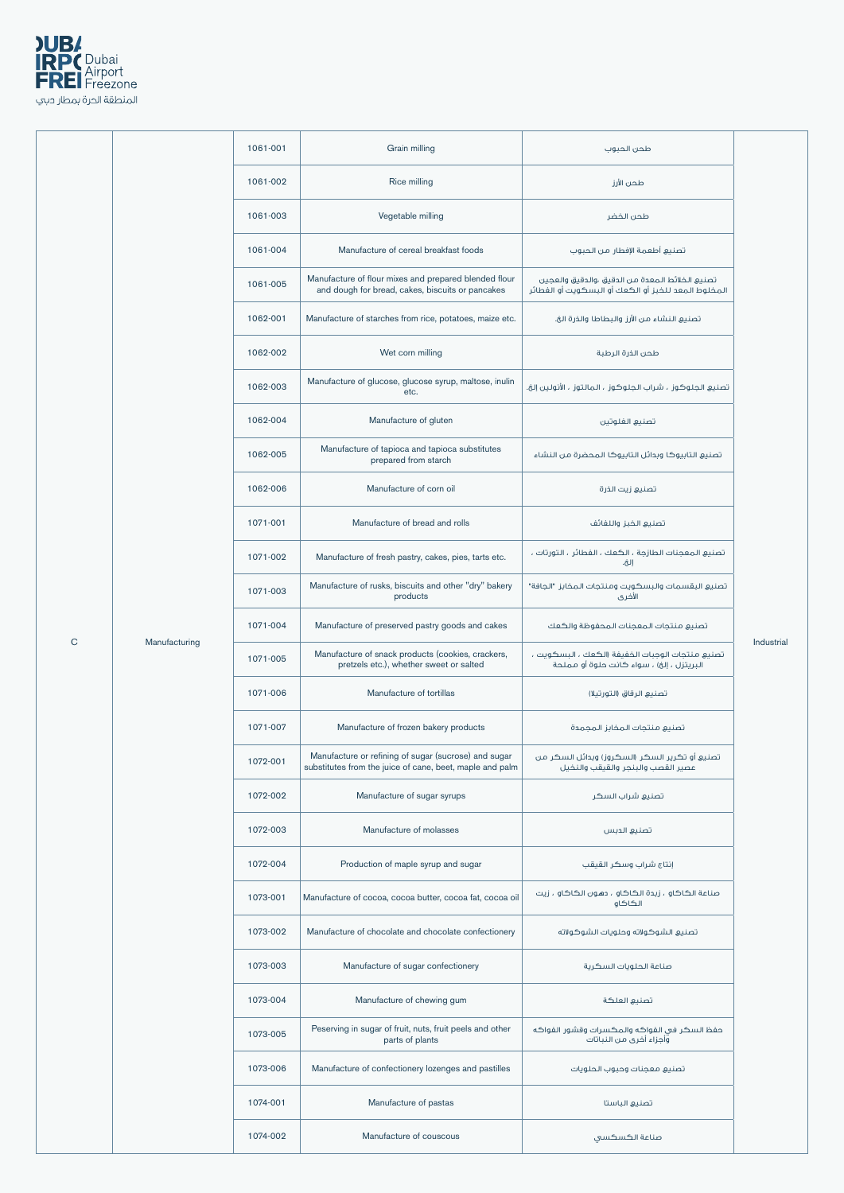| | | | | | |
|---|---|---|---|---|---|
| C | Manufacturing | 1061-001 | Grain milling | طحن الحبوب | Industrial |
| | | 1061-002 | Rice milling | طحن الأرز | |
| | | 1061-003 | Vegetable milling | طحن الخضر | |
| | | 1061-004 | Manufacture of cereal breakfast foods | تصنيع أطعمة الإفطار من الحبوب | |
| | | 1061-005 | Manufacture of flour mixes and prepared blended flour and dough for bread, cakes, biscuits or pancakes | تصنيع الخلائط المعدة من الدقيق ،والدقيق والعجين المخلوط المعد للخبز أو الكعك أو البسكويت أو الفطائر | |
| | | 1062-001 | Manufacture of starches from rice, potatoes, maize etc. | تصنيع النشاء من الأرز والبطاطا والذرة الخ. | |
| | | 1062-002 | Wet corn milling | طحن الذرة الرطبة | |
| | | 1062-003 | Manufacture of glucose, glucose syrup, maltose, inulin etc. | تصنيع الجلوكوز ، شراب الجلوكوز ، المالتوز ، الأنولين إلخ. | |
| | | 1062-004 | Manufacture of gluten | تصنيع الغلوتين | |
| | | 1062-005 | Manufacture of tapioca and tapioca substitutes prepared from starch | تصنيع التابيوكا وبدائل التابيوكا المحضرة من النشاء | |
| | | 1062-006 | Manufacture of corn oil | تصنيع زيت الذرة | |
| | | 1071-001 | Manufacture of bread and rolls | تصنيع الخبز واللفائف | |
| | | 1071-002 | Manufacture of fresh pastry, cakes, pies, tarts etc. | تصنيع المعجنات الطازجة ، الكعك ، الفطائر ، التورتات ، إلخ. | |
| | | 1071-003 | Manufacture of rusks, biscuits and other "dry" bakery products | تصنيع البقسمات والبسكويت ومنتجات المخابز "الجافة" الأخرى | |
| | | 1071-004 | Manufacture of preserved pastry goods and cakes | تصنيع منتجات المعجنات المحفوظة والكعك | |
| | | 1071-005 | Manufacture of snack products (cookies, crackers, pretzels etc.), whether sweet or salted | تصنيع منتجات الوجبات الخفيفة (الكعك ، البسكويت ، البريتزل ، إلخ) ، سواء كانت حلوة أو مملحة | |
| | | 1071-006 | Manufacture of tortillas | تصنيع الرقاق (التورتيلا) | |
| | | 1071-007 | Manufacture of frozen bakery products | تصنيع منتجات المخابز المجمدة | |
| | | 1072-001 | Manufacture or refining of sugar (sucrose) and sugar substitutes from the juice of cane, beet, maple and palm | تصنيع أو تكرير السكر (السكروز) وبدائل السكر من عصير القصب والبنجر والقيقب والنخيل | |
| | | 1072-002 | Manufacture of sugar syrups | تصنيع شراب السكر | |
| | | 1072-003 | Manufacture of molasses | تصنيع الدبس | |
| | | 1072-004 | Production of maple syrup and sugar | إنتاج شراب وسكر القيقب | |
| | | 1073-001 | Manufacture of cocoa, cocoa butter, cocoa fat, cocoa oil | صناعة الكاكاو ، زبدة الكاكاو ، دهون الكاكاو ، زيت الكاكاو | |
| | | 1073-002 | Manufacture of chocolate and chocolate confectionery | تصنيع الشوكولاته وحلويات الشوكولاته | |
| | | 1073-003 | Manufacture of sugar confectionery | صناعة الحلويات السكرية | |
| | | 1073-004 | Manufacture of chewing gum | تصنيع العلكة | |
| | | 1073-005 | Preserving in sugar of fruit, nuts, fruit peels and other parts of plants | حفظ السكر في الفواكه والمكسرات وقشور الفواكه وأجزاء أخرى من النباتات | |
| | | 1073-006 | Manufacture of confectionery lozenges and pastilles | تصنيع معجنات وحبوب الحلويات | |
| | | 1074-001 | Manufacture of pastas | تصنيع الباستا | |
| | | 1074-002 | Manufacture of couscous | صناعة الكسكسي | |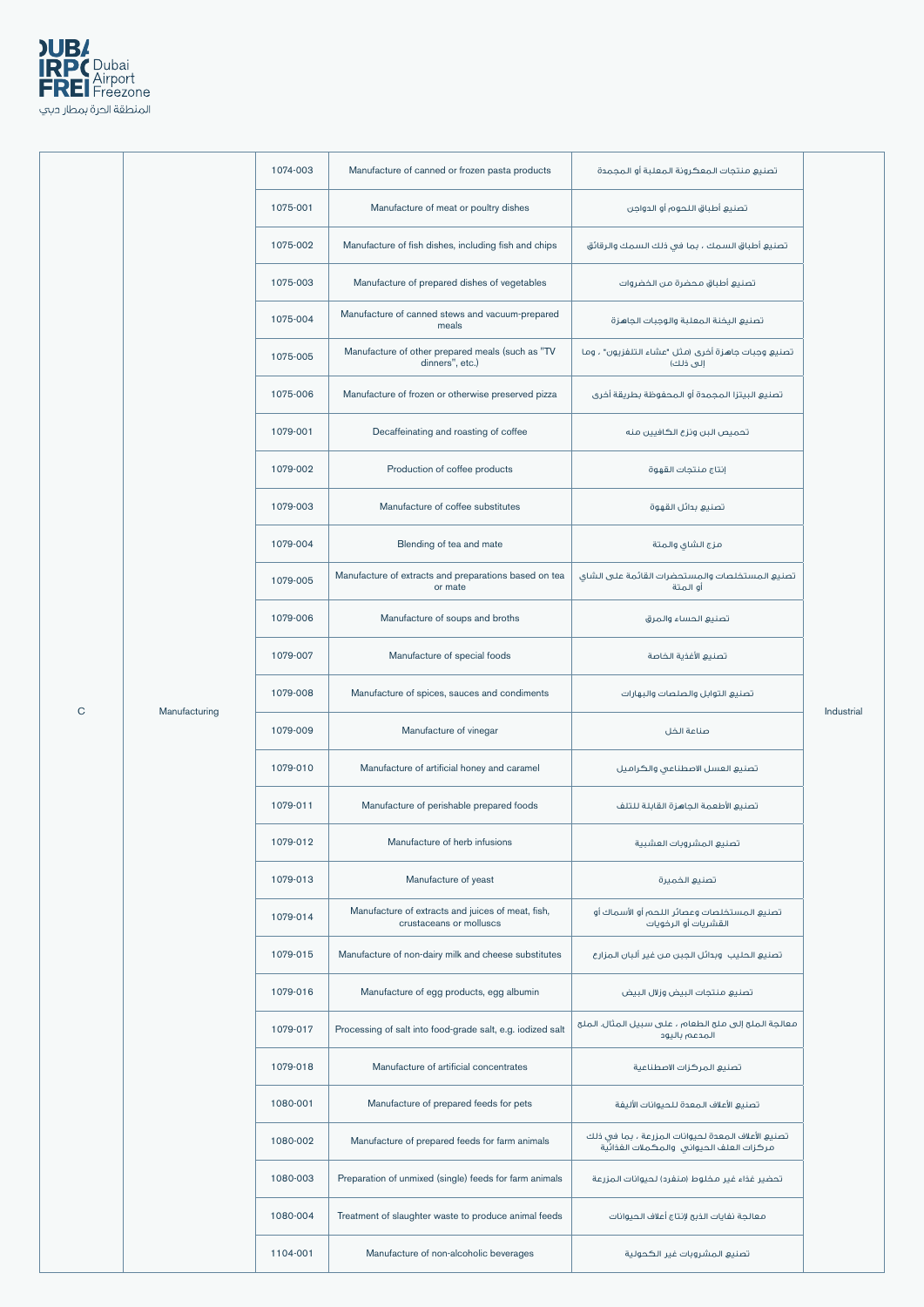| | | | | | |
|---|---|---|---|---|---|
| C | Manufacturing | 1074-003 | Manufacture of canned or frozen pasta products | تصنيع منتجات المعكرونة المعلبة أو المجمدة | Industrial |
| | | 1075-001 | Manufacture of meat or poultry dishes | تصنيع أطباق اللحوم أو الدواجن | |
| | | 1075-002 | Manufacture of fish dishes, including fish and chips | تصنيع أطباق السمك ، بما في ذلك السمك والرقائق | |
| | | 1075-003 | Manufacture of prepared dishes of vegetables | تصنيع أطباق محضرة من الخضروات | |
| | | 1075-004 | Manufacture of canned stews and vacuum-prepared meals | تصنيع اليخنة المعلبة والوجبات الجاهزة | |
| | | 1075-005 | Manufacture of other prepared meals (such as "TV dinners", etc.) | تصنيع وجبات جاهزة أخرى (مثل "عشاء التلفزيون" ، وما إلى ذلك) | |
| | | 1075-006 | Manufacture of frozen or otherwise preserved pizza | تصنيع البيتزا المجمدة أو المحفوظة بطريقة أخرى | |
| | | 1079-001 | Decaffeinating and roasting of coffee | تحميص البن ونزع الكافيين منه | |
| | | 1079-002 | Production of coffee products | إنتاج منتجات القهوة | |
| | | 1079-003 | Manufacture of coffee substitutes | تصنيع بدائل القهوة | |
| | | 1079-004 | Blending of tea and mate | مزج الشاي والمتة | |
| | | 1079-005 | Manufacture of extracts and preparations based on tea or mate | تصنيع المستخلصات والمستحضرات القائمة على الشاي أو المتة | |
| | | 1079-006 | Manufacture of soups and broths | تصنيع الحساء والمرق | |
| | | 1079-007 | Manufacture of special foods | تصنيع الأغذية الخاصة | |
| | | 1079-008 | Manufacture of spices, sauces and condiments | تصنيع التوابل والصلصات والبهارات | |
| | | 1079-009 | Manufacture of vinegar | صناعة الخل | |
| | | 1079-010 | Manufacture of artificial honey and caramel | تصنيع العسل الاصطناعي والكراميل | |
| | | 1079-011 | Manufacture of perishable prepared foods | تصنيع الأطعمة الجاهزة القابلة للتلف | |
| | | 1079-012 | Manufacture of herb infusions | تصنيع المشروبات العشبية | |
| | | 1079-013 | Manufacture of yeast | تصنيع الخميرة | |
| | | 1079-014 | Manufacture of extracts and juices of meat, fish, crustaceans or molluscs | تصنيع المستخلصات وعصائر اللحم أو الأسماك أو القشريات أو الرخويات | |
| | | 1079-015 | Manufacture of non-dairy milk and cheese substitutes | تصنيع الحليب وبدائل الجبن من غير ألبان المزارع | |
| | | 1079-016 | Manufacture of egg products, egg albumin | تصنيع منتجات البيض وزلال البيض | |
| | | 1079-017 | Processing of salt into food-grade salt, e.g. iodized salt | معالجة الملح إلى ملح الطعام ، على سبيل المثال، الملح المدعم باليود | |
| | | 1079-018 | Manufacture of artificial concentrates | تصنيع المركزات الاصطناعية | |
| | | 1080-001 | Manufacture of prepared feeds for pets | تصنيع الأعلاف المعدة للحيوانات الأليفة | |
| | | 1080-002 | Manufacture of prepared feeds for farm animals | تصنيع الأعلاف المعدة لحيوانات المزرعة ، بما في ذلك مركزات العلف الحيواني والمكملات الغذائية | |
| | | 1080-003 | Preparation of unmixed (single) feeds for farm animals | تحضير غذاء غير مخلوط (منفرد) لحيوانات المزرعة | |
| | | 1080-004 | Treatment of slaughter waste to produce animal feeds | معالجة نفايات الذبح لإنتاج أعلاف الحيوانات | |
| | | 1104-001 | Manufacture of non-alcoholic beverages | تصنيع المشروبات غير الكحولية | |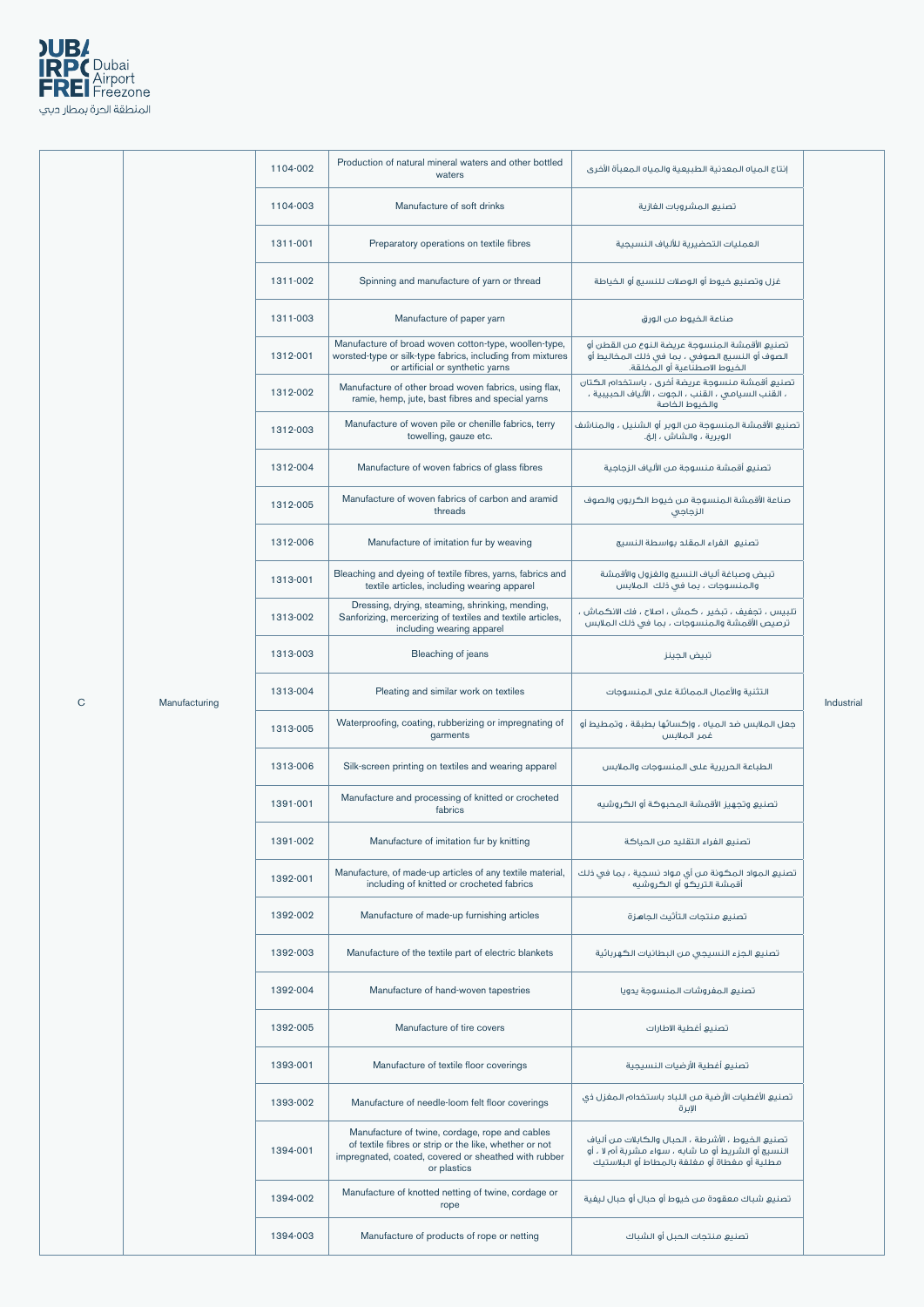| | | | | | |
|---|---|---|---|---|---|
| C | Manufacturing | 1104-002 | Production of natural mineral waters and other bottled waters | إنتاج المياه المعدنية الطبيعية والمياه المعبأة الأخرى | Industrial |
| | | 1104-003 | Manufacture of soft drinks | تصنيع المشروبات الغازية | |
| | | 1311-001 | Preparatory operations on textile fibres | العمليات التحضيرية للألياف النسيجية | |
| | | 1311-002 | Spinning and manufacture of yarn or thread | غزل وتصنيع خيوط أو الوصلات للنسيج أو الخياطة | |
| | | 1311-003 | Manufacture of paper yarn | صناعة الخيوط من الورق | |
| | | 1312-001 | Manufacture of broad woven cotton-type, woollen-type, worsted-type or silk-type fabrics, including from mixtures or artificial or synthetic yarns | تصنيع الأقمشة المنسوجة عريضة النوع من القطن أو الصوف أو النسيج الصوفي ، بما في ذلك من المخاليط أو الخيوط الاصطناعية أو المخلقة. | |
| | | 1312-002 | Manufacture of other broad woven fabrics, using flax, ramie, hemp, jute, bast fibres and special yarns | تصنيع أقمشة منسوجة عريضة أخرى ، باستخدام الكتان ، القنب السيامي ، القنب ، الجوت ، الألياف الحبيبية ، والخيوط الخاصة | |
| | | 1312-003 | Manufacture of woven pile or chenille fabrics, terry towelling, gauze etc. | تصنيع الأقمشة المنسوجة من الوبر أو الشنيل ، والمناشف الوبرية ، والشاش ، إلخ. | |
| | | 1312-004 | Manufacture of woven fabrics of glass fibres | تصنيع أقمشة منسوجة من الألياف الزجاجية | |
| | | 1312-005 | Manufacture of woven fabrics of carbon and aramid threads | صناعة الأقمشة المنسوجة من خيوط الكربون والصوف الزجاجي | |
| | | 1312-006 | Manufacture of imitation fur by weaving | تصنيع الفراء المقلد بواسطة النسيج | |
| | | 1313-001 | Bleaching and dyeing of textile fibres, yarns, fabrics and textile articles, including wearing apparel | تبيض وصباغة ألياف النسيج والغزول والأقمشة والمنسوجات ، بما في ذلك الملابس | |
| | | 1313-002 | Dressing, drying, steaming, shrinking, mending, Sanforizing, mercerizing of textiles and textile articles, including wearing apparel | تلبيس ، تجفيف ، تبخير ، كمش ، اصلاح ، فك الانكماش ، ترصيص الأقمشة والمنسوجات ، بما في ذلك الملابس | |
| | | 1313-003 | Bleaching of jeans | تبيض الجينز | |
| | | 1313-004 | Pleating and similar work on textiles | التثنية والأعمال المماثلة على المنسوجات | |
| | | 1313-005 | Waterproofing, coating, rubberizing or impregnating of garments | جعل الملابس ضد المياه ، وإكسائها بطبقة ، وتمطيط أو غمر الملابس | |
| | | 1313-006 | Silk-screen printing on textiles and wearing apparel | الطباعة الحريرية على المنسوجات والملابس | |
| | | 1391-001 | Manufacture and processing of knitted or crocheted fabrics | تصنيع وتجهيز الأقمشة المحبوكة أو الكروشيه | |
| | | 1391-002 | Manufacture of imitation fur by knitting | تصنيع الفراء التقليد من الحياكة | |
| | | 1392-001 | Manufacture, of made-up articles of any textile material, including of knitted or crocheted fabrics | تصنيع المواد المكونة من أي مواد نسجية ، بما في ذلك أقمشة التريكو أو الكروشيه | |
| | | 1392-002 | Manufacture of made-up furnishing articles | تصنيع منتجات التأثيث الجاهزة | |
| | | 1392-003 | Manufacture of the textile part of electric blankets | تصنيع الجزء النسيجي من البطانيات الكهربائية | |
| | | 1392-004 | Manufacture of hand-woven tapestries | تصنيع المفروشات المنسوجة يدويا | |
| | | 1392-005 | Manufacture of tire covers | تصنيع أغطية الاطارات | |
| | | 1393-001 | Manufacture of textile floor coverings | تصنيع أغطية الأرضيات النسيجية | |
| | | 1393-002 | Manufacture of needle-loom felt floor coverings | تصنيع الأغطيات الأرضية من اللباد باستخدام المغزل ذي الإبرة | |
| | | 1394-001 | Manufacture of twine, cordage, rope and cables of textile fibres or strip or the like, whether or not impregnated, coated, covered or sheathed with rubber or plastics | تصنيع الخيوط ، الأشرطة ، الحبال والكابلات من ألياف النسيج أو الشريط أو ما شابه ، سواء مشربة أم لا ، أو مطلية أو مغطاة أو مغلفة بالمطاط أو البلاستيك | |
| | | 1394-002 | Manufacture of knotted netting of twine, cordage or rope | تصنيع شباك معقودة من خيوط أو حبال أو حبال ليفية | |
| | | 1394-003 | Manufacture of products of rope or netting | تصنيع منتجات الحبل أو الشباك | |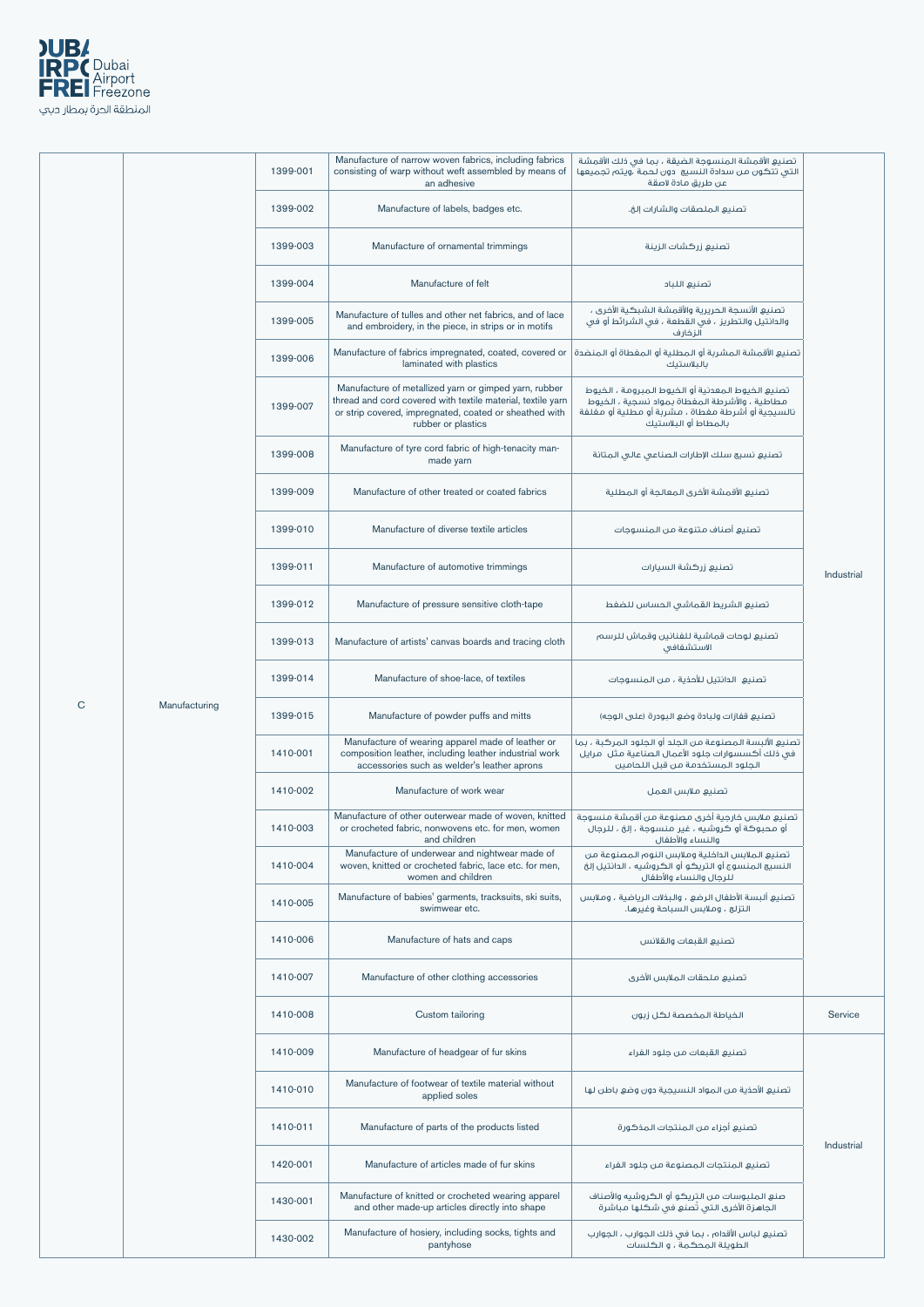| | | | | | |
|---|---|---|---|---|---|
| C | Manufacturing | 1399-001 | Manufacture of narrow woven fabrics, including fabrics consisting of warp without weft assembled by means of an adhesive | تصنيع الأقمشة المنسوجة الضيقة ، بما في ذلك الأقمشة التي تتكون من سداة النسيج دون لحمة ،ويتم تجميعها عن طريق مادة لاصقة | Industrial |
| | | 1399-002 | Manufacture of labels, badges etc. | تصنيع الملصقات والشارات إلخ. | |
| | | 1399-003 | Manufacture of ornamental trimmings | تصنيع زركشات الزينة | |
| | | 1399-004 | Manufacture of felt | تصنيع اللباد | |
| | | 1399-005 | Manufacture of tulles and other net fabrics, and of lace and embroidery, in the piece, in strips or in motifs | تصنيع الأنسجة الحريرية والأقمشة الشبكية الأخرى ، والدانتيل والتطريز ، في القطعة ، في الشرائط أو في الزخارف | |
| | | 1399-006 | Manufacture of fabrics impregnated, coated, covered or laminated with plastics | تصنيع الأقمشة المشربة أو المطلية أو المغطاة أو المنضدة بالبلاستيك | |
| | | 1399-007 | Manufacture of metallized yarn or gimped yarn, rubber thread and cord covered with textile material, textile yarn or strip covered, impregnated, coated or sheathed with rubber or plastics | تصنيع الخيوط المعدنية أو الخيوط المبرومة ، الخيوط مطاطية ، والأشرطة المغطاة بمواد نسجية ، الخيوط النسيجية أو أشرطة مغطاة ، مشربة أو مطلية أو مغلفة بالمطاط أو البلاستيك | |
| | | 1399-008 | Manufacture of tyre cord fabric of high-tenacity man-made yarn | تصنيع نسيج سلك الإطارات الصناعي عالي المتانة | |
| | | 1399-009 | Manufacture of other treated or coated fabrics | تصنيع الأقمشة الأخرى المعالجة أو المطلية | |
| | | 1399-010 | Manufacture of diverse textile articles | تصنيع أصناف متنوعة من المنسوجات | |
| | | 1399-011 | Manufacture of automotive trimmings | تصنيع زركشة السيارات | |
| | | 1399-012 | Manufacture of pressure sensitive cloth-tape | تصنيع الشريط القماشي الحساس للضغط | |
| | | 1399-013 | Manufacture of artists' canvas boards and tracing cloth | تصنيع لوحات قماشية للفنانين وقماش للرسم الاستشفافي | |
| | | 1399-014 | Manufacture of shoe-lace, of textiles | تصنيع الدانتيل للأحذية ، من المنسوجات | |
| | | 1399-015 | Manufacture of powder puffs and mitts | تصنيع قفازات ولبادة وضع البودرة (على الوجه) | |
| | | 1410-001 | Manufacture of wearing apparel made of leather or composition leather, including leather industrial work accessories such as welder's leather aprons | تصنيع الألبسة المصنوعة من الجلد أو الجلود المركبة ، بما في ذلك أكسسوارات جلود الأعمال الصناعية مثل مرايل الجلود المستخدمة من قبل اللحامين | |
| | | 1410-002 | Manufacture of work wear | تصنيع ملابس العمل | |
| | | 1410-003 | Manufacture of other outerwear made of woven, knitted or crocheted fabric, nonwovens etc. for men, women and children | تصنيع ملابس خارجية أخرى مصنوعة من أقمشة منسوجة أو محبوكة أو كروشيه ، غير منسوجة ، إلخ ، للرجال والنساء والأطفال | |
| | | 1410-004 | Manufacture of underwear and nightwear made of woven, knitted or crocheted fabric, lace etc. for men, women and children | تصنيع الملابس الداخلية وملابس النوم المصنوعة من النسيج المنسوج أو التريكو أو الكروشيه ، الدانتيل إلخ للرجال والنساء والأطفال | |
| | | 1410-005 | Manufacture of babies' garments, tracksuits, ski suits, swimwear etc. | تصنيع ألبسة الأطفال الرضع ، والبدلات الرياضية ، وملابس التزلج ، وملابس السباحة وغيرها. | |
| | | 1410-006 | Manufacture of hats and caps | تصنيع القبعات والقلانس | |
| | | 1410-007 | Manufacture of other clothing accessories | تصنيع ملحقات الملابس الأخرى | |
| | | 1410-008 | Custom tailoring | الخياطة المخصصة لكل زبون | Service |
| | | 1410-009 | Manufacture of headgear of fur skins | تصنيع القبعات من جلود الفراء | Industrial |
| | | 1410-010 | Manufacture of footwear of textile material without applied soles | تصنيع الأحذية من المواد النسيجية دون وضع باطن لها | |
| | | 1410-011 | Manufacture of parts of the products listed | تصنيع أجزاء من المنتجات المذكورة | |
| | | 1420-001 | Manufacture of articles made of fur skins | تصنيع المنتجات المصنوعة من جلود الفراء | |
| | | 1430-001 | Manufacture of knitted or crocheted wearing apparel and other made-up articles directly into shape | صنع الملبوسات من التريكو أو الكروشيه والأصناف الجاهزة الأخرى التي تُصنع في شكلها مباشرة | |
| | | 1430-002 | Manufacture of hosiery, including socks, tights and pantyhose | تصنيع لباس الأقدام ، بما في ذلك الجوارب ، الجوارب الطويلة المحكمة ، و الكلسات | |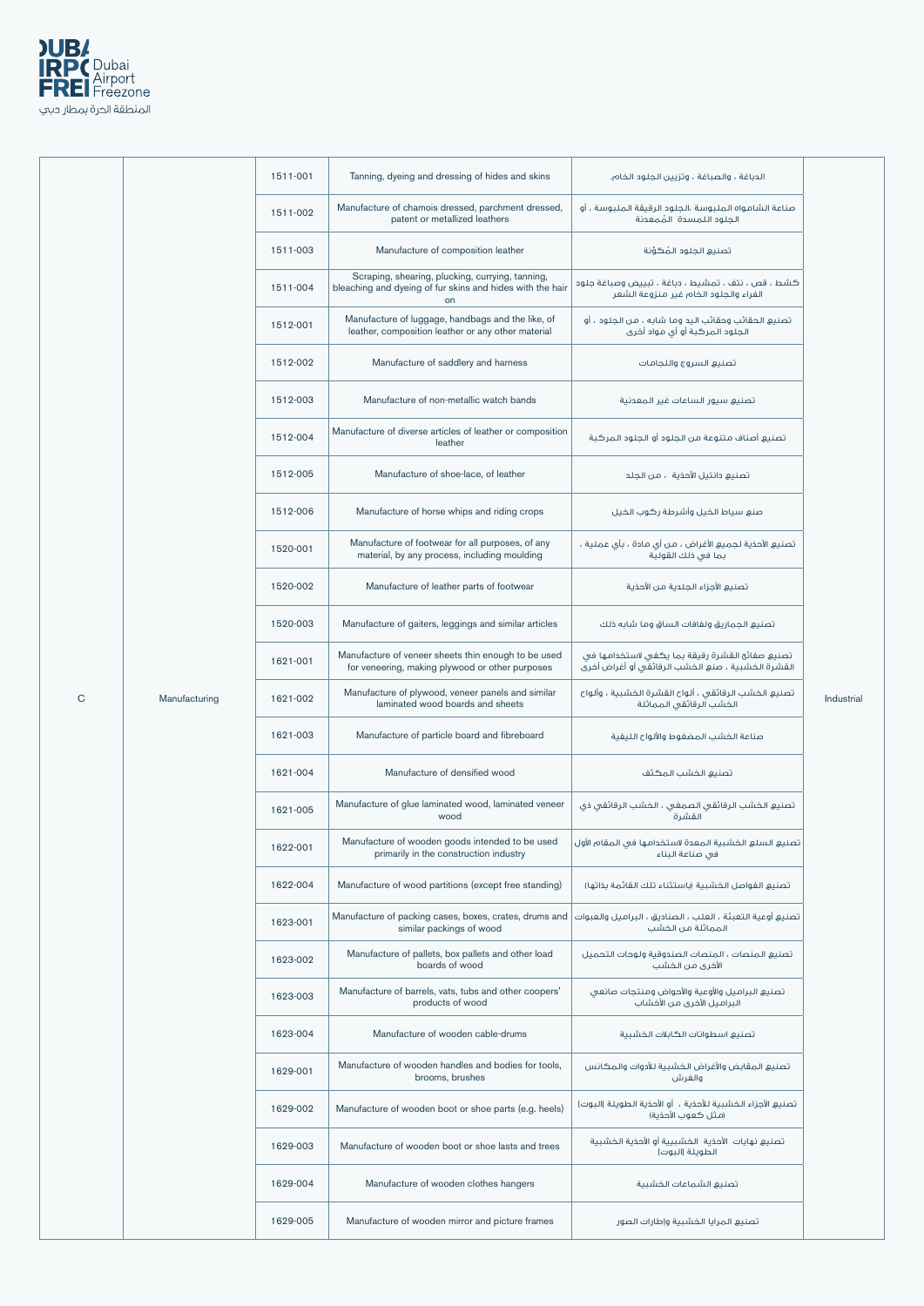| | | | | | |
|---|---|---|---|---|---|
| C | Manufacturing | 1511-001 | Tanning, dyeing and dressing of hides and skins | الدباغة ، والصباغة ، وتزيين الجلود الخام. | Industrial |
| | | 1511-002 | Manufacture of chamois dressed, parchment dressed, patent or metallized leathers | صناعة الشامواه الملبوسة ،الجلود الرقيقة الملبوسة ، أو الجلود اللمسدة المُمعدنة | |
| | | 1511-003 | Manufacture of composition leather | تصنيع الجلود المُكوَّنة | |
| | | 1511-004 | Scraping, shearing, plucking, currying, tanning, bleaching and dyeing of fur skins and hides with the hair on | كشط ، قص ، نتف ، تمشيط ، دباغة ، تبييض وصباغة جلود الفراء والجلود الخام غير منزوعة الشعر | |
| | | 1512-001 | Manufacture of luggage, handbags and the like, of leather, composition leather or any other material | تصنيع الحقائب وحقائب اليد وما شابه ، من الجلود ، أو الجلود المركبة أو أي مواد أخرى | |
| | | 1512-002 | Manufacture of saddlery and harness | تصنيع السروج واللجامات | |
| | | 1512-003 | Manufacture of non-metallic watch bands | تصنيع سيور الساعات غير المعدنية | |
| | | 1512-004 | Manufacture of diverse articles of leather or composition leather | تصنيع أصناف متنوعة من الجلود أو الجلود المركبة | |
| | | 1512-005 | Manufacture of shoe-lace, of leather | تصنيع دانتيل الأحذية ، من الجلد | |
| | | 1512-006 | Manufacture of horse whips and riding crops | صنع سياط الخيل وأشرطة ركوب الخيل | |
| | | 1520-001 | Manufacture of footwear for all purposes, of any material, by any process, including moulding | تصنيع الأحذية لجميع الأغراض ، من أي مادة ، بأي عملية ، بما في ذلك القولبة | |
| | | 1520-002 | Manufacture of leather parts of footwear | تصنيع الأجزاء الجلدية من الأحذية | |
| | | 1520-003 | Manufacture of gaiters, leggings and similar articles | تصنيع الجماريق ولفافات الساق وما شابه ذلك | |
| | | 1621-001 | Manufacture of veneer sheets thin enough to be used for veneering, making plywood or other purposes | تصنيع صفائح القشرة رقيقة بما يكفي لاستخدامها في القشرة الخشبية ، صنع الخشب الرقائقي أو أغراض أخرى | |
| | | 1621-002 | Manufacture of plywood, veneer panels and similar laminated wood boards and sheets | تصنيع الخشب الرقائقي ، ألواح القشرة الخشبية ، وألواح الخشب الرقائقي المماثلة | |
| | | 1621-003 | Manufacture of particle board and fibreboard | صناعة الخشب المضغوط والألواح الليفية | |
| | | 1621-004 | Manufacture of densified wood | تصنيع الخشب المكثف | |
| | | 1621-005 | Manufacture of glue laminated wood, laminated veneer wood | تصنيع الخشب الرقائقي الصمغي ، الخشب الرقائقي ذي القشرة | |
| | | 1622-001 | Manufacture of wooden goods intended to be used primarily in the construction industry | تصنيع السلع الخشبية المعدة لاستخدامها في المقام الأول في صناعة البناء | |
| | | 1622-004 | Manufacture of wood partitions (except free standing) | تصنيع الفواصل الخشبية (باستثناء تلك القائمة بذاتها) | |
| | | 1623-001 | Manufacture of packing cases, boxes, crates, drums and similar packings of wood | تصنيع أوعية التعبئة ، العلب ، الصناديق ، البراميل والعبوات المماثلة من الخشب | |
| | | 1623-002 | Manufacture of pallets, box pallets and other load boards of wood | تصنيع المنصات ، المنصات الصندوقية ولوحات التحميل الأخرى من الخشب | |
| | | 1623-003 | Manufacture of barrels, vats, tubs and other coopers' products of wood | تصنيع البراميل والأوعية والأحواض ومنتجات صانعي البراميل الأخرى من الأخشاب | |
| | | 1623-004 | Manufacture of wooden cable-drums | تصنيع اسطوانات الكابلات الخشبية | |
| | | 1629-001 | Manufacture of wooden handles and bodies for tools, brooms, brushes | تصنيع المقابض والأغراض الخشبية للأدوات والمكانس والفرش | |
| | | 1629-002 | Manufacture of wooden boot or shoe parts (e.g. heels) | تصنيع الأجزاء الخشبية للأحذية ، أو الأحذية الطويلة (البوت) (مثل كعوب الأحذية) | |
| | | 1629-003 | Manufacture of wooden boot or shoe lasts and trees | تصنيع نهايات الأحذية الخشبيية أو الأحذية الخشبية الطويلة (البوت) | |
| | | 1629-004 | Manufacture of wooden clothes hangers | تصنيع الشماعات الخشبية | |
| | | 1629-005 | Manufacture of wooden mirror and picture frames | تصنيع المرايا الخشبية وإطارات الصور | |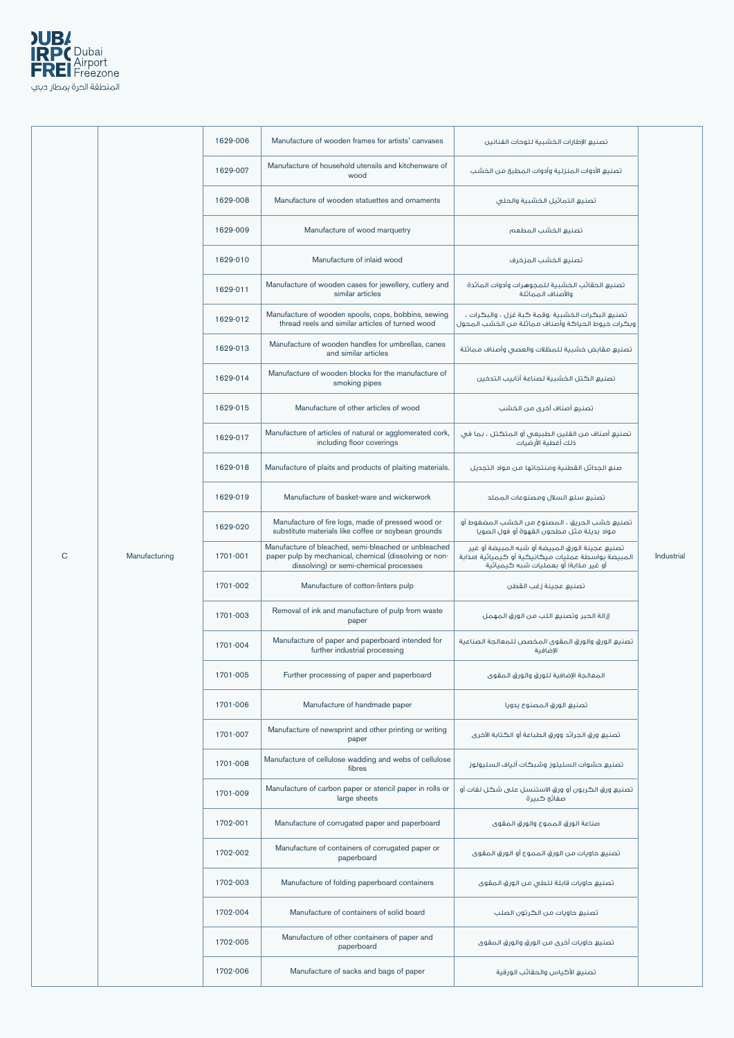| | | | | | |
|---|---|---|---|---|---|
| C | Manufacturing | 1629-006 | Manufacture of wooden frames for artists' canvases | تصنيع الإطارات الخشبية للوحات الفنانين | Industrial |
| | | 1629-007 | Manufacture of household utensils and kitchenware of wood | تصنيع الأدوات المنزلية وأدوات المطبخ من الخشب | |
| | | 1629-008 | Manufacture of wooden statuettes and ornaments | تصنيع التماثيل الخشبية والحلي | |
| | | 1629-009 | Manufacture of wood marquetry | تصنيع الخشب المطعم | |
| | | 1629-010 | Manufacture of inlaid wood | تصنيع الخشب المزخرف | |
| | | 1629-011 | Manufacture of wooden cases for jewellery, cutlery and similar articles | تصنيع الحقائب الخشبية للمجوهرات وأدوات المائدة والأصناف المماثلة | |
| | | 1629-012 | Manufacture of wooden spools, cops, bobbins, sewing thread reels and similar articles of turned wood | تصنيع البكرات الخشبية ،وقمة كبة غزل ، والبكرات ، وبكرات خيوط الحياكة وأصناف مماثلة من الخشب المحول | |
| | | 1629-013 | Manufacture of wooden handles for umbrellas, canes and similar articles | تصنيع مقابض خشبية للمظلات والعصي وأصناف مماثلة | |
| | | 1629-014 | Manufacture of wooden blocks for the manufacture of smoking pipes | تصنيع الكتل الخشبية لصناعة أنابيب التدخين | |
| | | 1629-015 | Manufacture of other articles of wood | تصنيع أصناف أخرى من الخشب | |
| | | 1629-017 | Manufacture of articles of natural or agglomerated cork, including floor coverings | تصنيع أصناف من الفلين الطبيعي أو المتكتل ، بما في ذلك أغطية الأرضيات | |
| | | 1629-018 | Manufacture of plaits and products of plaiting materials. | صنع الجدائل القطنية ومنتجاتها من مواد التجديل | |
| | | 1629-019 | Manufacture of basket-ware and wickerwork | تصنيع سلع السلال ومصنوعات المجدل | |
| | | 1629-020 | Manufacture of fire logs, made of pressed wood or substitute materials like coffee or soybean grounds | تصنيع خشب الحريق ، المصنوع من الخشب المضغوط أو مواد بديلة مثل مطحون القهوة أو فول الصويا | |
| | | 1701-001 | Manufacture of bleached, semi-bleached or unbleached paper pulp by mechanical, chemical (dissolving or non-dissolving) or semi-chemical processes | تصنيع عجينة الورق المبيضة أو شبه المبيضة أو غير المبيضة بواسطة عمليات ميكانيكية أو كيميائية (مذابة أو غير مذابة) أو بعمليات شبه كيميائية | |
| | | 1701-002 | Manufacture of cotton-linters pulp | تصنيع عجينة زغب القطن | |
| | | 1701-003 | Removal of ink and manufacture of pulp from waste paper | إزالة الحبر وتصنيع اللب من الورق المهمل | |
| | | 1701-004 | Manufacture of paper and paperboard intended for further industrial processing | تصنيع الورق والورق المقوى المخصص للمعالجة الصناعية الإضافية | |
| | | 1701-005 | Further processing of paper and paperboard | المعالجة الإضافية للورق والورق المقوى | |
| | | 1701-006 | Manufacture of handmade paper | تصنيع الورق المصنوع يدويا | |
| | | 1701-007 | Manufacture of newsprint and other printing or writing paper | تصنيع ورق الجرائد وورق الطباعة أو الكتابة الأخرى | |
| | | 1701-008 | Manufacture of cellulose wadding and webs of cellulose fibres | تصنيع حشوات السليلوز وشبكات ألياف السليولوز | |
| | | 1701-009 | Manufacture of carbon paper or stencil paper in rolls or large sheets | تصنيع ورق الكربون أو ورق الاستنسل على شكل لفات أو صفائح كبيرة | |
| | | 1702-001 | Manufacture of corrugated paper and paperboard | صناعة الورق المموج والورق المقوى | |
| | | 1702-002 | Manufacture of containers of corrugated paper or paperboard | تصنيع حاويات من الورق المموج أو الورق المقوى | |
| | | 1702-003 | Manufacture of folding paperboard containers | تصنيع حاويات قابلة للطي من الورق المقوى | |
| | | 1702-004 | Manufacture of containers of solid board | تصنيع حاويات من الكرتون الصلب | |
| | | 1702-005 | Manufacture of other containers of paper and paperboard | تصنيع حاويات أخرى من الورق والورق المقوى | |
| | | 1702-006 | Manufacture of sacks and bags of paper | تصنيع الأكياس والحقائب الورقية | |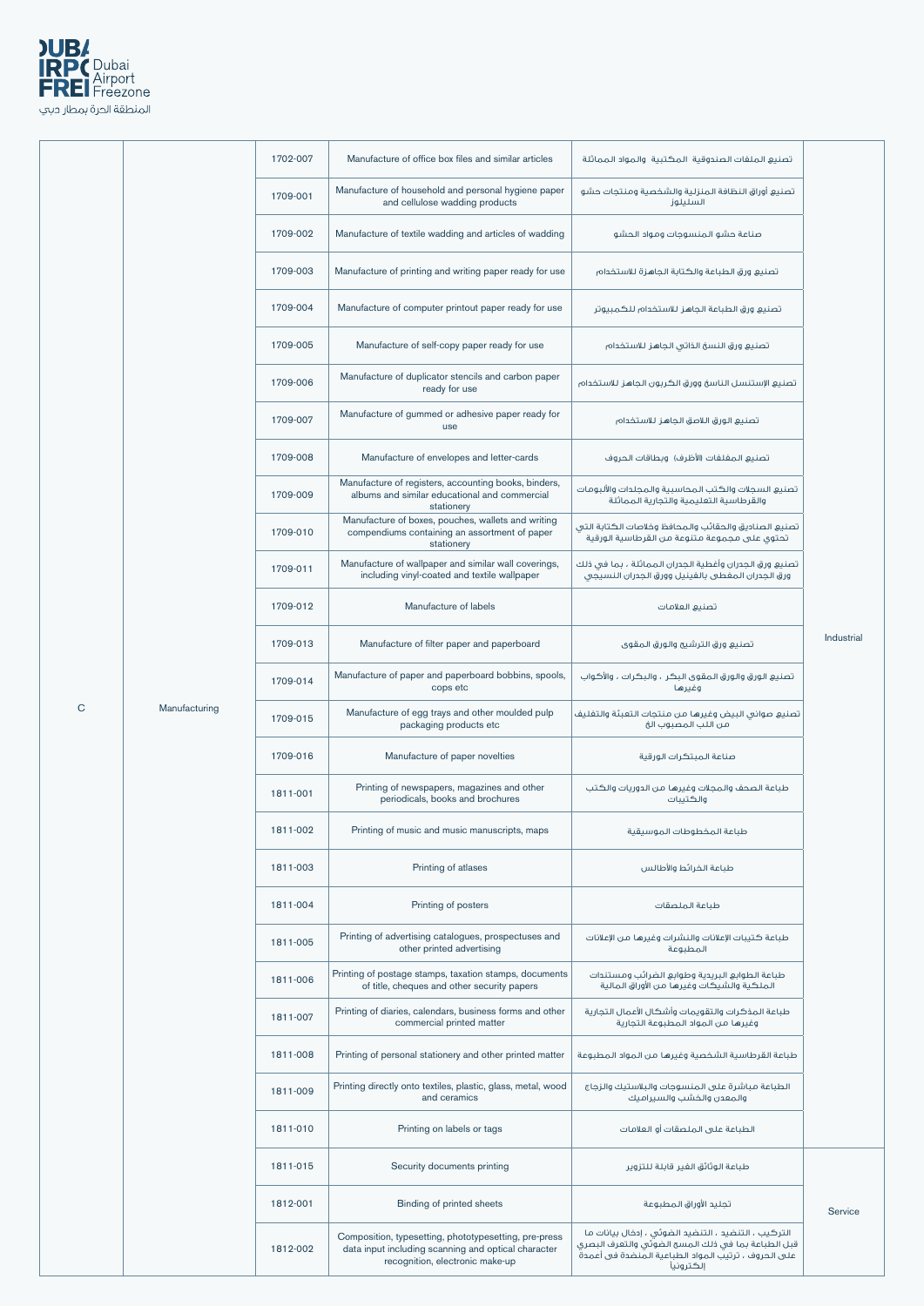| | | | | | |
|---|---|---|---|---|---|
| C | Manufacturing | 1702-007 | Manufacture of office box files and similar articles | تصنيع الملفات الصندوقية المكتبية والمواد المماثلة | Industrial |
| | | 1709-001 | Manufacture of household and personal hygiene paper and cellulose wadding products | تصنيع أوراق النظافة المنزلية والشخصية ومنتجات حشو السليلوز | |
| | | 1709-002 | Manufacture of textile wadding and articles of wadding | صناعة حشو المنسوجات ومواد الحشو | |
| | | 1709-003 | Manufacture of printing and writing paper ready for use | تصنيع ورق الطباعة والكتابة الجاهزة للاستخدام | |
| | | 1709-004 | Manufacture of computer printout paper ready for use | تصنيع ورق الطباعة الجاهز للاستخدام للكمبيوتر | |
| | | 1709-005 | Manufacture of self-copy paper ready for use | تصنيع ورق النسخ الذاتي الجاهز للاستخدام | |
| | | 1709-006 | Manufacture of duplicator stencils and carbon paper ready for use | تصنيع الإستنسل الناسخ وورق الكربون الجاهز للاستخدام | |
| | | 1709-007 | Manufacture of gummed or adhesive paper ready for use | تصنيع الورق اللاصق الجاهز للاستخدام | |
| | | 1709-008 | Manufacture of envelopes and letter-cards | تصنيع المغلفات (الأظرف) وبطاقات الحروف | |
| | | 1709-009 | Manufacture of registers, accounting books, binders, albums and similar educational and commercial stationery | تصنيع السجلات والكتب المحاسبية والمجلدات والألبومات والقرطاسية التعليمية والتجارية المماثلة | |
| | | 1709-010 | Manufacture of boxes, pouches, wallets and writing compendiums containing an assortment of paper stationery | تصنيع الصناديق والحقائب والمحافظ وخلاصات الكتابة التي تحتوي على مجموعة متنوعة من القرطاسية الورقية | |
| | | 1709-011 | Manufacture of wallpaper and similar wall coverings, including vinyl-coated and textile wallpaper | تصنيع ورق الجدران وأغطية الجدران المماثلة ، بما في ذلك ورق الجدران المغطى بالفينيل وورق الجدران النسيجي | |
| | | 1709-012 | Manufacture of labels | تصنيع العلامات | |
| | | 1709-013 | Manufacture of filter paper and paperboard | تصنيع ورق الترشيح والورق المقوى | |
| | | 1709-014 | Manufacture of paper and paperboard bobbins, spools, cops etc | تصنيع الورق والورق المقوى البكر ، والبكرات ، والأكواب وغيرها | |
| | | 1709-015 | Manufacture of egg trays and other moulded pulp packaging products etc | تصنيع صواني البيض وغيرها من منتجات التعبئة والتغليف من اللب المصبوب الخ | |
| | | 1709-016 | Manufacture of paper novelties | صناعة المبتكرات الورقية | |
| | | 1811-001 | Printing of newspapers, magazines and other periodicals, books and brochures | طباعة الصحف والمجلات وغيرها من الدوريات والكتب والكتيبات | |
| | | 1811-002 | Printing of music and music manuscripts, maps | طباعة المخطوطات الموسيقية | |
| | | 1811-003 | Printing of atlases | طباعة الخرائط والأطالس | |
| | | 1811-004 | Printing of posters | طباعة الملصقات | |
| | | 1811-005 | Printing of advertising catalogues, prospectuses and other printed advertising | طباعة كتيبات الإعلانات والنشرات وغيرها من الإعلانات المطبوعة | |
| | | 1811-006 | Printing of postage stamps, taxation stamps, documents of title, cheques and other security papers | طباعة الطوابع البريدية وطوابع الضرائب ومستندات الملكية والشيكات وغيرها من الأوراق المالية | |
| | | 1811-007 | Printing of diaries, calendars, business forms and other commercial printed matter | طباعة المذكرات والتقويمات وأشكال الأعمال التجارية وغيرها من المواد المطبوعة التجارية | |
| | | 1811-008 | Printing of personal stationery and other printed matter | طباعة القرطاسية الشخصية وغيرها من المواد المطبوعة | |
| | | 1811-009 | Printing directly onto textiles, plastic, glass, metal, wood and ceramics | الطباعة مباشرة على المنسوجات والبلاستيك والزجاج والمعدن والخشب والسيراميك | |
| | | 1811-010 | Printing on labels or tags | الطباعة على الملصقات أو العلامات | |
| | | 1811-015 | Security documents printing | طباعة الوثائق الغير قابلة للتزوير | Service |
| | | 1812-001 | Binding of printed sheets | تجليد الأوراق المطبوعة | |
| | | 1812-002 | Composition, typesetting, phototypesetting, pre-press data input including scanning and optical character recognition, electronic make-up | التركيب ، التنضيد ، التنضيد الضوئي ، إدخال بيانات ما قبل الطباعة بما في ذلك المسح الضوئي والتعرف البصري على الحروف ، ترتيب المواد الطباعية المنضدة في أعمدة إلكترونيا | |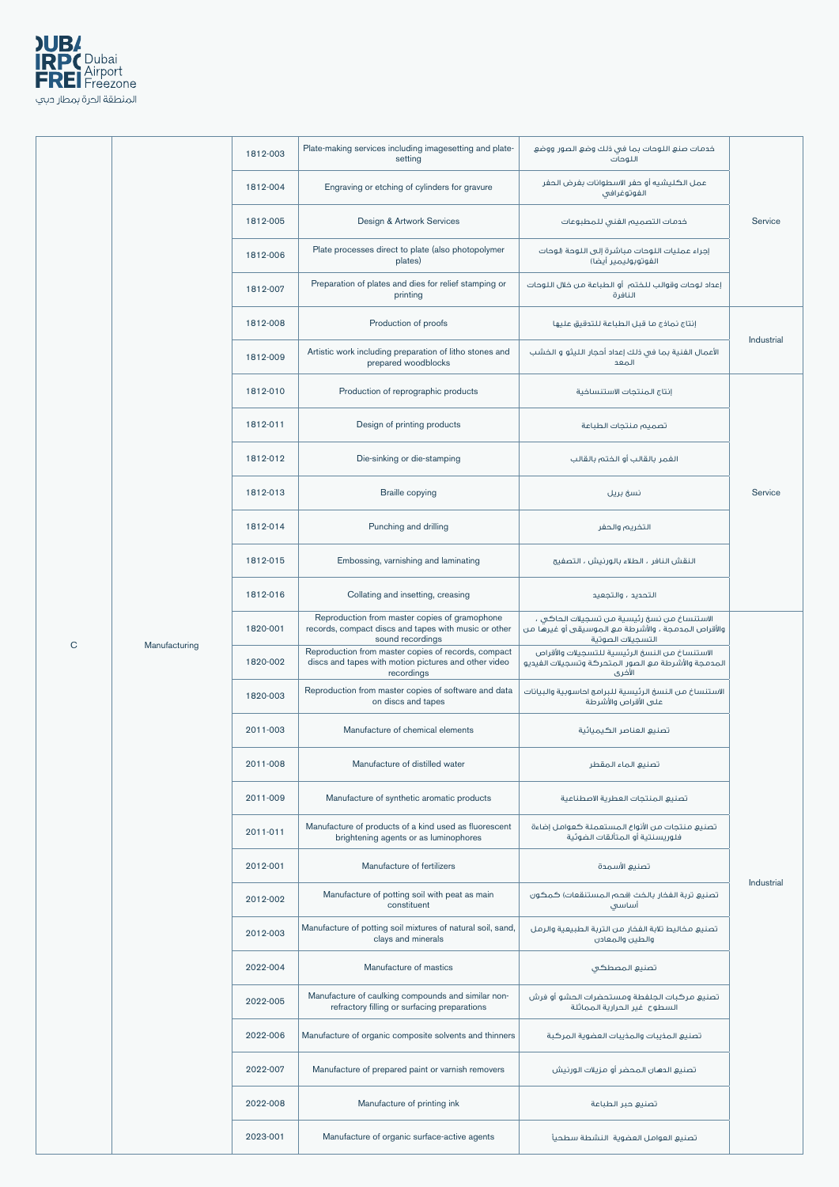| | | | | | |
|---|---|---|---|---|---|
| C | Manufacturing | 1812-003 | Plate-making services including imagesetting and plate-setting | خدمات صنع اللوحات بما في ذلك وضع الصور ووضع اللوحات | Service |
| | | 1812-004 | Engraving or etching of cylinders for gravure | عمل الكليشيه أو حفر الاسطوانات بغرض الحفر الفوتوغرافي | |
| | | 1812-005 | Design & Artwork Services | خدمات التصميم الفني للمطبوعات | |
| | | 1812-006 | Plate processes direct to plate (also photopolymer plates) | إجراء عمليات اللوحات مباشرة إلى اللوحة (لوحات الفوتوبوليمير أيضا) | |
| | | 1812-007 | Preparation of plates and dies for relief stamping or printing | إعداد لوحات وقوالب للختم أو الطباعة من خلال اللوحات النافرة | |
| | | 1812-008 | Production of proofs | إنتاج نماذج ما قبل الطباعة للتدقيق عليها | Industrial |
| | | 1812-009 | Artistic work including preparation of litho stones and prepared woodblocks | الأعمال الفنية بما في ذلك إعداد أحجار الليثو و الخشب المعد | |
| | | 1812-010 | Production of reprographic products | إنتاج المنتجات الاستنساخية | Service |
| | | 1812-011 | Design of printing products | تصميم منتجات الطباعة | |
| | | 1812-012 | Die-sinking or die-stamping | الغمر بالقالب أو الختم بالقالب | |
| | | 1812-013 | Braille copying | نسخ بريل | |
| | | 1812-014 | Punching and drilling | التخريم والحفر | |
| | | 1812-015 | Embossing, varnishing and laminating | النقش النافر ، الطلاء بالورنيش ، التصفيح | |
| | | 1812-016 | Collating and insetting, creasing | التحديد ، والتجعيد | |
| | | 1820-001 | Reproduction from master copies of gramophone records, compact discs and tapes with music or other sound recordings | الاستنساخ من نسخ رئيسية من تسجيلات الحاكي ، والأقراص المدمجة ، والأشرطة مع الموسيقى أو غيرها من التسجيلات الصوتية | Industrial |
| | | 1820-002 | Reproduction from master copies of records, compact discs and tapes with motion pictures and other video recordings | الاستنساخ من النسخ الرئيسية للتسجيلات والأقراص المدمجة والأشرطة مع الصور المتحركة وتسجيلات الفيديو الأخرى | |
| | | 1820-003 | Reproduction from master copies of software and data on discs and tapes | الاستنساخ من النسخ الرئيسية للبرامج الحاسوبية والبيانات على الأقراص والأشرطة | |
| | | 2011-003 | Manufacture of chemical elements | تصنيع العناصر الكيميائية | |
| | | 2011-008 | Manufacture of distilled water | تصنيع الماء المقطر | |
| | | 2011-009 | Manufacture of synthetic aromatic products | تصنيع المنتجات العطرية الاصطناعية | |
| | | 2011-011 | Manufacture of products of a kind used as fluorescent brightening agents or as luminophores | تصنيع منتجات من الأنواع المستعملة كعوامل إضاءة فلوريسنتية أو المتألقات الضوئية | |
| | | 2012-001 | Manufacture of fertilizers | تصنيع الأسمدة | |
| | | 2012-002 | Manufacture of potting soil with peat as main constituent | تصنيع تربة الفخار بالخث (فحم المستنقعات) كمكون أساسي | |
| | | 2012-003 | Manufacture of potting soil mixtures of natural soil, sand, clays and minerals | تصنيع مخاليط تلاية الفخار من التربة الطبيعية والرمل والطين والمعادن | |
| | | 2022-004 | Manufacture of mastics | تصنيع المصطكي | |
| | | 2022-005 | Manufacture of caulking compounds and similar non-refractory filling or surfacing preparations | تصنيع مركبات الجلفطة ومستحضرات الحشو أو فرش السطوح غير الحرارية المماثلة | |
| | | 2022-006 | Manufacture of organic composite solvents and thinners | تصنيع المذيبات والمذيبات العضوية المركبة | |
| | | 2022-007 | Manufacture of prepared paint or varnish removers | تصنيع الدهان المحضر أو مزيلات الورنيش | |
| | | 2022-008 | Manufacture of printing ink | تصنيع حبر الطباعة | |
| | | 2023-001 | Manufacture of organic surface-active agents | تصنيع العوامل العضوية النشطة سطحياً | |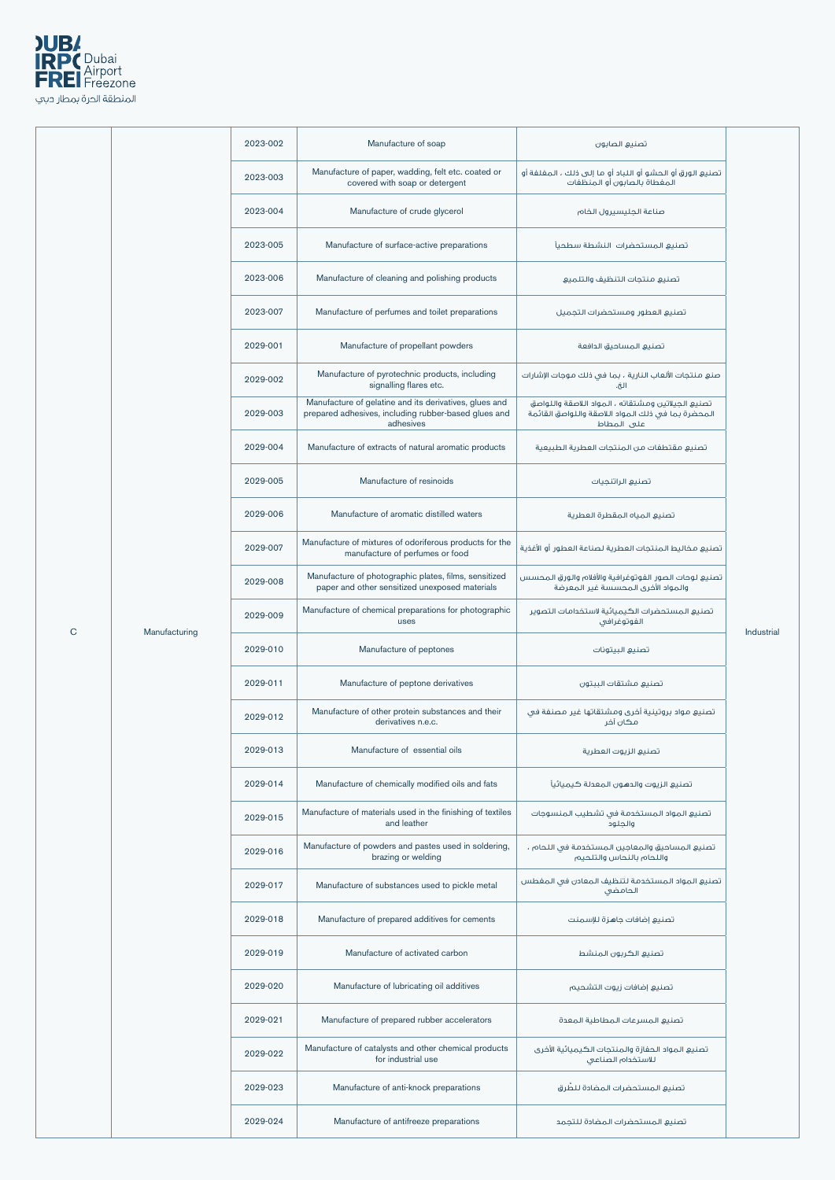| | | | | | |
|---|---|---|---|---|---|
| C | Manufacturing | 2023-002 | Manufacture of soap | تصنيع الصابون | Industrial |
| | | 2023-003 | Manufacture of paper, wadding, felt etc. coated or covered with soap or detergent | تصنيع الورق أو الحشو أو اللباد أو ما إلى ذلك ، المغلفة أو المغطاة بالصابون أو المنظفات | |
| | | 2023-004 | Manufacture of crude glycerol | صناعة الجليسيرول الخام | |
| | | 2023-005 | Manufacture of surface-active preparations | تصنيع المستحضرات النشطة سطحياً | |
| | | 2023-006 | Manufacture of cleaning and polishing products | تصنيع منتجات التنظيف والتلميع | |
| | | 2023-007 | Manufacture of perfumes and toilet preparations | تصنيع العطور ومستحضرات التجميل | |
| | | 2029-001 | Manufacture of propellant powders | تصنيع المساحيق الدافعة | |
| | | 2029-002 | Manufacture of pyrotechnic products, including signalling flares etc. | صنع منتجات الألعاب النارية ، بما في ذلك موجات الإشارات الخ. | |
| | | 2029-003 | Manufacture of gelatine and its derivatives, glues and prepared adhesives, including rubber-based glues and adhesives | تصنيع الجيلاتين ومشتقاته ، المواد اللاصقة واللواصق المحضرة بما في ذلك المواد اللاصقة واللواصق القائمة على المطاط | |
| | | 2029-004 | Manufacture of extracts of natural aromatic products | تصنيع مقتطفات من المنتجات العطرية الطبيعية | |
| | | 2029-005 | Manufacture of resinoids | تصنيع الراتنجيات | |
| | | 2029-006 | Manufacture of aromatic distilled waters | تصنيع المياه المقطرة العطرية | |
| | | 2029-007 | Manufacture of mixtures of odoriferous products for the manufacture of perfumes or food | تصنيع مخاليط المنتجات العطرية لصناعة العطور أو الأغذية | |
| | | 2029-008 | Manufacture of photographic plates, films, sensitized paper and other sensitized unexposed materials | تصنيع لوحات الصور الفوتوغرافية والأفلام والورق المحسس والمواد الأخرى المحسسة غير المعرضة | |
| | | 2029-009 | Manufacture of chemical preparations for photographic uses | تصنيع المستحضرات الكيميائية لاستخدامات التصوير الفوتوغرافي | |
| | | 2029-010 | Manufacture of peptones | تصنيع البيتونات | |
| | | 2029-011 | Manufacture of peptone derivatives | تصنيع مشتقات البيتون | |
| | | 2029-012 | Manufacture of other protein substances and their derivatives n.e.c. | تصنيع مواد بروتينية أخرى ومشتقاتها غير مصنفة في مكان آخر | |
| | | 2029-013 | Manufacture of essential oils | تصنيع الزيوت العطرية | |
| | | 2029-014 | Manufacture of chemically modified oils and fats | تصنيع الزيوت والدهون المعدلة كيميائياً | |
| | | 2029-015 | Manufacture of materials used in the finishing of textiles and leather | تصنيع المواد المستخدمة في تشطيب المنسوجات والجلود | |
| | | 2029-016 | Manufacture of powders and pastes used in soldering, brazing or welding | تصنيع المساحيق والمعاجين المستخدمة في اللحام ، واللحام بالنحاس والتلحيم | |
| | | 2029-017 | Manufacture of substances used to pickle metal | تصنيع المواد المستخدمة لتنظيف المعادن في المغطس الحامضي | |
| | | 2029-018 | Manufacture of prepared additives for cements | تصنيع إضافات جاهزة للإسمنت | |
| | | 2029-019 | Manufacture of activated carbon | تصنيع الكربون المنشط | |
| | | 2029-020 | Manufacture of lubricating oil additives | تصنيع إضافات زيوت التشحيم | |
| | | 2029-021 | Manufacture of prepared rubber accelerators | تصنيع المسرعات المطاطية المعدة | |
| | | 2029-022 | Manufacture of catalysts and other chemical products for industrial use | تصنيع المواد الحفازة والمنتجات الكيميائية الأخرى للاستخدام الصناعي | |
| | | 2029-023 | Manufacture of anti-knock preparations | تصنيع المستحضرات المضادة للطُرق | |
| | | 2029-024 | Manufacture of antifreeze preparations | تصنيع المستحضرات المضادة للتجمد | |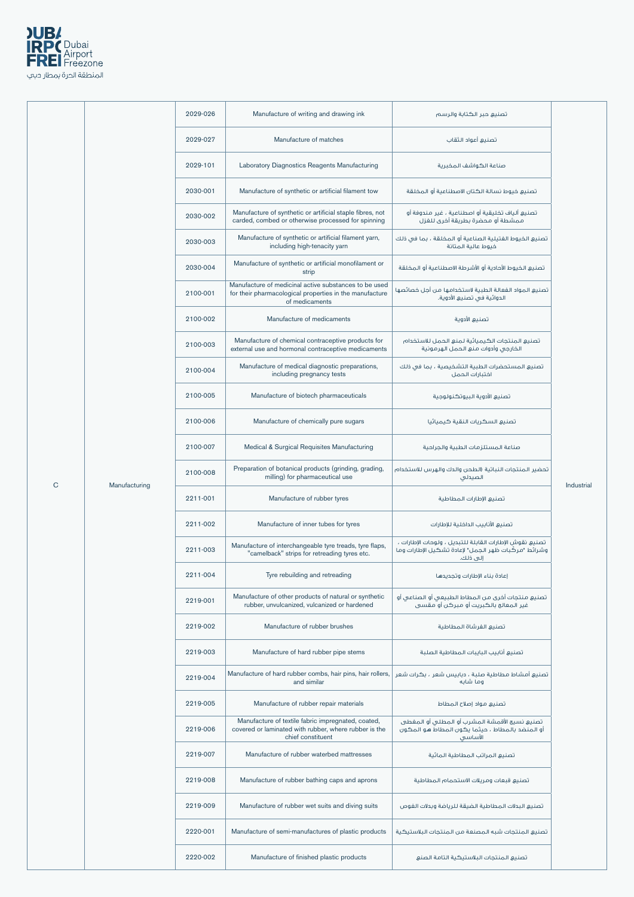| | | | | | |
|---|---|---|---|---|---|
| C | Manufacturing | 2029-026 | Manufacture of writing and drawing ink | تصنيع حبر الكتابة والرسم | Industrial |
| | | 2029-027 | Manufacture of matches | تصنيع أعواد الثقاب | |
| | | 2029-101 | Laboratory Diagnostics Reagents Manufacturing | صناعة الكواشف المخبرية | |
| | | 2030-001 | Manufacture of synthetic or artificial filament tow | تصنيع خيوط نسالة الكتان الاصطناعية أو المخلقة | |
| | | 2030-002 | Manufacture of synthetic or artificial staple fibres, not carded, combed or otherwise processed for spinning | تصنيع ألياف تخليقية أو اصطناعية ، غير مندوفة أو ممشطة أو محضرة بطريقة أخرى للغزل | |
| | | 2030-003 | Manufacture of synthetic or artificial filament yarn, including high-tenacity yarn | تصنيع الخيوط الفتيلية الصناعية أو المخلقة ، بما في ذلك خيوط عالية المتانة | |
| | | 2030-004 | Manufacture of synthetic or artificial monofilament or strip | تصنيع الخيوط الأحادية أو الأشرطة الاصطناعية أو المخلقة | |
| | | 2100-001 | Manufacture of medicinal active substances to be used for their pharmacological properties in the manufacture of medicaments | تصنيع المواد الفعالة الطبية لاستخدامها من أجل خصائصها الدوائية في تصنيع الأدوية. | |
| | | 2100-002 | Manufacture of medicaments | تصنيع الأدوية | |
| | | 2100-003 | Manufacture of chemical contraceptive products for external use and hormonal contraceptive medicaments | تصنيع المنتجات الكيميائية لمنع الحمل للاستخدام الخارجي وأدوات منع الحمل الهرمونية | |
| | | 2100-004 | Manufacture of medical diagnostic preparations, including pregnancy tests | تصنيع المستحضرات الطبية التشخيصية ، بما في ذلك اختبارات الحمل | |
| | | 2100-005 | Manufacture of biotech pharmaceuticals | تصنيع الأدوية البيوتكنولوجية | |
| | | 2100-006 | Manufacture of chemically pure sugars | تصنيع السكريات النقية كيميائيا | |
| | | 2100-007 | Medical & Surgical Requisites Manufacturing | صناعة المستلزمات الطبية والجراحية | |
| | | 2100-008 | Preparation of botanical products (grinding, grading, milling) for pharmaceutical use | تحضير المنتجات النباتية (الطحن والدك والهرس للاستخدام الصيدلي | |
| | | 2211-001 | Manufacture of rubber tyres | تصنيع الإطارات المطاطية | |
| | | 2211-002 | Manufacture of inner tubes for tyres | تصنيع الأنابيب الداخلية للإطارات | |
| | | 2211-003 | Manufacture of interchangeable tyre treads, tyre flaps, "camelback" strips for retreading tyres etc. | تصنيع نقوش الإطارات القابلة للتبديل ، ولوحات الإطارات ، وشرائط "مركّبات ظهر الجمل" لإعادة تشكيل الإطارات وما إلى ذلك. | |
| | | 2211-004 | Tyre rebuilding and retreading | إعادة بناء الإطارات وتجديدها | |
| | | 2219-001 | Manufacture of other products of natural or synthetic rubber, unvulcanized, vulcanized or hardened | تصنيع منتجات أخرى من المطاط الطبيعي أو الصناعي أو غير المعالج بالكبريت أو مبركن أو مقسى | |
| | | 2219-002 | Manufacture of rubber brushes | تصنيع الفرشاة المطاطية | |
| | | 2219-003 | Manufacture of hard rubber pipe stems | تصنيع أنابيب البايبات المطاطية الصلبة | |
| | | 2219-004 | Manufacture of hard rubber combs, hair pins, hair rollers, and similar | تصنيع أمشاط مطاطية صلبة ، دبابيس شعر ، بكرات شعر وما شابه | |
| | | 2219-005 | Manufacture of rubber repair materials | تصنيع مواد إصلاح المطاط | |
| | | 2219-006 | Manufacture of textile fabric impregnated, coated, covered or laminated with rubber, where rubber is the chief constituent | تصنيع نسيج الأقمشة المشرب أو المطلي أو المغطى أو المنضد بالمطاط ، حيثما يكون المطاط هو المكون الأساسي | |
| | | 2219-007 | Manufacture of rubber waterbed mattresses | تصنيع المراتب المطاطية المائية | |
| | | 2219-008 | Manufacture of rubber bathing caps and aprons | تصنيع قبعات ومريلات الاستحمام المطاطية | |
| | | 2219-009 | Manufacture of rubber wet suits and diving suits | تصنيع البدلات المطاطية الضيقة للرياضة وبدلات الغوص | |
| | | 2220-001 | Manufacture of semi-manufactures of plastic products | تصنيع المنتجات شبه المصنعة من المنتجات البلاستيكية | |
| | | 2220-002 | Manufacture of finished plastic products | تصنيع المنتجات البلاستيكية التامة الصنع | |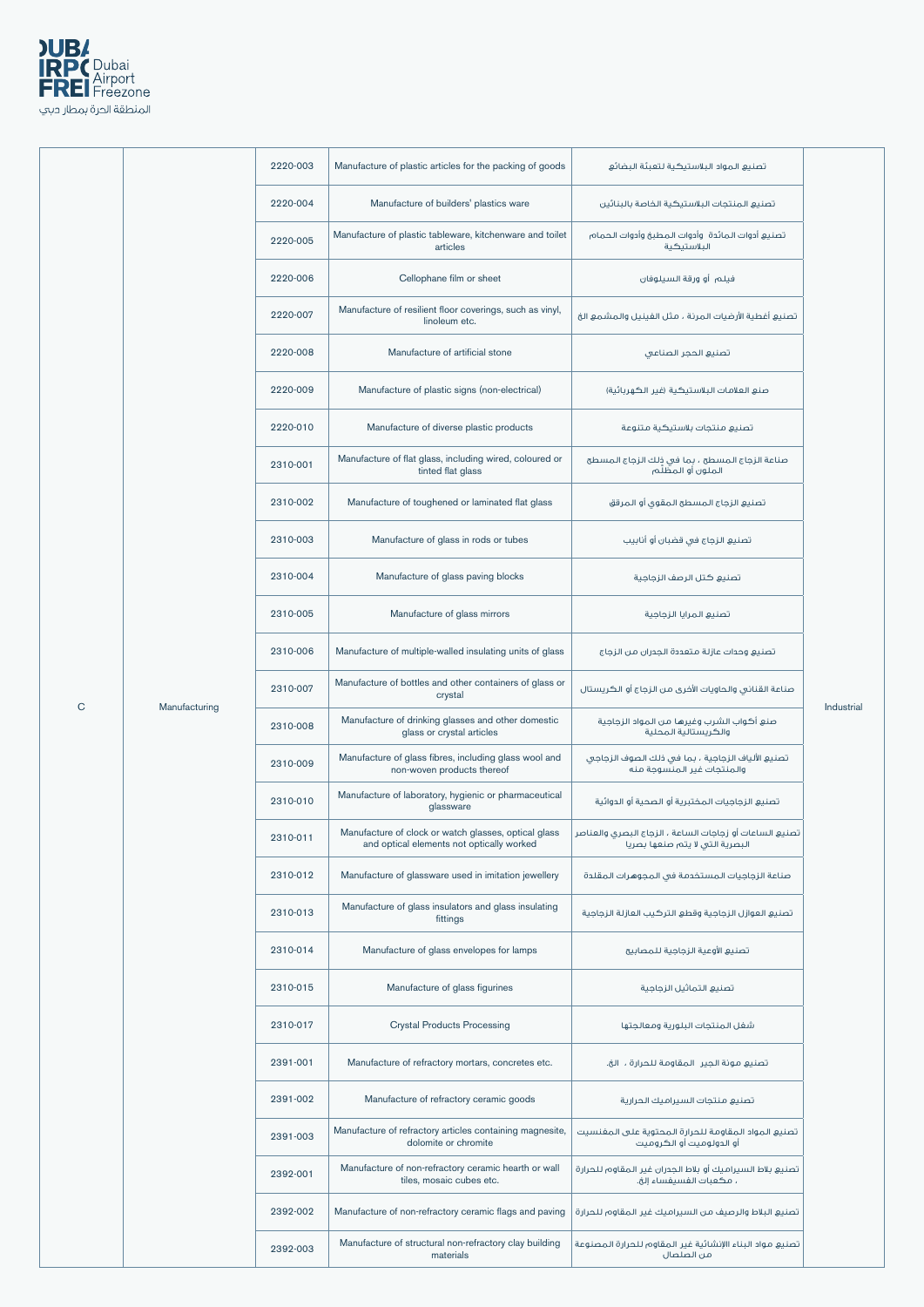| | | | | | |
|---|---|---|---|---|---|
| C | Manufacturing | 2220-003 | Manufacture of plastic articles for the packing of goods | تصنيع المواد البلاستيكية لتعبئة البضائع | Industrial |
| | | 2220-004 | Manufacture of builders' plastics ware | تصنيع المنتجات البلاستيكية الخاصة بالبنائين | |
| | | 2220-005 | Manufacture of plastic tableware, kitchenware and toilet articles | تصنيع أدوات المائدة وأدوات المطبخ وأدوات الحمام البلاستيكية | |
| | | 2220-006 | Cellophane film or sheet | فيلم أو ورقة السيلوفان | |
| | | 2220-007 | Manufacture of resilient floor coverings, such as vinyl, linoleum etc. | تصنيع أغطية الأرضيات المرنة ، مثل الفينيل والمشمع الخ | |
| | | 2220-008 | Manufacture of artificial stone | تصنيع الحجر الصناعي | |
| | | 2220-009 | Manufacture of plastic signs (non-electrical) | صنع العلامات البلاستيكية (غير الكهربائية) | |
| | | 2220-010 | Manufacture of diverse plastic products | تصنيع منتجات بلاستيكية متنوعة | |
| | | 2310-001 | Manufacture of flat glass, including wired, coloured or tinted flat glass | صناعة الزجاج المسطح ، بما في ذلك الزجاج المسطح الملون أو المظلم | |
| | | 2310-002 | Manufacture of toughened or laminated flat glass | تصنيع الزجاج المسطح المقوى أو المرقق | |
| | | 2310-003 | Manufacture of glass in rods or tubes | تصنيع الزجاج في قضبان أو أنابيب | |
| | | 2310-004 | Manufacture of glass paving blocks | تصنيع كتل الرصف الزجاجية | |
| | | 2310-005 | Manufacture of glass mirrors | تصنيع المرايا الزجاجية | |
| | | 2310-006 | Manufacture of multiple-walled insulating units of glass | تصنيع وحدات عازلة متعددة الجدران من الزجاج | |
| | | 2310-007 | Manufacture of bottles and other containers of glass or crystal | صناعة القناني والحاويات الأخرى من الزجاج أو الكريستال | |
| | | 2310-008 | Manufacture of drinking glasses and other domestic glass or crystal articles | صنع أكواب الشرب وغيرها من المواد الزجاجية والكريستالية المحلية | |
| | | 2310-009 | Manufacture of glass fibres, including glass wool and non-woven products thereof | تصنيع الألياف الزجاجية ، بما في ذلك الصوف الزجاجي والمنتجات غير المنسوجة منه | |
| | | 2310-010 | Manufacture of laboratory, hygienic or pharmaceutical glassware | تصنيع الزجاجيات المختبرية أو الصحية أو الدوائية | |
| | | 2310-011 | Manufacture of clock or watch glasses, optical glass and optical elements not optically worked | تصنيع الساعات أو زجاجات الساعة ، الزجاج البصري والعناصر البصرية التي لا يتم صنعها بصريا | |
| | | 2310-012 | Manufacture of glassware used in imitation jewellery | صناعة الزجاجيات المستخدمة في المجوهرات المقلدة | |
| | | 2310-013 | Manufacture of glass insulators and glass insulating fittings | تصنيع العوازل الزجاجية وقطع التركيب العازلة الزجاجية | |
| | | 2310-014 | Manufacture of glass envelopes for lamps | تصنيع الأوعية الزجاجية للمصابيح | |
| | | 2310-015 | Manufacture of glass figurines | تصنيع التماثيل الزجاجية | |
| | | 2310-017 | Crystal Products Processing | شغل المنتجات البلورية ومعالجتها | |
| | | 2391-001 | Manufacture of refractory mortars, concretes etc. | تصنيع مونة الجير المقاومة للحرارة ، الخ. | |
| | | 2391-002 | Manufacture of refractory ceramic goods | تصنيع منتجات السيراميك الحرارية | |
| | | 2391-003 | Manufacture of refractory articles containing magnesite, dolomite or chromite | تصنيع المواد المقاومة للحرارة المحتوية على المغنسيت أو الدولوميت أو الكروميت | |
| | | 2392-001 | Manufacture of non-refractory ceramic hearth or wall tiles, mosaic cubes etc. | تصنيع بلاط السيراميك أو بلاط الجدران غير المقاوم للحرارة ، مكعبات الفسيفساء إلخ. | |
| | | 2392-002 | Manufacture of non-refractory ceramic flags and paving | تصنيع البلاط والرصيف من السيراميك غير المقاوم للحرارة | |
| | | 2392-003 | Manufacture of structural non-refractory clay building materials | تصنيع مواد البناء الإنشائية غير المقاوم للحرارة المصنوعة من الصلصال | |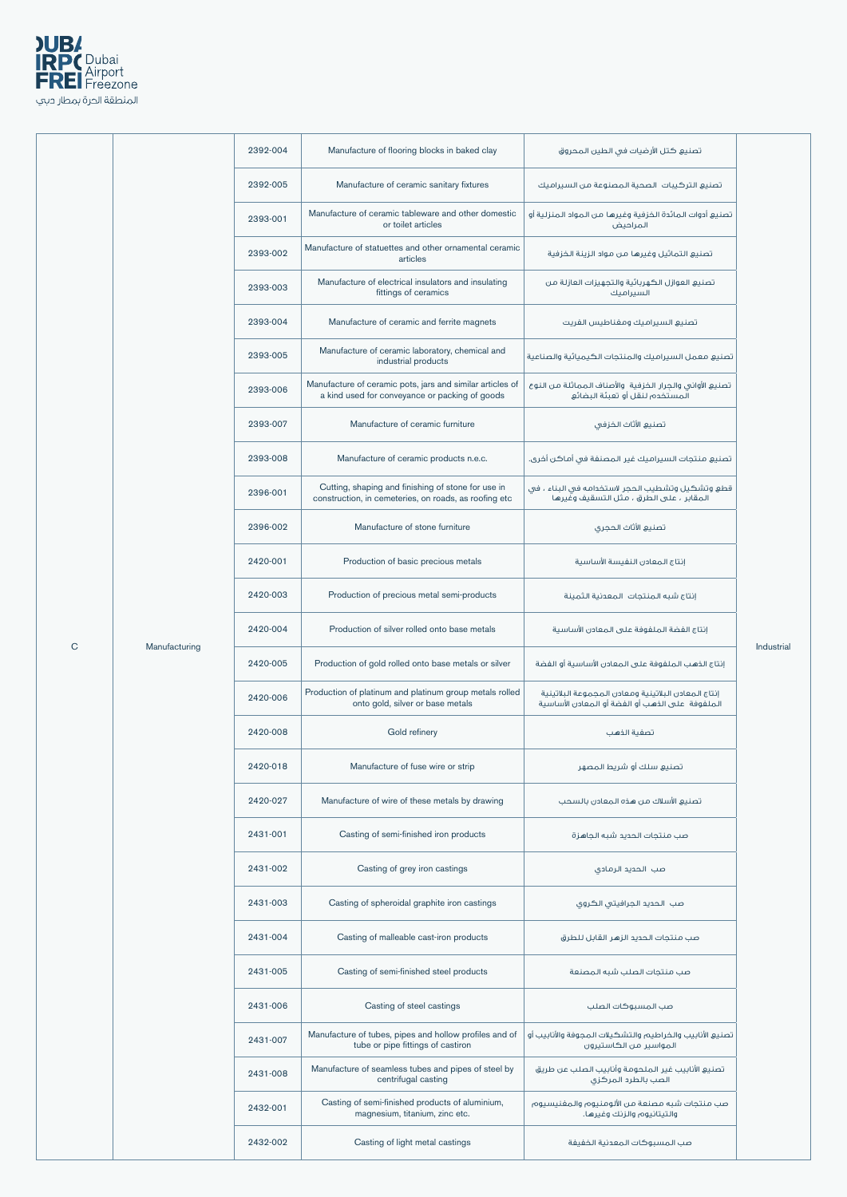| | | | | | |
|---|---|---|---|---|---|
| C | Manufacturing | 2392-004 | Manufacture of flooring blocks in baked clay | تصنيع كتل الأرضيات في الطين المحروق | Industrial |
| | | 2392-005 | Manufacture of ceramic sanitary fixtures | تصنيع التركيبات الصحية المصنوعة من السيراميك | |
| | | 2393-001 | Manufacture of ceramic tableware and other domestic or toilet articles | تصنيع أدوات المائدة الخزفية وغيرها من المواد المنزلية أو المراحيض | |
| | | 2393-002 | Manufacture of statuettes and other ornamental ceramic articles | تصنيع التماثيل وغيرها من مواد الزينة الخزفية | |
| | | 2393-003 | Manufacture of electrical insulators and insulating fittings of ceramics | تصنيع العوازل الكهربائية والتجهيزات العازلة من السيراميك | |
| | | 2393-004 | Manufacture of ceramic and ferrite magnets | تصنيع السيراميك ومغناطيس الفريت | |
| | | 2393-005 | Manufacture of ceramic laboratory, chemical and industrial products | تصنيع معمل السيراميك والمنتجات الكيميائية والصناعية | |
| | | 2393-006 | Manufacture of ceramic pots, jars and similar articles of a kind used for conveyance or packing of goods | تصنيع الأواني والجرار الخزفية والأصناف المماثلة من النوع المستخدم لنقل أو تعبئة البضائع | |
| | | 2393-007 | Manufacture of ceramic furniture | تصنيع الأثاث الخزفي | |
| | | 2393-008 | Manufacture of ceramic products n.e.c. | تصنيع منتجات السيراميك غير المصنفة في أماكن أخرى. | |
| | | 2396-001 | Cutting, shaping and finishing of stone for use in construction, in cemeteries, on roads, as roofing etc | قطع وتشكيل وتشطيب الحجر لاستخدامه في البناء ، في المقابر ، على الطرق ، مثل التسقيف وغيرها | |
| | | 2396-002 | Manufacture of stone furniture | تصنيع الأثاث الحجري | |
| | | 2420-001 | Production of basic precious metals | إنتاج المعادن النفيسة الأساسية | |
| | | 2420-003 | Production of precious metal semi-products | إنتاج شبه المنتجات المعدنية الثمينة | |
| | | 2420-004 | Production of silver rolled onto base metals | إنتاج الفضة الملفوفة على المعادن الأساسية | |
| | | 2420-005 | Production of gold rolled onto base metals or silver | إنتاج الذهب الملفوفة على المعادن الأساسية أو الفضة | |
| | | 2420-006 | Production of platinum and platinum group metals rolled onto gold, silver or base metals | إنتاج المعادن البلاتينية ومعادن المجموعة البلاتينية الملفوفة على الذهب أو الفضة أو المعادن الأساسية | |
| | | 2420-008 | Gold refinery | تصفية الذهب | |
| | | 2420-018 | Manufacture of fuse wire or strip | تصنيع سلك أو شريط المصهر | |
| | | 2420-027 | Manufacture of wire of these metals by drawing | تصنيع الأسلاك من هذه المعادن بالسحب | |
| | | 2431-001 | Casting of semi-finished iron products | صب منتجات الحديد شبه الجاهزة | |
| | | 2431-002 | Casting of grey iron castings | صب الحديد الرمادي | |
| | | 2431-003 | Casting of spheroidal graphite iron castings | صب الحديد الجرافيتي الكروي | |
| | | 2431-004 | Casting of malleable cast-iron products | صب منتجات الحديد الزهر القابل للطرق | |
| | | 2431-005 | Casting of semi-finished steel products | صب منتجات الصلب شبه المصنعة | |
| | | 2431-006 | Casting of steel castings | صب المسبوكات الصلب | |
| | | 2431-007 | Manufacture of tubes, pipes and hollow profiles and of tube or pipe fittings of castiron | تصنيع الأنابيب والخراطيم والتشكيلات المجوفة والأنابيب أو المواسير من الكاستيرون | |
| | | 2431-008 | Manufacture of seamless tubes and pipes of steel by centrifugal casting | تصنيع الأنابيب غير الملحومة وأنابيب الصلب عن طريق الصب بالطرد المركزي | |
| | | 2432-001 | Casting of semi-finished products of aluminium, magnesium, titanium, zinc etc. | صب منتجات شبه مصنعة من الألومنيوم والمغنيسيوم والتيتانيوم والزنك وغيرها. | |
| | | 2432-002 | Casting of light metal castings | صب المسبوكات المعدنية الخفيفة | |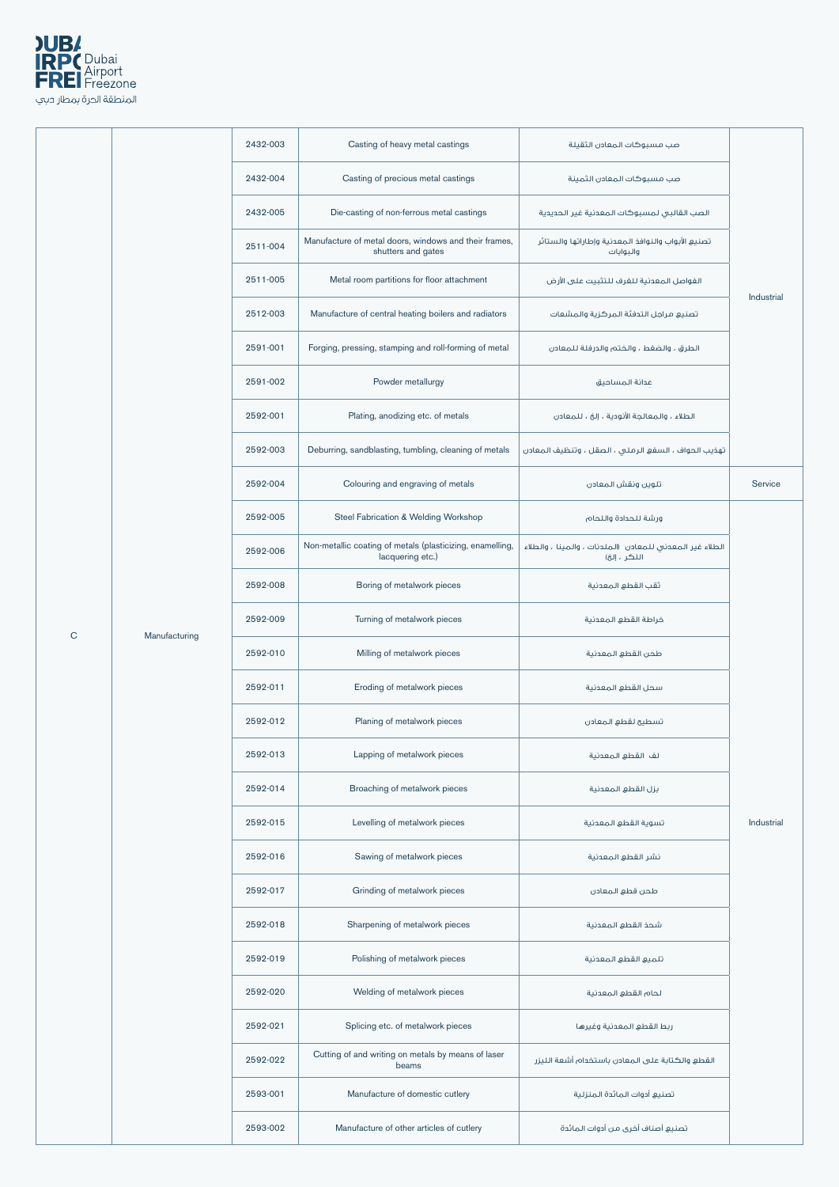| | | | | | |
|---|---|---|---|---|---|
| C | Manufacturing | 2432-003 | Casting of heavy metal castings | صب مسبوكات المعادن الثقيلة | Industrial |
| | | 2432-004 | Casting of precious metal castings | صب مسبوكات المعادن الثمينة | |
| | | 2432-005 | Die-casting of non-ferrous metal castings | الصب القالبي لمسبوكات المعدنية غير الحديدية | |
| | | 2511-004 | Manufacture of metal doors, windows and their frames, shutters and gates | تصنيع الأبواب والنوافذ المعدنية وإطاراتها والستائر والبوابات | |
| | | 2511-005 | Metal room partitions for floor attachment | الفواصل المعدنية للغرف للتثبيت على الأرض | |
| | | 2512-003 | Manufacture of central heating boilers and radiators | تصنيع مراجل التدفئة المركزية والمشعات | |
| | | 2591-001 | Forging, pressing, stamping and roll-forming of metal | الطرق ، والضغط ، والختم والدرفلة للمعادن | |
| | | 2591-002 | Powder metallurgy | عدانة المساحيق | |
| | | 2592-001 | Plating, anodizing etc. of metals | الطلاء ، والمعالجة الأنودية ، إلخ ، للمعادن | |
| | | 2592-003 | Deburring, sandblasting, tumbling, cleaning of metals | تهذيب الحواف ، السفع الرملي ، الصقل ، وتنظيف المعادن | |
| | | 2592-004 | Colouring and engraving of metals | تلوين ونقش المعادن | Service |
| | | 2592-005 | Steel Fabrication & Welding Workshop | ورشة للحدادة واللحام | Industrial |
| | | 2592-006 | Non-metallic coating of metals (plasticizing, enamelling, lacquering etc.) | الطلاء غير المعدني للمعادن (الملدنات ، والمينا ، والطلاء اللكر ، إلخ) | |
| | | 2592-008 | Boring of metalwork pieces | ثقب القطع المعدنية | |
| | | 2592-009 | Turning of metalwork pieces | خراطة القطع المعدنية | |
| | | 2592-010 | Milling of metalwork pieces | طحن القطع المعدنية | |
| | | 2592-011 | Eroding of metalwork pieces | سحل القطع المعدنية | |
| | | 2592-012 | Planing of metalwork pieces | تسطيح لقطع المعادن | |
| | | 2592-013 | Lapping of metalwork pieces | لف القطع المعدنية | |
| | | 2592-014 | Broaching of metalwork pieces | بزل القطع المعدنية | |
| | | 2592-015 | Levelling of metalwork pieces | تسوية القطع المعدنية | |
| | | 2592-016 | Sawing of metalwork pieces | نشر القطع المعدنية | |
| | | 2592-017 | Grinding of metalwork pieces | طحن قطع المعادن | |
| | | 2592-018 | Sharpening of metalwork pieces | شحذ القطع المعدنية | |
| | | 2592-019 | Polishing of metalwork pieces | تلميع القطع المعدنية | |
| | | 2592-020 | Welding of metalwork pieces | لحام القطع المعدنية | |
| | | 2592-021 | Splicing etc. of metalwork pieces | ربط القطع المعدنية وغيرها | |
| | | 2592-022 | Cutting of and writing on metals by means of laser beams | القطع والكتابة على المعادن باستخدام أشعة الليزر | |
| | | 2593-001 | Manufacture of domestic cutlery | تصنيع أدوات المائدة المنزلية | |
| | | 2593-002 | Manufacture of other articles of cutlery | تصنيع أصناف أخرى من أدوات المائدة | |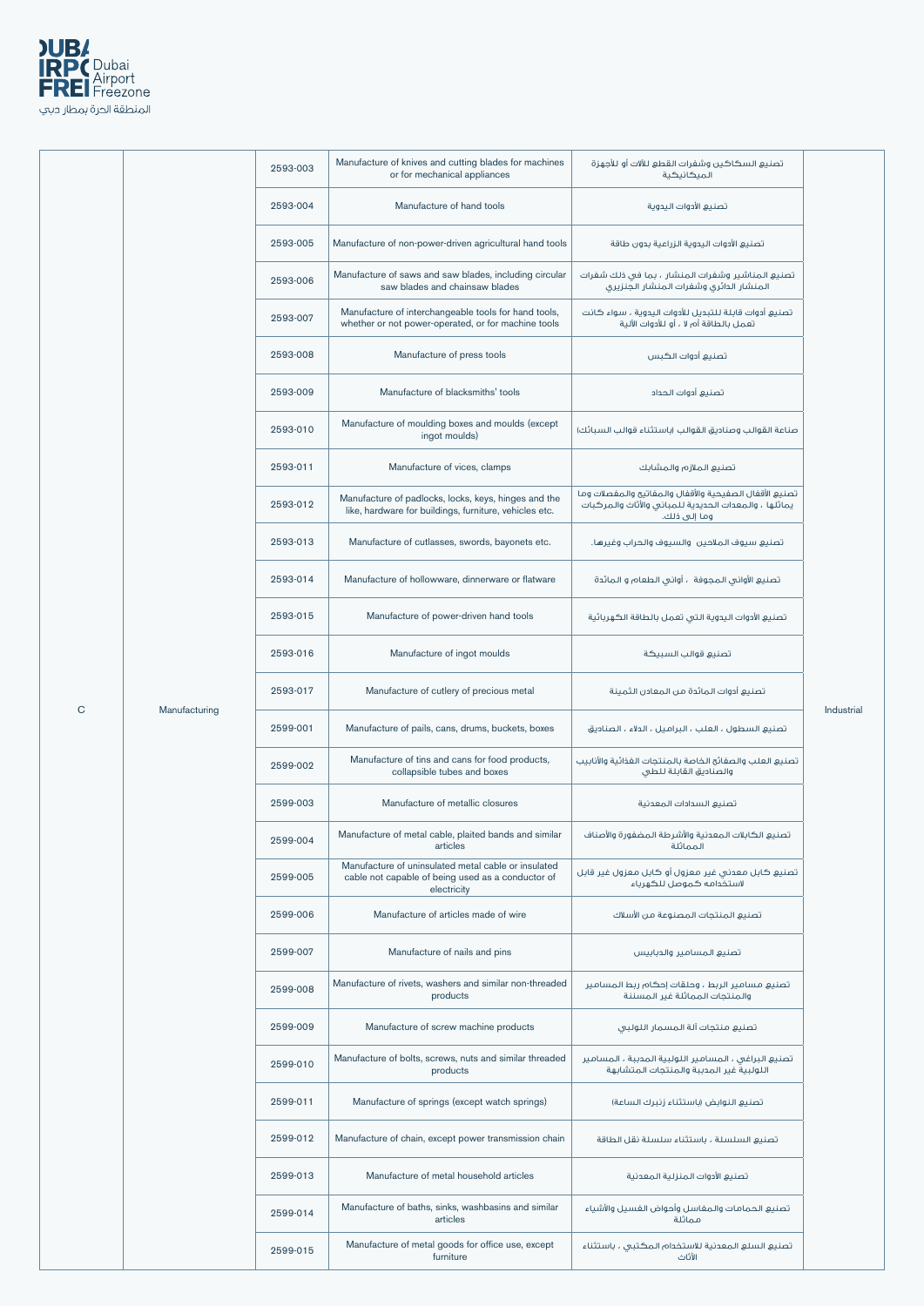| | | | | | |
|---|---|---|---|---|---|
| C | Manufacturing | 2593-003 | Manufacture of knives and cutting blades for machines or for mechanical appliances | تصنيع السكاكين وشفرات القطع للآلات أو للأجهزة الميكانيكية | Industrial |
| | | 2593-004 | Manufacture of hand tools | تصنيع الأدوات اليدوية | |
| | | 2593-005 | Manufacture of non-power-driven agricultural hand tools | تصنيع الأدوات اليدوية الزراعية بدون طاقة | |
| | | 2593-006 | Manufacture of saws and saw blades, including circular saw blades and chainsaw blades | تصنيع المناشير وشفرات المنشار ، بما في ذلك شفرات المنشار الدائري وشفرات المنشار الجنزيري | |
| | | 2593-007 | Manufacture of interchangeable tools for hand tools, whether or not power-operated, or for machine tools | تصنيع أدوات قابلة للتبديل للأدوات اليدوية ، سواء كانت تعمل بالطاقة أم لا ، أو للأدوات الآلية | |
| | | 2593-008 | Manufacture of press tools | تصنيع أدوات الكبس | |
| | | 2593-009 | Manufacture of blacksmiths' tools | تصنيع أدوات الحداد | |
| | | 2593-010 | Manufacture of moulding boxes and moulds (except ingot moulds) | صناعة القوالب وصناديق القوالب (باستثناء قوالب السبائك) | |
| | | 2593-011 | Manufacture of vices, clamps | تصنيع الملازم والمشابك | |
| | | 2593-012 | Manufacture of padlocks, locks, keys, hinges and the like, hardware for buildings, furniture, vehicles etc. | تصنيع الأقفال الصفيحية والأقفال والمفاتيح والمفصلات وما يماثلها ، والمعدات الحديدية للمباني والأثاث والمركبات وما إلى ذلك. | |
| | | 2593-013 | Manufacture of cutlasses, swords, bayonets etc. | تصنيع سيوف الملاحين والسيوف والحراب وغيرها. | |
| | | 2593-014 | Manufacture of hollowware, dinnerware or flatware | تصنيع الأواني المجوفة ، أواني الطعام و المائدة | |
| | | 2593-015 | Manufacture of power-driven hand tools | تصنيع الأدوات اليدوية التي تعمل بالطاقة الكهربائية | |
| | | 2593-016 | Manufacture of ingot moulds | تصنيع قوالب السبيكة | |
| | | 2593-017 | Manufacture of cutlery of precious metal | تصنيع أدوات المائدة من المعادن الثمينة | |
| | | 2599-001 | Manufacture of pails, cans, drums, buckets, boxes | تصنيع السطول ، العلب ، البراميل ، الدلاء ، الصناديق | |
| | | 2599-002 | Manufacture of tins and cans for food products, collapsible tubes and boxes | تصنيع العلب والصفائح الخاصة بالمنتجات الغذائية والأنابيب والصناديق القابلة للطي | |
| | | 2599-003 | Manufacture of metallic closures | تصنيع السدادات المعدنية | |
| | | 2599-004 | Manufacture of metal cable, plaited bands and similar articles | تصنيع الكابلات المعدنية والأشرطة المضفورة والأصناف المماثلة | |
| | | 2599-005 | Manufacture of uninsulated metal cable or insulated cable not capable of being used as a conductor of electricity | تصنيع كابل معدني غير معزول أو كابل معزول غير قابل لاستخدامه كموصل للكهرباء | |
| | | 2599-006 | Manufacture of articles made of wire | تصنيع المنتجات المصنوعة من الأسلاك | |
| | | 2599-007 | Manufacture of nails and pins | تصنيع المسامير والدبابيس | |
| | | 2599-008 | Manufacture of rivets, washers and similar non-threaded products | تصنيع مسامير الربط ، وحلقات إحكام ربط المسامير والمنتجات المماثلة غير المسننة | |
| | | 2599-009 | Manufacture of screw machine products | تصنيع منتجات آلة المسمار اللولبي | |
| | | 2599-010 | Manufacture of bolts, screws, nuts and similar threaded products | تصنيع البراغي ، المسامير اللولبية المدببة ، المسامير اللولبية غير المدببة والمنتجات المتشابهة | |
| | | 2599-011 | Manufacture of springs (except watch springs) | تصنيع النوابض (باستثناء زنبرك الساعة) | |
| | | 2599-012 | Manufacture of chain, except power transmission chain | تصنيع السلسلة ، باستثناء سلسلة نقل الطاقة | |
| | | 2599-013 | Manufacture of metal household articles | تصنيع الأدوات المنزلية المعدنية | |
| | | 2599-014 | Manufacture of baths, sinks, washbasins and similar articles | تصنيع الحمامات والمغاسل وأحواض الغسيل والأشياء مماثلة | |
| | | 2599-015 | Manufacture of metal goods for office use, except furniture | تصنيع السلع المعدنية للاستخدام المكتبي ، باستثناء الأثاث | |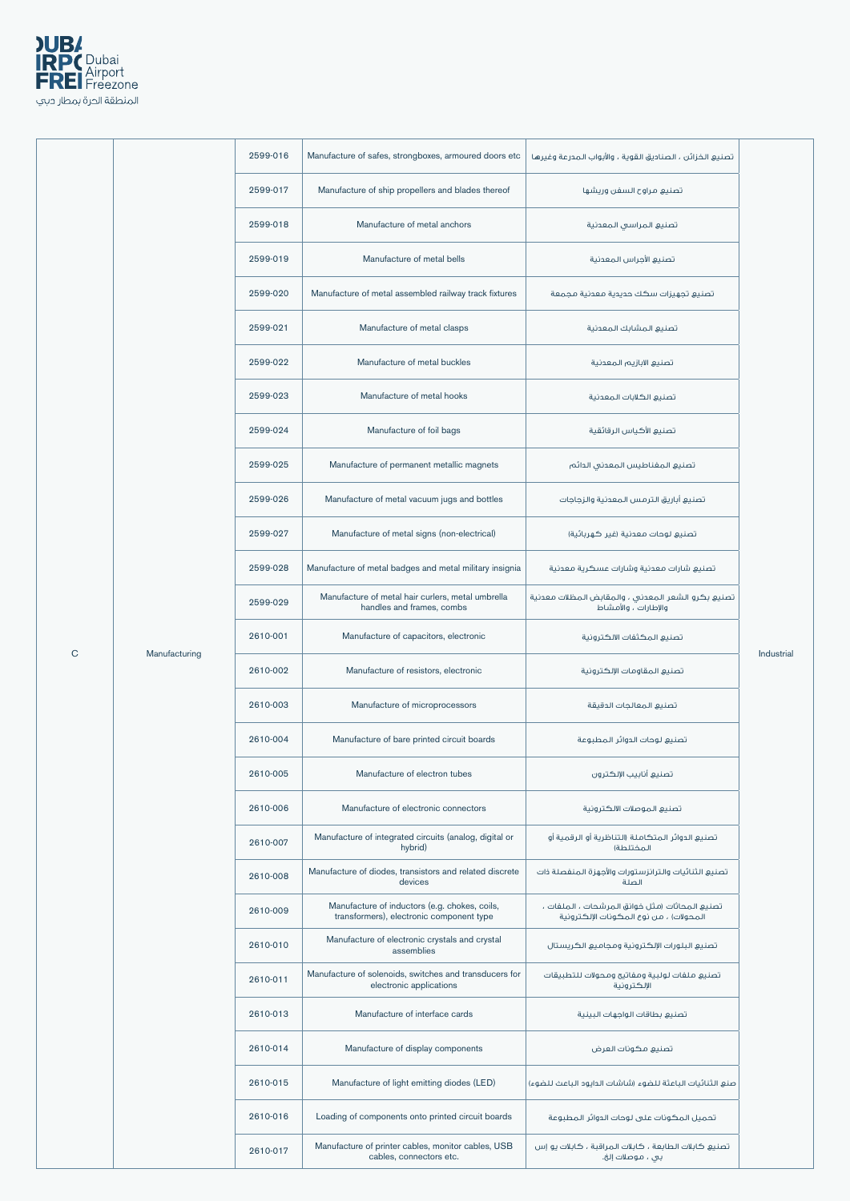| | | | | | |
|---|---|---|---|---|---|
| C | Manufacturing | 2599-016 | Manufacture of safes, strongboxes, armoured doors etc | تصنيع الخزائن ، الصناديق القوية ، والأبواب المدرعة وغيرها | Industrial |
| | | 2599-017 | Manufacture of ship propellers and blades thereof | تصنيع مراوح السفن وريشها | |
| | | 2599-018 | Manufacture of metal anchors | تصنيع المراسي المعدنية | |
| | | 2599-019 | Manufacture of metal bells | تصنيع الأجراس المعدنية | |
| | | 2599-020 | Manufacture of metal assembled railway track fixtures | تصنيع تجهيزات سكك حديدية معدنية مجمعة | |
| | | 2599-021 | Manufacture of metal clasps | تصنيع المشابك المعدنية | |
| | | 2599-022 | Manufacture of metal buckles | تصنيع الابازيم المعدنية | |
| | | 2599-023 | Manufacture of metal hooks | تصنيع الكلابات المعدنية | |
| | | 2599-024 | Manufacture of foil bags | تصنيع الأكياس الرقائقية | |
| | | 2599-025 | Manufacture of permanent metallic magnets | تصنيع المغناطيس المعدني الدائم | |
| | | 2599-026 | Manufacture of metal vacuum jugs and bottles | تصنيع أباريق الترمس المعدنية والزجاجات | |
| | | 2599-027 | Manufacture of metal signs (non-electrical) | تصنيع لوحات معدنية (غير كهربائية) | |
| | | 2599-028 | Manufacture of metal badges and metal military insignia | تصنيع شارات معدنية وشارات عسكرية معدنية | |
| | | 2599-029 | Manufacture of metal hair curlers, metal umbrella handles and frames, combs | تصنيع بكرو الشعر المعدني ، والمقابض المظلات معدنية والإطارات ، والأمشاط | |
| | | 2610-001 | Manufacture of capacitors, electronic | تصنيع المكثفات الالكترونية | |
| | | 2610-002 | Manufacture of resistors, electronic | تصنيع المقاومات الإلكترونية | |
| | | 2610-003 | Manufacture of microprocessors | تصنيع المعالجات الدقيقة | |
| | | 2610-004 | Manufacture of bare printed circuit boards | تصنيع لوحات الدوائر المطبوعة | |
| | | 2610-005 | Manufacture of electron tubes | تصنيع أنابيب الإلكترون | |
| | | 2610-006 | Manufacture of electronic connectors | تصنيع الموصلات الالكترونية | |
| | | 2610-007 | Manufacture of integrated circuits (analog, digital or hybrid) | تصنيع الدوائر المتكاملة (التناظرية أو الرقمية أو المختلطة) | |
| | | 2610-008 | Manufacture of diodes, transistors and related discrete devices | تصنيع الثنائيات والترانزستورات والأجهزة المنفصلة ذات الصلة | |
| | | 2610-009 | Manufacture of inductors (e.g. chokes, coils, transformers), electronic component type | تصنيع المحاثات (مثل خوانق المرشحات ، الملفات ، المحولات) ، من نوع المكونات الإلكترونية | |
| | | 2610-010 | Manufacture of electronic crystals and crystal assemblies | تصنيع البلورات الإلكترونية ومجاميع الكريستال | |
| | | 2610-011 | Manufacture of solenoids, switches and transducers for electronic applications | تصنيع ملفات لولبية ومفاتيح ومحولات للتطبيقات الإلكترونية | |
| | | 2610-013 | Manufacture of interface cards | تصنيع بطاقات الواجهات البينية | |
| | | 2610-014 | Manufacture of display components | تصنيع مكونات العرض | |
| | | 2610-015 | Manufacture of light emitting diodes (LED) | صنع الثنائيات الباعثة للضوء (شاشات الدايود الباعث للضوء) | |
| | | 2610-016 | Loading of components onto printed circuit boards | تحميل المكونات على لوحات الدوائر المطبوعة | |
| | | 2610-017 | Manufacture of printer cables, monitor cables, USB cables, connectors etc. | تصنيع كابلات الطابعة ، كابلات المراقبة ، كابلات يو إس بي ، موصلات إلخ. | |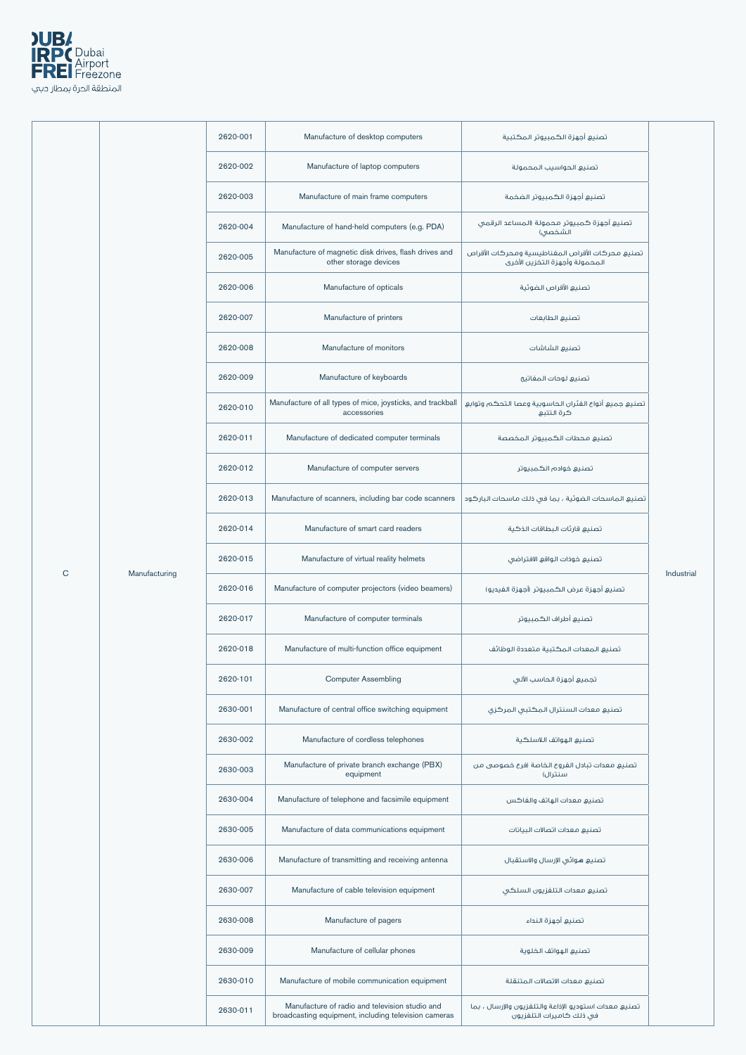| | | | | | |
|---|---|---|---|---|---|
| C | Manufacturing | 2620-001 | Manufacture of desktop computers | تصنيع أجهزة الكمبيوتر المكتبية | Industrial |
| | | 2620-002 | Manufacture of laptop computers | تصنيع الحواسيب المحمولة | |
| | | 2620-003 | Manufacture of main frame computers | تصنيع أجهزة الكمبيوتر الضخمة | |
| | | 2620-004 | Manufacture of hand-held computers (e.g. PDA) | تصنيع أجهزة كمبيوتر محمولة (المساعد الرقمي الشخصي) | |
| | | 2620-005 | Manufacture of magnetic disk drives, flash drives and other storage devices | تصنيع محركات الأقراص المغناطيسية ومحركات الأقراص المحمولة وأجهزة التخزين الأخرى | |
| | | 2620-006 | Manufacture of opticals | تصنيع الأقراص الضوئية | |
| | | 2620-007 | Manufacture of printers | تصنيع الطابعات | |
| | | 2620-008 | Manufacture of monitors | تصنيع الشاشات | |
| | | 2620-009 | Manufacture of keyboards | تصنيع لوحات المفاتيح | |
| | | 2620-010 | Manufacture of all types of mice, joysticks, and trackball accessories | تصنيع جميع أنواع الفئران الحاسوبية وعصا التحكم وتوابع كرة التتبع | |
| | | 2620-011 | Manufacture of dedicated computer terminals | تصنيع محطات الكمبيوتر المخصصة | |
| | | 2620-012 | Manufacture of computer servers | تصنيع خوادم الكمبيوتر | |
| | | 2620-013 | Manufacture of scanners, including bar code scanners | تصنيع الماسحات الضوئية ، بما في ذلك ماسحات الباركود | |
| | | 2620-014 | Manufacture of smart card readers | تصنيع قارئات البطاقات الذكية | |
| | | 2620-015 | Manufacture of virtual reality helmets | تصنيع خوذات الواقع الافتراضي | |
| | | 2620-016 | Manufacture of computer projectors (video beamers) | تصنيع أجهزة عرض الكمبيوتر (أجهزة الفيديو) | |
| | | 2620-017 | Manufacture of computer terminals | تصنيع أطراف الكمبيوتر | |
| | | 2620-018 | Manufacture of multi-function office equipment | تصنيع المعدات المكتبية متعددة الوظائف | |
| | | 2620-101 | Computer Assembling | تجميع أجهزة الحاسب الآلي | |
| | | 2630-001 | Manufacture of central office switching equipment | تصنيع معدات السنترال المكتبي المركزي | |
| | | 2630-002 | Manufacture of cordless telephones | تصنيع الهواتف اللاسلكية | |
| | | 2630-003 | Manufacture of private branch exchange (PBX) equipment | تصنيع معدات تبادل الفروع الخاصة (فرع خصوصي من سنترال) | |
| | | 2630-004 | Manufacture of telephone and facsimile equipment | تصنيع معدات الهاتف والفاكس | |
| | | 2630-005 | Manufacture of data communications equipment | تصنيع معدات اتصالات البيانات | |
| | | 2630-006 | Manufacture of transmitting and receiving antenna | تصنيع هوائي الإرسال والاستقبال | |
| | | 2630-007 | Manufacture of cable television equipment | تصنيع معدات التلفزيون السلكي | |
| | | 2630-008 | Manufacture of pagers | تصنيع أجهزة النداء | |
| | | 2630-009 | Manufacture of cellular phones | تصنيع الهواتف الخلوية | |
| | | 2630-010 | Manufacture of mobile communication equipment | تصنيع معدات الاتصالات المتنقلة | |
| | | 2630-011 | Manufacture of radio and television studio and broadcasting equipment, including television cameras | تصنيع معدات استوديو الإذاعة والتلفزيون والإرسال ، بما في ذلك كاميرات التلفزيون | |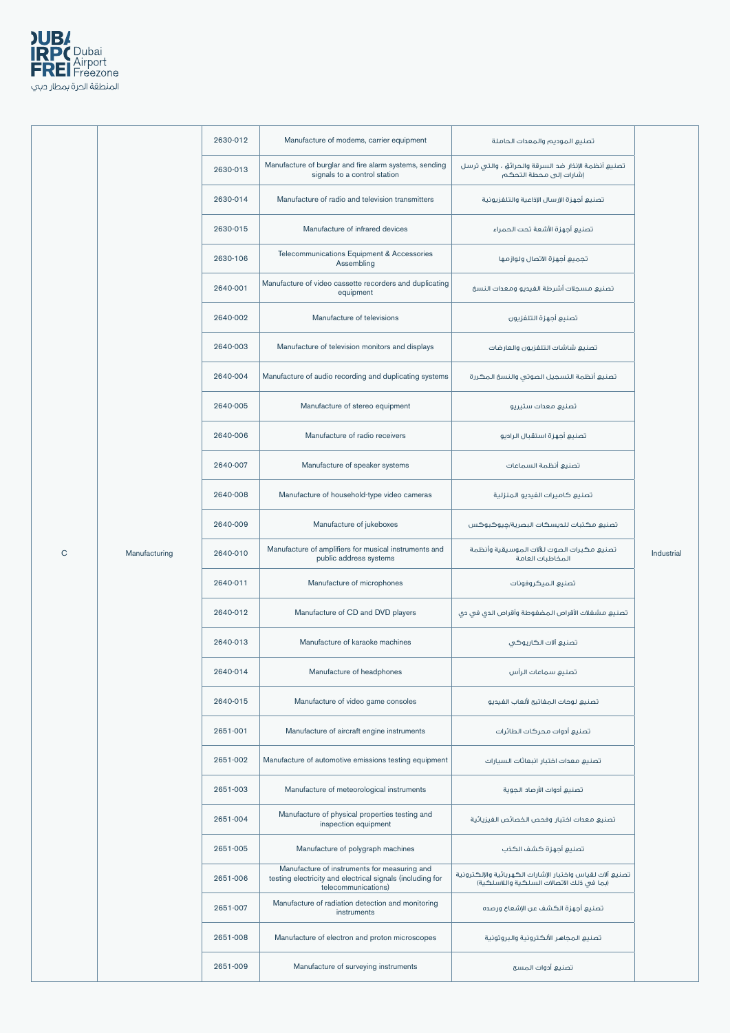| | | | | | |
|---|---|---|---|---|---|
| C | Manufacturing | 2630-012 | Manufacture of modems, carrier equipment | تصنيع الموديم والمعدات الحاملة | Industrial |
| | | 2630-013 | Manufacture of burglar and fire alarm systems, sending signals to a control station | تصنيع أنظمة الإنذار ضد السرقة والحرائق ، والتي ترسل إشارات إلى محطة التحكم | |
| | | 2630-014 | Manufacture of radio and television transmitters | تصنيع أجهزة الإرسال الإذاعية والتلفزيونية | |
| | | 2630-015 | Manufacture of infrared devices | تصنيع أجهزة الأشعة تحت الحمراء | |
| | | 2630-106 | Telecommunications Equipment & Accessories Assembling | تجميع أجهزة الاتصال ولوازمها | |
| | | 2640-001 | Manufacture of video cassette recorders and duplicating equipment | تصنيع مسجلات أشرطة الفيديو ومعدات النسخ | |
| | | 2640-002 | Manufacture of televisions | تصنيع أجهزة التلفزيون | |
| | | 2640-003 | Manufacture of television monitors and displays | تصنيع شاشات التلفزيون والعارضات | |
| | | 2640-004 | Manufacture of audio recording and duplicating systems | تصنيع أنظمة التسجيل الصوتي والنسخ المكررة | |
| | | 2640-005 | Manufacture of stereo equipment | تصنيع معدات ستيريو | |
| | | 2640-006 | Manufacture of radio receivers | تصنيع أجهزة استقبال الراديو | |
| | | 2640-007 | Manufacture of speaker systems | تصنيع أنظمة السماعات | |
| | | 2640-008 | Manufacture of household-type video cameras | تصنيع كاميرات الفيديو المنزلية | |
| | | 2640-009 | Manufacture of jukeboxes | تصنيع مكتبات للديسكات البصرية/جيوكبوكس | |
| | | 2640-010 | Manufacture of amplifiers for musical instruments and public address systems | تصنيع مكبرات الصوت للآلات الموسيقية وأنظمة المخاطبات العامة | |
| | | 2640-011 | Manufacture of microphones | تصنيع الميكروفونات | |
| | | 2640-012 | Manufacture of CD and DVD players | تصنيع مشغلات الأقراص المضغوطة وأقراص الدي في دي | |
| | | 2640-013 | Manufacture of karaoke machines | تصنيع آلات الكاريوكي | |
| | | 2640-014 | Manufacture of headphones | تصنيع سماعات الرأس | |
| | | 2640-015 | Manufacture of video game consoles | تصنيع لوحات المفاتيح لألعاب الفيديو | |
| | | 2651-001 | Manufacture of aircraft engine instruments | تصنيع أدوات محركات الطائرات | |
| | | 2651-002 | Manufacture of automotive emissions testing equipment | تصنيع معدات اختبار انبعاثات السيارات | |
| | | 2651-003 | Manufacture of meteorological instruments | تصنيع أدوات الأرصاد الجوية | |
| | | 2651-004 | Manufacture of physical properties testing and inspection equipment | تصنيع معدات اختبار وفحص الخصائص الفيزيائية | |
| | | 2651-005 | Manufacture of polygraph machines | تصنيع أجهزة كشف الكذب | |
| | | 2651-006 | Manufacture of instruments for measuring and testing electricity and electrical signals (including for telecommunications) | تصنيع آلات لقياس واختبار الإشارات الكهربائية والإلكترونية (بما في ذلك الاتصالات السلكية واللاسلكية) | |
| | | 2651-007 | Manufacture of radiation detection and monitoring instruments | تصنيع أجهزة الكشف عن الإشعاع ورصده | |
| | | 2651-008 | Manufacture of electron and proton microscopes | تصنيع المجاهر الألكترونية والبروتونية | |
| | | 2651-009 | Manufacture of surveying instruments | تصنيع أدوات المسح | |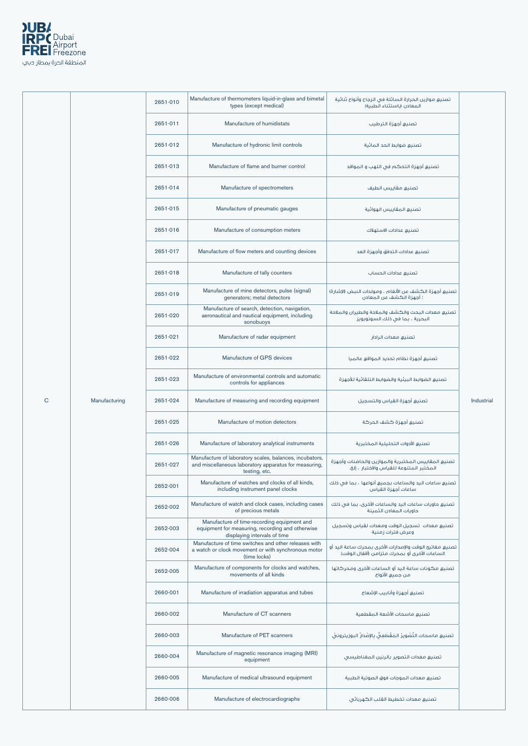| | | | | | |
|---|---|---|---|---|---|
| C | Manufacturing | 2651-010 | Manufacture of thermometers liquid-in-glass and bimetal types (except medical) | تصنيع موازين الحرارة السائلة في الزجاج وأنواع ثنائية المعادن (باستثناء الطبية) | Industrial |
| | | 2651-011 | Manufacture of humidistats | تصنيع أجهزة الترطيب | |
| | | 2651-012 | Manufacture of hydronic limit controls | تصنيع ضوابط الحد المائية | |
| | | 2651-013 | Manufacture of flame and burner control | تصنيع أجهزة التحكم في اللهب و المواقد | |
| | | 2651-014 | Manufacture of spectrometers | تصنيع مقاييس الطيف | |
| | | 2651-015 | Manufacture of pneumatic gauges | تصنيع المقاييس الهوائية | |
| | | 2651-016 | Manufacture of consumption meters | تصنيع عدادات الاستهلاك | |
| | | 2651-017 | Manufacture of flow meters and counting devices | تصنيع عدادات التدفق وأجهزة العد | |
| | | 2651-018 | Manufacture of tally counters | تصنيع عدادات الحساب | |
| | | 2651-019 | Manufacture of mine detectors, pulse (signal) generators; metal detectors | تصنيع أجهزة الكشف عن الألغام ، ومولدات النبض (الإشارة) ؛ أجهزة الكشف عن المعادن | |
| | | 2651-020 | Manufacture of search, detection, navigation, aeronautical and nautical equipment, including sonobuoys | تصنيع معدات البحث والكشف والملاحة والطيران والملاحة البحرية ، بما في ذلك السونوبويز | |
| | | 2651-021 | Manufacture of radar equipment | تصنيع معدات الرادار | |
| | | 2651-022 | Manufacture of GPS devices | تصنيع أجهزة نظام تحديد المواقع عالميا | |
| | | 2651-023 | Manufacture of environmental controls and automatic controls for appliances | تصنيع الضوابط البيئية والضوابط التلقائية للأجهزة | |
| | | 2651-024 | Manufacture of measuring and recording equipment | تصنيع أجهزة القياس والتسجيل | |
| | | 2651-025 | Manufacture of motion detectors | تصنيع أجهزة كشف الحركة | |
| | | 2651-026 | Manufacture of laboratory analytical instruments | تصنيع الأدوات التحليلية المختبرية | |
| | | 2651-027 | Manufacture of laboratory scales, balances, incubators, and miscellaneous laboratory apparatus for measuring, testing, etc. | تصنيع المقاييس المختبرية والموازين والحاضنات وأجهزة المختبر المتنوعة للقياس والاختبار ، إلخ. | |
| | | 2652-001 | Manufacture of watches and clocks of all kinds, including instrument panel clocks | تصنيع ساعات اليد والساعات بجميع أنواعها ، بما في ذلك ساعات أجهزة القياس | |
| | | 2652-002 | Manufacture of watch and clock cases, including cases of precious metals | تصنيع حاويات ساعات اليد والساعات الأخرى، بما في ذلك حاويات المعادن الثمينة | |
| | | 2652-003 | Manufacture of time-recording equipment and equipment for measuring, recording and otherwise displaying intervals of time | تصنيع معدات تسجيل الوقت ومعدات لقياس وتسجيل وعرض فترات زمنية | |
| | | 2652-004 | Manufacture of time switches and other releases with a watch or clock movement or with synchronous motor (time locks) | تصنيع مفاتيح الوقت والإصدارات الأخرى بمحرك ساعة اليد أو الساعات الأخرى أو بمحرك متزامن (أقفال الوقت) | |
| | | 2652-005 | Manufacture of components for clocks and watches, movements of all kinds | تصنيع مكونات ساعة اليد أو الساعات الأخرى ومحركاتها من جميع الأنواع | |
| | | 2660-001 | Manufacture of irradiation apparatus and tubes | تصنيع أجهزة وأنابيب الإشعاع | |
| | | 2660-002 | Manufacture of CT scanners | تصنيع ماسحات الأشعة المقطعية | |
| | | 2660-003 | Manufacture of PET scanners | تصنيع ماسحات التَّصويرُ المَقْطَعيُّ بالإِصْدارُ البوزيترونيّ | |
| | | 2660-004 | Manufacture of magnetic resonance imaging (MRI) equipment | تصنيع معدات التصوير بالرنين المغناطيسي | |
| | | 2660-005 | Manufacture of medical ultrasound equipment | تصنيع معدات الموجات فوق الصوتية الطبية | |
| | | 2660-006 | Manufacture of electrocardiographs | تصنيع معدات تخطيط القلب الكهربائي | |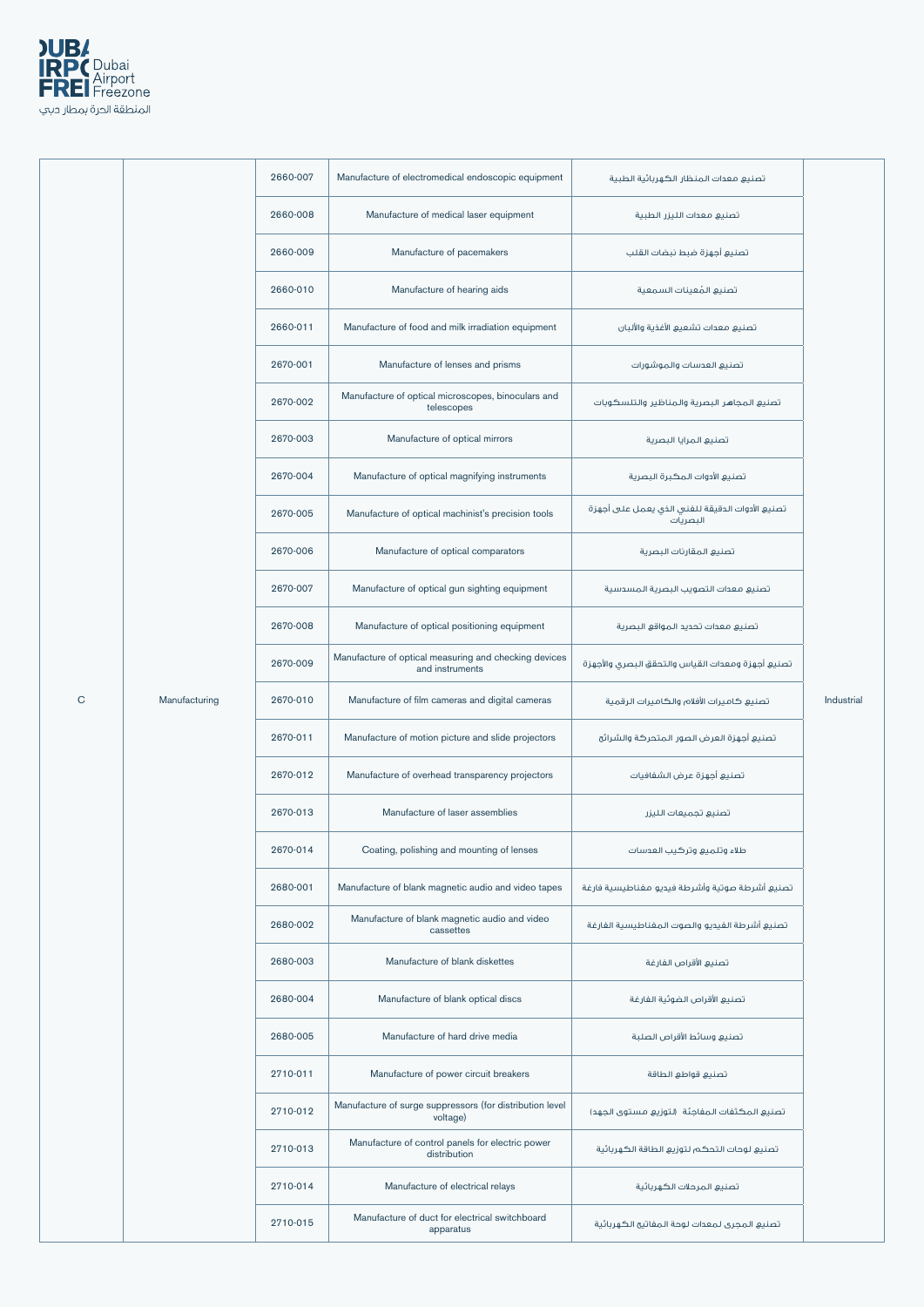| | | | | | |
|---|---|---|---|---|---|
| C | Manufacturing | 2660-007 | Manufacture of electromedical endoscopic equipment | تصنيع معدات المنظار الكهربائية الطبية | Industrial |
| | | 2660-008 | Manufacture of medical laser equipment | تصنيع معدات الليزر الطبية | |
| | | 2660-009 | Manufacture of pacemakers | تصنيع أجهزة ضبط نبضات القلب | |
| | | 2660-010 | Manufacture of hearing aids | تصنيع المُعينات السمعية | |
| | | 2660-011 | Manufacture of food and milk irradiation equipment | تصنيع معدات تشعيع الأغذية والألبان | |
| | | 2670-001 | Manufacture of lenses and prisms | تصنيع العدسات والموشورات | |
| | | 2670-002 | Manufacture of optical microscopes, binoculars and telescopes | تصنيع المجاهر البصرية والمناظير والتلسكوبات | |
| | | 2670-003 | Manufacture of optical mirrors | تصنيع المرايا البصرية | |
| | | 2670-004 | Manufacture of optical magnifying instruments | تصنيع الأدوات المكبرة البصرية | |
| | | 2670-005 | Manufacture of optical machinist's precision tools | تصنيع الأدوات الدقيقة للفني الذي يعمل على أجهزة البصريات | |
| | | 2670-006 | Manufacture of optical comparators | تصنيع المقارنات البصرية | |
| | | 2670-007 | Manufacture of optical gun sighting equipment | تصنيع معدات التصويب البصرية المسدسية | |
| | | 2670-008 | Manufacture of optical positioning equipment | تصنيع معدات تحديد المواقع البصرية | |
| | | 2670-009 | Manufacture of optical measuring and checking devices and instruments | تصنيع أجهزة ومعدات القياس والتحقق البصري والأجهزة | |
| | | 2670-010 | Manufacture of film cameras and digital cameras | تصنيع كاميرات الأفلام والكاميرات الرقمية | |
| | | 2670-011 | Manufacture of motion picture and slide projectors | تصنيع أجهزة العرض الصور المتحركة والشرائح | |
| | | 2670-012 | Manufacture of overhead transparency projectors | تصنيع أجهزة عرض الشفافيات | |
| | | 2670-013 | Manufacture of laser assemblies | تصنيع تجميعات الليزر | |
| | | 2670-014 | Coating, polishing and mounting of lenses | طلاء وتلميع وتركيب العدسات | |
| | | 2680-001 | Manufacture of blank magnetic audio and video tapes | تصنيع أشرطة صوتية وأشرطة فيديو مغناطيسية فارغة | |
| | | 2680-002 | Manufacture of blank magnetic audio and video cassettes | تصنيع أشرطة الفيديو والصوت المغناطيسية الفارغة | |
| | | 2680-003 | Manufacture of blank diskettes | تصنيع الأقراص الفارغة | |
| | | 2680-004 | Manufacture of blank optical discs | تصنيع الأقراص الضوئية الفارغة | |
| | | 2680-005 | Manufacture of hard drive media | تصنيع وسائط الأقراص الصلبة | |
| | | 2710-011 | Manufacture of power circuit breakers | تصنيع قواطع الطاقة | |
| | | 2710-012 | Manufacture of surge suppressors (for distribution level voltage) | تصنيع المكثفات المفاجئة (لتوزيع مستوى الجهد) | |
| | | 2710-013 | Manufacture of control panels for electric power distribution | تصنيع لوحات التحكم لتوزيع الطاقة الكهربائية | |
| | | 2710-014 | Manufacture of electrical relays | تصنيع المرحلات الكهربائية | |
| | | 2710-015 | Manufacture of duct for electrical switchboard apparatus | تصنيع المجرى لمعدات لوحة المفاتيح الكهربائية | |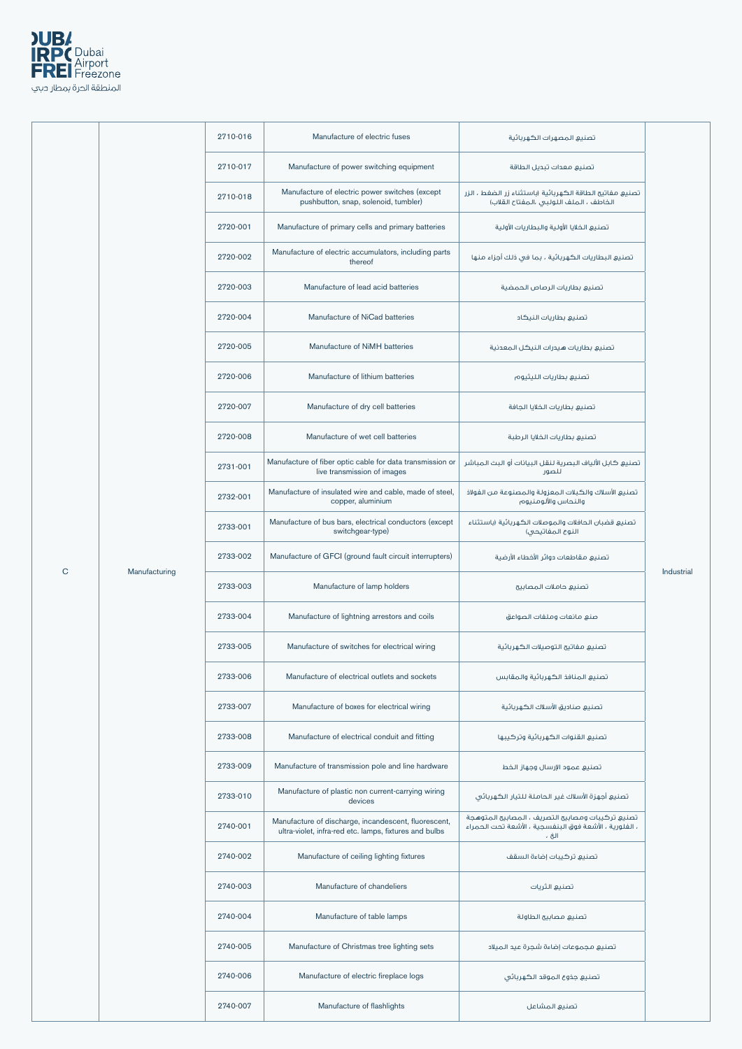| C | Manufacturing | 2710-016 | Manufacture of electric fuses | تصنيع المصهرات الكهربائية | Industrial |
|---|---|---|---|---|---|
| | | 2710-017 | Manufacture of power switching equipment | تصنيع معدات تبديل الطاقة | |
| | | 2710-018 | Manufacture of electric power switches (except pushbutton, snap, solenoid, tumbler) | تصنيع مفاتيح الطاقة الكهربائية (باستثناء زر الضغط ، الزر الخاطف ، الملف اللولبي ،المفتاح القلاب) | |
| | | 2720-001 | Manufacture of primary cells and primary batteries | تصنيع الخلايا الأولية والبطاريات الأولية | |
| | | 2720-002 | Manufacture of electric accumulators, including parts thereof | تصنيع البطاريات الكهربائية ، بما في ذلك أجزاء منها | |
| | | 2720-003 | Manufacture of lead acid batteries | تصنيع بطاريات الرصاص الحمضية | |
| | | 2720-004 | Manufacture of NiCad batteries | تصنيع بطاريات النيكاد | |
| | | 2720-005 | Manufacture of NiMH batteries | تصنيع بطاريات هيدرات النيكل المعدنية | |
| | | 2720-006 | Manufacture of lithium batteries | تصنيع بطاريات الليثيوم | |
| | | 2720-007 | Manufacture of dry cell batteries | تصنيع بطاريات الخلايا الجافة | |
| | | 2720-008 | Manufacture of wet cell batteries | تصنيع بطاريات الخلايا الرطبة | |
| | | 2731-001 | Manufacture of fiber optic cable for data transmission or live transmission of images | تصنيع كابل الألياف البصرية لنقل البيانات أو البث المباشر للصور | |
| | | 2732-001 | Manufacture of insulated wire and cable, made of steel, copper, aluminium | تصنيع الأسلاك والكبلات المعزولة والمصنوعة من الفولاذ والنحاس والألومنيوم | |
| | | 2733-001 | Manufacture of bus bars, electrical conductors (except switchgear-type) | تصنيع قضبان الحافلات والموصلات الكهربائية (باستثناء النوع المفاتيحي) | |
| | | 2733-002 | Manufacture of GFCI (ground fault circuit interrupters) | تصنيع مقاطعات دوائر الأخطاء الأرضية | |
| | | 2733-003 | Manufacture of lamp holders | تصنيع حاملات المصابيح | |
| | | 2733-004 | Manufacture of lightning arrestors and coils | صنع مانعات وملفات الصواعق | |
| | | 2733-005 | Manufacture of switches for electrical wiring | تصنيع مفاتيح التوصيلات الكهربائية | |
| | | 2733-006 | Manufacture of electrical outlets and sockets | تصنيع المنافذ الكهربائية والمقابس | |
| | | 2733-007 | Manufacture of boxes for electrical wiring | تصنيع صناديق الأسلاك الكهربائية | |
| | | 2733-008 | Manufacture of electrical conduit and fitting | تصنيع القنوات الكهربائية وتركيبها | |
| | | 2733-009 | Manufacture of transmission pole and line hardware | تصنيع عمود الإرسال وجهاز الخط | |
| | | 2733-010 | Manufacture of plastic non current-carrying wiring devices | تصنيع أجهزة الأسلاك غير الحاملة للتيار الكهربائي | |
| | | 2740-001 | Manufacture of discharge, incandescent, fluorescent, ultra-violet, infra-red etc. lamps, fixtures and bulbs | تصنيع تركيبات ومصابيح التصريف ، المصابيح المتوهجة ، الفلورية ، الأشعة فوق البنفسجية ، الأشعة تحت الحمراء الخ ، | |
| | | 2740-002 | Manufacture of ceiling lighting fixtures | تصنيع تركيبات إضاءة السقف | |
| | | 2740-003 | Manufacture of chandeliers | تصنيع الثريات | |
| | | 2740-004 | Manufacture of table lamps | تصنيع مصابيح الطاولة | |
| | | 2740-005 | Manufacture of Christmas tree lighting sets | تصنيع مجموعات إضاءة شجرة عيد الميلاد | |
| | | 2740-006 | Manufacture of electric fireplace logs | تصنيع جذوع الموقد الكهربائي | |
| | | 2740-007 | Manufacture of flashlights | تصنيع المشاعل | |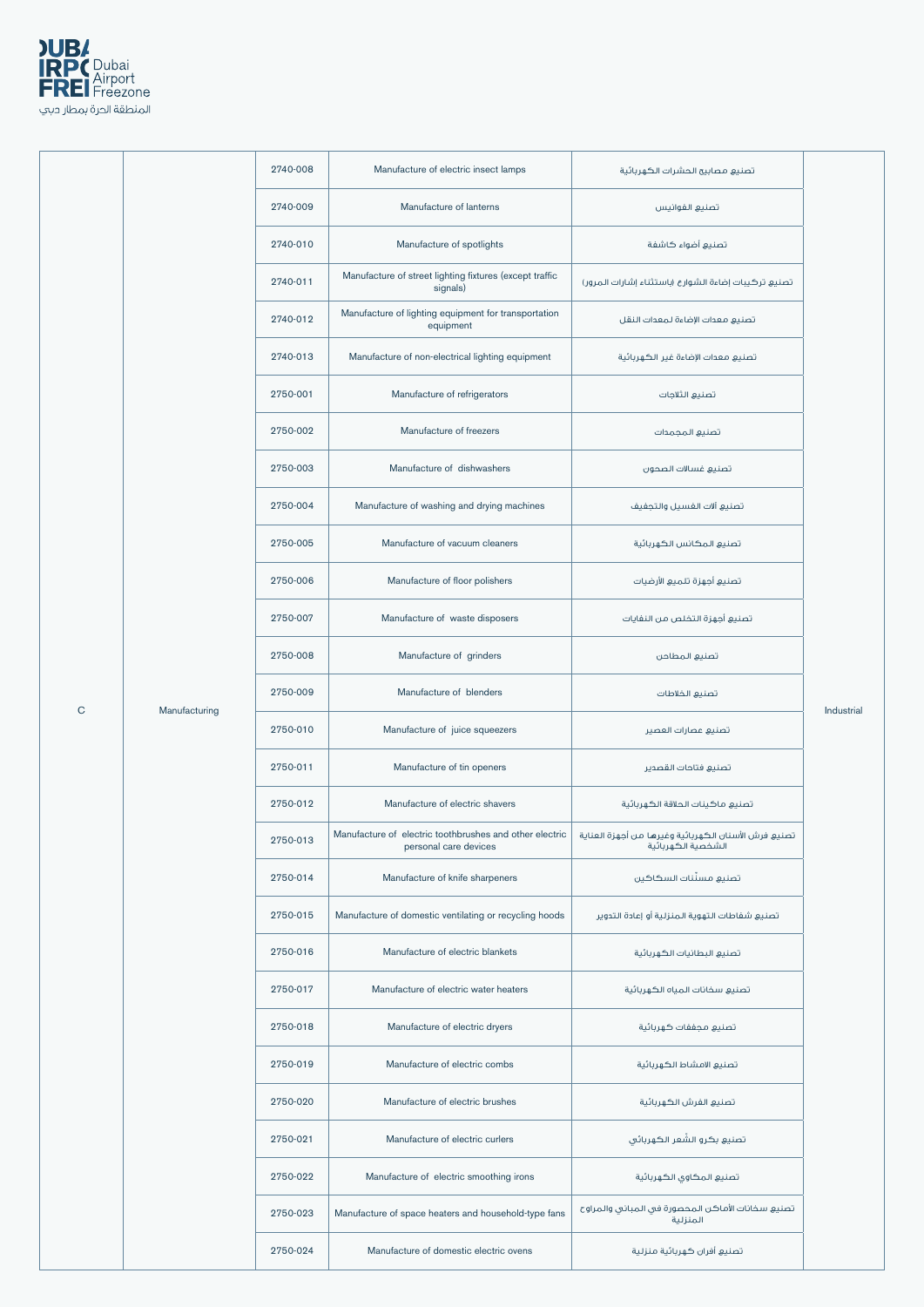| | | | | | |
|---|---|---|---|---|---|
| C | Manufacturing | 2740-008 | Manufacture of electric insect lamps | تصنيع مصابيح الحشرات الكهربائية | Industrial |
| | | 2740-009 | Manufacture of lanterns | تصنيع الفوانيس | |
| | | 2740-010 | Manufacture of spotlights | تصنيع أضواء كاشفة | |
| | | 2740-011 | Manufacture of street lighting fixtures (except traffic signals) | تصنيع تركيبات إضاءة الشوارع (باستثناء إشارات المرور) | |
| | | 2740-012 | Manufacture of lighting equipment for transportation equipment | تصنيع معدات الإضاءة لمعدات النقل | |
| | | 2740-013 | Manufacture of non-electrical lighting equipment | تصنيع معدات الإضاءة غير الكهربائية | |
| | | 2750-001 | Manufacture of refrigerators | تصنيع الثلاجات | |
| | | 2750-002 | Manufacture of freezers | تصنيع المجمدات | |
| | | 2750-003 | Manufacture of dishwashers | تصنيع غسالات الصحون | |
| | | 2750-004 | Manufacture of washing and drying machines | تصنيع آلات الغسيل والتجفيف | |
| | | 2750-005 | Manufacture of vacuum cleaners | تصنيع المكانس الكهربائية | |
| | | 2750-006 | Manufacture of floor polishers | تصنيع أجهزة تلميع الأرضيات | |
| | | 2750-007 | Manufacture of waste disposers | تصنيع أجهزة التخلص من النفايات | |
| | | 2750-008 | Manufacture of grinders | تصنيع المطاحن | |
| | | 2750-009 | Manufacture of blenders | تصنيع الخلاطات | |
| | | 2750-010 | Manufacture of juice squeezers | تصنيع عصارات العصير | |
| | | 2750-011 | Manufacture of tin openers | تصنيع فتاحات القصدير | |
| | | 2750-012 | Manufacture of electric shavers | تصنيع ماكينات الحلاقة الكهربائية | |
| | | 2750-013 | Manufacture of electric toothbrushes and other electric personal care devices | تصنيع فرش الأسنان الكهربائية وغيرها من أجهزة العناية الشخصية الكهربائية | |
| | | 2750-014 | Manufacture of knife sharpeners | تصنيع مسنّنات السكاكين | |
| | | 2750-015 | Manufacture of domestic ventilating or recycling hoods | تصنيع شفاطات التهوية المنزلية أو إعادة التدوير | |
| | | 2750-016 | Manufacture of electric blankets | تصنيع البطانيات الكهربائية | |
| | | 2750-017 | Manufacture of electric water heaters | تصنيع سخانات المياه الكهربائية | |
| | | 2750-018 | Manufacture of electric dryers | تصنيع مجففات كهربائية | |
| | | 2750-019 | Manufacture of electric combs | تصنيع الامشاط الكهربائية | |
| | | 2750-020 | Manufacture of electric brushes | تصنيع الفرش الكهربائية | |
| | | 2750-021 | Manufacture of electric curlers | تصنيع بكرو الشعر الكهربائي | |
| | | 2750-022 | Manufacture of electric smoothing irons | تصنيع المكاوي الكهربائية | |
| | | 2750-023 | Manufacture of space heaters and household-type fans | تصنيع سخانات الأماكن المحصورة في المباني والمراوح المنزلية | |
| | | 2750-024 | Manufacture of domestic electric ovens | تصنيع أفران كهربائية منزلية | |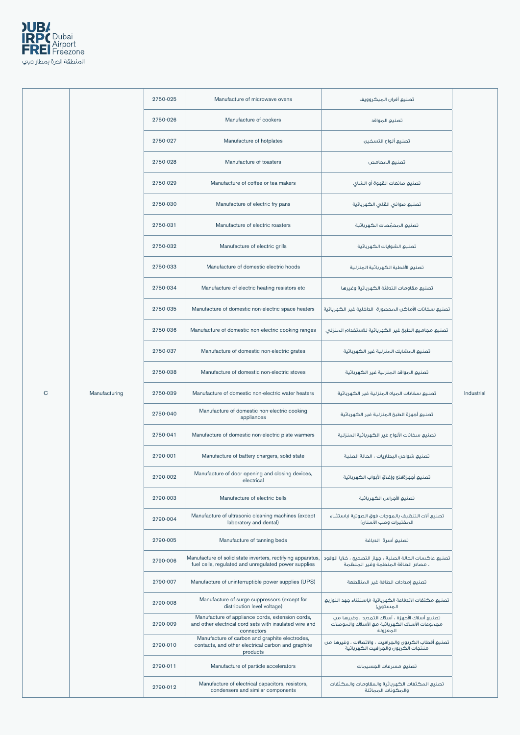| | | | | | |
|---|---|---|---|---|---|
| C | Manufacturing | 2750-025 | Manufacture of microwave ovens | تصنيع أفران الميكروويف | Industrial |
| | | 2750-026 | Manufacture of cookers | تصنيع المواقد | |
| | | 2750-027 | Manufacture of hotplates | تصنيع ألواح التسخين | |
| | | 2750-028 | Manufacture of toasters | تصنيع المحامص | |
| | | 2750-029 | Manufacture of coffee or tea makers | تصنيع صانعات القهوة أو الشاي | |
| | | 2750-030 | Manufacture of electric fry pans | تصنيع صواني القلي الكهربائية | |
| | | 2750-031 | Manufacture of electric roasters | تصنيع المحمّصات الكهربائية | |
| | | 2750-032 | Manufacture of electric grills | تصنيع الشوايات الكهربائية | |
| | | 2750-033 | Manufacture of domestic electric hoods | تصنيع الأغطية الكهربائية المنزلية | |
| | | 2750-034 | Manufacture of electric heating resistors etc | تصنيع مقاومات التدفئة الكهربائية وغيرها | |
| | | 2750-035 | Manufacture of domestic non-electric space heaters | تصنيع سخانات الأماكن المحصورة الداخلية غير الكهربائية | |
| | | 2750-036 | Manufacture of domestic non-electric cooking ranges | تصنيع مجاميع الطبخ غير الكهربائية للاستخدام المنزلي | |
| | | 2750-037 | Manufacture of domestic non-electric grates | تصنيع المشابك المنزلية غير الكهربائية | |
| | | 2750-038 | Manufacture of domestic non-electric stoves | تصنيع المواقد المنزلية غير الكهربائية | |
| | | 2750-039 | Manufacture of domestic non-electric water heaters | تصنيع سخانات المياه المنزلية غير الكهربائية | |
| | | 2750-040 | Manufacture of domestic non-electric cooking appliances | تصنيع أجهزة الطبخ المنزلية غير الكهربائية | |
| | | 2750-041 | Manufacture of domestic non-electric plate warmers | تصنيع سخانات الألواح غير الكهربائية المنزلية | |
| | | 2790-001 | Manufacture of battery chargers, solid-state | تصنيع شواحن البطاريات ، الحالة الصلبة | |
| | | 2790-002 | Manufacture of door opening and closing devices, electrical | تصنيع أجهزةفتح وإغلاق الأبواب الكهربائية | |
| | | 2790-003 | Manufacture of electric bells | تصنيع الأجراس الكهربائية | |
| | | 2790-004 | Manufacture of ultrasonic cleaning machines (except laboratory and dental) | تصنيع آلات التنظيف بالموجات فوق الصوتية (باستثناء المختبرات وطب الأسنان) | |
| | | 2790-005 | Manufacture of tanning beds | تصنيع أسرة الدباغة | |
| | | 2790-006 | Manufacture of solid state inverters, rectifying apparatus, fuel cells, regulated and unregulated power supplies | تصنيع عاكسات الحالة الصلبة ، جهاز التصحيح ، خلايا الوقود ، مصادر الطاقة المنظمة وغير المنظمة | |
| | | 2790-007 | Manufacture of uninterruptible power supplies (UPS) | تصنيع إمدادات الطاقة غير المنقطعة | |
| | | 2790-008 | Manufacture of surge suppressors (except for distribution level voltage) | تصنيع مكثفات الاندفاعة الكهربائية (باستثناء جهد التوزيع المستوي) | |
| | | 2790-009 | Manufacture of appliance cords, extension cords, and other electrical cord sets with insulated wire and connectors | تصنيع أسلاك الأجهزة ، أسلاك التمديد ، وغيرها من مجموعات الأسلاك الكهربائية مع الأسلاك والموصلات المعزولة | |
| | | 2790-010 | Manufacture of carbon and graphite electrodes, contacts, and other electrical carbon and graphite products | تصنيع أقطاب الكربون والجرافيت ، والاتصالات ، وغيرها من منتجات الكربون والجرافيت الكهربائية | |
| | | 2790-011 | Manufacture of particle accelerators | تصنيع مسرعات الجسيمات | |
| | | 2790-012 | Manufacture of electrical capacitors, resistors, condensers and similar components | تصنيع المكثفات الكهربائية والمقاومات والمكثفات والمكونات المماثلة | |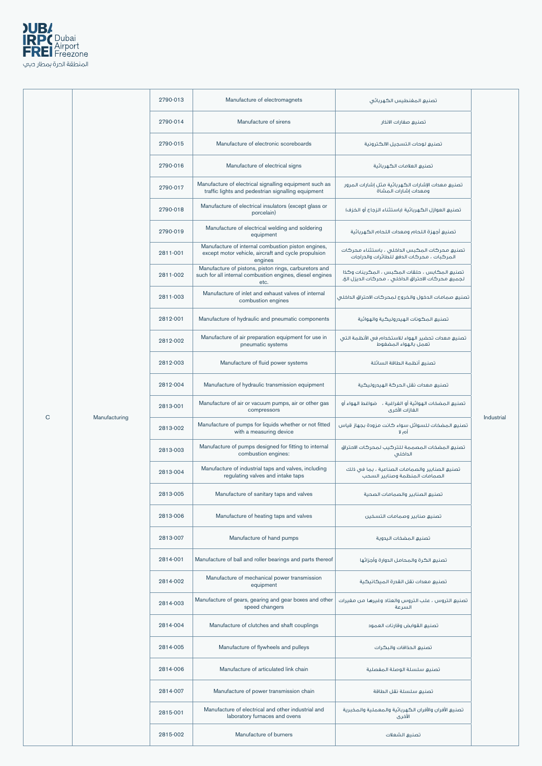| | | | | | |
|---|---|---|---|---|---|
| C | Manufacturing | 2790-013 | Manufacture of electromagnets | تصنيع المغنطيس الكهربائي | Industrial |
| | | 2790-014 | Manufacture of sirens | تصنيع صفارات الانذار | |
| | | 2790-015 | Manufacture of electronic scoreboards | تصنيع لوحات التسجيل الالكترونية | |
| | | 2790-016 | Manufacture of electrical signs | تصنيع العلامات الكهربائية | |
| | | 2790-017 | Manufacture of electrical signalling equipment such as traffic lights and pedestrian signalling equipment | تصنيع معدات الإشارات الكهربائية مثل إشارات المرور ومعدات إشارات المشاة | |
| | | 2790-018 | Manufacture of electrical insulators (except glass or porcelain) | تصنيع العوازل الكهربائية (باستثناء الزجاج أو الخزف) | |
| | | 2790-019 | Manufacture of electrical welding and soldering equipment | تصنيع أجهزة اللحام ومعدات اللحام الكهربائية | |
| | | 2811-001 | Manufacture of internal combustion piston engines, except motor vehicle, aircraft and cycle propulsion engines | تصنيع محركات المكبس الداخلي ، باستثناء محركات المركبات ، محركات الدفع للطائرات والدراجات | |
| | | 2811-002 | Manufacture of pistons, piston rings, carburetors and such for all internal combustion engines, diesel engines etc. | تصنيع المكابس ، حلقات المكبس ، المكربنات وكذا لجميع محركات الاحتراق الداخلي ، محركات الديزل الخ. | |
| | | 2811-003 | Manufacture of inlet and exhaust valves of internal combustion engines | تصنيع صمامات الدخول والخروج لمحركات الاحتراق الداخلي | |
| | | 2812-001 | Manufacture of hydraulic and pneumatic components | تصنيع المكونات الهيدروليكية والهوائية | |
| | | 2812-002 | Manufacture of air preparation equipment for use in pneumatic systems | تصنيع معدات تحضير الهواء للاستخدام في الأنظمة التي تعمل بالهواء المضغوط | |
| | | 2812-003 | Manufacture of fluid power systems | تصنيع أنظمة الطاقة السائلة | |
| | | 2812-004 | Manufacture of hydraulic transmission equipment | تصنيع معدات نقل الحركة الهيدروليكية | |
| | | 2813-001 | Manufacture of air or vacuum pumps, air or other gas compressors | تصنيع المضخات الهوائية أو الفراغية ، ضواغط الهواء أو الغازات الأخرى | |
| | | 2813-002 | Manufacture of pumps for liquids whether or not fitted with a measuring device | تصنيع المضخات للسوائل سواء كانت مزودة بجهاز قياس أم لا | |
| | | 2813-003 | Manufacture of pumps designed for fitting to internal combustion engines: | تصنيع المضخات المصممة للتركيب لمحركات الاحتراق الداخلي | |
| | | 2813-004 | Manufacture of industrial taps and valves, including regulating valves and intake taps | تصنيع الصنابير والصمامات الصناعية ، بما في ذلك الصمامات المنظمة وصنابير السحب | |
| | | 2813-005 | Manufacture of sanitary taps and valves | تصنيع الصنابير والصمامات الصحية | |
| | | 2813-006 | Manufacture of heating taps and valves | تصنيع صنابير وصمامات التسخين | |
| | | 2813-007 | Manufacture of hand pumps | تصنيع المضخات اليدوية | |
| | | 2814-001 | Manufacture of ball and roller bearings and parts thereof | تصنيع الكرة والمحامل الدوارة وأجزائها | |
| | | 2814-002 | Manufacture of mechanical power transmission equipment | تصنيع معدات نقل القدرة الميكانيكية | |
| | | 2814-003 | Manufacture of gears, gearing and gear boxes and other speed changers | تصنيع التروس ، علب التروس والعتاد وغيرها من مغيرات السرعة | |
| | | 2814-004 | Manufacture of clutches and shaft couplings | تصنيع القوابض وقارنات العمود | |
| | | 2814-005 | Manufacture of flywheels and pulleys | تصنيع الحذافات والبكرات | |
| | | 2814-006 | Manufacture of articulated link chain | تصنيع سلسلة الوصلة المفصلية | |
| | | 2814-007 | Manufacture of power transmission chain | تصنيع سلسلة نقل الطاقة | |
| | | 2815-001 | Manufacture of electrical and other industrial and laboratory furnaces and ovens | تصنيع الأفران والأفران الكهربائية والمعملية والمخبرية الأخرى | |
| | | 2815-002 | Manufacture of burners | تصنيع الشعلات | |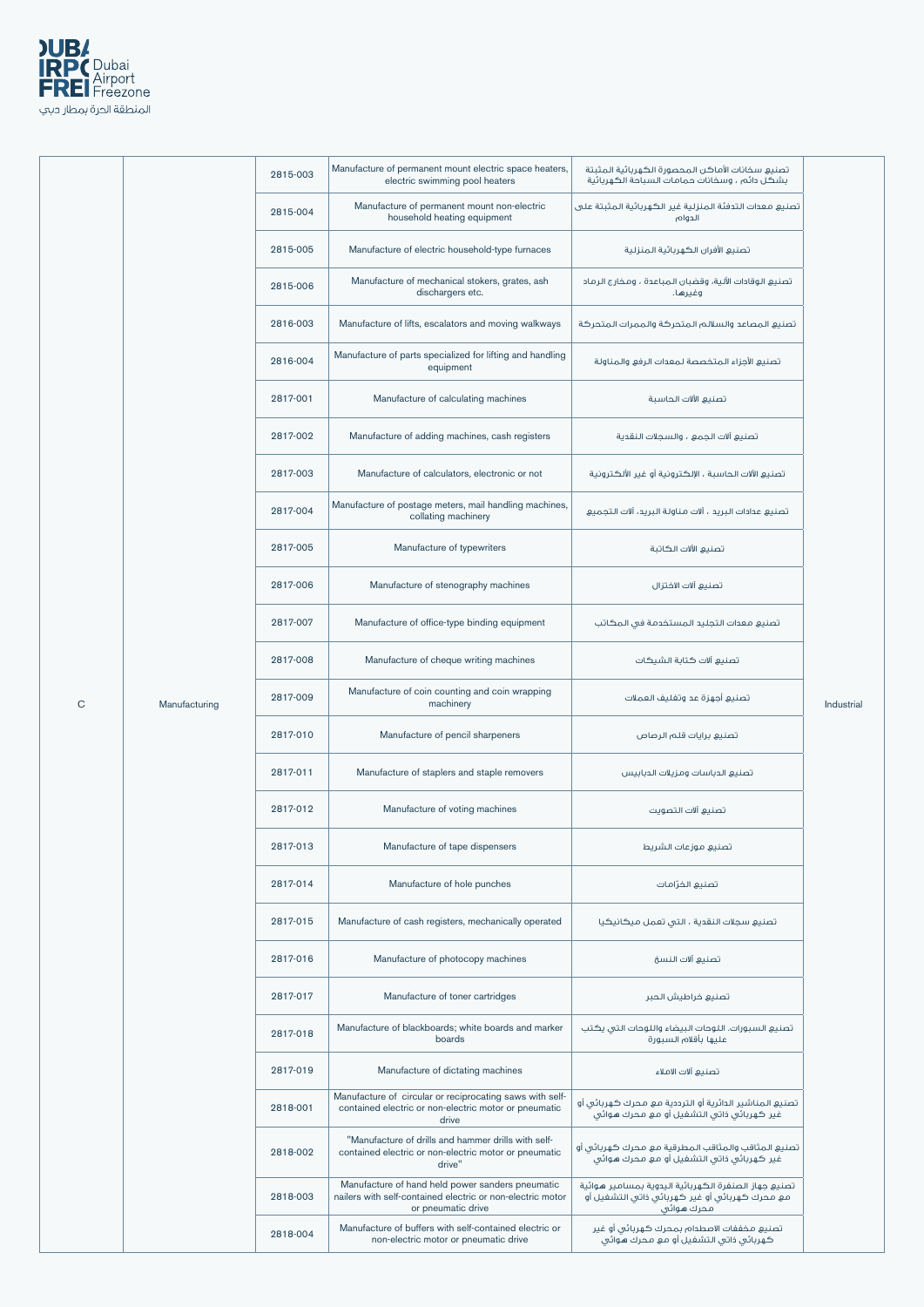| | | | | | |
|---|---|---|---|---|---|
| C | Manufacturing | 2815-003 | Manufacture of permanent mount electric space heaters, electric swimming pool heaters | تصنيع سخانات الأماكن المحصورة الكهربائية المثبتة بشكل دائم ، وسخانات حمامات السباحة الكهربائية | Industrial |
| | | 2815-004 | Manufacture of permanent mount non-electric household heating equipment | تصنيع معدات التدفئة المنزلية غير الكهربائية المثبتة على الدوام | |
| | | 2815-005 | Manufacture of electric household-type furnaces | تصنيع الأفران الكهربائية المنزلية | |
| | | 2815-006 | Manufacture of mechanical stokers, grates, ash dischargers etc. | تصنيع الوقادات الألية، وقضبان المباعدة ، ومخارج الرماد وغيرها. | |
| | | 2816-003 | Manufacture of lifts, escalators and moving walkways | تصنيع المصاعد والسلالم المتحركة والممرات المتحركة | |
| | | 2816-004 | Manufacture of parts specialized for lifting and handling equipment | تصنيع الأجزاء المتخصصة لمعدات الرفع والمناولة | |
| | | 2817-001 | Manufacture of calculating machines | تصنيع الآلات الحاسبة | |
| | | 2817-002 | Manufacture of adding machines, cash registers | تصنيع آلات الجمع ، والسجلات النقدية | |
| | | 2817-003 | Manufacture of calculators, electronic or not | تصنيع الآلات الحاسبة ، الإلكترونية أو غير الألكترونية | |
| | | 2817-004 | Manufacture of postage meters, mail handling machines, collating machinery | تصنيع عدادات البريد ، آلات مناولة البريد، آلات التجميع | |
| | | 2817-005 | Manufacture of typewriters | تصنيع الآلات الكاتبة | |
| | | 2817-006 | Manufacture of stenography machines | تصنيع آلات الاختزال | |
| | | 2817-007 | Manufacture of office-type binding equipment | تصنيع معدات التجليد المستخدمة في المكاتب | |
| | | 2817-008 | Manufacture of cheque writing machines | تصنيع آلات كتابة الشيكات | |
| | | 2817-009 | Manufacture of coin counting and coin wrapping machinery | تصنيع أجهزة عد وتغليف العملات | |
| | | 2817-010 | Manufacture of pencil sharpeners | تصنيع برايات قلم الرصاص | |
| | | 2817-011 | Manufacture of staplers and staple removers | تصنيع الدباسات ومزيلات الدبابيس | |
| | | 2817-012 | Manufacture of voting machines | تصنيع آلات التصويت | |
| | | 2817-013 | Manufacture of tape dispensers | تصنيع موزعات الشريط | |
| | | 2817-014 | Manufacture of hole punches | تصنيع الخرّامات | |
| | | 2817-015 | Manufacture of cash registers, mechanically operated | تصنيع سجلات النقدية ، التي تعمل ميكانيكيا | |
| | | 2817-016 | Manufacture of photocopy machines | تصنيع آلات النسخ | |
| | | 2817-017 | Manufacture of toner cartridges | تصنيع خراطيش الحبر | |
| | | 2817-018 | Manufacture of blackboards; white boards and marker boards | تصنيع السبورات، اللوحات البيضاء واللوحات التي يكتب عليها بأقلام السبورة | |
| | | 2817-019 | Manufacture of dictating machines | تصنيع آلات الاملاء | |
| | | 2818-001 | Manufacture of circular or reciprocating saws with self-contained electric or non-electric motor or pneumatic drive | تصنيع المناشير الدائرية أو الترددية مع محرك كهربائي أو غير كهربائي ذاتي التشغيل أو مع محرك هوائي | |
| | | 2818-002 | "Manufacture of drills and hammer drills with self-contained electric or non-electric motor or pneumatic drive" | تصنيع المثاقب والمثاقب المطرقية مع محرك كهربائي أو غير كهربائي ذاتي التشغيل أو مع محرك هوائي | |
| | | 2818-003 | Manufacture of hand held power sanders pneumatic nailers with self-contained electric or non-electric motor or pneumatic drive | تصنيع جهاز الصنفرة الكهربائية اليدوية بمسامير هوائية مع محرك كهربائي أو غير كهربائي ذاتي التشغيل أو محرك هوائي | |
| | | 2818-004 | Manufacture of buffers with self-contained electric or non-electric motor or pneumatic drive | تصنيع مخففات الاصطدام بمحرك كهربائي أو غير كهربائي ذاتي التشغيل أو مع محرك هوائي | |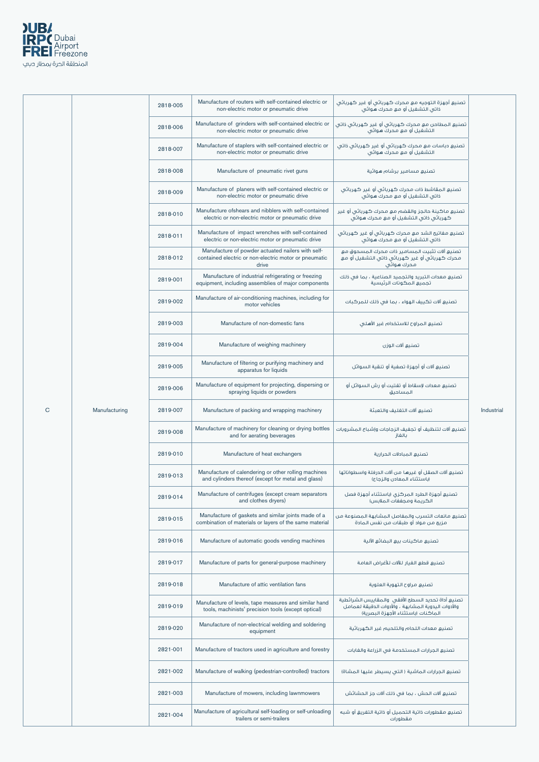| | | | | | |
|---|---|---|---|---|---|
| C | Manufacturing | 2818-005 | Manufacture of routers with self-contained electric or non-electric motor or pneumatic drive | تصنيع أجهزة التوجيه مع محرك كهربائي أو غير كهربائي ذاتي التشغيل أو مع محرك هوائي | Industrial |
| | | 2818-006 | Manufacture of grinders with self-contained electric or non-electric motor or pneumatic drive | تصنيع المطاحن مع محرك كهربائي أو غير كهربائي ذاتي التشغيل أو مع محرك هوائي | |
| | | 2818-007 | Manufacture of staplers with self-contained electric or non-electric motor or pneumatic drive | تصنيع دباسات مع محرك كهربائي أو غير كهربائي ذاتي التشغيل أو مع محرك هوائي | |
| | | 2818-008 | Manufacture of pneumatic rivet guns | تصنيع مسامير برشام هوائية | |
| | | 2818-009 | Manufacture of planers with self-contained electric or non-electric motor or pneumatic drive | تصنيع المقاشط ذات محرك كهربائي أو غير كهربائي ذاتي التشغيل أو مع محرك هوائي | |
| | | 2818-010 | Manufacture ofshears and nibblers with self-contained electric or non-electric motor or pneumatic drive | تصنيع ماكينة حالجز والقضم مع محرك كهربائي أو غير كهربائي ذاتي التشغيل أو مع محرك هوائي | |
| | | 2818-011 | Manufacture of impact wrenches with self-contained electric or non-electric motor or pneumatic drive | تصنيع مفاتيح الشد مع محرك كهربائي أو غير كهربائي ذاتي التشغيل أو مع محرك هوائي | |
| | | 2818-012 | Manufacture of powder actuated nailers with self-contained electric or non-electric motor or pneumatic drive | تصنيع آلات تثبيت المسامير ذات محرك المسحوق مع محرك كهربائي أو غير كهربائي ذاتي التشغيل أو مع محرك هوائي | |
| | | 2819-001 | Manufacture of industrial refrigerating or freezing equipment, including assemblies of major components | تصنيع معدات التبريد والتجميد الصناعية ، بما في ذلك تجميع المكونات الرئيسية | |
| | | 2819-002 | Manufacture of air-conditioning machines, including for motor vehicles | تصنيع آلات تكييف الهواء ، بما في ذلك للمركبات | |
| | | 2819-003 | Manufacture of non-domestic fans | تصنيع المراوح للاستخدام غير الأهلي | |
| | | 2819-004 | Manufacture of weighing machinery | تصنيع آلات الوزن | |
| | | 2819-005 | Manufacture of filtering or purifying machinery and apparatus for liquids | تصنيع آلات أو أجهزة تصفية أو تنقية السوائل | |
| | | 2819-006 | Manufacture of equipment for projecting, dispersing or spraying liquids or powders | تصنيع معدات لإسقاط أو تفتيت أو رش السوائل أو المساحيق | |
| | | 2819-007 | Manufacture of packing and wrapping machinery | تصنيع آلات التغليف والتعبئة | |
| | | 2819-008 | Manufacture of machinery for cleaning or drying bottles and for aerating beverages | تصنيع آلات لتنظيف أو تجفيف الزجاجات وإشباع المشروبات بالغاز | |
| | | 2819-010 | Manufacture of heat exchangers | تصنيع المبادلات الحرارية | |
| | | 2819-013 | Manufacture of calendering or other rolling machines and cylinders thereof (except for metal and glass) | تصنيع آلات الصقل أو غيرها من آلات الدرفلة واسطواناتها (باستثناء المعادن والزجاج) | |
| | | 2819-014 | Manufacture of centrifuges (except cream separators and clothes dryers) | تصنيع أجهزة الطرد المركزي (باستثناء أجهزة فصل الكريمة ومجففات الملابس) | |
| | | 2819-015 | Manufacture of gaskets and similar joints made of a combination of materials or layers of the same material | تصنيع مانعات التسرب والمفاصل المشابهة المصنوعة من مزيج من مواد أو طبقات من نفس المادة | |
| | | 2819-016 | Manufacture of automatic goods vending machines | تصنيع ماكينات بيع البضائع الآلية | |
| | | 2819-017 | Manufacture of parts for general-purpose machinery | تصنيع قطع الغيار للآلات للأغراض العامة | |
| | | 2819-018 | Manufacture of attic ventilation fans | تصنيع مراوح التهوية العلوية | |
| | | 2819-019 | Manufacture of levels, tape measures and similar hand tools, machinists' precision tools (except optical) | تصنيع أداة تحديد السطح الأفقي والمقاييس الشرائطية والأدوات اليدوية المشابهة ، والأدوات الدقيقة لعمامل الماكنات (باستثناء الأجهزة البصرية) | |
| | | 2819-020 | Manufacture of non-electrical welding and soldering equipment | تصنيع معدات اللحام والتلحيم غير الكهربائية | |
| | | 2821-001 | Manufacture of tractors used in agriculture and forestry | تصنيع الجرارات المستخدمة في الزراعة والغابات | |
| | | 2821-002 | Manufacture of walking (pedestrian-controlled) tractors | تصنيع الجرارات الماشية ( التي يسيطر عليها المشاة) | |
| | | 2821-003 | Manufacture of mowers, including lawnmowers | تصنيع آلات الحش ، بما في ذلك آلات جز الحشائش | |
| | | 2821-004 | Manufacture of agricultural self-loading or self-unloading trailers or semi-trailers | تصنيع مقطورات ذاتية التحميل أو ذاتية التفريغ أو شبه مقطورات | |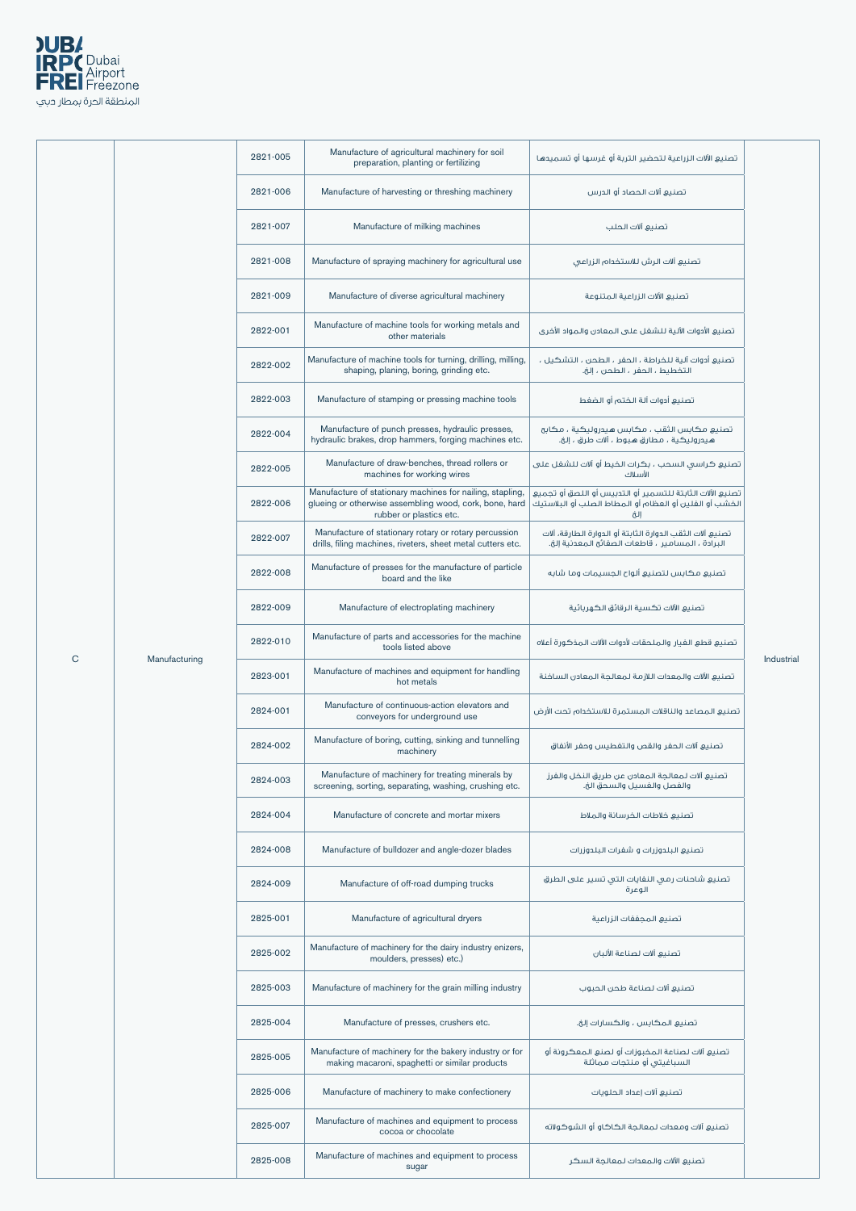| | | | | | |
|---|---|---|---|---|---|
| C | Manufacturing | 2821-005 | Manufacture of agricultural machinery for soil preparation, planting or fertilizing | تصنيع الآلات الزراعية لتحضير التربة أو غرسها أو تسميدها | Industrial |
| | | 2821-006 | Manufacture of harvesting or threshing machinery | تصنيع آلات الحصاد أو الدرس | |
| | | 2821-007 | Manufacture of milking machines | تصنيع آلات الحلب | |
| | | 2821-008 | Manufacture of spraying machinery for agricultural use | تصنيع آلات الرش للاستخدام الزراعي | |
| | | 2821-009 | Manufacture of diverse agricultural machinery | تصنيع الآلات الزراعية المتنوعة | |
| | | 2822-001 | Manufacture of machine tools for working metals and other materials | تصنيع الأدوات الآلية للشغل على المعادن والمواد الأخرى | |
| | | 2822-002 | Manufacture of machine tools for turning, drilling, milling, shaping, planing, boring, grinding etc. | تصنيع أدوات آلية للخراطة ، الحفر ، الطحن ، التشكيل ، التخطيط ، الحفر ، الطحن ، إلخ. | |
| | | 2822-003 | Manufacture of stamping or pressing machine tools | تصنيع أدوات آلة الختم أو الضغط | |
| | | 2822-004 | Manufacture of punch presses, hydraulic presses, hydraulic brakes, drop hammers, forging machines etc. | تصنيع مكابس الثقب ، مكابس هيدروليكية ، مكابح هيدروليكية ، مطارق هبوط ، آلات طرق ، إلخ. | |
| | | 2822-005 | Manufacture of draw-benches, thread rollers or machines for working wires | تصنيع كراسي السحب ، بكرات الخيط أو آلات للشغل على الأسلاك | |
| | | 2822-006 | Manufacture of stationary machines for nailing, stapling, glueing or otherwise assembling wood, cork, bone, hard rubber or plastics etc. | تصنيع الآلات الثابتة للتسمير أو التدبيس أو اللصق أو تجميع الخشب أو الفلين أو العظام أو المطاط الصلب أو البلاستيك إلخ | |
| | | 2822-007 | Manufacture of stationary rotary or rotary percussion drills, filing machines, riveters, sheet metal cutters etc. | تصنيع آلات الثقب الدوارة الثابتة أو الدوارة الطارقة، آلات البرادة ، المسامير ، قاطعات الصفائح المعدنية إلخ. | |
| | | 2822-008 | Manufacture of presses for the manufacture of particle board and the like | تصنيع مكابس لتصنيع ألواح الجسيمات وما شابه | |
| | | 2822-009 | Manufacture of electroplating machinery | تصنيع الآلات تكسية الرقائق الكهربائية | |
| | | 2822-010 | Manufacture of parts and accessories for the machine tools listed above | تصنيع قطع الغيار والملحقات لأدوات الآلات المذكورة أعلاه | |
| | | 2823-001 | Manufacture of machines and equipment for handling hot metals | تصنيع الآلات والمعدات اللازمة لمعالجة المعادن الساخنة | |
| | | 2824-001 | Manufacture of continuous-action elevators and conveyors for underground use | تصنيع المصاعد والناقلات المستمرة للاستخدام تحت الأرض | |
| | | 2824-002 | Manufacture of boring, cutting, sinking and tunnelling machinery | تصنيع آلات الحفر والقص والتغطيس وحفر الأنفاق | |
| | | 2824-003 | Manufacture of machinery for treating minerals by screening, sorting, separating, washing, crushing etc. | تصنيع آلات لمعالجة المعادن عن طريق النخل والفرز والفصل والغسيل والسحق الخ. | |
| | | 2824-004 | Manufacture of concrete and mortar mixers | تصنيع خلاطات الخرسانة والملاط | |
| | | 2824-008 | Manufacture of bulldozer and angle-dozer blades | تصنيع البلدوزرات و شفرات البلدوزرات | |
| | | 2824-009 | Manufacture of off-road dumping trucks | تصنيع شاحنات رمي النفايات التي تسير على الطرق الوعرة | |
| | | 2825-001 | Manufacture of agricultural dryers | تصنيع المجففات الزراعية | |
| | | 2825-002 | Manufacture of machinery for the dairy industry enizers, moulders, presses) etc.) | تصنيع آلات لصناعة الألبان | |
| | | 2825-003 | Manufacture of machinery for the grain milling industry | تصنيع آلات لصناعة طحن الحبوب | |
| | | 2825-004 | Manufacture of presses, crushers etc. | تصنيع المكابس ، والكسارات إلخ. | |
| | | 2825-005 | Manufacture of machinery for the bakery industry or for making macaroni, spaghetti or similar products | تصنيع آلات لصناعة المخبوزات أو لصنع المعكرونة أو السباغيتي أو منتجات مماثلة | |
| | | 2825-006 | Manufacture of machinery to make confectionery | تصنيع آلات إعداد الحلويات | |
| | | 2825-007 | Manufacture of machines and equipment to process cocoa or chocolate | تصنيع آلات ومعدات لمعالجة الكاكاو أو الشوكولاته | |
| | | 2825-008 | Manufacture of machines and equipment to process sugar | تصنيع الآلات والمعدات لمعالجة السكر | |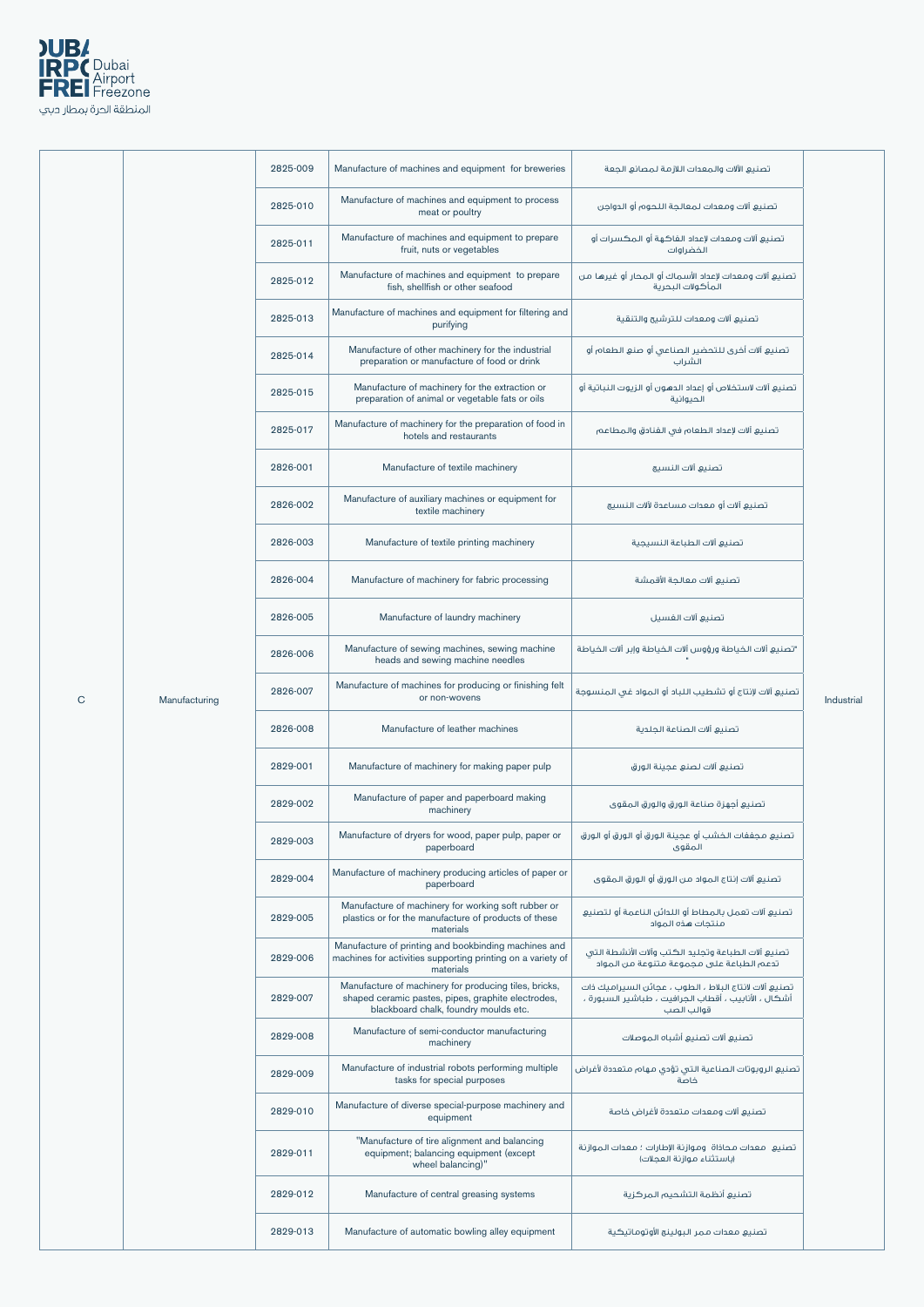| | | | | | |
|---|---|---|---|---|---|
| C | Manufacturing | 2825-009 | Manufacture of machines and equipment for breweries | تصنيع الآلات والمعدات اللازمة لمصانع الجعة | Industrial |
| | | 2825-010 | Manufacture of machines and equipment to process meat or poultry | تصنيع آلات ومعدات لمعالجة اللحوم أو الدواجن | |
| | | 2825-011 | Manufacture of machines and equipment to prepare fruit, nuts or vegetables | تصنيع آلات ومعدات لإعداد الفاكهة أو المكسرات أو الخضراوات | |
| | | 2825-012 | Manufacture of machines and equipment to prepare fish, shellfish or other seafood | تصنيع آلات ومعدات لإعداد الأسماك أو المحار أو غيرها من المأكولات البحرية | |
| | | 2825-013 | Manufacture of machines and equipment for filtering and purifying | تصنيع آلات ومعدات للترشيح والتنقية | |
| | | 2825-014 | Manufacture of other machinery for the industrial preparation or manufacture of food or drink | تصنيع آلات أخرى للتحضير الصناعي أو صنع الطعام أو الشراب | |
| | | 2825-015 | Manufacture of machinery for the extraction or preparation of animal or vegetable fats or oils | تصنيع آلات لاستخلاص أو إعداد الدهون أو الزيوت النباتية أو الحيوانية | |
| | | 2825-017 | Manufacture of machinery for the preparation of food in hotels and restaurants | تصنيع آلات لإعداد الطعام في الفنادق والمطاعم | |
| | | 2826-001 | Manufacture of textile machinery | تصنيع آلات النسيج | |
| | | 2826-002 | Manufacture of auxiliary machines or equipment for textile machinery | تصنيع آلات أو معدات مساعدة لآلات النسيج | |
| | | 2826-003 | Manufacture of textile printing machinery | تصنيع آلات الطباعة النسيجية | |
| | | 2826-004 | Manufacture of machinery for fabric processing | تصنيع آلات معالجة الأقمشة | |
| | | 2826-005 | Manufacture of laundry machinery | تصنيع آلات الغسيل | |
| | | 2826-006 | Manufacture of sewing machines, sewing machine heads and sewing machine needles | "تصنيع آلات الخياطة ورؤوس آلات الخياطة وإبر آلات الخياطة " | |
| | | 2826-007 | Manufacture of machines for producing or finishing felt or non-wovens | تصنيع آلات لإنتاج أو تشطيب اللباد أو المواد غير المنسوجة | |
| | | 2826-008 | Manufacture of leather machines | تصنيع آلات الصناعة الجلدية | |
| | | 2829-001 | Manufacture of machinery for making paper pulp | تصنيع آلات لصنع عجينة الورق | |
| | | 2829-002 | Manufacture of paper and paperboard making machinery | تصنيع أجهزة صناعة الورق والورق المقوى | |
| | | 2829-003 | Manufacture of dryers for wood, paper pulp, paper or paperboard | تصنيع مجففات الخشب أو عجينة الورق أو الورق أو الورق المقوى | |
| | | 2829-004 | Manufacture of machinery producing articles of paper or paperboard | تصنيع آلات إنتاج المواد من الورق أو الورق المقوى | |
| | | 2829-005 | Manufacture of machinery for working soft rubber or plastics or for the manufacture of products of these materials | تصنيع آلات تعمل بالمطاط أو اللدائن الناعمة أو لتصنيع منتجات هذه المواد | |
| | | 2829-006 | Manufacture of printing and bookbinding machines and machines for activities supporting printing on a variety of materials | تصنيع آلات الطباعة وتجليد الكتب وآلات الأنشطة التي تدعم الطباعة على مجموعة متنوعة من المواد | |
| | | 2829-007 | Manufacture of machinery for producing tiles, bricks, shaped ceramic pastes, pipes, graphite electrodes, blackboard chalk, foundry moulds etc. | تصنيع آلات لانتاج البلاط ، الطوب ، عجائن السيراميك ذات أشكال ، الأنابيب ، أقطاب الجرافيت ، طباشير السبورة ، قوالب الصب | |
| | | 2829-008 | Manufacture of semi-conductor manufacturing machinery | تصنيع آلات تصنيع أشباه الموصلات | |
| | | 2829-009 | Manufacture of industrial robots performing multiple tasks for special purposes | تصنيع الروبوتات الصناعية التي تؤدي مهام متعددة لأغراض خاصة | |
| | | 2829-010 | Manufacture of diverse special-purpose machinery and equipment | تصنيع آلات ومعدات متعددة لأغراض خاصة | |
| | | 2829-011 | "Manufacture of tire alignment and balancing equipment; balancing equipment (except wheel balancing)" | تصنيع معدات محاذاة وموازنة الإطارات ؛ معدات الموازنة (باستثناء موازنة العجلات) | |
| | | 2829-012 | Manufacture of central greasing systems | تصنيع أنظمة التشحيم المركزية | |
| | | 2829-013 | Manufacture of automatic bowling alley equipment | تصنيع معدات ممر البولينج الأوتوماتيكية | |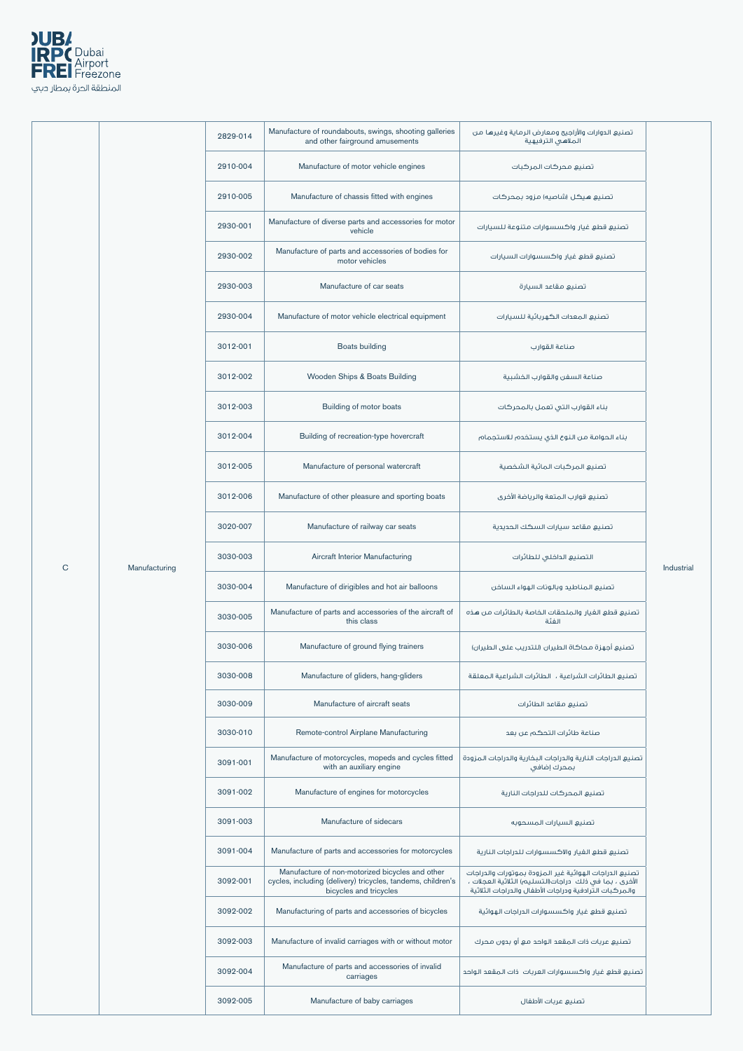| | | | | | |
|---|---|---|---|---|---|
| C | Manufacturing | 2829-014 | Manufacture of roundabouts, swings, shooting galleries and other fairground amusements | تصنيع الدوارات والأراجيح ومعارض الرماية وغيرها من الملاهي الترفيهية | Industrial |
| | | 2910-004 | Manufacture of motor vehicle engines | تصنيع محركات المركبات | |
| | | 2910-005 | Manufacture of chassis fitted with engines | تصنيع هيكل (شاصيه) مزود بمحركات | |
| | | 2930-001 | Manufacture of diverse parts and accessories for motor vehicle | تصنيع قطع غيار واكسسوارات متنوعة للسيارات | |
| | | 2930-002 | Manufacture of parts and accessories of bodies for motor vehicles | تصنيع قطع غيار واكسسوارات السيارات | |
| | | 2930-003 | Manufacture of car seats | تصنيع مقاعد السيارة | |
| | | 2930-004 | Manufacture of motor vehicle electrical equipment | تصنيع المعدات الكهربائية للسيارات | |
| | | 3012-001 | Boats building | صناعة القوارب | |
| | | 3012-002 | Wooden Ships & Boats Building | صناعة السفن والقوارب الخشبية | |
| | | 3012-003 | Building of motor boats | بناء القوارب التي تعمل بالمحركات | |
| | | 3012-004 | Building of recreation-type hovercraft | بناء الحوامة من النوع الذي يستخدم للاستجمام | |
| | | 3012-005 | Manufacture of personal watercraft | تصنيع المركبات المائية الشخصية | |
| | | 3012-006 | Manufacture of other pleasure and sporting boats | تصنيع قوارب المتعة والرياضة الأخرى | |
| | | 3020-007 | Manufacture of railway car seats | تصنيع مقاعد سيارات السكك الحديدية | |
| | | 3030-003 | Aircraft Interior Manufacturing | التصنيع الداخلي للطائرات | |
| | | 3030-004 | Manufacture of dirigibles and hot air balloons | تصنيع المناطيد وبالونات الهواء الساخن | |
| | | 3030-005 | Manufacture of parts and accessories of the aircraft of this class | تصنيع قطع الغيار والملحقات الخاصة بالطائرات من هذه الفئة | |
| | | 3030-006 | Manufacture of ground flying trainers | تصنيع أجهزة محاكاة الطيران (للتدريب على الطيران) | |
| | | 3030-008 | Manufacture of gliders, hang-gliders | تصنيع الطائرات الشراعية ، الطائرات الشراعية المعلقة | |
| | | 3030-009 | Manufacture of aircraft seats | تصنيع مقاعد الطائرات | |
| | | 3030-010 | Remote-control Airplane Manufacturing | صناعة طائرات التحكم عن بعد | |
| | | 3091-001 | Manufacture of motorcycles, mopeds and cycles fitted with an auxiliary engine | تصنيع الدراجات النارية والدراجات البخارية والدراجات المزودة بمحرك إضافي | |
| | | 3091-002 | Manufacture of engines for motorcycles | تصنيع المحركات للدراجات النارية | |
| | | 3091-003 | Manufacture of sidecars | تصنيع السيارات المسحوبه | |
| | | 3091-004 | Manufacture of parts and accessories for motorcycles | تصنيع قطع الغيار والاكسسوارات للدراجات النارية | |
| | | 3092-001 | Manufacture of non-motorized bicycles and other cycles, including (delivery) tricycles, tandems, children's bicycles and tricycles | تصنيع الدراجات الهوائية غير المزودة بموتورات والدراجات الأخرى ، بما في ذلك دراجات(التسليم) الثلاثية العجلات ، والمركبات الترادفية ودراجات الأطفال والدراجات الثلاثية | |
| | | 3092-002 | Manufacturing of parts and accessories of bicycles | تصنيع قطع غيار واكسسوارات الدراجات الهوائية | |
| | | 3092-003 | Manufacture of invalid carriages with or without motor | تصنيع عربات ذات المقعد الواحد مع أو بدون محرك | |
| | | 3092-004 | Manufacture of parts and accessories of invalid carriages | تصنيع قطع غيار واكسسوارات العربات ذات المقعد الواحد | |
| | | 3092-005 | Manufacture of baby carriages | تصنيع عربات الأطفال | |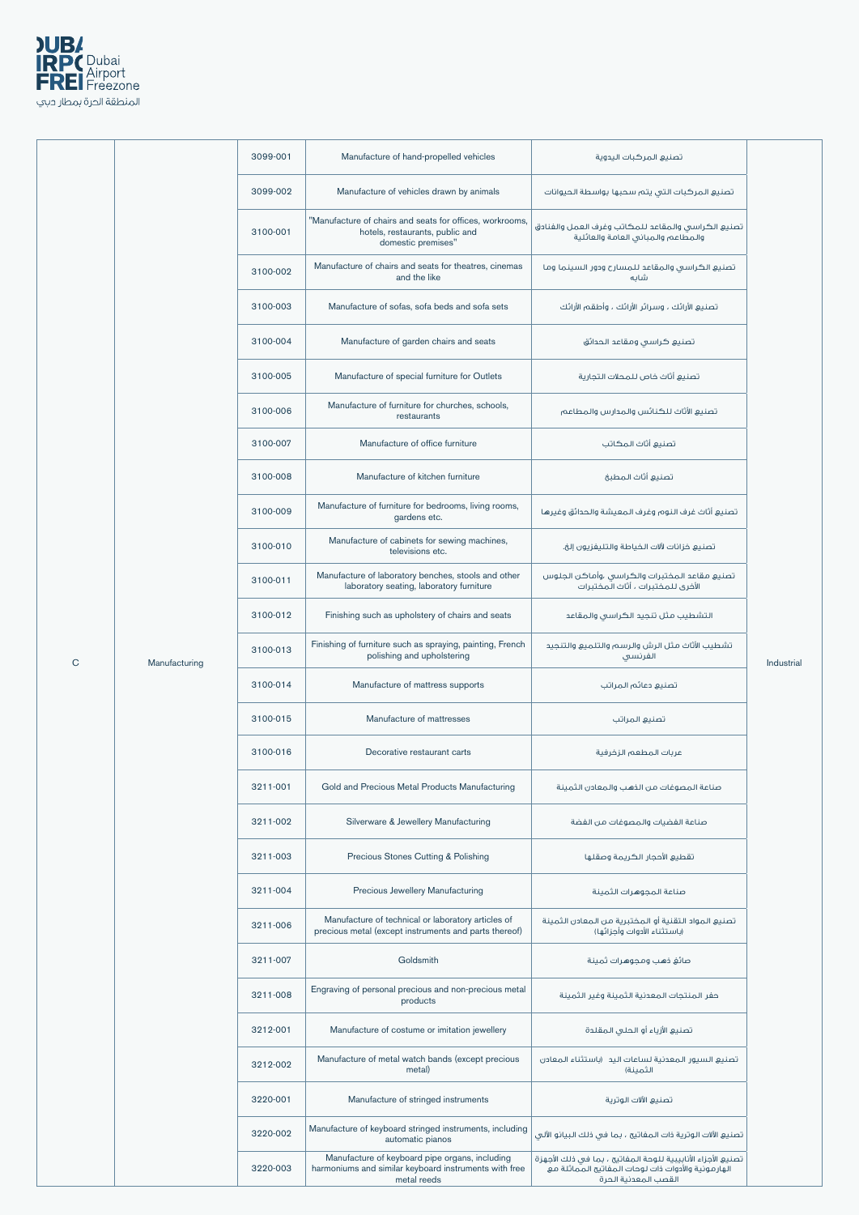| | | | | | |
|---|---|---|---|---|---|
| C | Manufacturing | 3099-001 | Manufacture of hand-propelled vehicles | تصنيع المركبات اليدوية | Industrial |
| | | 3099-002 | Manufacture of vehicles drawn by animals | تصنيع المركبات التي يتم سحبها بواسطة الحيوانات | |
| | | 3100-001 | "Manufacture of chairs and seats for offices, workrooms, hotels, restaurants, public and domestic premises" | تصنيع الكراسي والمقاعد للمكاتب وغرف العمل والفنادق والمطاعم والمباني العامة والعائلية | |
| | | 3100-002 | Manufacture of chairs and seats for theatres, cinemas and the like | تصنيع الكراسي والمقاعد للمسارح ودور السينما وما شابه | |
| | | 3100-003 | Manufacture of sofas, sofa beds and sofa sets | تصنيع الأرائك ، وسرائر الأرائك ، وأطقم الأرائك | |
| | | 3100-004 | Manufacture of garden chairs and seats | تصنيع كراسي ومقاعد الحدائق | |
| | | 3100-005 | Manufacture of special furniture for Outlets | تصنيع أثاث خاص للمحلات التجارية | |
| | | 3100-006 | Manufacture of furniture for churches, schools, restaurants | تصنيع الأثاث للكنائس والمدارس والمطاعم | |
| | | 3100-007 | Manufacture of office furniture | تصنيع أثاث المكاتب | |
| | | 3100-008 | Manufacture of kitchen furniture | تصنيع أثاث المطبخ | |
| | | 3100-009 | Manufacture of furniture for bedrooms, living rooms, gardens etc. | تصنيع أثاث غرف النوم وغرف المعيشة والحدائق وغيرها | |
| | | 3100-010 | Manufacture of cabinets for sewing machines, televisions etc. | تصنيع خزانات لآلات الخياطة والتليفزيون إلخ. | |
| | | 3100-011 | Manufacture of laboratory benches, stools and other laboratory seating, laboratory furniture | تصنيع مقاعد المختبرات والكراسي ،وأماكن الجلوس الأخرى للمختبرات ، أثاث المختبرات | |
| | | 3100-012 | Finishing such as upholstery of chairs and seats | التشطيب مثل تنجيد الكراسي والمقاعد | |
| | | 3100-013 | Finishing of furniture such as spraying, painting, French polishing and upholstering | تشطيب الأثاث مثل الرش والرسم والتلميع والتنجيد الفرنسي | |
| | | 3100-014 | Manufacture of mattress supports | تصنيع دعائم المراتب | |
| | | 3100-015 | Manufacture of mattresses | تصنيع المراتب | |
| | | 3100-016 | Decorative restaurant carts | عربات المطعم الزخرفية | |
| | | 3211-001 | Gold and Precious Metal Products Manufacturing | صناعة المصوغات من الذهب والمعادن الثمينة | |
| | | 3211-002 | Silverware & Jewellery Manufacturing | صناعة الفضيات والمصوغات من الفضة | |
| | | 3211-003 | Precious Stones Cutting & Polishing | تقطيع الأحجار الكريمة وصقلها | |
| | | 3211-004 | Precious Jewellery Manufacturing | صناعة المجوهرات الثمينة | |
| | | 3211-006 | Manufacture of technical or laboratory articles of precious metal (except instruments and parts thereof) | تصنيع المواد التقنية أو المختبرية من المعادن الثمينة (باستثناء الأدوات وأجزائها) | |
| | | 3211-007 | Goldsmith | صائغ ذهب ومجوهرات ثمينة | |
| | | 3211-008 | Engraving of personal precious and non-precious metal products | حفر المنتجات المعدنية الثمينة وغير الثمينة | |
| | | 3212-001 | Manufacture of costume or imitation jewellery | تصنيع الأزياء أو الحلي المقلدة | |
| | | 3212-002 | Manufacture of metal watch bands (except precious metal) | تصنيع السيور المعدنية لساعات اليد (باستثناء المعادن الثمينة) | |
| | | 3220-001 | Manufacture of stringed instruments | تصنيع الآلات الوترية | |
| | | 3220-002 | Manufacture of keyboard stringed instruments, including automatic pianos | تصنيع الآلات الوترية ذات المفاتيح ، بما في ذلك البيانو الآلي | |
| | | 3220-003 | Manufacture of keyboard pipe organs, including harmoniums and similar keyboard instruments with free metal reeds | تصنيع الأجزاء الأنابيبية للوحة المفاتيح ، بما في ذلك الأجهزة الهارمونية والأدوات ذات لوحات المفاتيح المماثلة مع القصب المعدنية الحرة | |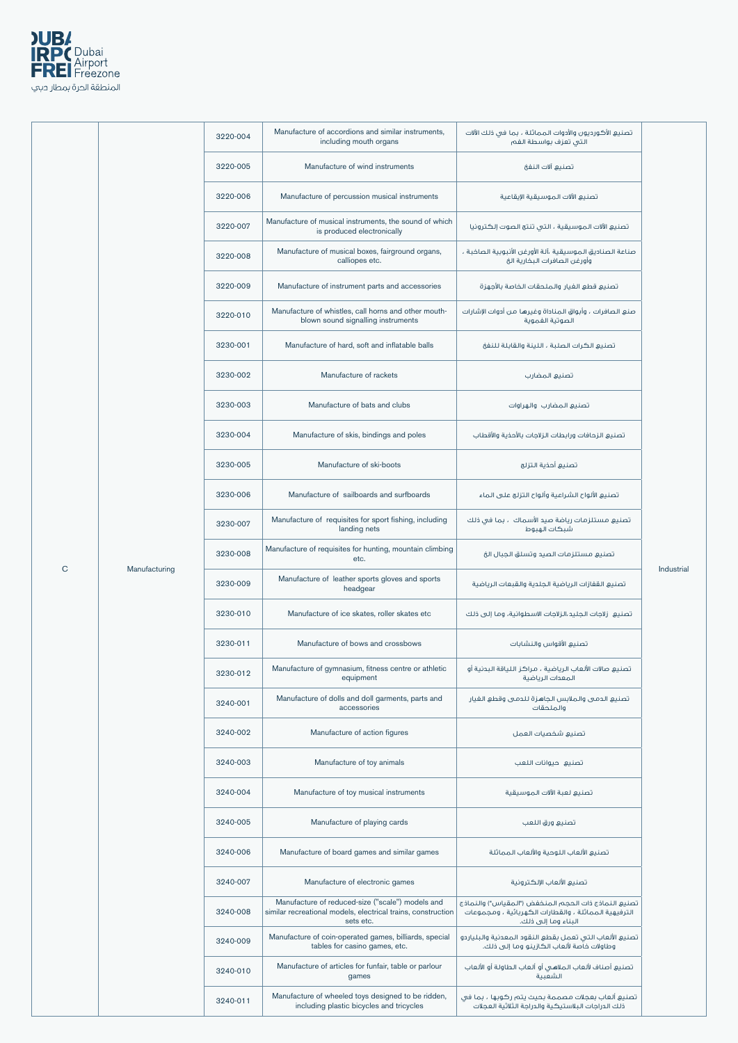| | | | | | |
|---|---|---|---|---|---|
| C | Manufacturing | 3220-004 | Manufacture of accordions and similar instruments, including mouth organs | تصنيع الأكورديون والأدوات المماثلة ، بما في ذلك الآلات التي تعزف بواسطة الفم | Industrial |
| | | 3220-005 | Manufacture of wind instruments | تصنيع آلات النفخ | |
| | | 3220-006 | Manufacture of percussion musical instruments | تصنيع الآلات الموسيقية الإيقاعية | |
| | | 3220-007 | Manufacture of musical instruments, the sound of which is produced electronically | تصنيع الآلات الموسيقية ، التي تنتج الصوت إلكترونيا | |
| | | 3220-008 | Manufacture of musical boxes, fairground organs, calliopes etc. | صناعة الصناديق الموسيقية ،آلة الأورغن الأنبوبية الصاخبة ، وأورغن الصافرات البخارية الخ | |
| | | 3220-009 | Manufacture of instrument parts and accessories | تصنيع قطع الغيار والملحقات الخاصة بالأجهزة | |
| | | 3220-010 | Manufacture of whistles, call horns and other mouth-blown sound signalling instruments | صنع الصافرات ، وأبواق المناداة وغيرها من أدوات الإشارات الصوتية الفموية | |
| | | 3230-001 | Manufacture of hard, soft and inflatable balls | تصنيع الكرات الصلبة ، اللينة والقابلة للنفخ | |
| | | 3230-002 | Manufacture of rackets | تصنيع المضارب | |
| | | 3230-003 | Manufacture of bats and clubs | تصنيع المضارب والهراوات | |
| | | 3230-004 | Manufacture of skis, bindings and poles | تصنيع الزحافات ورابطات الزلاجات بالأحذية والأقطاب | |
| | | 3230-005 | Manufacture of ski-boots | تصنيع أحذية التزلج | |
| | | 3230-006 | Manufacture of sailboards and surfboards | تصنيع الألواح الشراعية وألواح التزلج على الماء | |
| | | 3230-007 | Manufacture of requisites for sport fishing, including landing nets | تصنيع مستلزمات رياضة صيد الأسماك ، بما في ذلك شبكات الهبوط | |
| | | 3230-008 | Manufacture of requisites for hunting, mountain climbing etc. | تصنيع مستلزمات الصيد وتسلق الجبال الخ | |
| | | 3230-009 | Manufacture of leather sports gloves and sports headgear | تصنيع القفازات الرياضية الجلدية والقبعات الرياضية | |
| | | 3230-010 | Manufacture of ice skates, roller skates etc | تصنيع زلاجات الجليد،الزلاجات الاسطوانية، وما إلى ذلك | |
| | | 3230-011 | Manufacture of bows and crossbows | تصنيع الأقواس والنشابات | |
| | | 3230-012 | Manufacture of gymnasium, fitness centre or athletic equipment | تصنيع صالات الألعاب الرياضية ، مراكز اللياقة البدنية أو المعدات الرياضية | |
| | | 3240-001 | Manufacture of dolls and doll garments, parts and accessories | تصنيع الدمى والملابس الجاهزة للدمى وقطع الغيار والملحقات | |
| | | 3240-002 | Manufacture of action figures | تصنيع شخصيات العمل | |
| | | 3240-003 | Manufacture of toy animals | تصنيع حيوانات اللعب | |
| | | 3240-004 | Manufacture of toy musical instruments | تصنيع لعبة الآلات الموسيقية | |
| | | 3240-005 | Manufacture of playing cards | تصنيع ورق اللعب | |
| | | 3240-006 | Manufacture of board games and similar games | تصنيع الألعاب اللوحية والألعاب المماثلة | |
| | | 3240-007 | Manufacture of electronic games | تصنيع الألعاب الإلكترونية | |
| | | 3240-008 | Manufacture of reduced-size ("scale") models and similar recreational models, electrical trains, construction sets etc. | تصنيع النماذج ذات الحجم المنخفض ("المقياس") والنماذج الترفيهية المماثلة ، والقطارات الكهربائية ، ومجموعات البناء وما إلى ذلك. | |
| | | 3240-009 | Manufacture of coin-operated games, billiards, special tables for casino games, etc. | تصنيع الألعاب التي تعمل بقطع النقود المعدنية والبلياردو وطاولات خاصة لألعاب الكازينو وما إلى ذلك. | |
| | | 3240-010 | Manufacture of articles for funfair, table or parlour games | تصنيع أصناف لألعاب الملاهي أو ألعاب الطاولة أو الألعاب الشعبية | |
| | | 3240-011 | Manufacture of wheeled toys designed to be ridden, including plastic bicycles and tricycles | تصنيع ألعاب بعجلات مصممة بحيث يتم ركوبها ، بما في ذلك الدراجات البلاستيكية والدراجة الثلاثية العجلات | |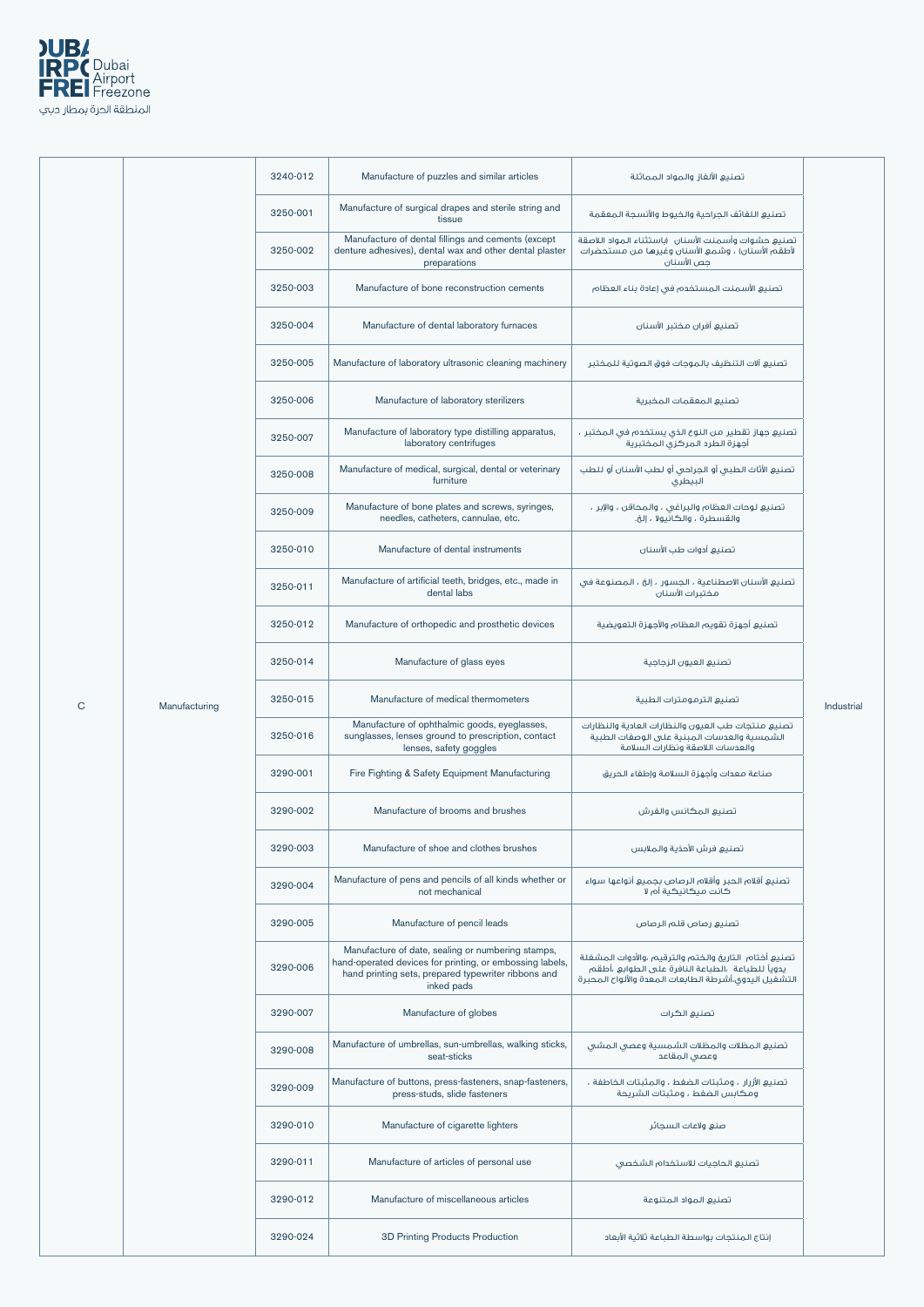| | | | | | |
|---|---|---|---|---|---|
| | | 3240-012 | Manufacture of puzzles and similar articles | تصنيع الألغاز والمواد المماثلة | |
| | | 3250-001 | Manufacture of surgical drapes and sterile string and tissue | تصنيع اللفائف الجراحية والخيوط والأنسجة المعقمة | |
| | | 3250-002 | Manufacture of dental fillings and cements (except denture adhesives), dental wax and other dental plaster preparations | تصنيع حشوات وأسمنت الأسنان (باستثناء المواد اللاصقة لأطقم الأسنان) ، وشمع الأسنان وغيرها من مستحضرات جص الأسنان | |
| | | 3250-003 | Manufacture of bone reconstruction cements | تصنيع الأسمنت المستخدم في إعادة بناء العظام | |
| | | 3250-004 | Manufacture of dental laboratory furnaces | تصنيع أفران مختبر الأسنان | |
| | | 3250-005 | Manufacture of laboratory ultrasonic cleaning machinery | تصنيع آلات التنظيف بالموجات فوق الصوتية للمختبر | |
| | | 3250-006 | Manufacture of laboratory sterilizers | تصنيع المعقمات المخبرية | |
| | | 3250-007 | Manufacture of laboratory type distilling apparatus, laboratory centrifuges | تصنيع جهاز تقطير من النوع الذي يستخدم في المختبر ، أجهزة الطرد المركزي المختبرية | |
| | | 3250-008 | Manufacture of medical, surgical, dental or veterinary furniture | تصنيع الأثاث الطبي أو الجراحي أو لطب الأسنان أو للطب البيطري | |
| | | 3250-009 | Manufacture of bone plates and screws, syringes, needles, catheters, cannulae, etc. | تصنيع لوحات العظام والبراغي ، والمحاقن ، والإبر ، والقسطرة ، والكانيولا ، إلخ. | |
| | | 3250-010 | Manufacture of dental instruments | تصنيع أدوات طب الأسنان | |
| | | 3250-011 | Manufacture of artificial teeth, bridges, etc., made in dental labs | تصنيع الأسنان الاصطناعية ، الجسور ، إلخ ، المصنوعة في مختبرات الأسنان | |
| | | 3250-012 | Manufacture of orthopedic and prosthetic devices | تصنيع أجهزة تقويم العظام والأجهزة التعويضية | |
| | | 3250-014 | Manufacture of glass eyes | تصنيع العيون الزجاجية | |
| C | Manufacturing | 3250-015 | Manufacture of medical thermometers | تصنيع الترمومترات الطبية | Industrial |
| | | 3250-016 | Manufacture of ophthalmic goods, eyeglasses, sunglasses, lenses ground to prescription, contact lenses, safety goggles | تصنيع منتجات طب العيون والنظارات العادية والنظارات الشمسية والعدسات المبنية على الوصفات الطبية والعدسات اللاصقة ونظارات السلامة | |
| | | 3290-001 | Fire Fighting & Safety Equipment Manufacturing | صناعة معدات وأجهزة السلامة وإطفاء الحريق | |
| | | 3290-002 | Manufacture of brooms and brushes | تصنيع المكانس والفرش | |
| | | 3290-003 | Manufacture of shoe and clothes brushes | تصنيع فرش الأحذية والملابس | |
| | | 3290-004 | Manufacture of pens and pencils of all kinds whether or not mechanical | تصنيع أقلام الحبر وأقلام الرصاص بجميع أنواعها سواء كانت ميكانيكية أم لا | |
| | | 3290-005 | Manufacture of pencil leads | تصنيع رصاص قلم الرصاص | |
| | | 3290-006 | Manufacture of date, sealing or numbering stamps, hand-operated devices for printing, or embossing labels, hand printing sets, prepared typewriter ribbons and inked pads | تصنيع أختام التاريخ والختم والترقيم ،والأدوات المشغلة يدويًا للطباعة ،الطباعة النافرة على الطوابع ،أطقم التشغيل اليدوي،أشرطة الطابعات المعدة والألواح المحبرة | |
| | | 3290-007 | Manufacture of globes | تصنيع الكرات | |
| | | 3290-008 | Manufacture of umbrellas, sun-umbrellas, walking sticks, seat-sticks | تصنيع المظلات والمظلات الشمسية وعصي المشي وعصي المقاعد | |
| | | 3290-009 | Manufacture of buttons, press-fasteners, snap-fasteners, press-studs, slide fasteners | تصنيع الأزرار ، ومثبتات الضغط ، والمثبتات الخاطفة ، ومكابس الضغط ، ومثبتات الشريحة | |
| | | 3290-010 | Manufacture of cigarette lighters | صنع ولاعات السجائر | |
| | | 3290-011 | Manufacture of articles of personal use | تصنيع الحاجيات للاستخدام الشخصي | |
| | | 3290-012 | Manufacture of miscellaneous articles | تصنيع المواد المتنوعة | |
| | | 3290-024 | 3D Printing Products Production | إنتاج المنتجات بواسطة الطباعة ثلاثية الأبعاد | |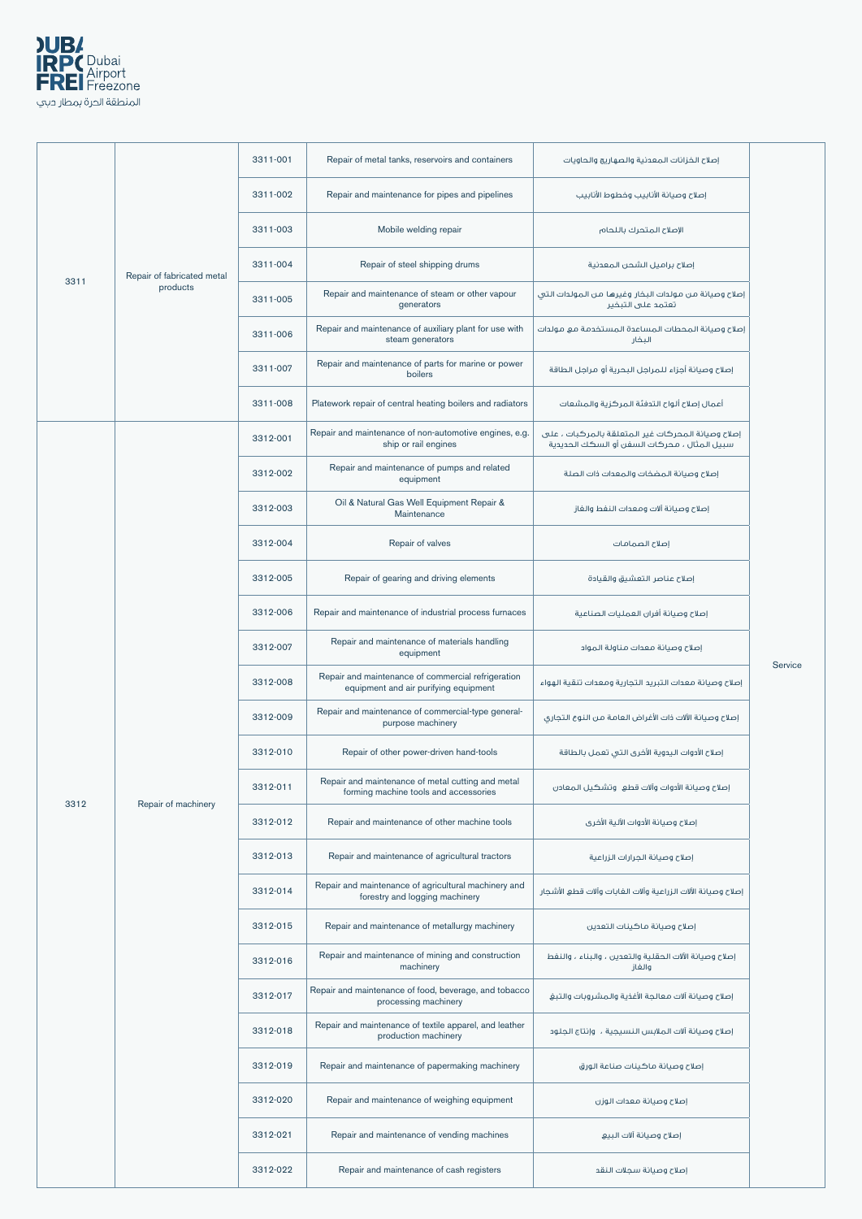| | | | | | |
|---|---|---|---|---|---|
| 3311 | Repair of fabricated metal products | 3311-001 | Repair of metal tanks, reservoirs and containers | إصلاح الخزانات المعدنية والصهاريج والحاويات | Service |
| | | 3311-002 | Repair and maintenance for pipes and pipelines | إصلاح وصيانة الأنابيب وخطوط الأنابيب | |
| | | 3311-003 | Mobile welding repair | الإصلاح المتحرك باللحام | |
| | | 3311-004 | Repair of steel shipping drums | إصلاح براميل الشحن المعدنية | |
| | | 3311-005 | Repair and maintenance of steam or other vapour generators | إصلاح وصيانة من مولدات البخار وغيرها من المولدات التي تعتمد على التبخير | |
| | | 3311-006 | Repair and maintenance of auxiliary plant for use with steam generators | إصلاح وصيانة المحطات المساعدة المستخدمة مع مولدات البخار | |
| | | 3311-007 | Repair and maintenance of parts for marine or power boilers | إصلاح وصيانة أجزاء للمراجل البحرية أو مراجل الطاقة | |
| | | 3311-008 | Platework repair of central heating boilers and radiators | أعمال إصلاح ألواح التدفئة المركزية والمشعات | |
| 3312 | Repair of machinery | 3312-001 | Repair and maintenance of non-automotive engines, e.g. ship or rail engines | إصلاح وصيانة المحركات غير المتعلقة بالمركبات ، على سبيل المثال ، محركات السفن أو السكك الحديدية | |
| | | 3312-002 | Repair and maintenance of pumps and related equipment | إصلاح وصيانة المضخات والمعدات ذات الصلة | |
| | | 3312-003 | Oil & Natural Gas Well Equipment Repair & Maintenance | إصلاح وصيانة آلات ومعدات النفط والغاز | |
| | | 3312-004 | Repair of valves | إصلاح الصمامات | |
| | | 3312-005 | Repair of gearing and driving elements | إصلاح عناصر التعشيق والقيادة | |
| | | 3312-006 | Repair and maintenance of industrial process furnaces | إصلاح وصيانة أفران العمليات الصناعية | |
| | | 3312-007 | Repair and maintenance of materials handling equipment | إصلاح وصيانة معدات مناولة المواد | |
| | | 3312-008 | Repair and maintenance of commercial refrigeration equipment and air purifying equipment | إصلاح وصيانة معدات التبريد التجارية ومعدات تنقية الهواء | |
| | | 3312-009 | Repair and maintenance of commercial-type general-purpose machinery | إصلاح وصيانة الآلات ذات الأغراض العامة من النوع التجاري | |
| | | 3312-010 | Repair of other power-driven hand-tools | إصلاح الأدوات اليدوية الأخرى التي تعمل بالطاقة | |
| | | 3312-011 | Repair and maintenance of metal cutting and metal forming machine tools and accessories | إصلاح وصيانة الأدوات وآلات قطع وتشكيل المعادن | |
| | | 3312-012 | Repair and maintenance of other machine tools | إصلاح وصيانة الأدوات الآلية الأخرى | |
| | | 3312-013 | Repair and maintenance of agricultural tractors | إصلاح وصيانة الجرارات الزراعية | |
| | | 3312-014 | Repair and maintenance of agricultural machinery and forestry and logging machinery | إصلاح وصيانة الآلات الزراعية وآلات الغابات وآلات قطع الأشجار | |
| | | 3312-015 | Repair and maintenance of metallurgy machinery | إصلاح وصيانة ماكينات التعدين | |
| | | 3312-016 | Repair and maintenance of mining and construction machinery | إصلاح وصيانة الآلات الحقلية والتعدين ، والبناء ، والنفط والغاز | |
| | | 3312-017 | Repair and maintenance of food, beverage, and tobacco processing machinery | إصلاح وصيانة آلات معالجة الأغذية والمشروبات والتبغ | |
| | | 3312-018 | Repair and maintenance of textile apparel, and leather production machinery | إصلاح وصيانة آلات الملابس النسيجية ، وإنتاج الجلود | |
| | | 3312-019 | Repair and maintenance of papermaking machinery | إصلاح وصيانة ماكينات صناعة الورق | |
| | | 3312-020 | Repair and maintenance of weighing equipment | إصلاح وصيانة معدات الوزن | |
| | | 3312-021 | Repair and maintenance of vending machines | إصلاح وصيانة آلات البيع | |
| | | 3312-022 | Repair and maintenance of cash registers | إصلاح وصيانة سجلات النقد | |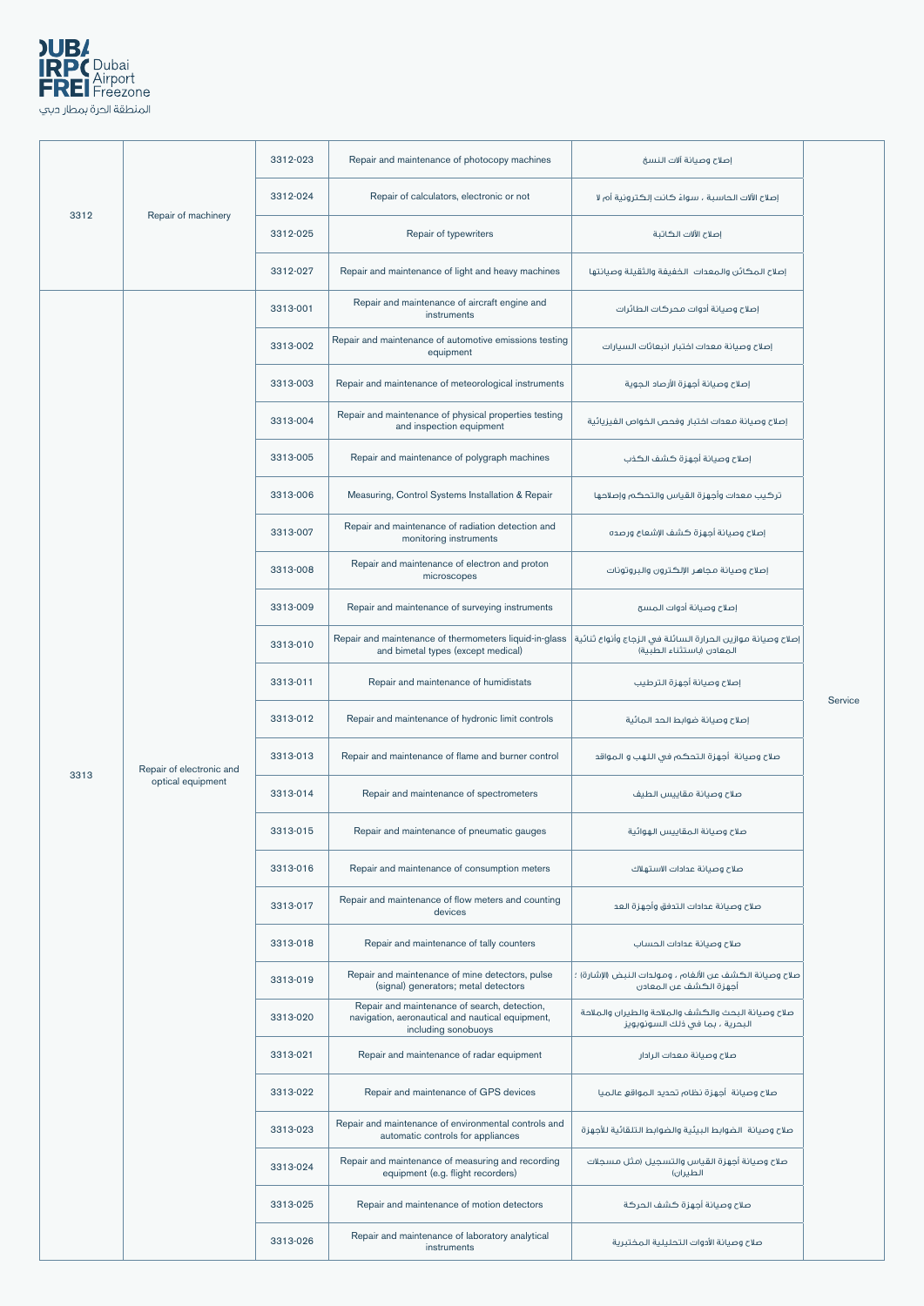| | | | | | |
|---|---|---|---|---|---|
| 3312 | Repair of machinery | 3312-023 | Repair and maintenance of photocopy machines | إصلاح وصيانة آلات النسخ | Service |
| | | 3312-024 | Repair of calculators, electronic or not | إصلاح الآلات الحاسبة ، سواءً كانت إلكترونية أم لا | |
| | | 3312-025 | Repair of typewriters | إصلاح الآلات الكاتبة | |
| | | 3312-027 | Repair and maintenance of light and heavy machines | إصلاح المكائن والمعدات  الخفيفة والثقيلة وصيانتها | |
| 3313 | Repair of electronic and optical equipment | 3313-001 | Repair and maintenance of aircraft engine and instruments | إصلاح وصيانة أدوات محركات الطائرات | |
| | | 3313-002 | Repair and maintenance of automotive emissions testing equipment | إصلاح وصيانة معدات اختبار انبعاثات السيارات | |
| | | 3313-003 | Repair and maintenance of meteorological instruments | إصلاح وصيانة أجهزة الأرصاد الجوية | |
| | | 3313-004 | Repair and maintenance of physical properties testing and inspection equipment | إصلاح وصيانة معدات اختبار وفحص الخواص الفيزيائية | |
| | | 3313-005 | Repair and maintenance of polygraph machines | إصلاح وصيانة أجهزة كشف الكذب | |
| | | 3313-006 | Measuring, Control Systems Installation & Repair | تركيب معدات وأجهزة القياس والتحكم وإصلاحها | |
| | | 3313-007 | Repair and maintenance of radiation detection and monitoring instruments | إصلاح وصيانة أجهزة كشف الإشعاع ورصده | |
| | | 3313-008 | Repair and maintenance of electron and proton microscopes | إصلاح وصيانة مجاهر الإلكترون والبروتونات | |
| | | 3313-009 | Repair and maintenance of surveying instruments | إصلاح وصيانة أدوات المسح | |
| | | 3313-010 | Repair and maintenance of thermometers liquid-in-glass and bimetal types (except medical) | إصلاح وصيانة موازين الحرارة السائلة في الزجاج وأنواع ثنائية المعادن (باستثناء الطبية) | |
| | | 3313-011 | Repair and maintenance of humidistats | إصلاح وصيانة أجهزة الترطيب | |
| | | 3313-012 | Repair and maintenance of hydronic limit controls | إصلاح وصيانة ضوابط الحد المائية | |
| | | 3313-013 | Repair and maintenance of flame and burner control | صلاح وصيانة  أجهزة التحكم في اللهب و المواقد | |
| | | 3313-014 | Repair and maintenance of spectrometers | صلاح وصيانة مقاييس الطيف | |
| | | 3313-015 | Repair and maintenance of pneumatic gauges | صلاح وصيانة المقاييس الهوائية | |
| | | 3313-016 | Repair and maintenance of consumption meters | صلاح وصيانة عدادات الاستهلاك | |
| | | 3313-017 | Repair and maintenance of flow meters and counting devices | صلاح وصيانة عدادات التدفق وأجهزة العد | |
| | | 3313-018 | Repair and maintenance of tally counters | صلاح وصيانة عدادات الحساب | |
| | | 3313-019 | Repair and maintenance of mine detectors, pulse (signal) generators; metal detectors | صلاح وصيانة الكشف عن الألغام ، ومولدات النبض (الإشارة) ؛ أجهزة الكشف عن المعادن | |
| | | 3313-020 | Repair and maintenance of search, detection, navigation, aeronautical and nautical equipment, including sonobuoys | صلاح وصيانة البحث والكشف والملاحة والطيران والملاحة البحرية ، بما في ذلك السونوبويز | |
| | | 3313-021 | Repair and maintenance of radar equipment | صلاح وصيانة معدات الرادار | |
| | | 3313-022 | Repair and maintenance of GPS devices | صلاح وصيانة  أجهزة نظام تحديد المواقع عالميا | |
| | | 3313-023 | Repair and maintenance of environmental controls and automatic controls for appliances | صلاح وصيانة  الضوابط البيئية والضوابط التلقائية للأجهزة | |
| | | 3313-024 | Repair and maintenance of measuring and recording equipment (e.g. flight recorders) | صلاح وصيانة أجهزة القياس والتسجيل (مثل مسجلات الطيران) | |
| | | 3313-025 | Repair and maintenance of motion detectors | صلاح وصيانة أجهزة كشف الحركة | |
| | | 3313-026 | Repair and maintenance of laboratory analytical instruments | صلاح وصيانة الأدوات التحليلية المختبرية | |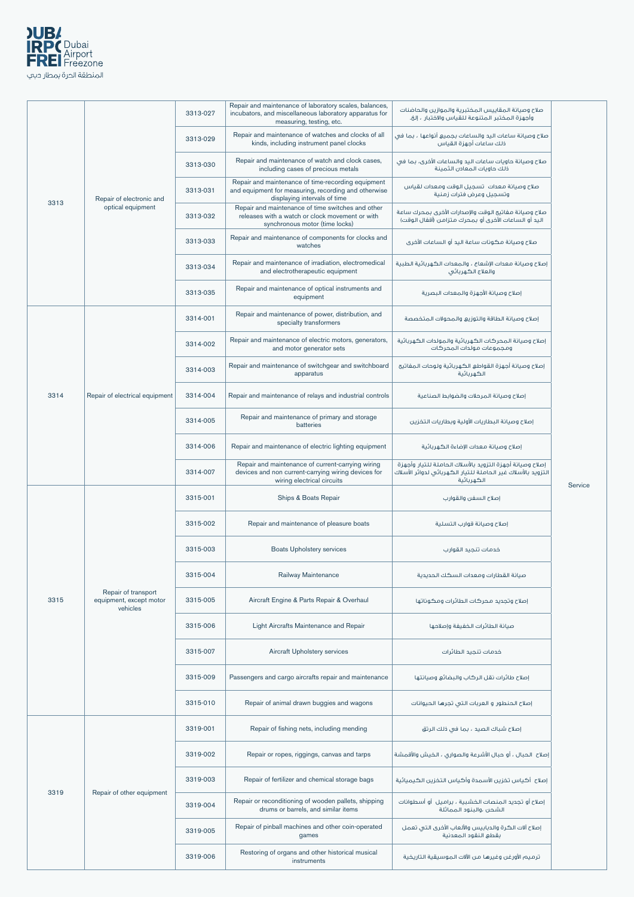| | | | | | |
|---|---|---|---|---|---|
| 3313 | Repair of electronic and optical equipment | 3313-027 | Repair and maintenance of laboratory scales, balances, incubators, and miscellaneous laboratory apparatus for measuring, testing, etc. | صلاح وصيانة المقاييس المختبرية والموازين والحاضنات وأجهزة المختبر المتنوعة للقياس والاختبار ، إلخ. | Service |
| | | 3313-029 | Repair and maintenance of watches and clocks of all kinds, including instrument panel clocks | صلاح وصيانة ساعات اليد والساعات بجميع أنواعها ، بما في ذلك ساعات أجهزة القياس | |
| | | 3313-030 | Repair and maintenance of watch and clock cases, including cases of precious metals | صلاح وصيانة حاويات ساعات اليد والساعات الأخرى، بما في ذلك حاويات المعادن الثمينة | |
| | | 3313-031 | Repair and maintenance of time-recording equipment and equipment for measuring, recording and otherwise displaying intervals of time | صلاح وصيانة معدات تسجيل الوقت ومعدات لقياس وتسجيل وعرض فترات زمنية | |
| | | 3313-032 | Repair and maintenance of time switches and other releases with a watch or clock movement or with synchronous motor (time locks) | صلاح وصيانة مفاتيح الوقت والإصدارات الأخرى بمحرك ساعة اليد أو الساعات الأخرى أو بمحرك متزامن (أقفال الوقت) | |
| | | 3313-033 | Repair and maintenance of components for clocks and watches | صلاح وصيانة مكونات ساعة اليد أو الساعات الأخرى | |
| | | 3313-034 | Repair and maintenance of irradiation, electromedical and electrotherapeutic equipment | إصلاح وصيانة معدات الإشعاع ، والمعدات الكهربائية الطبية والعلاج الكهربائي | |
| | | 3313-035 | Repair and maintenance of optical instruments and equipment | إصلاح وصيانة الأجهزة والمعدات البصرية | |
| 3314 | Repair of electrical equipment | 3314-001 | Repair and maintenance of power, distribution, and specialty transformers | إصلاح وصيانة الطاقة والتوزيع والمحولات المتخصصة | |
| | | 3314-002 | Repair and maintenance of electric motors, generators, and motor generator sets | إصلاح وصيانة المحركات الكهربائية والمولدات الكهربائية ومجموعات مولدات المحركات | |
| | | 3314-003 | Repair and maintenance of switchgear and switchboard apparatus | إصلاح وصيانة أجهزة القواطع الكهربائية ولوحات المفاتيح الكهربائية | |
| | | 3314-004 | Repair and maintenance of relays and industrial controls | إصلاح وصيانة المرحلات والضوابط الصناعية | |
| | | 3314-005 | Repair and maintenance of primary and storage batteries | إصلاح وصيانة البطاريات الأولية وبطاريات التخزين | |
| | | 3314-006 | Repair and maintenance of electric lighting equipment | إصلاح وصيانة معدات الإضاءة الكهربائية | |
| | | 3314-007 | Repair and maintenance of current-carrying wiring devices and non current-carrying wiring devices for wiring electrical circuits | إصلاح وصيانة أجهزة التزويد بالأسلاك الحاملة للتيار وأجهزة التزويد بالأسلاك غير الحاملة للتيار الكهربائي لدوائر الأسلاك الكهربائية | |
| 3315 | Repair of transport equipment, except motor vehicles | 3315-001 | Ships & Boats Repair | إصلاح السفن والقوارب | |
| | | 3315-002 | Repair and maintenance of pleasure boats | إصلاح وصيانة قوارب التسلية | |
| | | 3315-003 | Boats Upholstery services | خدمات تنجيد القوارب | |
| | | 3315-004 | Railway Maintenance | صيانة القطارات ومعدات السكك الحديدية | |
| | | 3315-005 | Aircraft Engine & Parts Repair & Overhaul | إصلاح وتجديد محركات الطائرات ومكوناتها | |
| | | 3315-006 | Light Aircrafts Maintenance and Repair | صيانة الطائرات الخفيفة وإصلاحها | |
| | | 3315-007 | Aircraft Upholstery services | خدمات تنجيد الطائرات | |
| | | 3315-009 | Passengers and cargo aircrafts repair and maintenance | إصلاح طائرات نقل الركاب والبضائع وصيانتها | |
| | | 3315-010 | Repair of animal drawn buggies and wagons | إصلاح الحنطور و العربات التي تجرها الحيوانات | |
| 3319 | Repair of other equipment | 3319-001 | Repair of fishing nets, including mending | إصلاح شباك الصيد ، بما في ذلك الرتق | |
| | | 3319-002 | Repair or ropes, riggings, canvas and tarps | إصلاح الحبال ، أو حبال الأشرعة والصواري ، الخيش والأقمشة | |
| | | 3319-003 | Repair of fertilizer and chemical storage bags | إصلاح أكياس تخزين الأسمدة وأكياس التخزين الكيميائية | |
| | | 3319-004 | Repair or reconditioning of wooden pallets, shipping drums or barrels, and similar items | إصلاح أو تجديد المنصات الخشبية ، براميل أو أسطوانات الشحن ،والبنود المماثلة | |
| | | 3319-005 | Repair of pinball machines and other coin-operated games | إصلاح آلات الكرة والدبابيس والألعاب الأخرى التي تعمل بقطع النقود المعدنية | |
| | | 3319-006 | Restoring of organs and other historical musical instruments | ترميم الأورغن وغيرها من الآلات الموسيقية التاريخية | |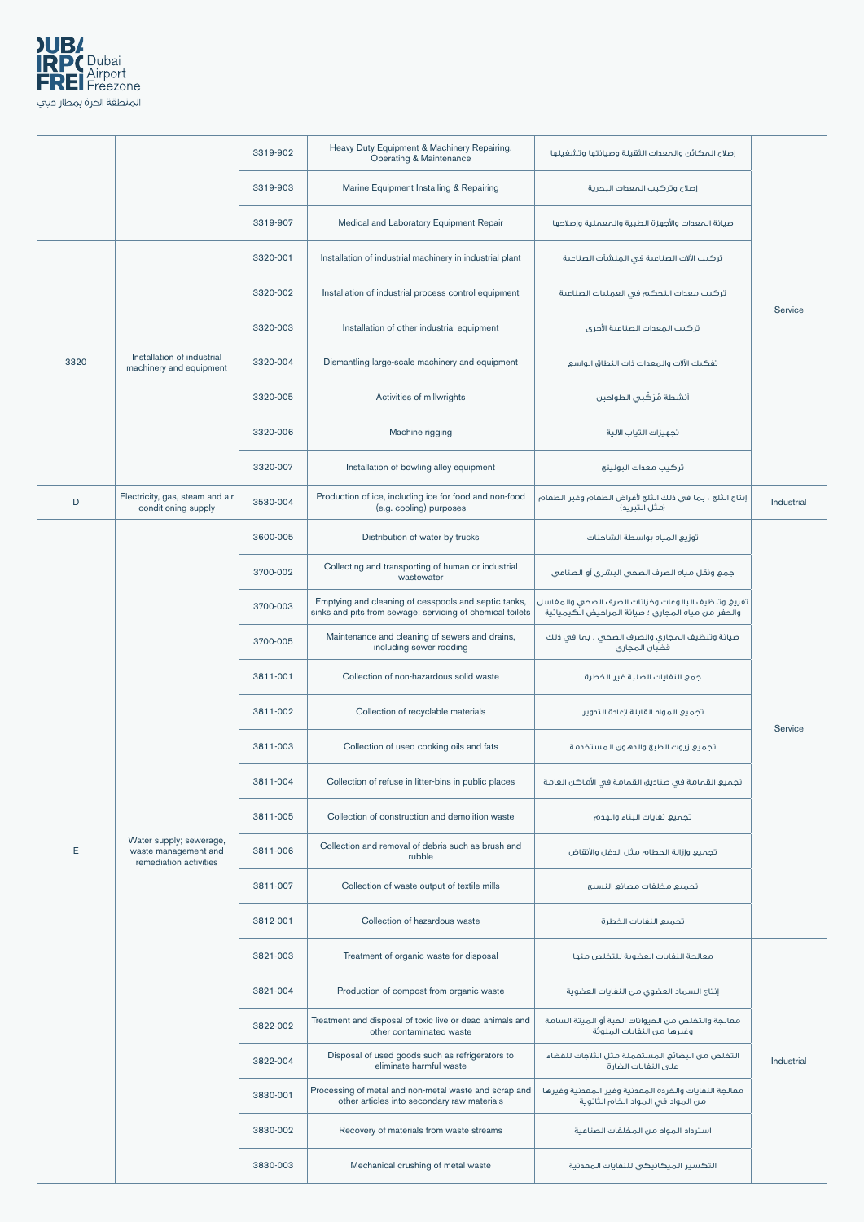| | | | | | |
|---|---|---|---|---|---|
| | | 3319-902 | Heavy Duty Equipment & Machinery Repairing, Operating & Maintenance | إصلاح المكائن والمعدات الثقيلة وصيانتها وتشغيلها | Service |
| | | 3319-903 | Marine Equipment Installing & Repairing | إصلاح وتركيب المعدات البحرية | |
| | | 3319-907 | Medical and Laboratory Equipment Repair | صيانة المعدات والأجهزة الطبية والمعملية وإصلاحها | |
| 3320 | Installation of industrial machinery and equipment | 3320-001 | Installation of industrial machinery in industrial plant | تركيب الآلات الصناعية في المنشآت الصناعية | |
| | | 3320-002 | Installation of industrial process control equipment | تركيب معدات التحكم في العمليات الصناعية | |
| | | 3320-003 | Installation of other industrial equipment | تركيب المعدات الصناعية الأخرى | |
| | | 3320-004 | Dismantling large-scale machinery and equipment | تفكيك الآلات والمعدات ذات النطاق الواسع | |
| | | 3320-005 | Activities of millwrights | أنشطة مُرَكِّبي الطواحين | |
| | | 3320-006 | Machine rigging | تجهيزات الثياب الآلية | |
| | | 3320-007 | Installation of bowling alley equipment | تركيب معدات البولينج | |
| D | Electricity, gas, steam and air conditioning supply | 3530-004 | Production of ice, including ice for food and non-food (e.g. cooling) purposes | إنتاج الثلج ، بما في ذلك الثلج لأغراض الطعام وغير الطعام (مثل التبريد) | Industrial |
| E | Water supply; sewerage, waste management and remediation activities | 3600-005 | Distribution of water by trucks | توزيع المياه بواسطة الشاحنات | Service |
| | | 3700-002 | Collecting and transporting of human or industrial wastewater | جمع ونقل مياه الصرف الصحي البشري أو الصناعي | |
| | | 3700-003 | Emptying and cleaning of cesspools and septic tanks, sinks and pits from sewage; servicing of chemical toilets | تفريغ وتنظيف البالوعات وخزانات الصرف الصحي والمغاسل والحفر من مياه المجاري ؛ صيانة المراحيض الكيميائية | |
| | | 3700-005 | Maintenance and cleaning of sewers and drains, including sewer rodding | صيانة وتنظيف المجاري والصرف الصحي ، بما في ذلك قضبان المجاري | |
| | | 3811-001 | Collection of non-hazardous solid waste | جمع النفايات الصلبة غير الخطرة | |
| | | 3811-002 | Collection of recyclable materials | تجميع المواد القابلة لإعادة التدوير | |
| | | 3811-003 | Collection of used cooking oils and fats | تجميع زيوت الطبخ والدهون المستخدمة | |
| | | 3811-004 | Collection of refuse in litter-bins in public places | تجميع القمامة في صناديق القمامة في الأماكن العامة | |
| | | 3811-005 | Collection of construction and demolition waste | تجميع نفايات البناء والهدم | |
| | | 3811-006 | Collection and removal of debris such as brush and rubble | تجميع وإزالة الحطام مثل الدغل والأنقاض | |
| | | 3811-007 | Collection of waste output of textile mills | تجميع مخلفات مصانع النسيج | |
| | | 3812-001 | Collection of hazardous waste | تجميع النفايات الخطرة | |
| | | 3821-003 | Treatment of organic waste for disposal | معالجة النفايات العضوية للتخلص منها | Industrial |
| | | 3821-004 | Production of compost from organic waste | إنتاج السماد العضوي من النفايات العضوية | |
| | | 3822-002 | Treatment and disposal of toxic live or dead animals and other contaminated waste | معالجة والتخلص من الحيوانات الحية أو الميتة السامة وغيرها من النفايات الملوثة | |
| | | 3822-004 | Disposal of used goods such as refrigerators to eliminate harmful waste | التخلص من البضائع المستعملة مثل الثلاجات للقضاء على النفايات الضارة | |
| | | 3830-001 | Processing of metal and non-metal waste and scrap and other articles into secondary raw materials | معالجة النفايات والخردة المعدنية وغير المعدنية وغيرها من المواد في المواد الخام الثانوية | |
| | | 3830-002 | Recovery of materials from waste streams | استرداد المواد من المخلفات الصناعية | |
| | | 3830-003 | Mechanical crushing of metal waste | التكسير الميكانيكي للنفايات المعدنية | |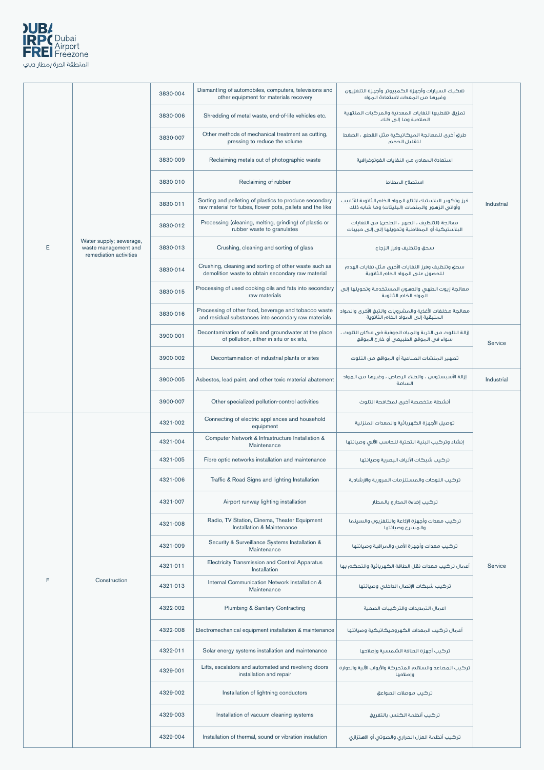| | | | | | |
|---|---|---|---|---|---|
| E | Water supply; sewerage, waste management and remediation activities | 3830-004 | Dismantling of automobiles, computers, televisions and other equipment for materials recovery | تفكيك السيارات وأجهزة الكمبيوتر وأجهزة التلفزيون وغيرها من المعدات لاستعادة المواد | Industrial |
| | | 3830-006 | Shredding of metal waste, end-of-life vehicles etc. | تمزيق (تقطيع) النفايات المعدنية والمركبات المنتهية الصلاحية وما إلى ذلك. | |
| | | 3830-007 | Other methods of mechanical treatment as cutting, pressing to reduce the volume | طرق أخرى للمعالجة الميكانيكية مثل القطع ، الضغط لتقليل الحجم | |
| | | 3830-009 | Reclaiming metals out of photographic waste | استعادة المعادن من النفايات الفوتوغرافية | |
| | | 3830-010 | Reclaiming of rubber | استصلاح المطاط | |
| | | 3830-011 | Sorting and pelleting of plastics to produce secondary raw material for tubes, flower pots, pallets and the like | فرز وتكوير البلاستيك لإنتاج المواد الخام الثانوية للأنابيب وأواني الزهور والمنصات (البليتات) وما شابه ذلك | |
| | | 3830-012 | Processing (cleaning, melting, grinding) of plastic or rubber waste to granulates | معالجة (التنظيف ، الصهر ، الطحن) من النفايات البلاستيكية أو المطاطية وتحويلها إلى إلى حبيبات | |
| | | 3830-013 | Crushing, cleaning and sorting of glass | سحق وتنظيف وفرز الزجاج | |
| | | 3830-014 | Crushing, cleaning and sorting of other waste such as demolition waste to obtain secondary raw material | سحق وتنظيف وفرز النفايات الأخرى مثل نفايات الهدم للحصول على المواد الخام الثانوية | |
| | | 3830-015 | Processing of used cooking oils and fats into secondary raw materials | معالجة زيوت الطهي والدهون المستخدمة وتحويلها إلى المواد الخام الثانوية | |
| | | 3830-016 | Processing of other food, beverage and tobacco waste and residual substances into secondary raw materials | معالجة مخلفات الأغذية والمشروبات والتبغ الأخرى والمواد المتبقية إلى المواد الخام الثانوية | |
| | | 3900-001 | Decontamination of soils and groundwater at the place of pollution, either in situ or ex situ, | إزالة التلوث من التربة والمياه الجوفية في مكان التلوث ، سواء في الموقع الطبيعي أو خارج الموقع | Service |
| | | 3900-002 | Decontamination of industrial plants or sites | تطهير المنشآت الصناعية أو المواقع من التلوث | |
| | | 3900-005 | Asbestos, lead paint, and other toxic material abatement | إزالة الأسبستوس ، والطلاء الرصاص ، وغيرها من المواد السامة | Industrial |
| | | 3900-007 | Other specialized pollution-control activities | أنشطة متخصصة أخرى لمكافحة التلوث | Service |
| F | Construction | 4321-002 | Connecting of electric appliances and household equipment | توصيل الأجهزة الكهربائية والمعدات المنزلية | |
| | | 4321-004 | Computer Network & Infrastructure Installation & Maintenance | إنشاء وتركيب البنية التحتية للحاسب الآلي وصيانتها | |
| | | 4321-005 | Fibre optic networks installation and maintenance | تركيب شبكات الألياف البصرية وصيانتها | |
| | | 4321-006 | Traffic & Road Signs and lighting Installation | تركيب اللوحات والمستلزمات المرورية والارشادية | |
| | | 4321-007 | Airport runway lighting installation | تركيب إضاءة المدارج بالمطار | |
| | | 4321-008 | Radio, TV Station, Cinema, Theater Equipment Installation & Maintenance | تركيب معدات وأجهزة الإذاعة والتلفزيون والسينما والمسرح وصيانتها | |
| | | 4321-009 | Security & Surveillance Systems Installation & Maintenance | تركيب معدات وأجهزة الأمن والمراقبة وصيانتها | |
| | | 4321-011 | Electricity Transmission and Control Apparatus Installation | أعمال تركيب معدات نقل الطاقة الكهربائية والتحكم بها | |
| | | 4321-013 | Internal Communication Network Installation & Maintenance | تركيب شبكات الإتصال الداخلي وصيانتها | |
| | | 4322-002 | Plumbing & Sanitary Contracting | اعمال التمديدات والتركيبات الصحية | |
| | | 4322-008 | Electromechanical equipment installation & maintenance | أعمال تركيب المعدات الكهروميكانيكية وصيانتها | |
| | | 4322-011 | Solar energy systems installation and maintenance | تركيب أجهزة الطاقة الشمسية وإصلاحها | |
| | | 4329-001 | Lifts, escalators and automated and revolving doors installation and repair | تركيب المصاعد والسلالم المتحركة والأبواب الآلية والدوارة وإصلاحها | |
| | | 4329-002 | Installation of lightning conductors | تركيب موصلات الصواعق | |
| | | 4329-003 | Installation of vacuum cleaning systems | تركيب أنظمة الكنس بالتفريغ | |
| | | 4329-004 | Installation of thermal, sound or vibration insulation | تركيب أنظمة العزل الحراري والصوتي أو الاهتزازي | |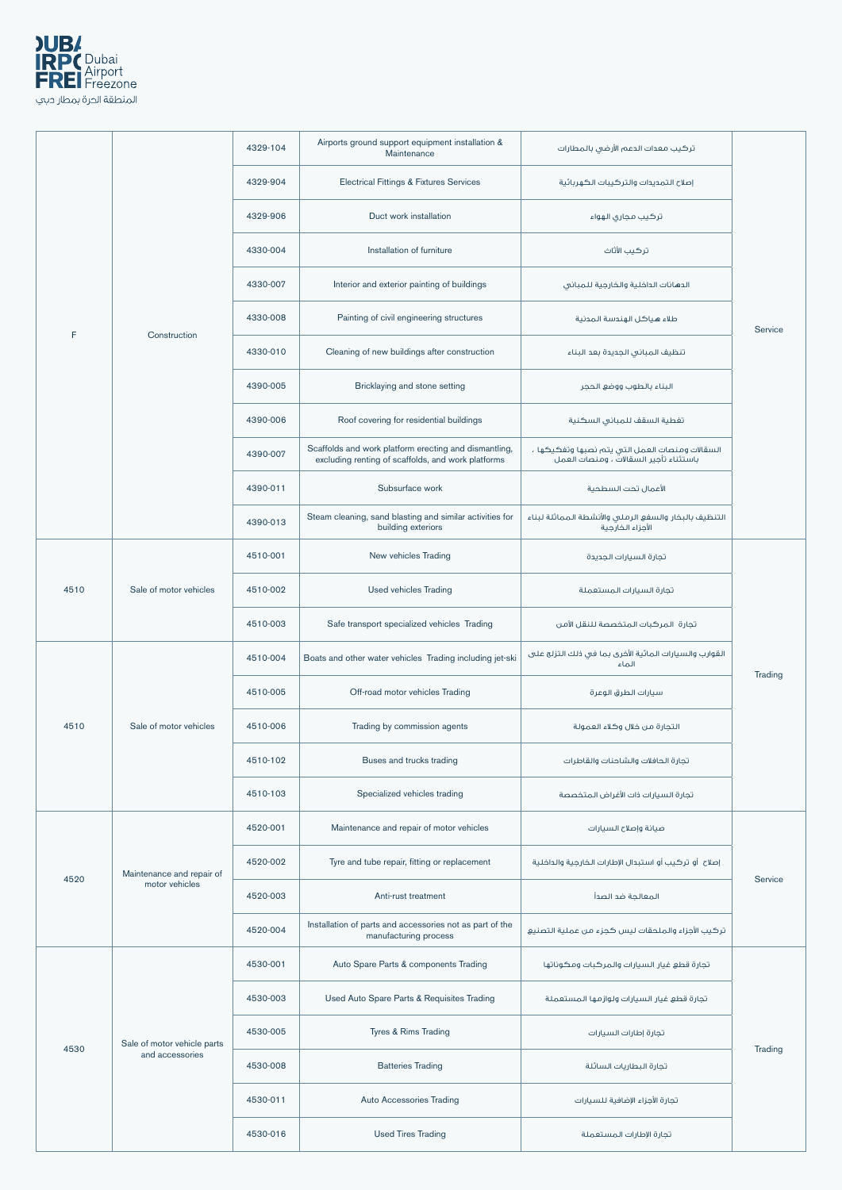| | | | | | |
|---|---|---|---|---|---|
| F | Construction | 4329-104 | Airports ground support equipment installation & Maintenance | تركيب معدات الدعم الأرضي بالمطارات | Service |
| | | 4329-904 | Electrical Fittings & Fixtures Services | إصلاح التمديدات والتركيبات الكهربائية | |
| | | 4329-906 | Duct work installation | تركيب مجاري الهواء | |
| | | 4330-004 | Installation of furniture | تركيب الأثاث | |
| | | 4330-007 | Interior and exterior painting of buildings | الدهانات الداخلية والخارجية للمباني | |
| | | 4330-008 | Painting of civil engineering structures | طلاء هياكل الهندسة المدنية | |
| | | 4330-010 | Cleaning of new buildings after construction | تنظيف المباني الجديدة بعد البناء | |
| | | 4390-005 | Bricklaying and stone setting | البناء بالطوب ووضع الحجر | |
| | | 4390-006 | Roof covering for residential buildings | تغطية السقف للمباني السكنية | |
| | | 4390-007 | Scaffolds and work platform erecting and dismantling, excluding renting of scaffolds, and work platforms | السقالات ومنصات العمل التي يتم نصبها وتفكيكها ، باستثناء تأجير السقالات ، ومنصات العمل | |
| | | 4390-011 | Subsurface work | الأعمال تحت السطحية | |
| | | 4390-013 | Steam cleaning, sand blasting and similar activities for building exteriors | التنظيف بالبخار والسفع الرملي والأنشطة المماثلة لبناء الأجزاء الخارجية | |
| 4510 | Sale of motor vehicles | 4510-001 | New vehicles Trading | تجارة السيارات الجديدة | Trading |
| | | 4510-002 | Used vehicles Trading | تجارة السيارات المستعملة | |
| | | 4510-003 | Safe transport specialized vehicles Trading | تجارة المركبات المتخصصة للنقل الأمن | |
| 4510 | Sale of motor vehicles | 4510-004 | Boats and other water vehicles Trading including jet-ski | القوارب والسيارات المائية الأخرى بما في ذلك التزلج على الماء | |
| | | 4510-005 | Off-road motor vehicles Trading | سيارات الطرق الوعرة | |
| | | 4510-006 | Trading by commission agents | التجارة من خلال وكلاء العمولة | |
| | | 4510-102 | Buses and trucks trading | تجارة الحافلات والشاحنات والقاطرات | |
| | | 4510-103 | Specialized vehicles trading | تجارة السيارات ذات الأغراض المتخصصة | |
| 4520 | Maintenance and repair of motor vehicles | 4520-001 | Maintenance and repair of motor vehicles | صيانة وإصلاح السيارات | Service |
| | | 4520-002 | Tyre and tube repair, fitting or replacement | إصلاح أو تركيب أو استبدال الإطارات الخارجية والداخلية | |
| | | 4520-003 | Anti-rust treatment | المعالجة ضد الصدأ | |
| | | 4520-004 | Installation of parts and accessories not as part of the manufacturing process | تركيب الأجزاء والملحقات ليس كجزء من عملية التصنيع | |
| 4530 | Sale of motor vehicle parts and accessories | 4530-001 | Auto Spare Parts & components Trading | تجارة قطع غيار السيارات والمركبات ومكوناتها | Trading |
| | | 4530-003 | Used Auto Spare Parts & Requisites Trading | تجارة قطع غيار السيارات ولوازمها المستعملة | |
| | | 4530-005 | Tyres & Rims Trading | تجارة إطارات السيارات | |
| | | 4530-008 | Batteries Trading | تجارة البطاريات السائلة | |
| | | 4530-011 | Auto Accessories Trading | تجارة الأجزاء الإضافية للسيارات | |
| | | 4530-016 | Used Tires Trading | تجارة الإطارات المستعملة | |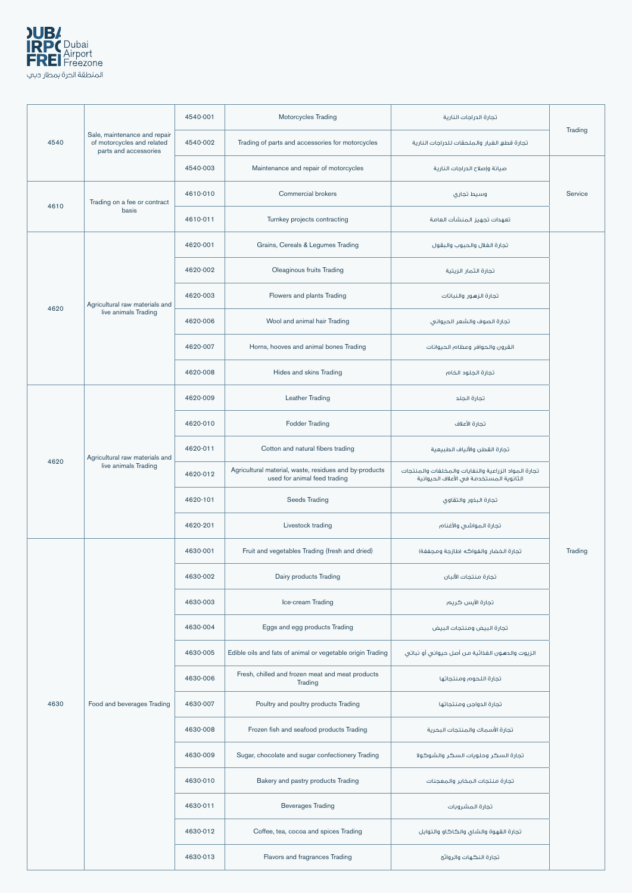| | | | | | |
|---|---|---|---|---|---|
| 4540 | Sale, maintenance and repair of motorcycles and related parts and accessories | 4540-001 | Motorcycles Trading | تجارة الدراجات النارية | Trading |
| | | 4540-002 | Trading of parts and accessories for motorcycles | تجارة قطع الغيار والملحقات للدراجات النارية | |
| | | 4540-003 | Maintenance and repair of motorcycles | صيانة وإصلاح الدراجات النارية | Service |
| 4610 | Trading on a fee or contract basis | 4610-010 | Commercial brokers | وسيط تجاري | |
| | | 4610-011 | Turnkey projects contracting | تعهدات تجهيز المنشآت العامة | |
| 4620 | Agricultural raw materials and live animals Trading | 4620-001 | Grains, Cereals & Legumes Trading | تجارة الغلال والحبوب والبقول | Trading |
| | | 4620-002 | Oleaginous fruits Trading | تجارة الثمار الزيتية | |
| | | 4620-003 | Flowers and plants Trading | تجارة الزهور والنباتات | |
| | | 4620-006 | Wool and animal hair Trading | تجارة الصوف والشعر الحيواني | |
| | | 4620-007 | Horns, hooves and animal bones Trading | القرون والحوافر وعظام الحيوانات | |
| | | 4620-008 | Hides and skins Trading | تجارة الجلود الخام | |
| 4620 | Agricultural raw materials and live animals Trading | 4620-009 | Leather Trading | تجارة الجلد | |
| | | 4620-010 | Fodder Trading | تجارة الأعلاف | |
| | | 4620-011 | Cotton and natural fibers trading | تجارة القطن والألياف الطبيعية | |
| | | 4620-012 | Agricultural material, waste, residues and by-products used for animal feed trading | تجارة المواد الزراعية والنفايات والمخلفات والمنتجات الثانوية المستخدمة في الأعلاف الحيوانية | |
| | | 4620-101 | Seeds Trading | تجارة البذور والتقاوي | |
| | | 4620-201 | Livestock trading | تجارة المواشي والأغنام | |
| 4630 | Food and beverages Trading | 4630-001 | Fruit and vegetables Trading (fresh and dried) | تجارة الخضار والفواكه (طازجة ومجففة) | |
| | | 4630-002 | Dairy products Trading | تجارة منتجات الألبان | |
| | | 4630-003 | Ice-cream Trading | تجارة الآيس كريم | |
| | | 4630-004 | Eggs and egg products Trading | تجارة البيض ومنتجات البيض | |
| | | 4630-005 | Edible oils and fats of animal or vegetable origin Trading | الزيوت والدهون الغذائية من أصل حيواني أو نباتي | |
| | | 4630-006 | Fresh, chilled and frozen meat and meat products Trading | تجارة اللحوم ومنتجاتها | |
| | | 4630-007 | Poultry and poultry products Trading | تجارة الدواجن ومنتجاتها | |
| | | 4630-008 | Frozen fish and seafood products Trading | تجارة الأسماك والمنتجات البحرية | |
| | | 4630-009 | Sugar, chocolate and sugar confectionery Trading | تجارة السكر وحلويات السكر والشوكولا | |
| | | 4630-010 | Bakery and pastry products Trading | تجارة منتجات المخابز والمعجنات | |
| | | 4630-011 | Beverages Trading | تجارة المشروبات | |
| | | 4630-012 | Coffee, tea, cocoa and spices Trading | تجارة القهوة والشاي والكاكاو والتوابل | |
| | | 4630-013 | Flavors and fragrances Trading | تجارة النكهات والروائح | |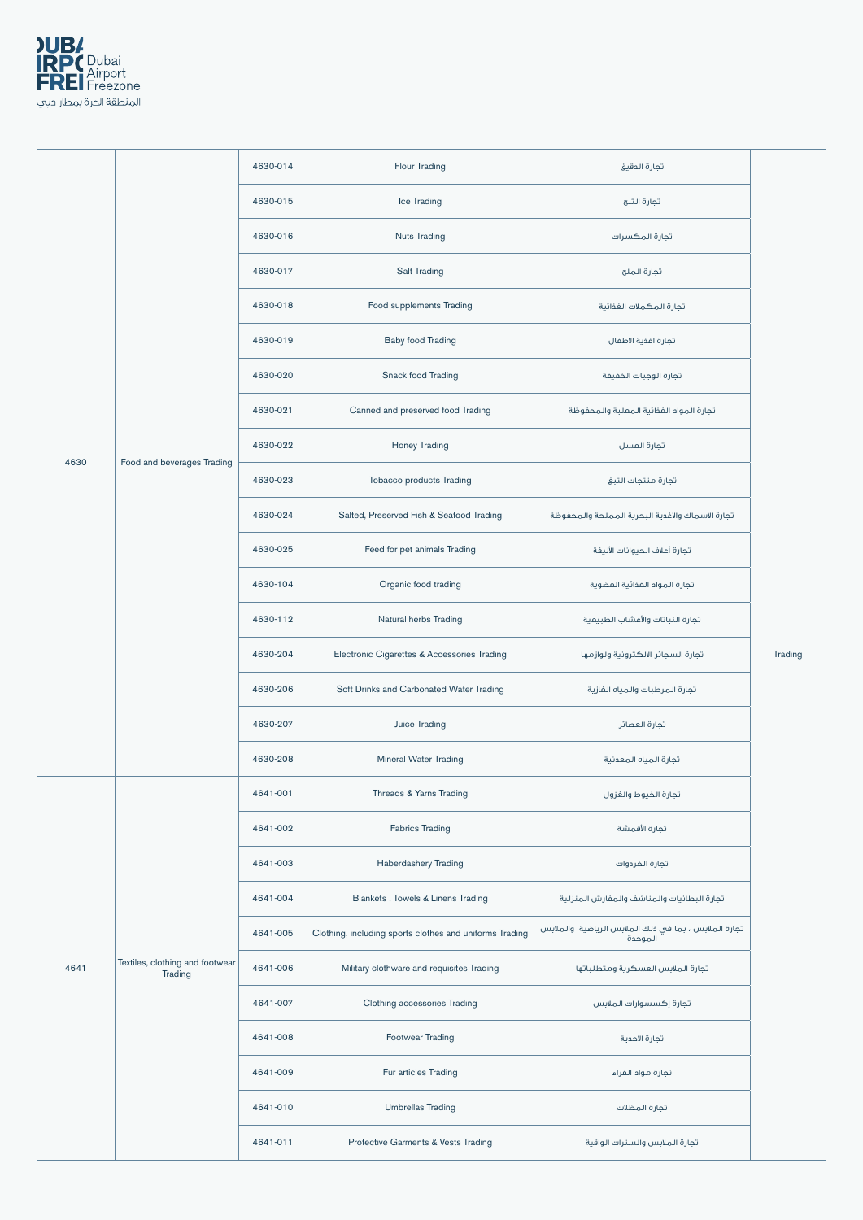| | | | | | |
|---|---|---|---|---|---|
| 4630 | Food and beverages Trading | 4630-014 | Flour Trading | تجارة الدقيق | Trading |
| | | 4630-015 | Ice Trading | تجارة الثلج | |
| | | 4630-016 | Nuts Trading | تجارة المكسرات | |
| | | 4630-017 | Salt Trading | تجارة الملح | |
| | | 4630-018 | Food supplements Trading | تجارة المكملات الغذائية | |
| | | 4630-019 | Baby food Trading | تجارة اغذية الاطفال | |
| | | 4630-020 | Snack food Trading | تجارة الوجبات الخفيفة | |
| | | 4630-021 | Canned and preserved food Trading | تجارة المواد الغذائية المعلبة والمحفوظة | |
| | | 4630-022 | Honey Trading | تجارة العسل | |
| | | 4630-023 | Tobacco products Trading | تجارة منتجات التبغ | |
| | | 4630-024 | Salted, Preserved Fish & Seafood Trading | تجارة الاسماك والاغذية البحرية المملحة والمحفوظة | |
| | | 4630-025 | Feed for pet animals Trading | تجارة أعلاف الحيوانات الأليفة | |
| | | 4630-104 | Organic food trading | تجارة المواد الغذائية العضوية | |
| | | 4630-112 | Natural herbs Trading | تجارة النباتات والأعشاب الطبيعية | |
| | | 4630-204 | Electronic Cigarettes & Accessories Trading | تجارة السجائر الالكترونية ولوازمها | |
| | | 4630-206 | Soft Drinks and Carbonated Water Trading | تجارة المرطبات والمياه الغازية | |
| | | 4630-207 | Juice Trading | تجارة العصائر | |
| | | 4630-208 | Mineral Water Trading | تجارة المياه المعدنية | |
| 4641 | Textiles, clothing and footwear Trading | 4641-001 | Threads & Yarns Trading | تجارة الخيوط والغزول | |
| | | 4641-002 | Fabrics Trading | تجارة الأقمشة | |
| | | 4641-003 | Haberdashery Trading | تجارة الخردوات | |
| | | 4641-004 | Blankets , Towels & Linens Trading | تجارة البطانيات والمناشف والمفارش المنزلية | |
| | | 4641-005 | Clothing, including sports clothes and uniforms Trading | تجارة الملابس ، بما في ذلك الملابس الرياضية والملابس الموحدة | |
| | | 4641-006 | Military clothware and requisites Trading | تجارة الملابس العسكرية ومتطلباتها | |
| | | 4641-007 | Clothing accessories Trading | تجارة إكسسوارات الملابس | |
| | | 4641-008 | Footwear Trading | تجارة الاحذية | |
| | | 4641-009 | Fur articles Trading | تجارة مواد الفراء | |
| | | 4641-010 | Umbrellas Trading | تجارة المظلات | |
| | | 4641-011 | Protective Garments & Vests Trading | تجارة الملابس والسترات الواقية | |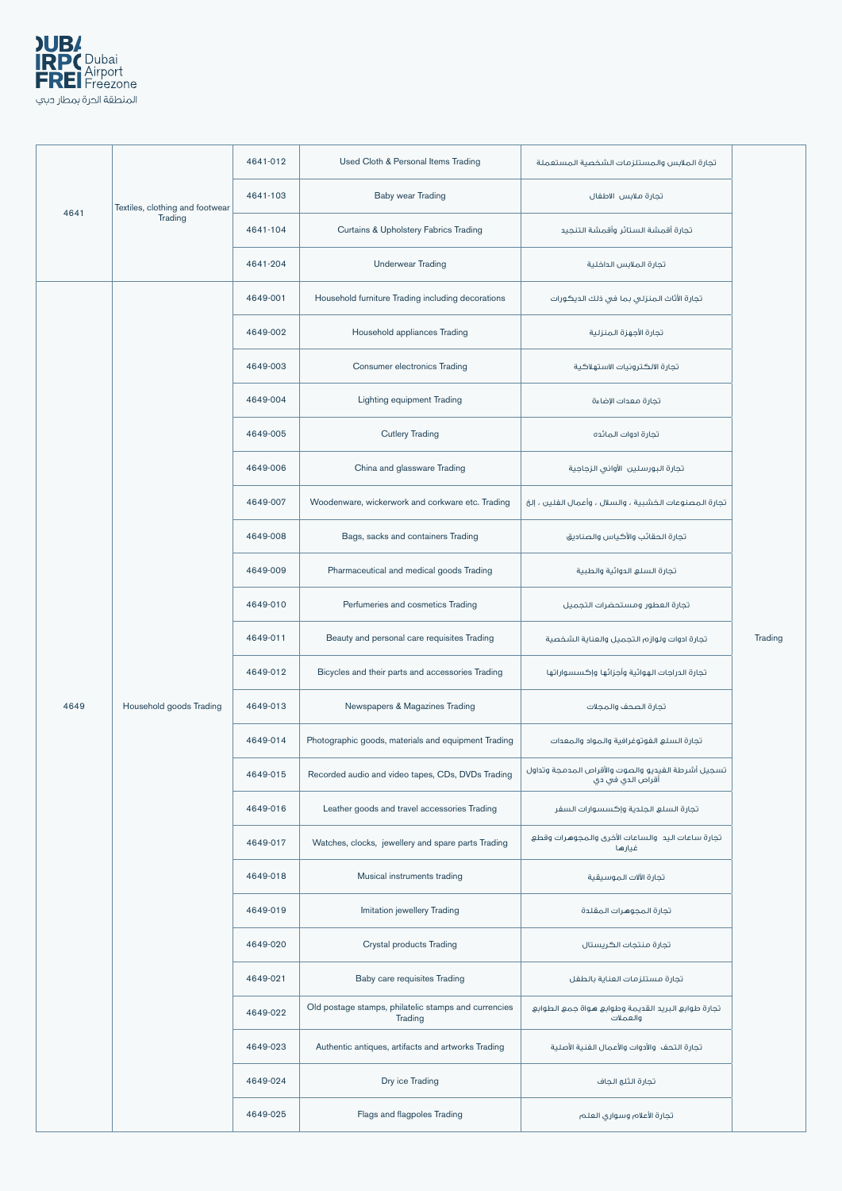| | | | | | |
|---|---|---|---|---|---|
| 4641 | Textiles, clothing and footwear Trading | 4641-012 | Used Cloth & Personal Items Trading | تجارة الملابس والمستلزمات الشخصية المستعملة | |
| | | 4641-103 | Baby wear Trading | تجارة ملابس الاطفال | |
| | | 4641-104 | Curtains & Upholstery Fabrics Trading | تجارة أقمشة الستائر وأقمشة التنجيد | |
| | | 4641-204 | Underwear Trading | تجارة الملابس الداخلية | |
| 4649 | Household goods Trading | 4649-001 | Household furniture Trading including decorations | تجارة الأثاث المنزلي بما في ذلك الديكورات | Trading |
| | | 4649-002 | Household appliances Trading | تجارة الأجهزة المنزلية | |
| | | 4649-003 | Consumer electronics Trading | تجارة الالكترونيات الاستهلاكية | |
| | | 4649-004 | Lighting equipment Trading | تجارة معدات الإضاءة | |
| | | 4649-005 | Cutlery Trading | تجارة ادوات المائده | |
| | | 4649-006 | China and glassware Trading | تجارة البورسلين الأواني الزجاجية | |
| | | 4649-007 | Woodenware, wickerwork and corkware etc. Trading | تجارة المصنوعات الخشبية ، والسلال ، وأعمال الفلين ، إلخ | |
| | | 4649-008 | Bags, sacks and containers Trading | تجارة الحقائب والأكياس والصناديق | |
| | | 4649-009 | Pharmaceutical and medical goods Trading | تجارة السلع الدوائية والطبية | |
| | | 4649-010 | Perfumeries and cosmetics Trading | تجارة العطور ومستحضرات التجميل | |
| | | 4649-011 | Beauty and personal care requisites Trading | تجارة ادوات ولوازم التجميل والعناية الشخصية | |
| | | 4649-012 | Bicycles and their parts and accessories Trading | تجارة الدراجات الهوائية وأجزائها وإكسسواراتها | |
| | | 4649-013 | Newspapers & Magazines Trading | تجارة الصحف والمجلات | |
| | | 4649-014 | Photographic goods, materials and equipment Trading | تجارة السلع الفوتوغرافية والمواد والمعدات | |
| | | 4649-015 | Recorded audio and video tapes, CDs, DVDs Trading | تسجيل أشرطة الفيديو والصوت والأقراص المدمجة وتداول أقراص الدي في دي | |
| | | 4649-016 | Leather goods and travel accessories Trading | تجارة السلع الجلدية وإكسسوارات السفر | |
| | | 4649-017 | Watches, clocks, jewellery and spare parts Trading | تجارة ساعات اليد والساعات الأخرى والمجوهرات وقطع غيارها | |
| | | 4649-018 | Musical instruments trading | تجارة الآلات الموسيقية | |
| | | 4649-019 | Imitation jewellery Trading | تجارة المجوهرات المقلدة | |
| | | 4649-020 | Crystal products Trading | تجارة منتجات الكريستال | |
| | | 4649-021 | Baby care requisites Trading | تجارة مستلزمات العناية بالطفل | |
| | | 4649-022 | Old postage stamps, philatelic stamps and currencies Trading | تجارة طوابع البريد القديمة وطوابع هواة جمع الطوابع والعملات | |
| | | 4649-023 | Authentic antiques, artifacts and artworks Trading | تجارة التحف والأدوات والأعمال الفنية الأصلية | |
| | | 4649-024 | Dry ice Trading | تجارة الثلج الجاف | |
| | | 4649-025 | Flags and flagpoles Trading | تجارة الأعلام وسواري العلم | |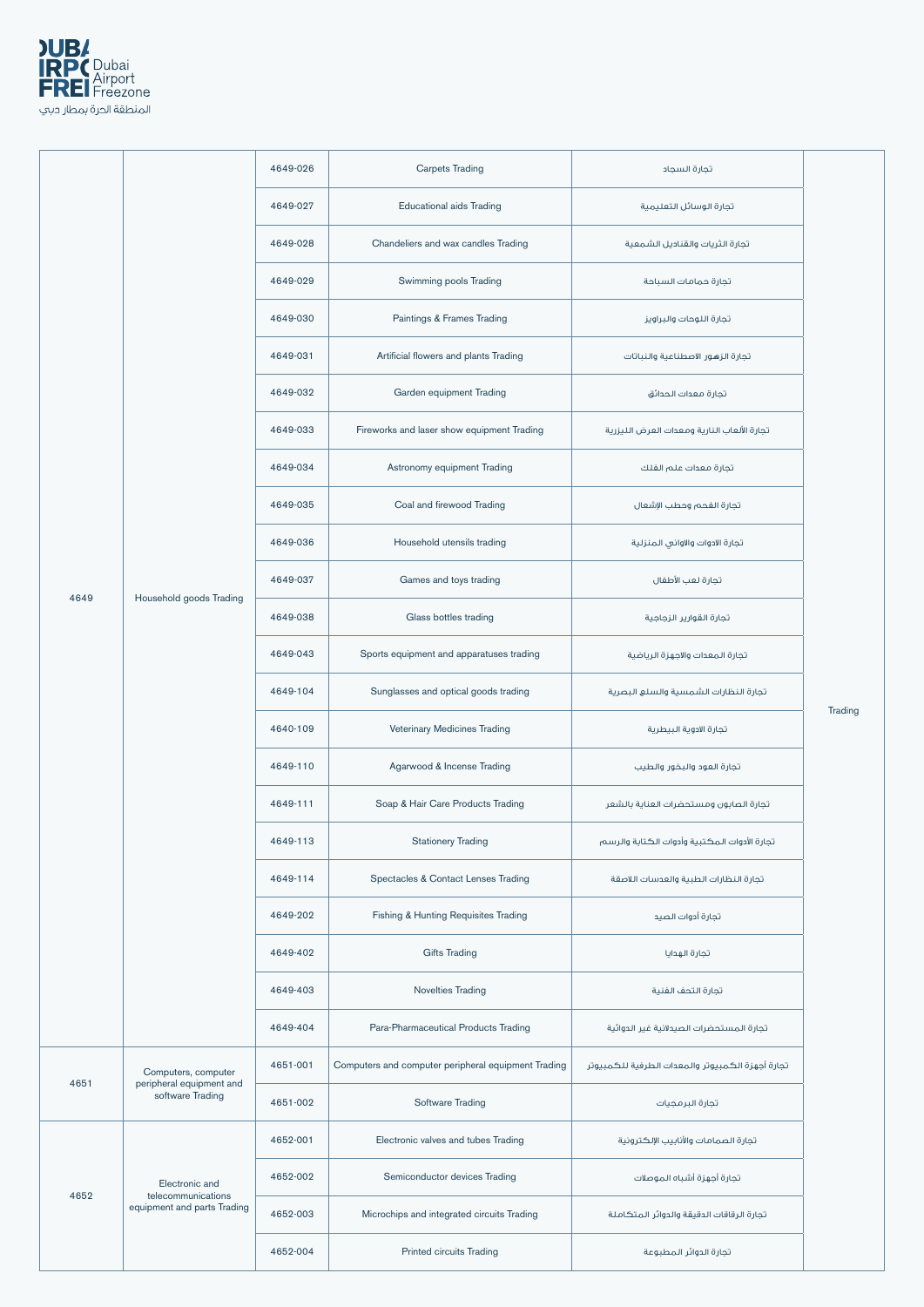| | | | | | |
|---|---|---|---|---|---|
| 4649 | Household goods Trading | 4649-026 | Carpets Trading | تجارة السجاد | Trading |
| | | 4649-027 | Educational aids Trading | تجارة الوسائل التعليمية | |
| | | 4649-028 | Chandeliers and wax candles Trading | تجارة الثريات والقناديل الشمعية | |
| | | 4649-029 | Swimming pools Trading | تجارة حمامات السباحة | |
| | | 4649-030 | Paintings & Frames Trading | تجارة اللوحات والبراويز | |
| | | 4649-031 | Artificial flowers and plants Trading | تجارة الزهور الاصطناعية والنباتات | |
| | | 4649-032 | Garden equipment Trading | تجارة معدات الحدائق | |
| | | 4649-033 | Fireworks and laser show equipment Trading | تجارة الألعاب النارية ومعدات العرض الليزرية | |
| | | 4649-034 | Astronomy equipment Trading | تجارة معدات علم الفلك | |
| | | 4649-035 | Coal and firewood Trading | تجارة الفحم وحطب الإشعال | |
| | | 4649-036 | Household utensils trading | تجارة الادوات والاواني المنزلية | |
| | | 4649-037 | Games and toys trading | تجارة لعب الأطفال | |
| | | 4649-038 | Glass bottles trading | تجارة القوارير الزجاجية | |
| | | 4649-043 | Sports equipment and apparatuses trading | تجارة المعدات والاجهزة الرياضية | |
| | | 4649-104 | Sunglasses and optical goods trading | تجارة النظارات الشمسية والسلع البصرية | |
| | | 4640-109 | Veterinary Medicines Trading | تجارة الادوية البيطرية | |
| | | 4649-110 | Agarwood & Incense Trading | تجارة العود والبخور والطيب | |
| | | 4649-111 | Soap & Hair Care Products Trading | تجارة الصابون ومستحضرات العناية بالشعر | |
| | | 4649-113 | Stationery Trading | تجارة الأدوات المكتبية وأدوات الكتابة والرسم | |
| | | 4649-114 | Spectacles & Contact Lenses Trading | تجارة النظارات الطبية والعدسات اللاصقة | |
| | | 4649-202 | Fishing & Hunting Requisites Trading | تجارة أدوات الصيد | |
| | | 4649-402 | Gifts Trading | تجارة الهدايا | |
| | | 4649-403 | Novelties Trading | تجارة التحف الفنية | |
| | | 4649-404 | Para-Pharmaceutical Products Trading | تجارة المستحضرات الصيدلانية غير الدوائية | |
| 4651 | Computers, computer peripheral equipment and software Trading | 4651-001 | Computers and computer peripheral equipment Trading | تجارة أجهزة الكمبيوتر والمعدات الطرفية للكمبيوتر | |
| | | 4651-002 | Software Trading | تجارة البرمجيات | |
| 4652 | Electronic and telecommunications equipment and parts Trading | 4652-001 | Electronic valves and tubes Trading | تجارة الصمامات والأنابيب الإلكترونية | |
| | | 4652-002 | Semiconductor devices Trading | تجارة أجهزة أشباه الموصلات | |
| | | 4652-003 | Microchips and integrated circuits Trading | تجارة الرقاقات الدقيقة والدوائر المتكاملة | |
| | | 4652-004 | Printed circuits Trading | تجارة الدوائر المطبوعة | |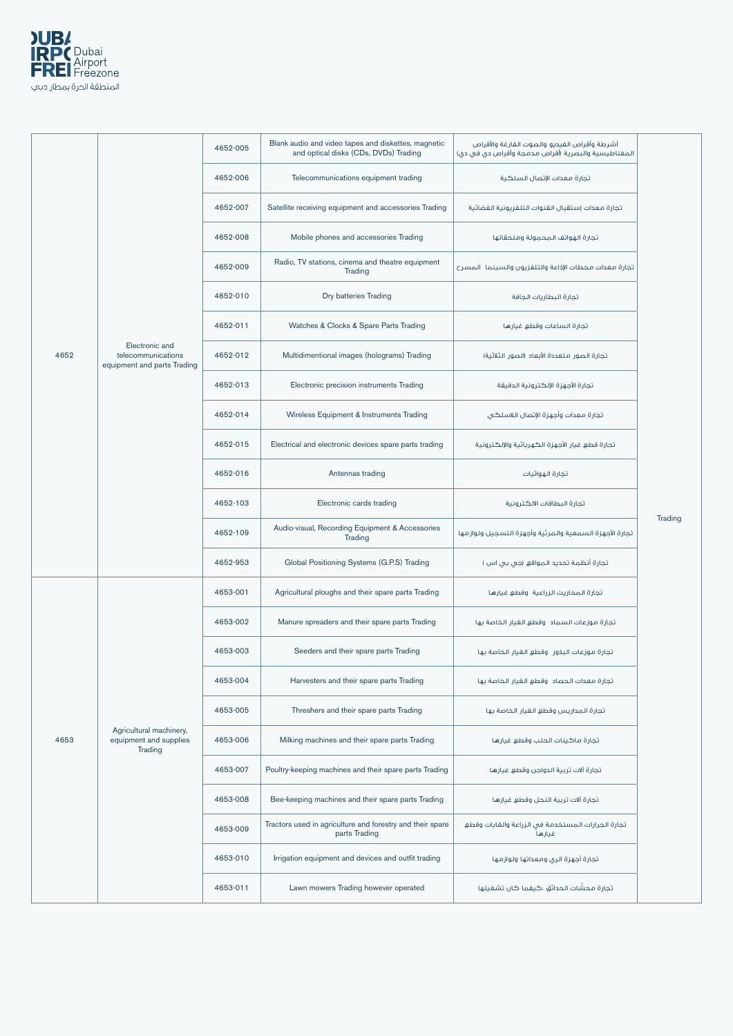| | | | | | |
|---|---|---|---|---|---|
| 4652 | Electronic and telecommunications equipment and parts Trading | 4652-005 | Blank audio and video tapes and diskettes, magnetic and optical disks (CDs, DVDs) Trading | أشرطة وأقراص الفيديو والصوت الفارغة والأقراص المغناطيسية والبصرية (أقراص مدمجة وأقراص دي في دي) | Trading |
| | | 4652-006 | Telecommunications equipment trading | تجارة معدات الإتصال السلكية | |
| | | 4652-007 | Satellite receiving equipment and accessories Trading | تجارة معدات إستقبال القنوات التلفزيونية الفضائية | |
| | | 4652-008 | Mobile phones and accessories Trading | تجارة الهواتف المحمولة وملحقاتها | |
| | | 4652-009 | Radio, TV stations, cinema and theatre equipment Trading | تجارة معدات محطات الإذاعة والتلفزيون والسينما المسرح | |
| | | 4652-010 | Dry batteries Trading | تجارة البطاريات الجافة | |
| | | 4652-011 | Watches & Clocks & Spare Parts Trading | تجارة الساعات وقطع غيارها | |
| | | 4652-012 | Multidimentional images (holograms) Trading | تجارة الصور متعددة الأبعاد (الصور الثلاثية) | |
| | | 4652-013 | Electronic precision instruments Trading | تجارة الأجهزة الإلكترونية الدقيقة | |
| | | 4652-014 | Wireless Equipment & Instruments Trading | تجارة معدات وأجهزة الإتصال اللاسلكي | |
| | | 4652-015 | Electrical and electronic devices spare parts trading | تجارة قطع غيار الأجهزة الكهربائية والإلكترونية | |
| | | 4652-016 | Antennas trading | تجارة الهوائيات | |
| | | 4652-103 | Electronic cards trading | تجارة البطاقات الالكترونية | |
| | | 4652-109 | Audio-visual, Recording Equipment & Accessories Trading | تجارة الأجهزة السمعية والمرئية وأجهزة التسجيل ولوازمها | |
| | | 4652-953 | Global Positioning Systems (G.P.S) Trading | تجارة أنظمة تحديد المواقع (جي بي اس ) | |
| 4653 | Agricultural machinery, equipment and supplies Trading | 4653-001 | Agricultural ploughs and their spare parts Trading | تجارة المحاريث الزراعية وقطع غيارها | |
| | | 4653-002 | Manure spreaders and their spare parts Trading | تجارة موزعات السماد وقطع الغيار الخاصة بها | |
| | | 4653-003 | Seeders and their spare parts Trading | تجارة موزعات البذور وقطع الغيار الخاصة بها | |
| | | 4653-004 | Harvesters and their spare parts Trading | تجارة معدات الحصاد وقطع الغيار الخاصة بها | |
| | | 4653-005 | Threshers and their spare parts Trading | تجارة المداريس وقطع الغيار الخاصة بها | |
| | | 4653-006 | Milking machines and their spare parts Trading | تجارة ماكينات الحلب وقطع غيارها | |
| | | 4653-007 | Poultry-keeping machines and their spare parts Trading | تجارة آلات تربية الدواجن وقطع غيارها | |
| | | 4653-008 | Bee-keeping machines and their spare parts Trading | تجارة آلات تربية النحل وقطع غيارها | |
| | | 4653-009 | Tractors used in agriculture and forestry and their spare parts Trading | تجارة الجرارات المستخدمة في الزراعة والغابات وقطع غيارها | |
| | | 4653-010 | Irrigation equipment and devices and outfit trading | تجارة أجهزة الري ومعداتها ولوازمها | |
| | | 4653-011 | Lawn mowers Trading however operated | تجارة محشات الحدائق ،كيفما كان تشغيلها | |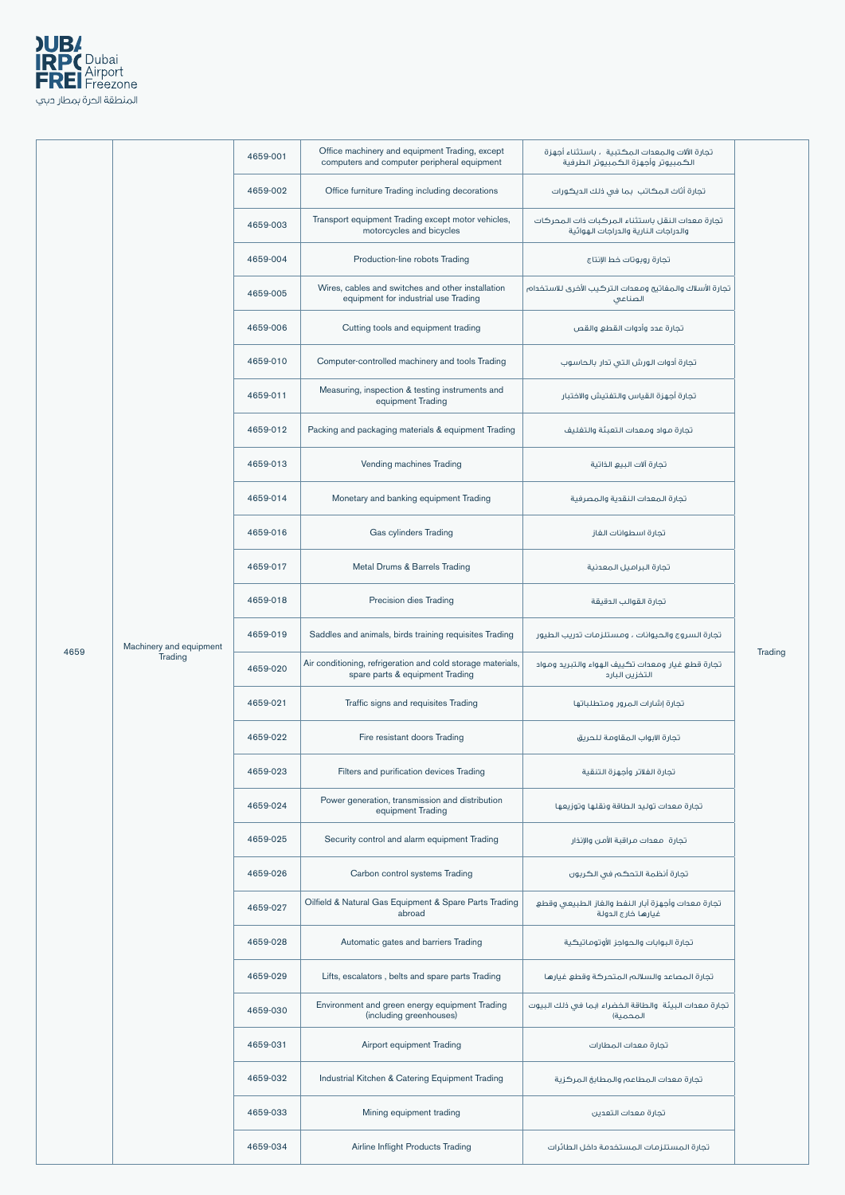| 4659 | Machinery and equipment Trading | 4659-001 | Office machinery and equipment Trading, except computers and computer peripheral equipment | تجارة الآلات والمعدات المكتبية ، باستثناء أجهزة الكمبيوتر وأجهزة الكمبيوتر الطرفية | Trading |
|---|---|---|---|---|---|
| | | 4659-002 | Office furniture Trading including decorations | تجارة أثاث المكاتب بما في ذلك الديكورات | |
| | | 4659-003 | Transport equipment Trading except motor vehicles, motorcycles and bicycles | تجارة معدات النقل باستثناء المركبات ذات المحركات والدراجات النارية والدراجات الهوائية | |
| | | 4659-004 | Production-line robots Trading | تجارة روبوتات خط الإنتاج | |
| | | 4659-005 | Wires, cables and switches and other installation equipment for industrial use Trading | تجارة الأسلاك والمفاتيح ومعدات التركيب الأخرى للاستخدام الصناعي | |
| | | 4659-006 | Cutting tools and equipment trading | تجارة عدد وأدوات القطع والقص | |
| | | 4659-010 | Computer-controlled machinery and tools Trading | تجارة أدوات الورش التي تدار بالحاسوب | |
| | | 4659-011 | Measuring, inspection & testing instruments and equipment Trading | تجارة أجهزة القياس والتفتيش والاختبار | |
| | | 4659-012 | Packing and packaging materials & equipment Trading | تجارة مواد ومعدات التعبئة والتغليف | |
| | | 4659-013 | Vending machines Trading | تجارة آلات البيع الذاتية | |
| | | 4659-014 | Monetary and banking equipment Trading | تجارة المعدات النقدية والمصرفية | |
| | | 4659-016 | Gas cylinders Trading | تجارة اسطوانات الغاز | |
| | | 4659-017 | Metal Drums & Barrels Trading | تجارة البراميل المعدنية | |
| | | 4659-018 | Precision dies Trading | تجارة القوالب الدقيقة | |
| | | 4659-019 | Saddles and animals, birds training requisites Trading | تجارة السروج والحيوانات ، ومستلزمات تدريب الطيور | |
| | | 4659-020 | Air conditioning, refrigeration and cold storage materials, spare parts & equipment Trading | تجارة قطع غيار ومعدات تكييف الهواء والتبريد ومواد التخزين البارد | |
| | | 4659-021 | Traffic signs and requisites Trading | تجارة إشارات المرور ومتطلباتها | |
| | | 4659-022 | Fire resistant doors Trading | تجارة الابواب المقاومة للحريق | |
| | | 4659-023 | Filters and purification devices Trading | تجارة الفلاتر وأجهزة التنقية | |
| | | 4659-024 | Power generation, transmission and distribution equipment Trading | تجارة معدات توليد الطاقة ونقلها وتوزيعها | |
| | | 4659-025 | Security control and alarm equipment Trading | تجارة معدات مراقبة الأمن والإنذار | |
| | | 4659-026 | Carbon control systems Trading | تجارة أنظمة التحكم في الكربون | |
| | | 4659-027 | Oilfield & Natural Gas Equipment & Spare Parts Trading abroad | تجارة معدات وأجهزة آبار النفط والغاز الطبيعي وقطع غيارها خارج الدولة | |
| | | 4659-028 | Automatic gates and barriers Trading | تجارة البوابات والحواجز الأوتوماتيكية | |
| | | 4659-029 | Lifts, escalators , belts and spare parts Trading | تجارة المصاعد والسلالم المتحركة وقطع غيارها | |
| | | 4659-030 | Environment and green energy equipment Trading (including greenhouses) | تجارة معدات البيئة والطاقة الخضراء (بما في ذلك البيوت المحمية) | |
| | | 4659-031 | Airport equipment Trading | تجارة معدات المطارات | |
| | | 4659-032 | Industrial Kitchen & Catering Equipment Trading | تجارة معدات المطاعم والمطابخ المركزية | |
| | | 4659-033 | Mining equipment trading | تجارة معدات التعدين | |
| | | 4659-034 | Airline Inflight Products Trading | تجارة المستلزمات المستخدمة داخل الطائرات | |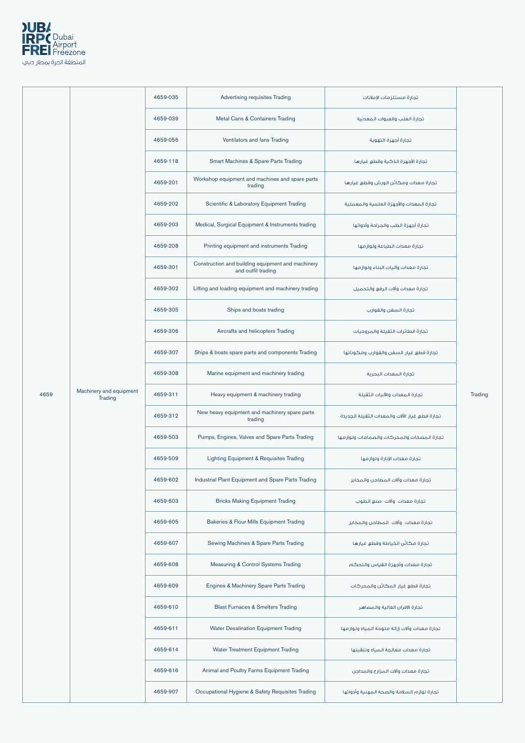| 4659 | Machinery and equipment Trading | 4659-035 | Advertising requisites Trading | تجارة مستلزمات الإعلانات | Trading |
|---|---|---|---|---|---|
| | | 4659-039 | Metal Cans & Containers Trading | تجارة العلب والعبوات المعدنية | |
| | | 4659-056 | Ventilators and fans Trading | تجارة أجهزة التهوية | |
| | | 4659-118 | Smart Machines & Spare Parts Trading | تجارة الأجهزة الذكية وقطع غيارها | |
| | | 4659-201 | Workshop equipment and machines and spare parts trading | تجارة معدات ومكائن الورش وقطع غيارها | |
| | | 4659-202 | Scientific & Laboratory Equipment Trading | تجارة المعدات والأجهزة العلمية والمعملية | |
| | | 4659-203 | Medical, Surgical Equipment & Instruments trading | تجارة أجهزة الطب والجراحة وأدواتها | |
| | | 4659-208 | Printing equipment and instruments Trading | تجارة معدات الطباعة ولوازمها | |
| | | 4659-301 | Construction and building equipment and machinery and outfit trading | تجارة معدات وآليات البناء ولوازمها | |
| | | 4659-302 | Lifting and loading equipment and machinery trading | تجارة معدات وآلات الرفع والتحميل | |
| | | 4659-305 | Ships and boats trading | تجارة السفن والقوارب | |
| | | 4659-306 | Aircrafts and helicopters Trading | تجارة الطائرات الثقيلة والمروحيات | |
| | | 4659-307 | Ships & boats spare parts and components Trading | تجارة قطع غيار السفن والقوارب ومكوناتها | |
| | | 4659-308 | Marine equipment and machinery trading | تجارة المعدات البحرية | |
| | | 4659-311 | Heavy equipment & machinery trading | تجارة المعدات والآليات الثقيلة | |
| | | 4659-312 | New heavy equipment and machinery spare parts trading | تجارة قطع غيار الآلات والمعدات الثقيلة الجديدة | |
| | | 4659-503 | Pumps, Engines, Valves and Spare Parts Trading | تجارة المضخات والمحركات والصمامات ولوازمها | |
| | | 4659-509 | Lighting Equipment & Requisites Trading | تجارة معدات الإنارة ولوازمها | |
| | | 4659-602 | Industrial Plant Equipment and Spare Parts Trading | تجارة معدات وآلات المطاحن والمخابز | |
| | | 4659-603 | Bricks Making Equipment Trading | تجارة معدات وآلات صنع الطوب | |
| | | 4659-605 | Bakeries & Flour Mills Equipment Trading | تجارة معدات وآلات المطاحن والمخابز | |
| | | 4659-607 | Sewing Machines & Spare Parts Trading | تجارة مكائن الخياطة وقطع غيارها | |
| | | 4659-608 | Measuring & Control Systems Trading | تجارة معدات وأجهزة القياس والتحكم | |
| | | 4659-609 | Engines & Machinery Spare Parts Trading | تجارة قطع غيار المكائن والمحركات | |
| | | 4659-610 | Blast Furnaces & Smelters Trading | تجارة الافران العالية والمصاهر | |
| | | 4659-611 | Water Desalination Equipment Trading | تجارة معدات وآلات إزالة ملوحة المياه ولوازمها | |
| | | 4659-614 | Water Treatment Equipment Trading | تجارة معدات معالجة المياه وتنقيتها | |
| | | 4659-616 | Animal and Poultry Farms Equipment Trading | تجارة معدات وآلات المزارع والمداجن | |
| | | 4659-907 | Occupational Hygiene & Safety Requisites Trading | تجارة لوازم السلامة والصحة المهنية وأدواتها | |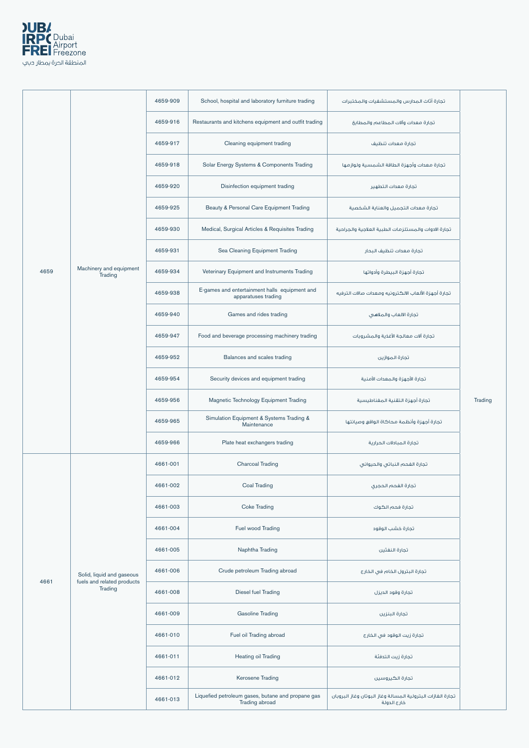| | | | | | |
|---|---|---|---|---|---|
| 4659 | Machinery and equipment Trading | 4659-909 | School, hospital and laboratory furniture trading | تجارة أثاث المدارس والمستشفيات والمختبرات | Trading |
| | | 4659-916 | Restaurants and kitchens equipment and outfit trading | تجارة معدات وآلات المطاعم والمطابخ | |
| | | 4659-917 | Cleaning equipment trading | تجارة معدات تنظيف | |
| | | 4659-918 | Solar Energy Systems & Components Trading | تجارة معدات وأجهزة الطاقة الشمسية ولوازمها | |
| | | 4659-920 | Disinfection equipment trading | تجارة معدات التطهير | |
| | | 4659-925 | Beauty & Personal Care Equipment Trading | تجارة معدات التجميل والعناية الشخصية | |
| | | 4659-930 | Medical, Surgical Articles & Requisites Trading | تجارة الادوات والمستلزمات الطبية العلاجية والجراحية | |
| | | 4659-931 | Sea Cleaning Equipment Trading | تجارة معدات تنظيف البحار | |
| | | 4659-934 | Veterinary Equipment and Instruments Trading | تجارة أجهزة البيطرة وأدواتها | |
| | | 4659-938 | E-games and entertainment halls equipment and apparatuses trading | تجارة أجهزة الألعاب الالكترونيه ومعدات صالات الترفيه | |
| | | 4659-940 | Games and rides trading | تجارة الالعاب والملاهي | |
| | | 4659-947 | Food and beverage processing machinery trading | تجارة آلات معالجة الأغذية والمشروبات | |
| | | 4659-952 | Balances and scales trading | تجارة الموازين | |
| | | 4659-954 | Security devices and equipment trading | تجارة الأجهزة والمعدات الأمنية | |
| | | 4659-956 | Magnetic Technology Equipment Trading | تجارة أجهزة التقنية المغناطيسية | |
| | | 4659-965 | Simulation Equipment & Systems Trading & Maintenance | تجارة أجهزة وأنظمة محاكاة الواقع وصيانتها | |
| | | 4659-966 | Plate heat exchangers trading | تجارة المبادلات الحرارية | |
| 4661 | Solid, liquid and gaseous fuels and related products Trading | 4661-001 | Charcoal Trading | تجارة الفحم النباتي والحيواني | |
| | | 4661-002 | Coal Trading | تجارة الفحم الحجري | |
| | | 4661-003 | Coke Trading | تجارة فحم الكوك | |
| | | 4661-004 | Fuel wood Trading | تجارة خشب الوقود | |
| | | 4661-005 | Naphtha Trading | تجارة النفثين | |
| | | 4661-006 | Crude petroleum Trading abroad | تجارة البترول الخام في الخارج | |
| | | 4661-008 | Diesel fuel Trading | تجارة وقود الديزل | |
| | | 4661-009 | Gasoline Trading | تجارة البنزين | |
| | | 4661-010 | Fuel oil Trading abroad | تجارة زيت الوقود في الخارج | |
| | | 4661-011 | Heating oil Trading | تجارة زيت التدفئة | |
| | | 4661-012 | Kerosene Trading | تجارة الكيروسين | |
| | | 4661-013 | Liquefied petroleum gases, butane and propane gas Trading abroad | تجارة الغازات البترولية المسالة وغاز البوتان وغاز البروبان خارج الدولة | |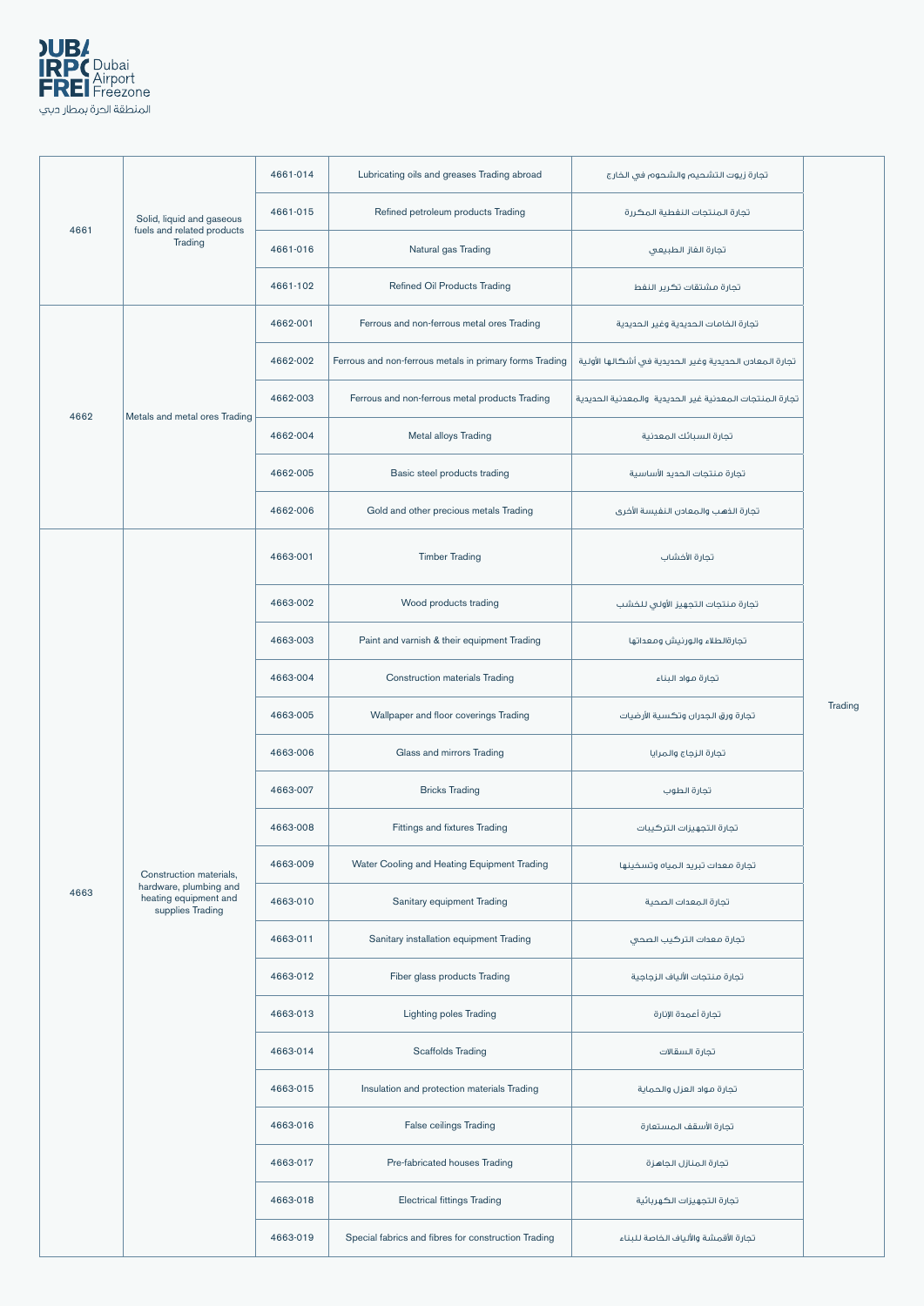| | | | | | |
|---|---|---|---|---|---|
| 4661 | Solid, liquid and gaseous fuels and related products Trading | 4661-014 | Lubricating oils and greases Trading abroad | تجارة زيوت التشحيم والشحوم في الخارج | Trading |
| | | 4661-015 | Refined petroleum products Trading | تجارة المنتجات النفطية المكررة | |
| | | 4661-016 | Natural gas Trading | تجارة الغاز الطبيعي | |
| | | 4661-102 | Refined Oil Products Trading | تجارة مشتقات تكرير النفط | |
| 4662 | Metals and metal ores Trading | 4662-001 | Ferrous and non-ferrous metal ores Trading | تجارة الخامات الحديدية وغير الحديدية | |
| | | 4662-002 | Ferrous and non-ferrous metals in primary forms Trading | تجارة المعادن الحديدية وغير الحديدية في أشكالها الأولية | |
| | | 4662-003 | Ferrous and non-ferrous metal products Trading | تجارة المنتجات المعدنية غير الحديدية والمعدنية الحديدية | |
| | | 4662-004 | Metal alloys Trading | تجارة السبائك المعدنية | |
| | | 4662-005 | Basic steel products trading | تجارة منتجات الحديد الأساسية | |
| | | 4662-006 | Gold and other precious metals Trading | تجارة الذهب والمعادن النفيسة الأخرى | |
| 4663 | Construction materials, hardware, plumbing and heating equipment and supplies Trading | 4663-001 | Timber Trading | تجارة الأخشاب | |
| | | 4663-002 | Wood products trading | تجارة منتجات التجهيز الأولي للخشب | |
| | | 4663-003 | Paint and varnish & their equipment Trading | تجارةالطلاء والورنيش ومعداتها | |
| | | 4663-004 | Construction materials Trading | تجارة مواد البناء | |
| | | 4663-005 | Wallpaper and floor coverings Trading | تجارة ورق الجدران وتكسية الأرضيات | |
| | | 4663-006 | Glass and mirrors Trading | تجارة الزجاج والمرايا | |
| | | 4663-007 | Bricks Trading | تجارة الطوب | |
| | | 4663-008 | Fittings and fixtures Trading | تجارة التجهيزات التركيبات | |
| | | 4663-009 | Water Cooling and Heating Equipment Trading | تجارة معدات تبريد المياه وتسخينها | |
| | | 4663-010 | Sanitary equipment Trading | تجارة المعدات الصحية | |
| | | 4663-011 | Sanitary installation equipment Trading | تجارة معدات التركيب الصحي | |
| | | 4663-012 | Fiber glass products Trading | تجارة منتجات الألياف الزجاجية | |
| | | 4663-013 | Lighting poles Trading | تجارة أعمدة الإنارة | |
| | | 4663-014 | Scaffolds Trading | تجارة السقالات | |
| | | 4663-015 | Insulation and protection materials Trading | تجارة مواد العزل والحماية | |
| | | 4663-016 | False ceilings Trading | تجارة الأسقف المستعارة | |
| | | 4663-017 | Pre-fabricated houses Trading | تجارة المنازل الجاهزة | |
| | | 4663-018 | Electrical fittings Trading | تجارة التجهيزات الكهربائية | |
| | | 4663-019 | Special fabrics and fibres for construction Trading | تجارة الأقمشة والألياف الخاصة للبناء | |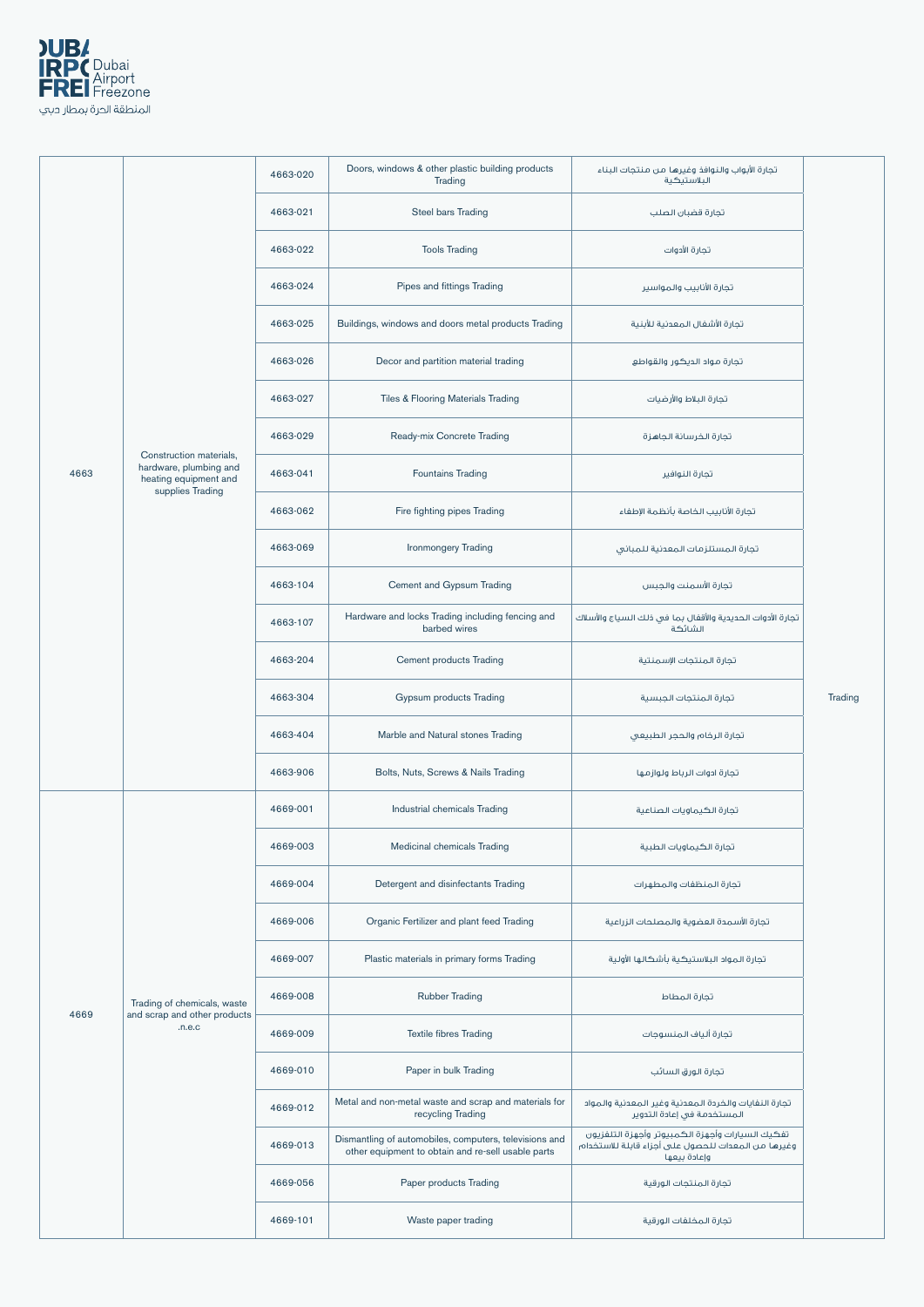| | | | | | |
|---|---|---|---|---|---|
| 4663 | Construction materials, hardware, plumbing and heating equipment and supplies Trading | 4663-020 | Doors, windows & other plastic building products Trading | تجارة الأبواب والنوافذ وغيرها من منتجات البناء البلاستيكية | Trading |
| | | 4663-021 | Steel bars Trading | تجارة قضبان الصلب | |
| | | 4663-022 | Tools Trading | تجارة الأدوات | |
| | | 4663-024 | Pipes and fittings Trading | تجارة الأنابيب والمواسير | |
| | | 4663-025 | Buildings, windows and doors metal products Trading | تجارة الأشغال المعدنية للأبنية | |
| | | 4663-026 | Decor and partition material trading | تجارة مواد الديكور والقواطع | |
| | | 4663-027 | Tiles & Flooring Materials Trading | تجارة البلاط والأرضيات | |
| | | 4663-029 | Ready-mix Concrete Trading | تجارة الخرسانة الجاهزة | |
| | | 4663-041 | Fountains Trading | تجارة النوافير | |
| | | 4663-062 | Fire fighting pipes Trading | تجارة الأنابيب الخاصة بأنظمة الإطفاء | |
| | | 4663-069 | Ironmongery Trading | تجارة المستلزمات المعدنية للمباني | |
| | | 4663-104 | Cement and Gypsum Trading | تجارة الأسمنت والجبس | |
| | | 4663-107 | Hardware and locks Trading including fencing and barbed wires | تجارة الأدوات الحديدية والأقفال بما في ذلك السياج والأسلاك الشائكة | |
| | | 4663-204 | Cement products Trading | تجارة المنتجات الإسمنتية | |
| | | 4663-304 | Gypsum products Trading | تجارة المنتجات الجبسية | |
| | | 4663-404 | Marble and Natural stones Trading | تجارة الرخام والحجر الطبيعي | |
| | | 4663-906 | Bolts, Nuts, Screws & Nails Trading | تجارة ادوات الرباط ولوازمها | |
| 4669 | Trading of chemicals, waste and scrap and other products .n.e.c | 4669-001 | Industrial chemicals Trading | تجارة الكيماويات الصناعية | |
| | | 4669-003 | Medicinal chemicals Trading | تجارة الكيماويات الطبية | |
| | | 4669-004 | Detergent and disinfectants Trading | تجارة المنظفات والمطهرات | |
| | | 4669-006 | Organic Fertilizer and plant feed Trading | تجارة الأسمدة العضوية والمصلحات الزراعية | |
| | | 4669-007 | Plastic materials in primary forms Trading | تجارة المواد البلاستيكية بأشكالها الأولية | |
| | | 4669-008 | Rubber Trading | تجارة المطاط | |
| | | 4669-009 | Textile fibres Trading | تجارة ألياف المنسوجات | |
| | | 4669-010 | Paper in bulk Trading | تجارة الورق السائب | |
| | | 4669-012 | Metal and non-metal waste and scrap and materials for recycling Trading | تجارة النفايات والخردة المعدنية وغير المعدنية والمواد المستخدمة في إعادة التدوير | |
| | | 4669-013 | Dismantling of automobiles, computers, televisions and other equipment to obtain and re-sell usable parts | تفكيك السيارات وأجهزة الكمبيوتر وأجهزة التلفزيون وغيرها من المعدات للحصول على أجزاء قابلة للاستخدام وإعادة بيعها | |
| | | 4669-056 | Paper products Trading | تجارة المنتجات الورقية | |
| | | 4669-101 | Waste paper trading | تجارة المخلفات الورقية | |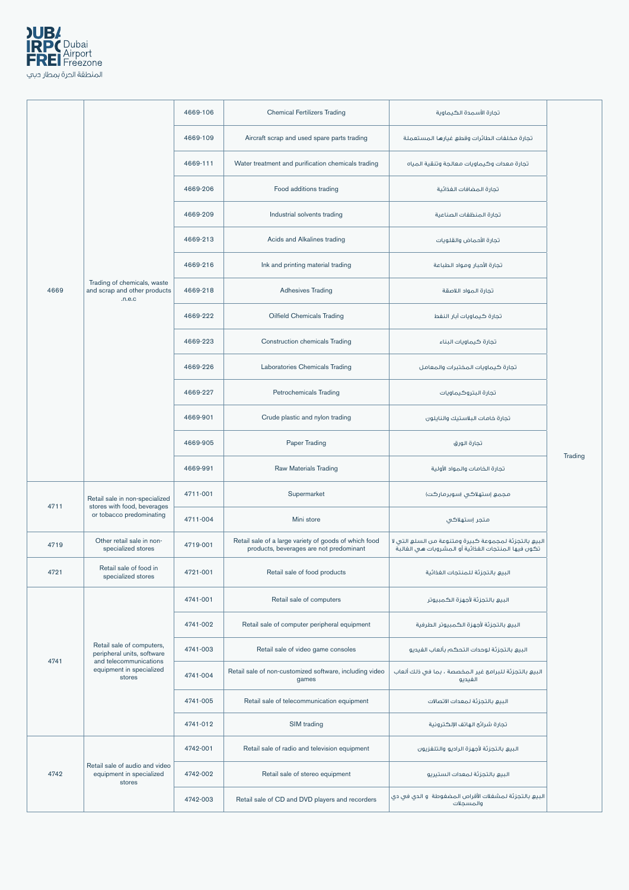| | | | | | |
|---|---|---|---|---|---|
| 4669 | Trading of chemicals, waste and scrap and other products .n.e.c | 4669-106 | Chemical Fertilizers Trading | تجارة الأسمدة الكيماوية | Trading |
| | | 4669-109 | Aircraft scrap and used spare parts trading | تجارة مخلفات الطائرات وقطع غيارها المستعملة | |
| | | 4669-111 | Water treatment and purification chemicals trading | تجارة معدات وكيماويات معالجة وتنقية المياه | |
| | | 4669-206 | Food additions trading | تجارة المضافات الغذائية | |
| | | 4669-209 | Industrial solvents trading | تجارة المنظفات الصناعية | |
| | | 4669-213 | Acids and Alkalines trading | تجارة الأحماض والقلويات | |
| | | 4669-216 | Ink and printing material trading | تجارة الأحبار ومواد الطباعة | |
| | | 4669-218 | Adhesives Trading | تجارة المواد اللاصقة | |
| | | 4669-222 | Oilfield Chemicals Trading | تجارة كيماويات آبار النفط | |
| | | 4669-223 | Construction chemicals Trading | تجارة كيماويات البناء | |
| | | 4669-226 | Laboratories Chemicals Trading | تجارة كيماويات المختبرات والمعامل | |
| | | 4669-227 | Petrochemicals Trading | تجارة البتروكيماويات | |
| | | 4669-901 | Crude plastic and nylon trading | تجارة خامات البلاستيك والنايلون | |
| | | 4669-905 | Paper Trading | تجارة الورق | |
| | | 4669-991 | Raw Materials Trading | تجارة الخامات والمواد الأولية | |
| 4711 | Retail sale in non-specialized stores with food, beverages or tobacco predominating | 4711-001 | Supermarket | مجمع إستهلاكي (سوبرماركت) | |
| | | 4711-004 | Mini store | متجر إستهلاكي | |
| 4719 | Other retail sale in non-specialized stores | 4719-001 | Retail sale of a large variety of goods of which food products, beverages are not predominant | البيع بالتجزئة لمجموعة كبيرة ومتنوعة من السلع التي لا تكون فيها المنتجات الغذائية أو المشروبات هي الغالبة | |
| 4721 | Retail sale of food in specialized stores | 4721-001 | Retail sale of food products | البيع بالتجزئة للمنتجات الغذائية | |
| 4741 | Retail sale of computers, peripheral units, software and telecommunications equipment in specialized stores | 4741-001 | Retail sale of computers | البيع بالتجزئة لأجهزة الكمبيوتر | |
| | | 4741-002 | Retail sale of computer peripheral equipment | البيع بالتجزئة لأجهزة الكمبيوتر الطرفية | |
| | | 4741-003 | Retail sale of video game consoles | البيع بالتجزئة لوحدات التحكم بألعاب الفيديو | |
| | | 4741-004 | Retail sale of non-customized software, including video games | البيع بالتجزئة للبرامج غير المخصصة ، بما في ذلك ألعاب الفيديو | |
| | | 4741-005 | Retail sale of telecommunication equipment | البيع بالتجزئة لمعدات الاتصالات | |
| | | 4741-012 | SIM trading | تجارة شرائح الهاتف الإلكترونية | |
| 4742 | Retail sale of audio and video equipment in specialized stores | 4742-001 | Retail sale of radio and television equipment | البيع بالتجزئة لأجهزة الراديو والتلفزيون | |
| | | 4742-002 | Retail sale of stereo equipment | البيع بالتجزئة لمعدات الستيريو | |
| | | 4742-003 | Retail sale of CD and DVD players and recorders | البيع بالتجزئة لمشغلات الأقراص المضغوطة و الدي في دي والمسجلات | |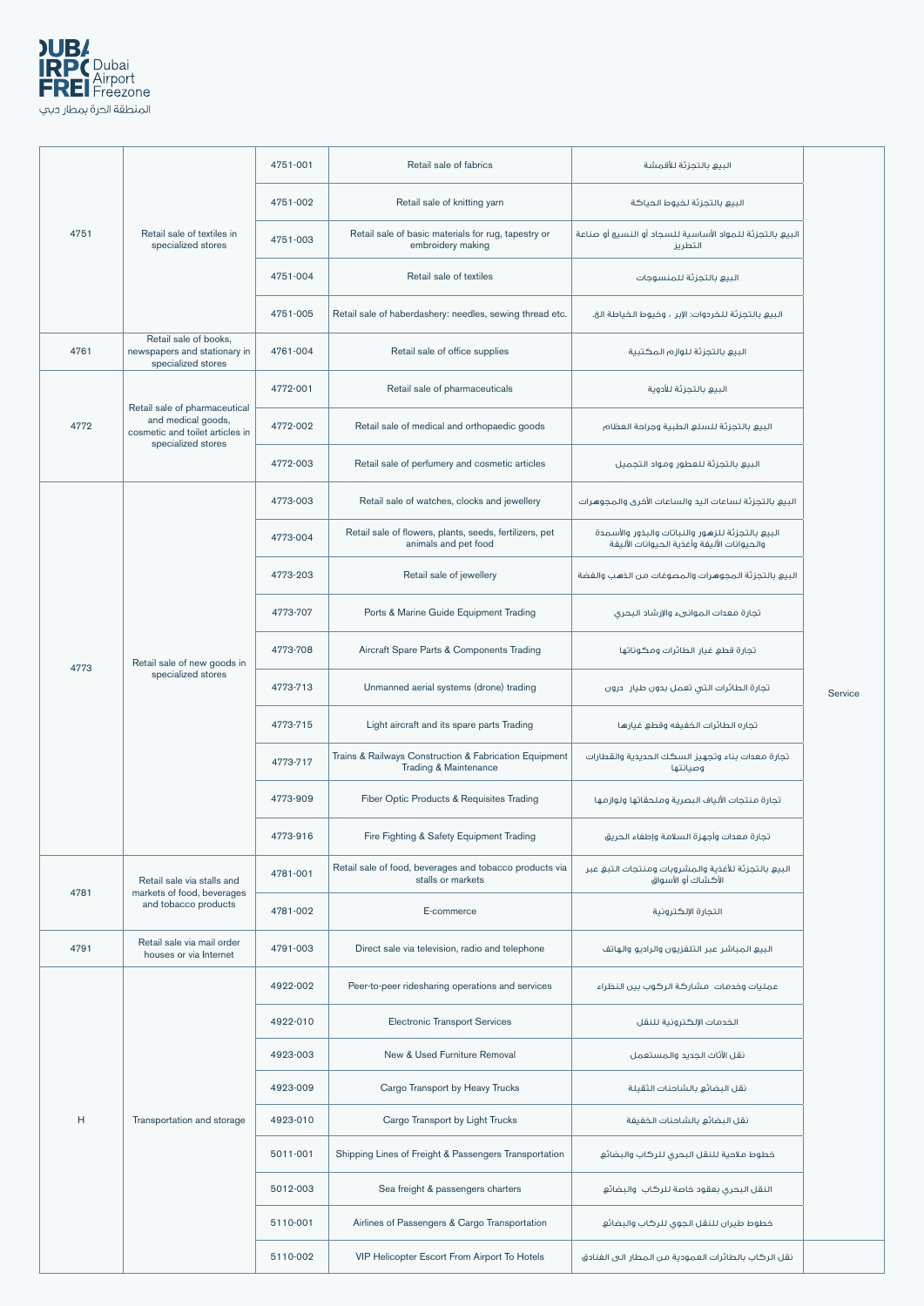| | | | | | |
|---|---|---|---|---|---|
| 4751 | Retail sale of textiles in specialized stores | 4751-001 | Retail sale of fabrics | البيع بالتجزئة للأقمشة | Service |
| | | 4751-002 | Retail sale of knitting yarn | البيع بالتجزئة لخيوط الحياكة | |
| | | 4751-003 | Retail sale of basic materials for rug, tapestry or embroidery making | البيع بالتجزئة للمواد الأساسية للسجاد أو النسيج أو صناعة التطريز | |
| | | 4751-004 | Retail sale of textiles | البيع بالتجزئة للمنسوجات | |
| | | 4751-005 | Retail sale of haberdashery: needles, sewing thread etc. | البيع بالتجزئة للخردوات: الإبر ، وخيوط الخياطة الخ. | |
| 4761 | Retail sale of books, newspapers and stationary in specialized stores | 4761-004 | Retail sale of office supplies | البيع بالتجزئة للوازم المكتبية | |
| 4772 | Retail sale of pharmaceutical and medical goods, cosmetic and toilet articles in specialized stores | 4772-001 | Retail sale of pharmaceuticals | البيع بالتجزئة للأدوية | |
| | | 4772-002 | Retail sale of medical and orthopaedic goods | البيع بالتجزئة للسلع الطبية وجراحة العظام | |
| | | 4772-003 | Retail sale of perfumery and cosmetic articles | البيع بالتجزئة للعطور ومواد التجميل | |
| 4773 | Retail sale of new goods in specialized stores | 4773-003 | Retail sale of watches, clocks and jewellery | البيع بالتجزئة لساعات اليد والساعات الأخرى والمجوهرات | |
| | | 4773-004 | Retail sale of flowers, plants, seeds, fertilizers, pet animals and pet food | البيع بالتجزئة للزهور والنباتات والبذور والأسمدة والحيوانات الأليفة وأغذية الحيوانات الأليفة | |
| | | 4773-203 | Retail sale of jewellery | البيع بالتجزئة المجوهرات والمصوغات من الذهب والفضة | |
| | | 4773-707 | Ports & Marine Guide Equipment Trading | تجارة معدات الموانىء والإرشاد البحري | |
| | | 4773-708 | Aircraft Spare Parts & Components Trading | تجارة قطع غيار الطائرات ومكوناتها | |
| | | 4773-713 | Unmanned aerial systems (drone) trading | تجارة الطائرات التي تعمل بدون طيار  درون | |
| | | 4773-715 | Light aircraft and its spare parts Trading | تجاره الطائرات الخفيفه وقطع غيارها | |
| | | 4773-717 | Trains & Railways Construction & Fabrication Equipment Trading & Maintenance | تجارة معدات بناء وتجهيز السكك الحديدية والقطارات وصيانتها | |
| | | 4773-909 | Fiber Optic Products & Requisites Trading | تجارة منتجات الألياف البصرية وملحقاتها ولوازمها | |
| | | 4773-916 | Fire Fighting & Safety Equipment Trading | تجارة معدات وأجهزة السلامة وإطفاء الحريق | |
| 4781 | Retail sale via stalls and markets of food, beverages and tobacco products | 4781-001 | Retail sale of food, beverages and tobacco products via stalls or markets | البيع بالتجزئة للأغذية والمشروبات ومنتجات التبغ عبر الأكشاك أو الأسواق | |
| | | 4781-002 | E-commerce | التجارة الإلكترونية | |
| 4791 | Retail sale via mail order houses or via Internet | 4791-003 | Direct sale via television, radio and telephone | البيع المباشر عبر التلفزيون والراديو والهاتف | |
| H | Transportation and storage | 4922-002 | Peer-to-peer ridesharing operations and services | عمليات وخدمات  مشاركة الركوب بين النظراء | |
| | | 4922-010 | Electronic Transport Services | الخدمات الإلكترونية للنقل | |
| | | 4923-003 | New & Used Furniture Removal | نقل الأثاث الجديد والمستعمل | |
| | | 4923-009 | Cargo Transport by Heavy Trucks | نقل البضائع بالشاحنات الثقيلة | |
| | | 4923-010 | Cargo Transport by Light Trucks | نقل البضائع بالشاحنات الخفيفة | |
| | | 5011-001 | Shipping Lines of Freight & Passengers Transportation | خطوط ملاحية للنقل البحري للركاب والبضائع | |
| | | 5012-003 | Sea freight & passengers charters | النقل البحري بعقود خاصة للركاب  والبضائع | |
| | | 5110-001 | Airlines of Passengers & Cargo Transportation | خطوط طيران للنقل الجوي للركاب والبضائع | |
| | | 5110-002 | VIP Helicopter Escort From Airport To Hotels | نقل الركاب بالطائرات العمودية من المطار الى الفنادق | |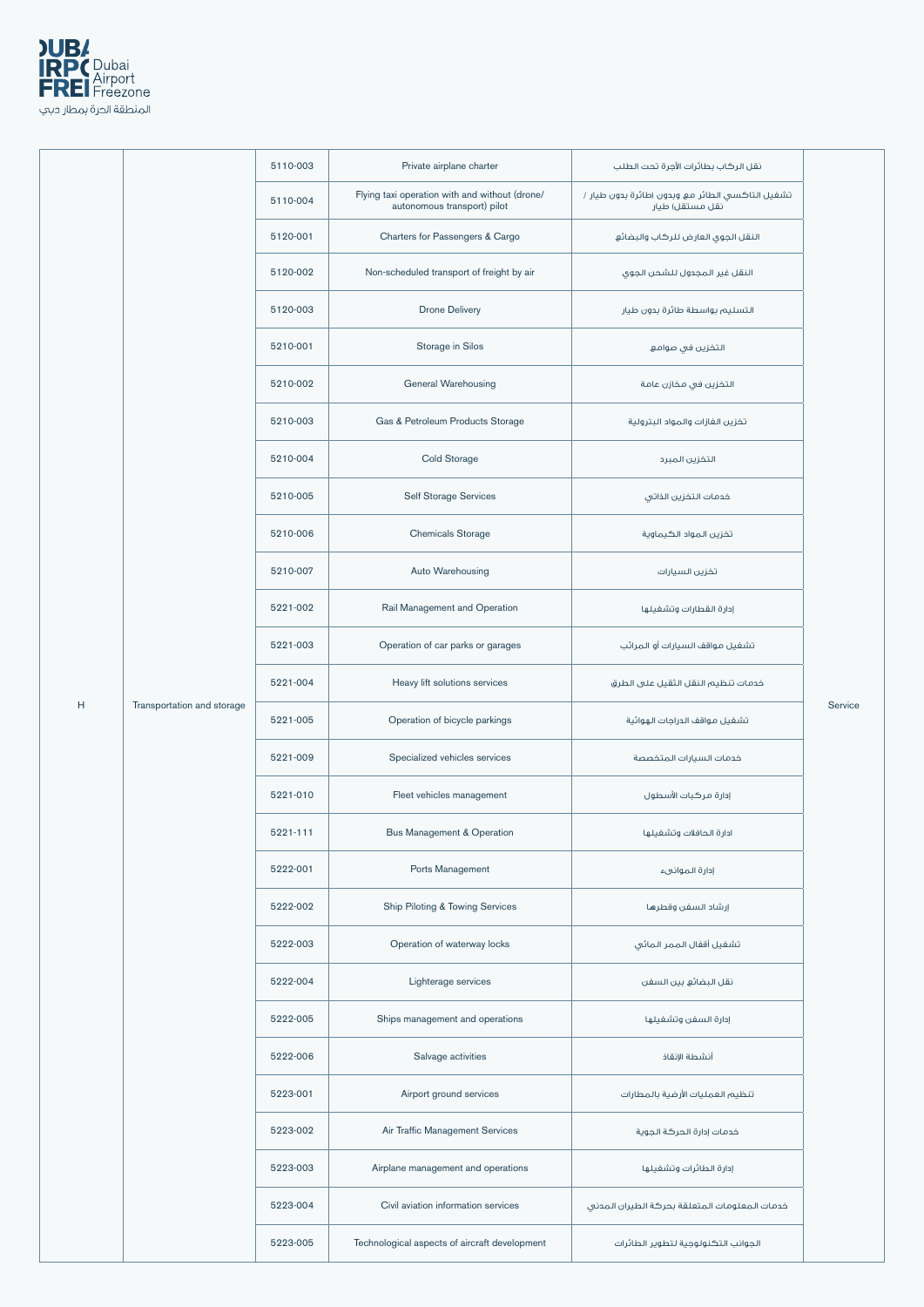| | | | | | |
|---|---|---|---|---|---|
| H | Transportation and storage | 5110-003 | Private airplane charter | نقل الركاب بطائرات الأجرة تحت الطلب | Service |
| | | 5110-004 | Flying taxi operation with and without (drone/ autonomous transport) pilot | تشغيل التاكسي الطائر مع وبدون (طائرة بدون طيار / نقل مستقل) طيار | |
| | | 5120-001 | Charters for Passengers & Cargo | النقل الجوي العارض للركاب والبضائع | |
| | | 5120-002 | Non-scheduled transport of freight by air | النقل غير المجدول للشحن الجوي | |
| | | 5120-003 | Drone Delivery | التسليم بواسطة طائرة بدون طيار | |
| | | 5210-001 | Storage in Silos | التخزين في صوامع | |
| | | 5210-002 | General Warehousing | التخزين في مخازن عامة | |
| | | 5210-003 | Gas & Petroleum Products Storage | تخزين الغازات والمواد البترولية | |
| | | 5210-004 | Cold Storage | التخزين المبرد | |
| | | 5210-005 | Self Storage Services | خدمات التخزين الذاتي | |
| | | 5210-006 | Chemicals Storage | تخزين المواد الكيماوية | |
| | | 5210-007 | Auto Warehousing | تخزين السيارات | |
| | | 5221-002 | Rail Management and Operation | إدارة القطارات وتشغيلها | |
| | | 5221-003 | Operation of car parks or garages | تشغيل مواقف السيارات أو المرائب | |
| | | 5221-004 | Heavy lift solutions services | خدمات تنظيم النقل الثقيل على الطرق | |
| | | 5221-005 | Operation of bicycle parkings | تشغيل مواقف الدراجات الهوائية | |
| | | 5221-009 | Specialized vehicles services | خدمات السيارات المتخصصة | |
| | | 5221-010 | Fleet vehicles management | إدارة مركبات الأسطول | |
| | | 5221-111 | Bus Management & Operation | ادارة الحافلات وتشغيلها | |
| | | 5222-001 | Ports Management | إدارة الموانىء | |
| | | 5222-002 | Ship Piloting & Towing Services | إرشاد السفن وقطرها | |
| | | 5222-003 | Operation of waterway locks | تشغيل أقفال الممر المائي | |
| | | 5222-004 | Lighterage services | نقل البضائع بين السفن | |
| | | 5222-005 | Ships management and operations | إدارة السفن وتشغيلها | |
| | | 5222-006 | Salvage activities | أنشطة الإنقاذ | |
| | | 5223-001 | Airport ground services | تنظيم العمليات الأرضية بالمطارات | |
| | | 5223-002 | Air Traffic Management Services | خدمات إدارة الحركة الجوية | |
| | | 5223-003 | Airplane management and operations | إدارة الطائرات وتشغيلها | |
| | | 5223-004 | Civil aviation information services | خدمات المعلومات المتعلقة بحركة الطيران المدني | |
| | | 5223-005 | Technological aspects of aircraft development | الجوانب التكنولوجية لتطوير الطائرات | |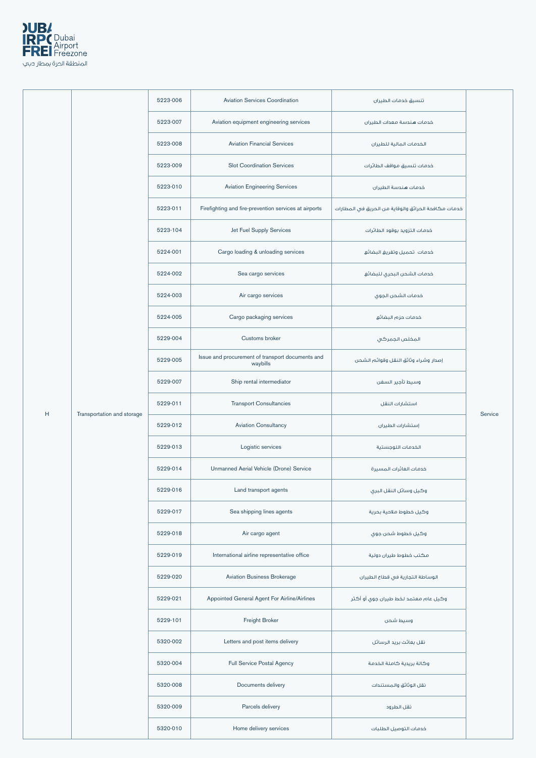| H | Transportation and storage | 5223-006 | Aviation Services Coordination | تنسيق خدمات الطيران | Service |
|---|---|---|---|---|---|
| | | 5223-007 | Aviation equipment engineering services | خدمات هندسة معدات الطيران | |
| | | 5223-008 | Aviation Financial Services | الخدمات المالية للطيران | |
| | | 5223-009 | Slot Coordination Services | خدمات تنسيق مواقف الطائرات | |
| | | 5223-010 | Aviation Engineering Services | خدمات هندسة الطيران | |
| | | 5223-011 | Firefighting and fire-prevention services at airports | خدمات مكافحة الحرائق والوقاية من الحريق في المطارات | |
| | | 5223-104 | Jet Fuel Supply Services | خدمات التزويد بوقود الطائرات | |
| | | 5224-001 | Cargo loading & unloading services | خدمات تحميل وتفريغ البضائع | |
| | | 5224-002 | Sea cargo services | خدمات الشحن البحري للبضائع | |
| | | 5224-003 | Air cargo services | خدمات الشحن الجوي | |
| | | 5224-005 | Cargo packaging services | خدمات حزم البضائع | |
| | | 5229-004 | Customs broker | المخلص الجمركي | |
| | | 5229-005 | Issue and procurement of transport documents and waybills | إصدار وشراء وثائق النقل وقوائم الشحن | |
| | | 5229-007 | Ship rental intermediator | وسيط تأجير السفن | |
| | | 5229-011 | Transport Consultancies | استشارات النقل | |
| | | 5229-012 | Aviation Consultancy | إستشارات الطيران | |
| | | 5229-013 | Logistic services | الخدمات اللوجستية | |
| | | 5229-014 | Unmanned Aerial Vehicle (Drone) Service | خدمات الطائرات المسيرة | |
| | | 5229-016 | Land transport agents | وكيل وسائل النقل البري | |
| | | 5229-017 | Sea shipping lines agents | وكيل خطوط ملاحية بحرية | |
| | | 5229-018 | Air cargo agent | وكيل خطوط شحن جوي | |
| | | 5229-019 | International airline representative office | مكتب خطوط طيران دولية | |
| | | 5229-020 | Aviation Business Brokerage | الوساطة التجارية في قطاع الطيران | |
| | | 5229-021 | Appointed General Agent For Airline/Airlines | وكيل عام معتمد لخط طيران جوي أو أكثر | |
| | | 5229-101 | Freight Broker | وسيط شحن | |
| | | 5320-002 | Letters and post items delivery | نقل بعائث بريد الرسائل | |
| | | 5320-004 | Full Service Postal Agency | وكالة بريدية كاملة الخدمة | |
| | | 5320-008 | Documents delivery | نقل الوثائق والمستندات | |
| | | 5320-009 | Parcels delivery | نقل الطرود | |
| | | 5320-010 | Home delivery services | خدمات التوصيل الطلبات | |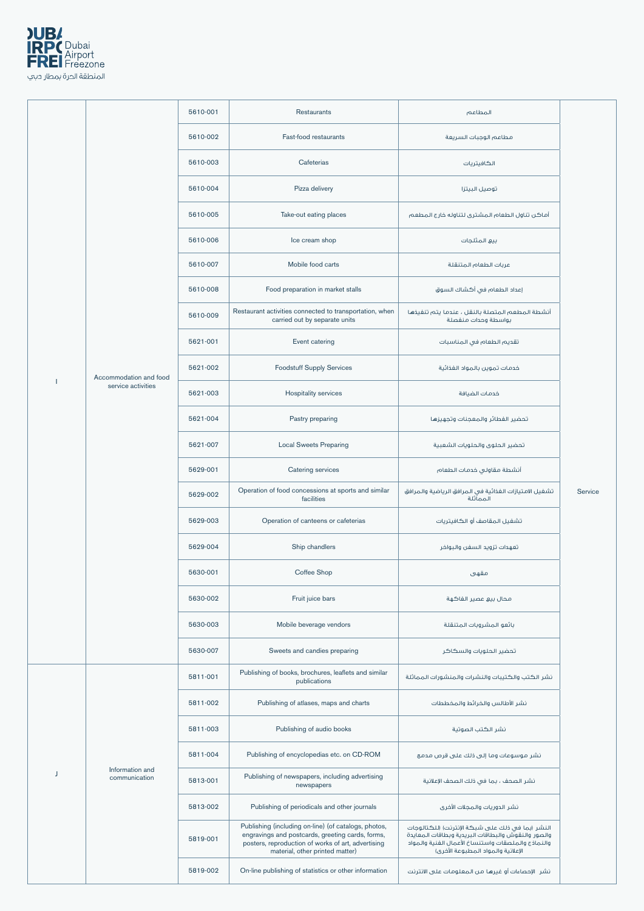| | | | | | |
|---|---|---|---|---|---|
| I | Accommodation and food service activities | 5610-001 | Restaurants | المطاعم | Service |
| | | 5610-002 | Fast-food restaurants | مطاعم الوجبات السريعة | |
| | | 5610-003 | Cafeterias | الكافيتريات | |
| | | 5610-004 | Pizza delivery | توصيل البيتزا | |
| | | 5610-005 | Take-out eating places | أماكن تناول الطعام المشترى لتناوله خارج المطعم | |
| | | 5610-006 | Ice cream shop | بيع المثلجات | |
| | | 5610-007 | Mobile food carts | عربات الطعام المتنقلة | |
| | | 5610-008 | Food preparation in market stalls | إعداد الطعام في أكشاك السوق | |
| | | 5610-009 | Restaurant activities connected to transportation, when carried out by separate units | أنشطة المطعم المتصلة بالنقل ، عندما يتم تنفيذها بواسطة وحدات منفصلة | |
| | | 5621-001 | Event catering | تقديم الطعام في المناسبات | |
| | | 5621-002 | Foodstuff Supply Services | خدمات تموين بالمواد الغذائية | |
| | | 5621-003 | Hospitality services | خدمات الضيافة | |
| | | 5621-004 | Pastry preparing | تحضير الفطائر والمعجنات وتجهيزها | |
| | | 5621-007 | Local Sweets Preparing | تحضير الحلوى والحلويات الشعبية | |
| | | 5629-001 | Catering services | أنشطة مقاولي خدمات الطعام | |
| | | 5629-002 | Operation of food concessions at sports and similar facilities | تشغيل الامتيازات الغذائية في المرافق الرياضية والمرافق المماثلة | |
| | | 5629-003 | Operation of canteens or cafeterias | تشغيل المقاصف أو الكافيتريات | |
| | | 5629-004 | Ship chandlers | تعهدات تزويد السفن والبواخر | |
| | | 5630-001 | Coffee Shop | مقهى | |
| | | 5630-002 | Fruit juice bars | محال بيع عصير الفاكهة | |
| | | 5630-003 | Mobile beverage vendors | بائعو المشروبات المتنقلة | |
| | | 5630-007 | Sweets and candies preparing | تحضير الحلويات والسكاكر | |
| J | Information and communication | 5811-001 | Publishing of books, brochures, leaflets and similar publications | نشر الكتب والكتيبات والنشرات والمنشورات المماثلة | |
| | | 5811-002 | Publishing of atlases, maps and charts | نشر الأطالس والخرائط والمخططات | |
| | | 5811-003 | Publishing of audio books | نشر الكتب الصوتية | |
| | | 5811-004 | Publishing of encyclopedias etc. on CD-ROM | نشر موسوعات وما إلى ذلك على قرص مدمج | |
| | | 5813-001 | Publishing of newspapers, including advertising newspapers | نشر الصحف ، بما في ذلك الصحف الإعلانية | |
| | | 5813-002 | Publishing of periodicals and other journals | نشر الدوريات والمجلات الأخرى | |
| | | 5819-001 | Publishing (including on-line) (of catalogs, photos, engravings and postcards, greeting cards, forms, posters, reproduction of works of art, advertising material, other printed matter) | النشر (بما في ذلك على شبكة الإنترنت) (للكتالوجات والصور والنقوش والبطاقات البريدية وبطاقات المعايدة والنماذج والملصقات واستنساخ الأعمال الفنية والمواد الإعلانية والمواد المطبوعة الأخرى) | |
| | | 5819-002 | On-line publishing of statistics or other information | نشر الإحصاءات أو غيرها من المعلومات على الانترنت | |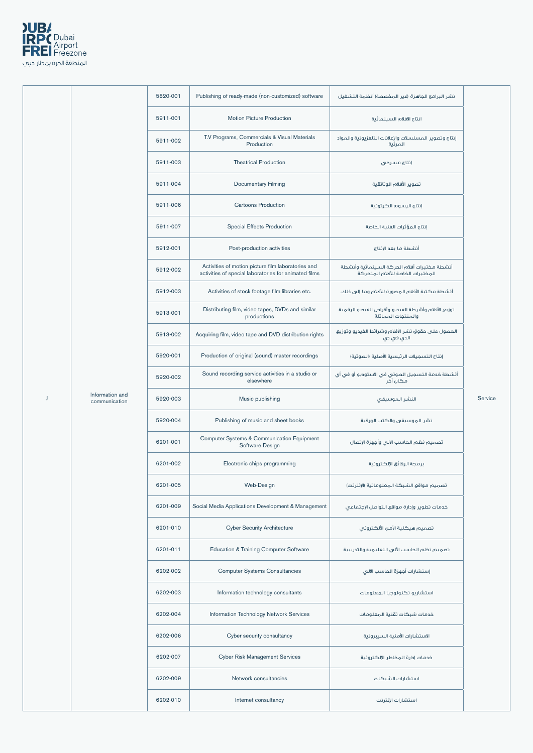| | | | | | |
|---|---|---|---|---|---|
| J | Information and communication | 5820-001 | Publishing of ready-made (non-customized) software | نشر البرامج الجاهزة (غير المخصصة) أنظمة التشغيل | Service |
| | | 5911-001 | Motion Picture Production | انتاج الافلام السينمائية | |
| | | 5911-002 | T.V Programs, Commercials & Visual Materials Production | إنتاج وتصوير المسلسلات والإعلانات التلفزيونية والمواد المرئية | |
| | | 5911-003 | Theatrical Production | إنتاج مسرحي | |
| | | 5911-004 | Documentary Filming | تصوير الأفلام الوثائقية | |
| | | 5911-006 | Cartoons Production | إنتاج الرسوم الكرتونية | |
| | | 5911-007 | Special Effects Production | إنتاج المؤثرات الفنية الخاصة | |
| | | 5912-001 | Post-production activities | أنشطة ما بعد الإنتاج | |
| | | 5912-002 | Activities of motion picture film laboratories and activities of special laboratories for animated films | أنشطة مختبرات أفلام الحركة السينمائية وأنشطة المختبرات الخاصة للأفلام المتحركة | |
| | | 5912-003 | Activities of stock footage film libraries etc. | أنشطة مكتبة الأفلام المصورة للأفلام وما إلى ذلك. | |
| | | 5913-001 | Distributing film, video tapes, DVDs and similar productions | توزيع الأفلام وأشرطة الفيديو وأقراص الفيديو الرقمية والمنتجات المماثلة | |
| | | 5913-002 | Acquiring film, video tape and DVD distribution rights | الحصول على حقوق نشر الأفلام وشرائط الفيديو وتوزيع الدي في دي | |
| | | 5920-001 | Production of original (sound) master recordings | إنتاج التسجيلات الرئيسية الأصلية (الصوتية) | |
| | | 5920-002 | Sound recording service activities in a studio or elsewhere | أنشطة خدمة التسجيل الصوتي في الاستوديو أو في أي مكان آخر | |
| | | 5920-003 | Music publishing | النشر الموسيقي | |
| | | 5920-004 | Publishing of music and sheet books | نشر الموسيقى والكتب الورقية | |
| | | 6201-001 | Computer Systems & Communication Equipment Software Design | تصميم نظم الحاسب الآلي وأجهزة الإتصال | |
| | | 6201-002 | Electronic chips programming | برمجة الرقائق الإلكترونية | |
| | | 6201-005 | Web-Design | تصميم مواقع الشبكة المعلوماتية (الإنترنت) | |
| | | 6201-009 | Social Media Applications Development & Management | خدمات تطوير وإدارة مواقع التواصل الإجتماعي | |
| | | 6201-010 | Cyber Security Architecture | تصميم هيكلية الأمن الألكتروني | |
| | | 6201-011 | Education & Training Computer Software | تصميم نظم الحاسب الآلي التعليمية والتدريبية | |
| | | 6202-002 | Computer Systems Consultancies | إستشارات أجهزة الحاسب الآلي | |
| | | 6202-003 | Information technology consultants | استشاريو تكنولوجيا المعلومات | |
| | | 6202-004 | Information Technology Network Services | خدمات شبكات تقنية المعلومات | |
| | | 6202-006 | Cyber security consultancy | الاستشارات الأمنية السيبرونية | |
| | | 6202-007 | Cyber Risk Management Services | خدمات إدارة المخاطر الإلكترونية | |
| | | 6202-009 | Network consultancies | استشارات الشبكات | |
| | | 6202-010 | Internet consultancy | استشارات الإنترنت | |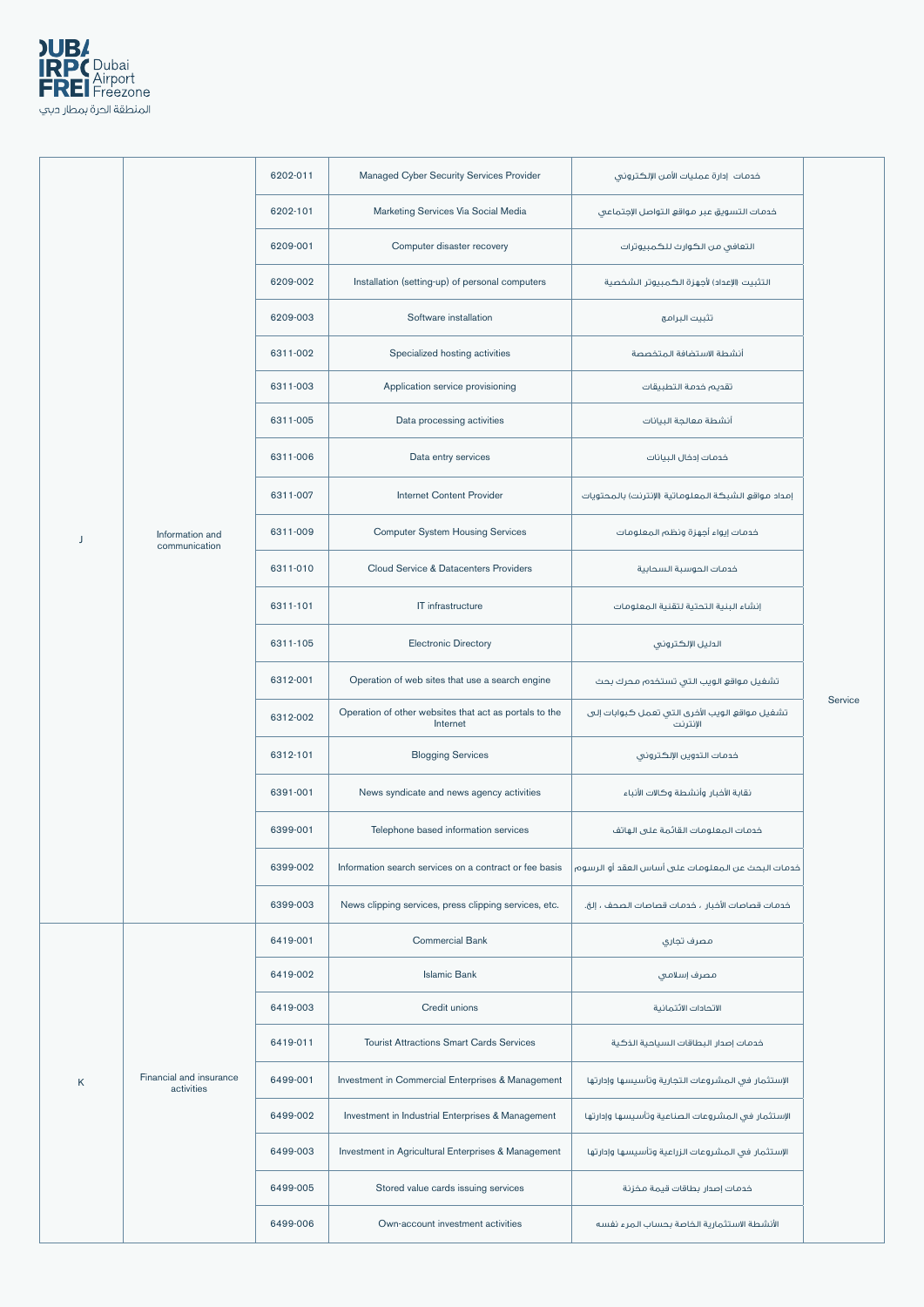| | | | | | |
|---|---|---|---|---|---|
| J | Information and communication | 6202-011 | Managed Cyber Security Services Provider | خدمات إدارة عمليات الأمن الإلكتروني | Service |
| | | 6202-101 | Marketing Services Via Social Media | خدمات التسويق عبر مواقع التواصل الإجتماعي | |
| | | 6209-001 | Computer disaster recovery | التعافي من الكوارث للكمبيوترات | |
| | | 6209-002 | Installation (setting-up) of personal computers | التثبيت (الإعداد) لأجهزة الكمبيوتر الشخصية | |
| | | 6209-003 | Software installation | تثبيت البرامج | |
| | | 6311-002 | Specialized hosting activities | أنشطة الاستضافة المتخصصة | |
| | | 6311-003 | Application service provisioning | تقديم خدمة التطبيقات | |
| | | 6311-005 | Data processing activities | أنشطة معالجة البيانات | |
| | | 6311-006 | Data entry services | خدمات إدخال البيانات | |
| | | 6311-007 | Internet Content Provider | إمداد مواقع الشبكة المعلوماتية (الإنترنت) بالمحتويات | |
| | | 6311-009 | Computer System Housing Services | خدمات إيواء أجهزة ونظم المعلومات | |
| | | 6311-010 | Cloud Service & Datacenters Providers | خدمات الحوسبة السحابية | |
| | | 6311-101 | IT infrastructure | إنشاء البنية التحتية لتقنية المعلومات | |
| | | 6311-105 | Electronic Directory | الدليل الإلكتروني | |
| | | 6312-001 | Operation of web sites that use a search engine | تشغيل مواقع الويب التي تستخدم محرك بحث | |
| | | 6312-002 | Operation of other websites that act as portals to the Internet | تشغيل مواقع الويب الأخرى التي تعمل كبوابات إلى الإنترنت | |
| | | 6312-101 | Blogging Services | خدمات التدوين الإلكتروني | |
| | | 6391-001 | News syndicate and news agency activities | نقابة الأخبار وأنشطة وكالات الأنباء | |
| | | 6399-001 | Telephone based information services | خدمات المعلومات القائمة على الهاتف | |
| | | 6399-002 | Information search services on a contract or fee basis | خدمات البحث عن المعلومات على أساس العقد أو الرسوم | |
| | | 6399-003 | News clipping services, press clipping services, etc. | خدمات قصاصات الأخبار ، خدمات قصاصات الصحف ، إلخ. | |
| K | Financial and insurance activities | 6419-001 | Commercial Bank | مصرف تجاري | |
| | | 6419-002 | Islamic Bank | مصرف إسلامي | |
| | | 6419-003 | Credit unions | الاتحادات الائتمانية | |
| | | 6419-011 | Tourist Attractions Smart Cards Services | خدمات إصدار البطاقات السياحية الذكية | |
| | | 6499-001 | Investment in Commercial Enterprises & Management | الإستثمار في المشروعات التجارية وتأسيسها وإدارتها | |
| | | 6499-002 | Investment in Industrial Enterprises & Management | الإستثمار في المشروعات الصناعية وتأسيسها وإدارتها | |
| | | 6499-003 | Investment in Agricultural Enterprises & Management | الإستثمار في المشروعات الزراعية وتأسيسها وإدارتها | |
| | | 6499-005 | Stored value cards issuing services | خدمات إصدار بطاقات قيمة مخزنة | |
| | | 6499-006 | Own-account investment activities | الأنشطة الاستثمارية الخاصة بحساب المرء نفسه | |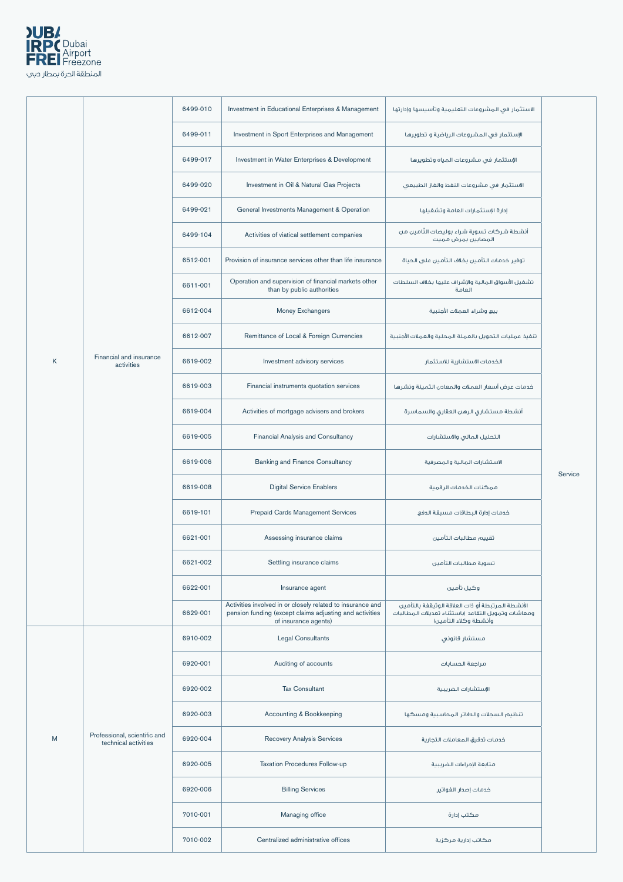| | | | | | |
|---|---|---|---|---|---|
| K | Financial and insurance activities | 6499-010 | Investment in Educational Enterprises & Management | الاستثمار في المشروعات التعليمية وتأسيسها وإدارتها | Service |
| | | 6499-011 | Investment in Sport Enterprises and Management | الإستثمار في المشروعات الرياضية و تطويرها | |
| | | 6499-017 | Investment in Water Enterprises & Development | الإستثمار في مشروعات المياه وتطويرها | |
| | | 6499-020 | Investment in Oil & Natural Gas Projects | الاستثمار في مشروعات النفط والغاز الطبيعي | |
| | | 6499-021 | General Investments Management & Operation | إدارة الإستثمارات العامة وتشغيلها | |
| | | 6499-104 | Activities of viatical settlement companies | أنشطة شركات تسوية شراء بوليصات التأمين من المصابين بمرض مميت | |
| | | 6512-001 | Provision of insurance services other than life insurance | توفير خدمات التأمين بخلاف التأمين على الحياة | |
| | | 6611-001 | Operation and supervision of financial markets other than by public authorities | تشغيل الأسواق المالية والإشراف عليها بخلاف السلطات العامة | |
| | | 6612-004 | Money Exchangers | بيع وشراء العملات الأجنبية | |
| | | 6612-007 | Remittance of Local & Foreign Currencies | تنفيذ عمليات التحويل بالعملة المحلية والعملات الأجنبية | |
| | | 6619-002 | Investment advisory services | الخدمات الاستشارية للاستثمار | |
| | | 6619-003 | Financial instruments quotation services | خدمات عرض أسعار العملات والمعادن الثمينة ونشرها | |
| | | 6619-004 | Activities of mortgage advisers and brokers | أنشطة مستشاري الرهن العقاري والسماسرة | |
| | | 6619-005 | Financial Analysis and Consultancy | التحليل المالي والاستشارات | |
| | | 6619-006 | Banking and Finance Consultancy | الاستشارات المالية والمصرفية | |
| | | 6619-008 | Digital Service Enablers | ممكنات الخدمات الرقمية | |
| | | 6619-101 | Prepaid Cards Management Services | خدمات إدارة البطاقات مسبقة الدفع | |
| | | 6621-001 | Assessing insurance claims | تقييم مطالبات التأمين | |
| | | 6621-002 | Settling insurance claims | تسوية مطالبات التأمين | |
| | | 6622-001 | Insurance agent | وكيل تأمين | |
| | | 6629-001 | Activities involved in or closely related to insurance and pension funding (except claims adjusting and activities of insurance agents) | الأنشطة المرتبطة أو ذات العلاقة الوثيقة بالتأمين ومعاشات وتمويل التقاعد (باستثناء تعديلات المطالبات وأنشطة وكلاء التأمين) | |
| M | Professional, scientific and technical activities | 6910-002 | Legal Consultants | مستشار قانوني | |
| | | 6920-001 | Auditing of accounts | مراجعة الحسابات | |
| | | 6920-002 | Tax Consultant | الإستشارات الضريبية | |
| | | 6920-003 | Accounting & Bookkeeping | تنظيم السجلات والدفاتر المحاسبية ومسكها | |
| | | 6920-004 | Recovery Analysis Services | خدمات تدقيق المعاملات التجارية | |
| | | 6920-005 | Taxation Procedures Follow-up | متابعة الإجراءات الضريبية | |
| | | 6920-006 | Billing Services | خدمات إصدار الفواتير | |
| | | 7010-001 | Managing office | مكتب إدارة | |
| | | 7010-002 | Centralized administrative offices | مكاتب إدارية مركزية | |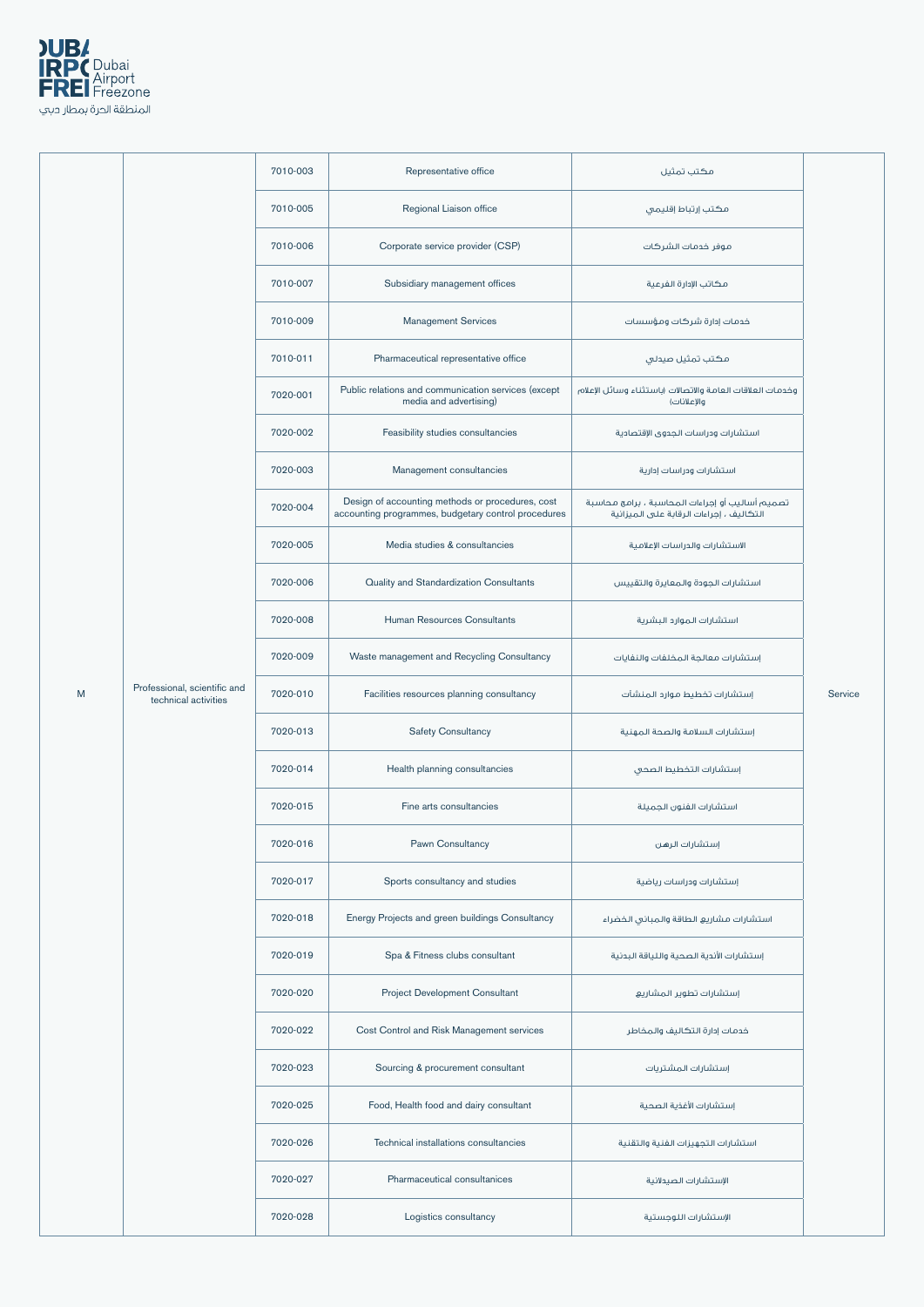| | | | | | |
|---|---|---|---|---|---|
| M | Professional, scientific and technical activities | 7010-003 | Representative office | مكتب تمثيل | Service |
| | | 7010-005 | Regional Liaison office | مكتب إرتباط إقليمي | |
| | | 7010-006 | Corporate service provider (CSP) | موفر خدمات الشركات | |
| | | 7010-007 | Subsidiary management offices | مكاتب الإدارة الفرعية | |
| | | 7010-009 | Management Services | خدمات إدارة شركات ومؤسسات | |
| | | 7010-011 | Pharmaceutical representative office | مكتب تمثيل صيدلي | |
| | | 7020-001 | Public relations and communication services (except media and advertising) | وخدمات العلاقات العامة والاتصالات (باستثناء وسائل الإعلام والإعلانات) | |
| | | 7020-002 | Feasibility studies consultancies | استشارات ودراسات الجدوى الإقتصادية | |
| | | 7020-003 | Management consultancies | استشارات ودراسات إدارية | |
| | | 7020-004 | Design of accounting methods or procedures, cost accounting programmes, budgetary control procedures | تصميم أساليب أو إجراءات المحاسبة ، برامج محاسبة التكاليف ، إجراءات الرقابة على الميزانية | |
| | | 7020-005 | Media studies & consultancies | الاستشارات والدراسات الإعلامية | |
| | | 7020-006 | Quality and Standardization Consultants | استشارات الجودة والمعايرة والتقييس | |
| | | 7020-008 | Human Resources Consultants | استشارات الموارد البشرية | |
| | | 7020-009 | Waste management and Recycling Consultancy | إستشارات معالجة المخلفات والنفايات | |
| | | 7020-010 | Facilities resources planning consultancy | إستشارات تخطيط موارد المنشآت | |
| | | 7020-013 | Safety Consultancy | إستشارات السلامة والصحة المهنية | |
| | | 7020-014 | Health planning consultancies | إستشارات التخطيط الصحي | |
| | | 7020-015 | Fine arts consultancies | استشارات الفنون الجميلة | |
| | | 7020-016 | Pawn Consultancy | إستشارات الرهن | |
| | | 7020-017 | Sports consultancy and studies | إستشارات ودراسات رياضية | |
| | | 7020-018 | Energy Projects and green buildings Consultancy | استشارات مشاريع الطاقة والمباني الخضراء | |
| | | 7020-019 | Spa & Fitness clubs consultant | إستشارات الأندية الصحية واللياقة البدنية | |
| | | 7020-020 | Project Development Consultant | إستشارات تطوير المشاريع | |
| | | 7020-022 | Cost Control and Risk Management services | خدمات إدارة التكاليف والمخاطر | |
| | | 7020-023 | Sourcing & procurement consultant | إستشارات المشتريات | |
| | | 7020-025 | Food, Health food and dairy consultant | إستشارات الأغذية الصحية | |
| | | 7020-026 | Technical installations consultancies | استشارات التجهيزات الفنية والتقنية | |
| | | 7020-027 | Pharmaceutical consultanices | الإستشارات الصيدلانية | |
| | | 7020-028 | Logistics consultancy | الإستشارات اللوجستية | |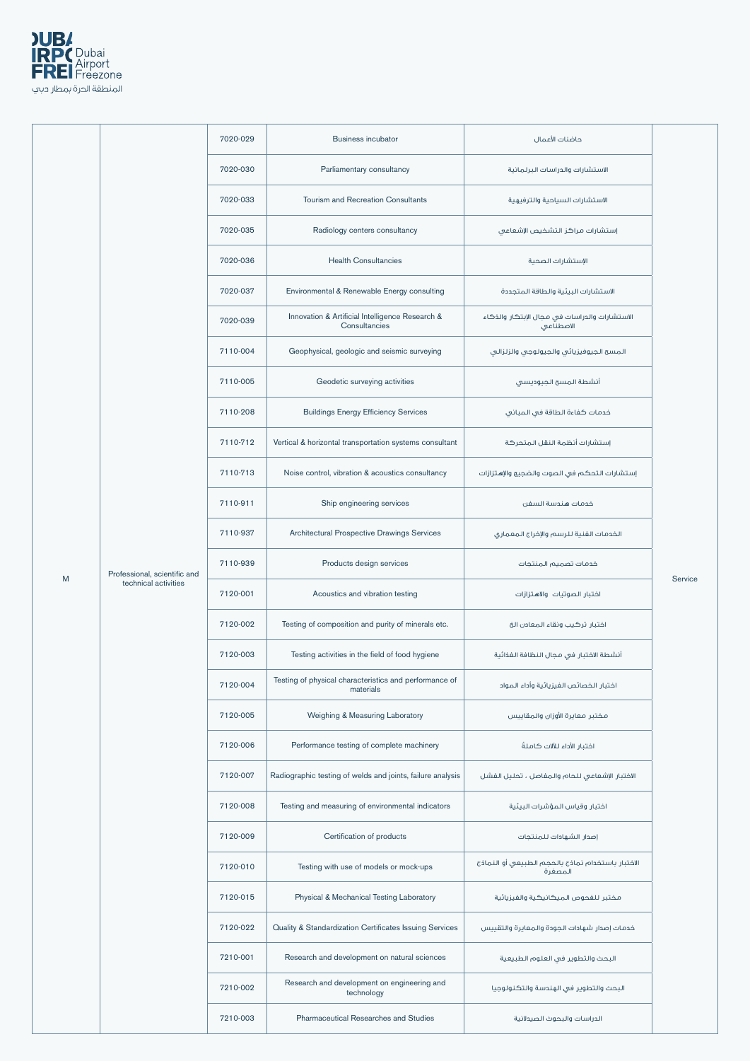| | | | | | |
|---|---|---|---|---|---|
| M | Professional, scientific and technical activities | 7020-029 | Business incubator | حاضنات الأعمال | Service |
| | | 7020-030 | Parliamentary consultancy | الاستشارات والدراسات البرلمانية | |
| | | 7020-033 | Tourism and Recreation Consultants | الاستشارات السياحية والترفيهية | |
| | | 7020-035 | Radiology centers consultancy | إستشارات مراكز التشخيص الإشعاعي | |
| | | 7020-036 | Health Consultancies | الإستشارات الصحية | |
| | | 7020-037 | Environmental & Renewable Energy consulting | الاستشارات البيئية والطاقة المتجددة | |
| | | 7020-039 | Innovation & Artificial Intelligence Research & Consultancies | الاستشارات والدراسات في مجال الإبتكار والذكاء الاصطناعي | |
| | | 7110-004 | Geophysical, geologic and seismic surveying | المسح الجيوفيزيائي والجيولوجي والزلزالي | |
| | | 7110-005 | Geodetic surveying activities | أنشطة المسح الجيوديسي | |
| | | 7110-208 | Buildings Energy Efficiency Services | خدمات كفاءة الطاقة في المباني | |
| | | 7110-712 | Vertical & horizontal transportation systems consultant | إستشارات أنظمة النقل المتحركة | |
| | | 7110-713 | Noise control, vibration & acoustics consultancy | إستشارات التحكم في الصوت والضجيج والإهتزازات | |
| | | 7110-911 | Ship engineering services | خدمات هندسة السفن | |
| | | 7110-937 | Architectural Prospective Drawings Services | الخدمات الفنية للرسم والإخراج المعماري | |
| | | 7110-939 | Products design services | خدمات تصميم المنتجات | |
| | | 7120-001 | Acoustics and vibration testing | اختبار الصوتيات والاهتزازات | |
| | | 7120-002 | Testing of composition and purity of minerals etc. | اختبار تركيب ونقاء المعادن الخ | |
| | | 7120-003 | Testing activities in the field of food hygiene | أنشطة الاختبار في مجال النظافة الغذائية | |
| | | 7120-004 | Testing of physical characteristics and performance of materials | اختبار الخصائص الفيزيائية وأداء المواد | |
| | | 7120-005 | Weighing & Measuring Laboratory | مختبر معايرة الأوزان والمقاييس | |
| | | 7120-006 | Performance testing of complete machinery | اختبار الأداء للآلات كاملة | |
| | | 7120-007 | Radiographic testing of welds and joints, failure analysis | الاختبار الإشعاعي للحام والمفاصل ، تحليل الفشل | |
| | | 7120-008 | Testing and measuring of environmental indicators | اختبار وقياس المؤشرات البيئية | |
| | | 7120-009 | Certification of products | إصدار الشهادات للمنتجات | |
| | | 7120-010 | Testing with use of models or mock-ups | الاختبار باستخدام نماذج بالحجم الطبيعي أو النماذج المصغرة | |
| | | 7120-015 | Physical & Mechanical Testing Laboratory | مختبر للفحوص الميكانيكية والفيزيائية | |
| | | 7120-022 | Quality & Standardization Certificates Issuing Services | خدمات إصدار شهادات الجودة والمعايرة والتقييس | |
| | | 7210-001 | Research and development on natural sciences | البحث والتطوير في العلوم الطبيعية | |
| | | 7210-002 | Research and development on engineering and technology | البحث والتطوير في الهندسة والتكنولوجيا | |
| | | 7210-003 | Pharmaceutical Researches and Studies | الدراسات والبحوث الصيدلانية | |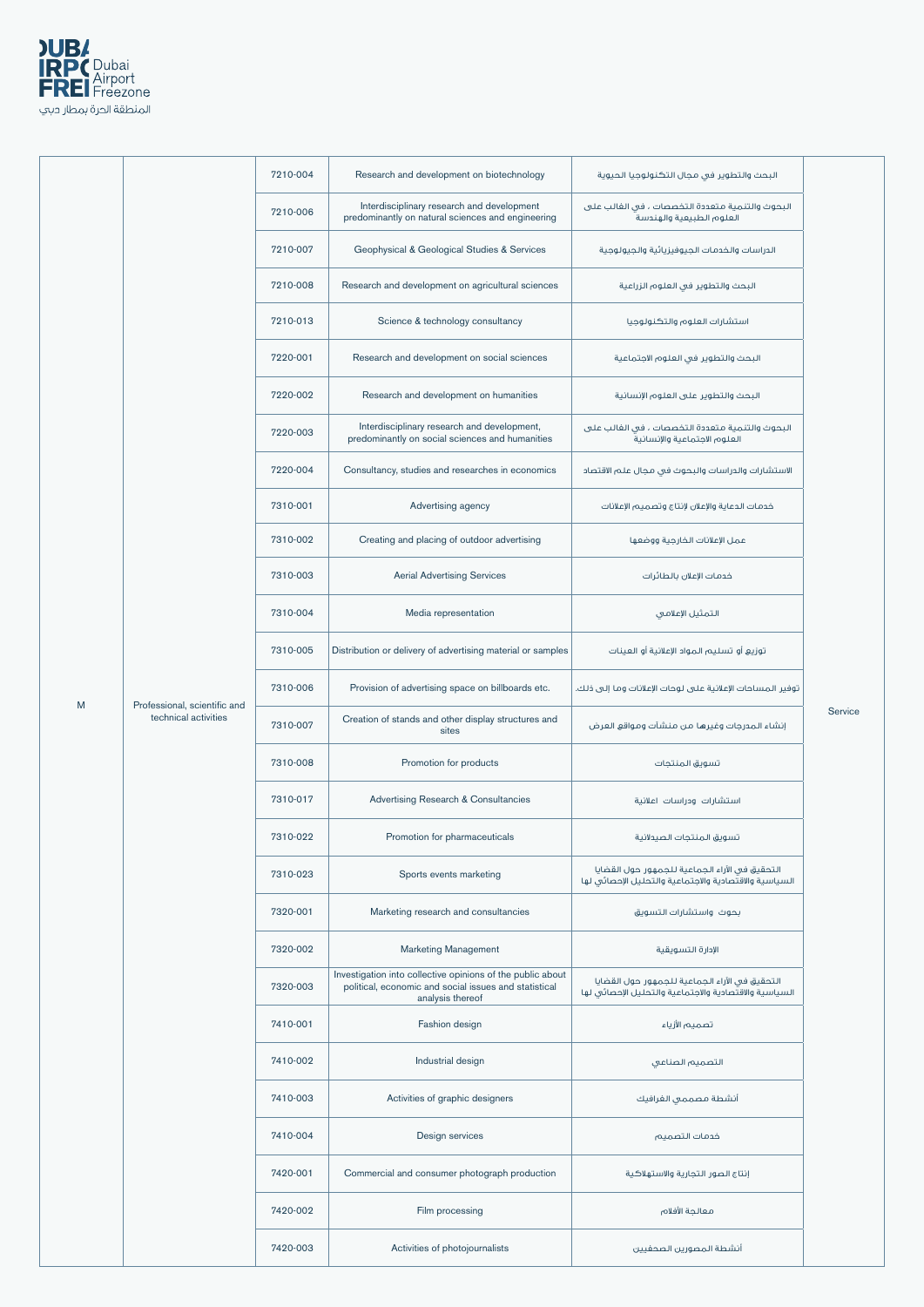| | | | | | |
|---|---|---|---|---|---|
| M | Professional, scientific and technical activities | 7210-004 | Research and development on biotechnology | البحث والتطوير في مجال التكنولوجيا الحيوية | Service |
| | | 7210-006 | Interdisciplinary research and development predominantly on natural sciences and engineering | البحوث والتنمية متعددة التخصصات ، في الغالب على العلوم الطبيعية والهندسة | |
| | | 7210-007 | Geophysical & Geological Studies & Services | الدراسات والخدمات الجيوفيزيائية والجيولوجية | |
| | | 7210-008 | Research and development on agricultural sciences | البحث والتطوير في العلوم الزراعية | |
| | | 7210-013 | Science & technology consultancy | استشارات العلوم والتكنولوجيا | |
| | | 7220-001 | Research and development on social sciences | البحث والتطوير في العلوم الاجتماعية | |
| | | 7220-002 | Research and development on humanities | البحث والتطوير على العلوم الإنسانية | |
| | | 7220-003 | Interdisciplinary research and development, predominantly on social sciences and humanities | البحوث والتنمية متعددة التخصصات ، في الغالب على العلوم الاجتماعية والإنسانية | |
| | | 7220-004 | Consultancy, studies and researches in economics | الاستشارات والدراسات والبحوث في مجال علم الاقتصاد | |
| | | 7310-001 | Advertising agency | خدمات الدعاية والإعلان لإنتاج وتصميم الإعلانات | |
| | | 7310-002 | Creating and placing of outdoor advertising | عمل الإعلانات الخارجية ووضعها | |
| | | 7310-003 | Aerial Advertising Services | خدمات الإعلان بالطائرات | |
| | | 7310-004 | Media representation | التمثيل الإعلامي | |
| | | 7310-005 | Distribution or delivery of advertising material or samples | توزيع أو تسليم المواد الإعلانية أو العينات | |
| | | 7310-006 | Provision of advertising space on billboards etc. | توفير المساحات الإعلانية على لوحات الإعلانات وما إلى ذلك. | |
| | | 7310-007 | Creation of stands and other display structures and sites | إنشاء المدرجات وغيرها من منشآت ومواقع العرض | |
| | | 7310-008 | Promotion for products | تسويق المنتجات | |
| | | 7310-017 | Advertising Research & Consultancies | استشارات ودراسات اعلانية | |
| | | 7310-022 | Promotion for pharmaceuticals | تسويق المنتجات الصيدلانية | |
| | | 7310-023 | Sports events marketing | التحقيق في الآراء الجماعية للجمهور حول القضايا السياسية والاقتصادية والاجتماعية والتحليل الإحصائي لها | |
| | | 7320-001 | Marketing research and consultancies | بحوث واستشارات التسويق | |
| | | 7320-002 | Marketing Management | الإدارة التسويقية | |
| | | 7320-003 | Investigation into collective opinions of the public about political, economic and social issues and statistical analysis thereof | التحقيق في الآراء الجماعية للجمهور حول القضايا السياسية والاقتصادية والاجتماعية والتحليل الإحصائي لها | |
| | | 7410-001 | Fashion design | تصميم الأزياء | |
| | | 7410-002 | Industrial design | التصميم الصناعي | |
| | | 7410-003 | Activities of graphic designers | أنشطة مصممي الغرافيك | |
| | | 7410-004 | Design services | خدمات التصميم | |
| | | 7420-001 | Commercial and consumer photograph production | إنتاج الصور التجارية والاستهلاكية | |
| | | 7420-002 | Film processing | معالجة الأفلام | |
| | | 7420-003 | Activities of photojournalists | أنشطة المصورين الصحفيين | |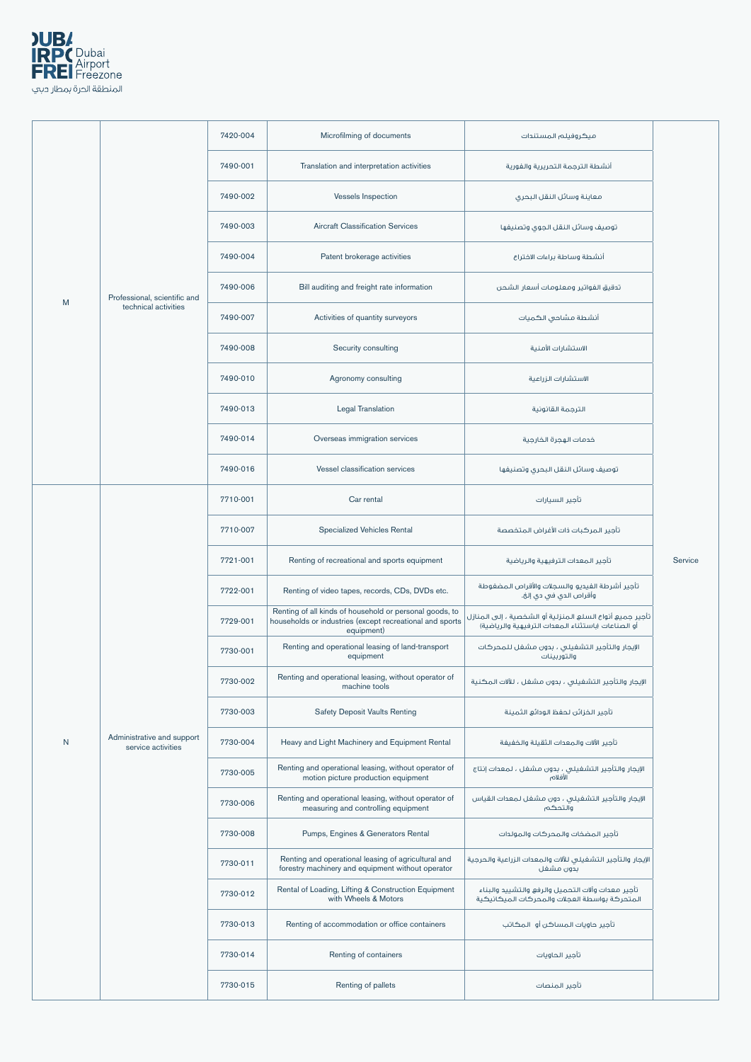| | | | | | |
|---|---|---|---|---|---|
| M | Professional, scientific and technical activities | 7420-004 | Microfilming of documents | ميكروفيلم المستندات | Service |
| | | 7490-001 | Translation and interpretation activities | أنشطة الترجمة التحريرية والفورية | |
| | | 7490-002 | Vessels Inspection | معاينة وسائل النقل البحري | |
| | | 7490-003 | Aircraft Classification Services | توصيف وسائل النقل الجوي وتصنيفها | |
| | | 7490-004 | Patent brokerage activities | أنشطة وساطة براءات الاختراع | |
| | | 7490-006 | Bill auditing and freight rate information | تدقيق الفواتير ومعلومات أسعار الشحن | |
| | | 7490-007 | Activities of quantity surveyors | أنشطة مساحي الكميات | |
| | | 7490-008 | Security consulting | الاستشارات الأمنية | |
| | | 7490-010 | Agronomy consulting | الاستشارات الزراعية | |
| | | 7490-013 | Legal Translation | الترجمة القانونية | |
| | | 7490-014 | Overseas immigration services | خدمات الهجرة الخارجية | |
| | | 7490-016 | Vessel classification services | توصيف وسائل النقل البحري وتصنيفها | |
| N | Administrative and support service activities | 7710-001 | Car rental | تأجير السيارات | |
| | | 7710-007 | Specialized Vehicles Rental | تأجير المركبات ذات الأغراض المتخصصة | |
| | | 7721-001 | Renting of recreational and sports equipment | تأجير المعدات الترفيهية والرياضية | |
| | | 7722-001 | Renting of video tapes, records, CDs, DVDs etc. | تأجير أشرطة الفيديو والسجلات والأقراص المضغوطة وأقراص الدي في دي إلخ. | |
| | | 7729-001 | Renting of all kinds of household or personal goods, to households or industries (except recreational and sports equipment) | تأجير جميع أنواع السلع المنزلية أو الشخصية ، إلى المنازل أو الصناعات (باستثناء المعدات الترفيهية والرياضية) | |
| | | 7730-001 | Renting and operational leasing of land-transport equipment | الإيجار والتأجير التشغيلي ، بدون مشغل للمحركات والتوربينات | |
| | | 7730-002 | Renting and operational leasing, without operator of machine tools | الإيجار والتأجير التشغيلي ، بدون مشغل ، للآلات المكتبية | |
| | | 7730-003 | Safety Deposit Vaults Renting | تأجير الخزائن لحفظ الودائع الثمينة | |
| | | 7730-004 | Heavy and Light Machinery and Equipment Rental | تأجير الآلات والمعدات الثقيلة والخفيفة | |
| | | 7730-005 | Renting and operational leasing, without operator of motion picture production equipment | الإيجار والتأجير التشغيلي ، بدون مشغل ، لمعدات إنتاج الأفلام | |
| | | 7730-006 | Renting and operational leasing, without operator of measuring and controlling equipment | الإيجار والتأجير التشغيلي ، دون مشغل لمعدات القياس والتحكم | |
| | | 7730-008 | Pumps, Engines & Generators Rental | تأجير المضخات والمحركات والمولدات | |
| | | 7730-011 | Renting and operational leasing of agricultural and forestry machinery and equipment without operator | الإيجار والتأجير التشغيلي للآلات والمعدات الزراعية والحرجية بدون مشغل | |
| | | 7730-012 | Rental of Loading, Lifting & Construction Equipment with Wheels & Motors | تأجير معدات وآلات التحميل والرفع والتشييد والبناء المتحركة بواسطة العجلات والمحركات الميكانيكية | |
| | | 7730-013 | Renting of accommodation or office containers | تأجير حاويات المساكن أو المكاتب | |
| | | 7730-014 | Renting of containers | تأجير الحاويات | |
| | | 7730-015 | Renting of pallets | تأجير المنصات | |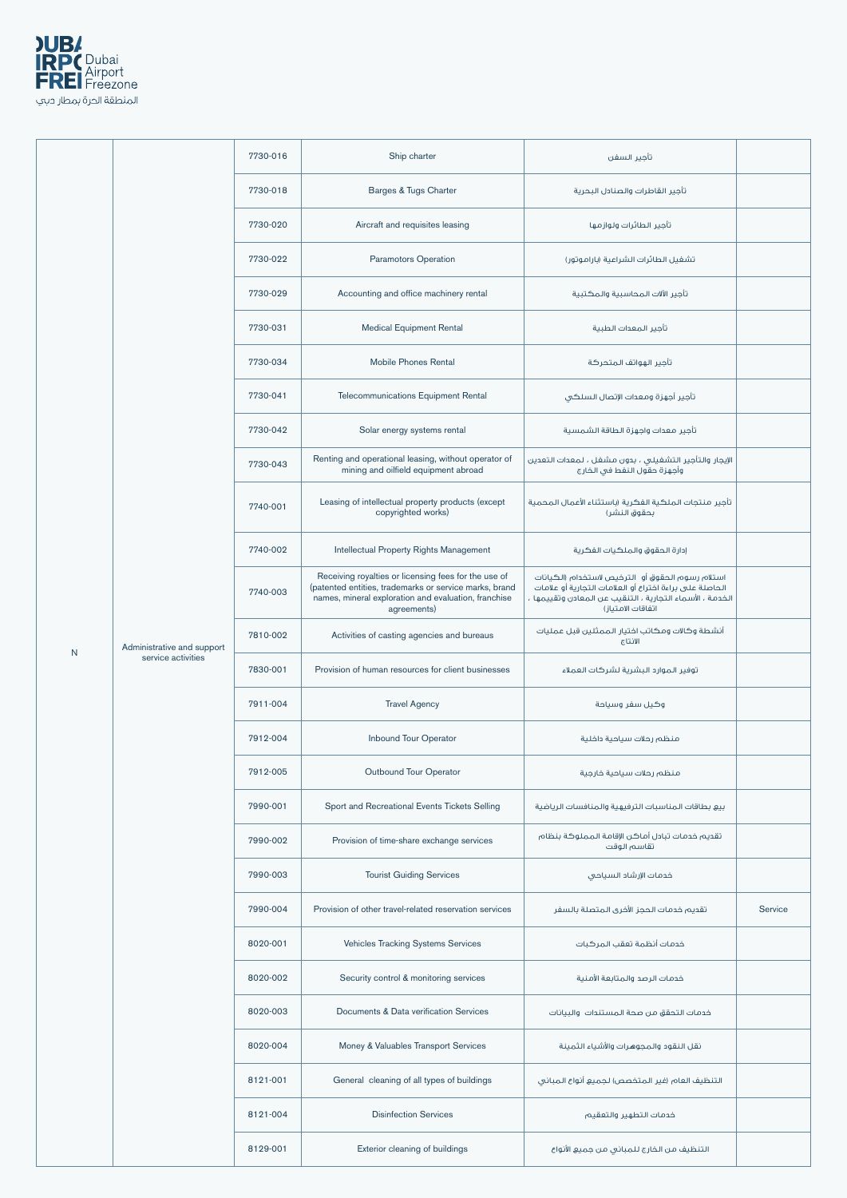| | | | | | |
|---|---|---|---|---|---|
| N | Administrative and support service activities | 7730-016 | Ship charter | تأجير السفن | |
| | | 7730-018 | Barges & Tugs Charter | تأجير القاطرات والصنادل البحرية | |
| | | 7730-020 | Aircraft and requisites leasing | تأجير الطائرات ولوازمها | |
| | | 7730-022 | Paramotors Operation | تشغيل الطائرات الشراعية (باراموتور) | |
| | | 7730-029 | Accounting and office machinery rental | تأجير الآلات المحاسبية والمكتبية | |
| | | 7730-031 | Medical Equipment Rental | تأجير المعدات الطبية | |
| | | 7730-034 | Mobile Phones Rental | تأجير الهواتف المتحركة | |
| | | 7730-041 | Telecommunications Equipment Rental | تأجير أجهزة ومعدات الإتصال السلكي | |
| | | 7730-042 | Solar energy systems rental | تأجير معدات واجهزة الطاقة الشمسية | |
| | | 7730-043 | Renting and operational leasing, without operator of mining and oilfield equipment abroad | الإيجار والتأجير التشغيلي ، بدون مشغل ، لمعدات التعدين وأجهزة حقول النفط في الخارج | |
| | | 7740-001 | Leasing of intellectual property products (except copyrighted works) | تأجير منتجات الملكية الفكرية (باستثناء الأعمال المحمية بحقوق النشر) | |
| | | 7740-002 | Intellectual Property Rights Management | إدارة الحقوق والملكيات الفكرية | |
| | | 7740-003 | Receiving royalties or licensing fees for the use of (patented entities, trademarks or service marks, brand names, mineral exploration and evaluation, franchise agreements) | استلام رسوم الحقوق أو الترخيص لاستخدام (الكيانات الحاصلة على براءة اختراع أو العلامات التجارية أو علامات الخدمة ، الأسماء التجارية ، التنقيب عن المعادن وتقييمها ، اتفاقات الامتياز) | |
| | | 7810-002 | Activities of casting agencies and bureaus | أنشطة وكالات ومكاتب اختيار الممثلين قبل عمليات الانتاج | |
| | | 7830-001 | Provision of human resources for client businesses | توفير الموارد البشرية لشركات العملاء | |
| | | 7911-004 | Travel Agency | وكيل سفر وسياحة | |
| | | 7912-004 | Inbound Tour Operator | منظم رحلات سياحية داخلية | |
| | | 7912-005 | Outbound Tour Operator | منظم رحلات سياحية خارجية | |
| | | 7990-001 | Sport and Recreational Events Tickets Selling | بيع بطاقات المناسبات الترفيهية والمنافسات الرياضية | |
| | | 7990-002 | Provision of time-share exchange services | تقديم خدمات تبادل أماكن الإقامة المملوكة بنظام تقاسم الوقت | |
| | | 7990-003 | Tourist Guiding Services | خدمات الإرشاد السياحي | |
| | | 7990-004 | Provision of other travel-related reservation services | تقديم خدمات الحجز الأخرى المتصلة بالسفر | Service |
| | | 8020-001 | Vehicles Tracking Systems Services | خدمات أنظمة تعقب المركبات | |
| | | 8020-002 | Security control & monitoring services | خدمات الرصد والمتابعة الأمنية | |
| | | 8020-003 | Documents & Data verification Services | خدمات التحقق من صحة المستندات والبيانات | |
| | | 8020-004 | Money & Valuables Transport Services | نقل النقود والمجوهرات والأشياء الثمينة | |
| | | 8121-001 | General cleaning of all types of buildings | التنظيف العام (غير المتخصص) لجميع أنواع المباني | |
| | | 8121-004 | Disinfection Services | خدمات التطهير والتعقيم | |
| | | 8129-001 | Exterior cleaning of buildings | التنظيف من الخارج للمباني من جميع الأنواع | |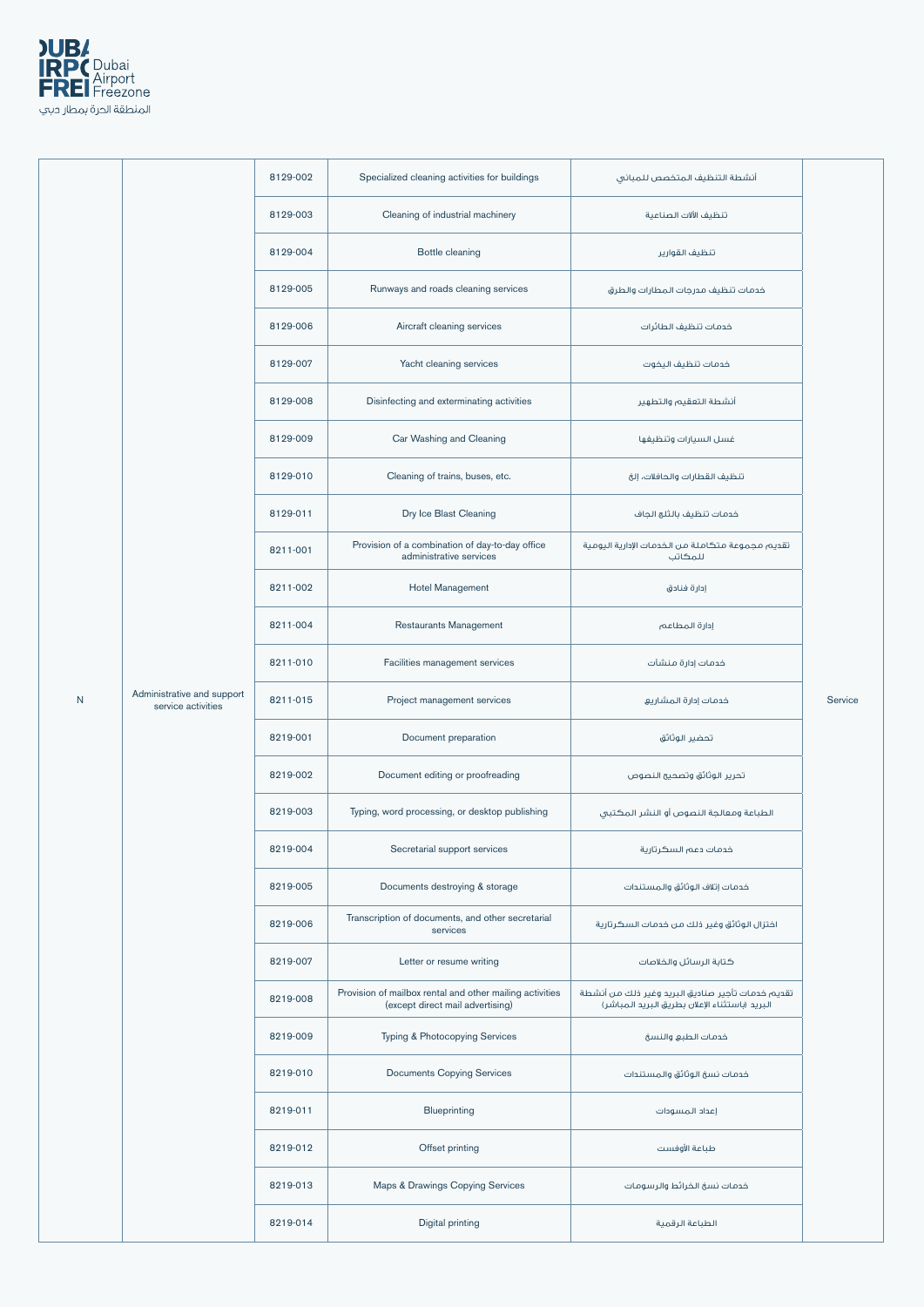| | | | | | |
|---|---|---|---|---|---|
| N | Administrative and support service activities | 8129-002 | Specialized cleaning activities for buildings | أنشطة التنظيف المتخصص للمباني | Service |
| | | 8129-003 | Cleaning of industrial machinery | تنظيف الآلات الصناعية | |
| | | 8129-004 | Bottle cleaning | تنظيف القوارير | |
| | | 8129-005 | Runways and roads cleaning services | خدمات تنظيف مدرجات المطارات والطرق | |
| | | 8129-006 | Aircraft cleaning services | خدمات تنظيف الطائرات | |
| | | 8129-007 | Yacht cleaning services | خدمات تنظيف اليخوت | |
| | | 8129-008 | Disinfecting and exterminating activities | أنشطة التعقيم والتطهير | |
| | | 8129-009 | Car Washing and Cleaning | غسل السيارات وتنظيفها | |
| | | 8129-010 | Cleaning of trains, buses, etc. | تنظيف القطارات والحافلات، إلخ | |
| | | 8129-011 | Dry Ice Blast Cleaning | خدمات تنظيف بالثلج الجاف | |
| | | 8211-001 | Provision of a combination of day-to-day office administrative services | تقديم مجموعة متكاملة من الخدمات الإدارية اليومية للمكاتب | |
| | | 8211-002 | Hotel Management | إدارة فنادق | |
| | | 8211-004 | Restaurants Management | إدارة المطاعم | |
| | | 8211-010 | Facilities management services | خدمات إدارة منشآت | |
| | | 8211-015 | Project management services | خدمات إدارة المشاريع | |
| | | 8219-001 | Document preparation | تحضير الوثائق | |
| | | 8219-002 | Document editing or proofreading | تحرير الوثائق وتصحيح النصوص | |
| | | 8219-003 | Typing, word processing, or desktop publishing | الطباعة ومعالجة النصوص أو النشر المكتبي | |
| | | 8219-004 | Secretarial support services | خدمات دعم السكرتارية | |
| | | 8219-005 | Documents destroying & storage | خدمات إتلاف الوثائق والمستندات | |
| | | 8219-006 | Transcription of documents, and other secretarial services | اختزال الوثائق وغير ذلك من خدمات السكرتارية | |
| | | 8219-007 | Letter or resume writing | كتابة الرسائل والخلاصات | |
| | | 8219-008 | Provision of mailbox rental and other mailing activities (except direct mail advertising) | تقديم خدمات تأجير صناديق البريد وغير ذلك من أنشطة البريد (باستثناء الإعلان بطريق البريد المباشر) | |
| | | 8219-009 | Typing & Photocopying Services | خدمات الطبع والنسخ | |
| | | 8219-010 | Documents Copying Services | خدمات نسخ الوثائق والمستندات | |
| | | 8219-011 | Blueprinting | إعداد المسودات | |
| | | 8219-012 | Offset printing | طباعة الأوفست | |
| | | 8219-013 | Maps & Drawings Copying Services | خدمات نسخ الخرائط والرسومات | |
| | | 8219-014 | Digital printing | الطباعة الرقمية | |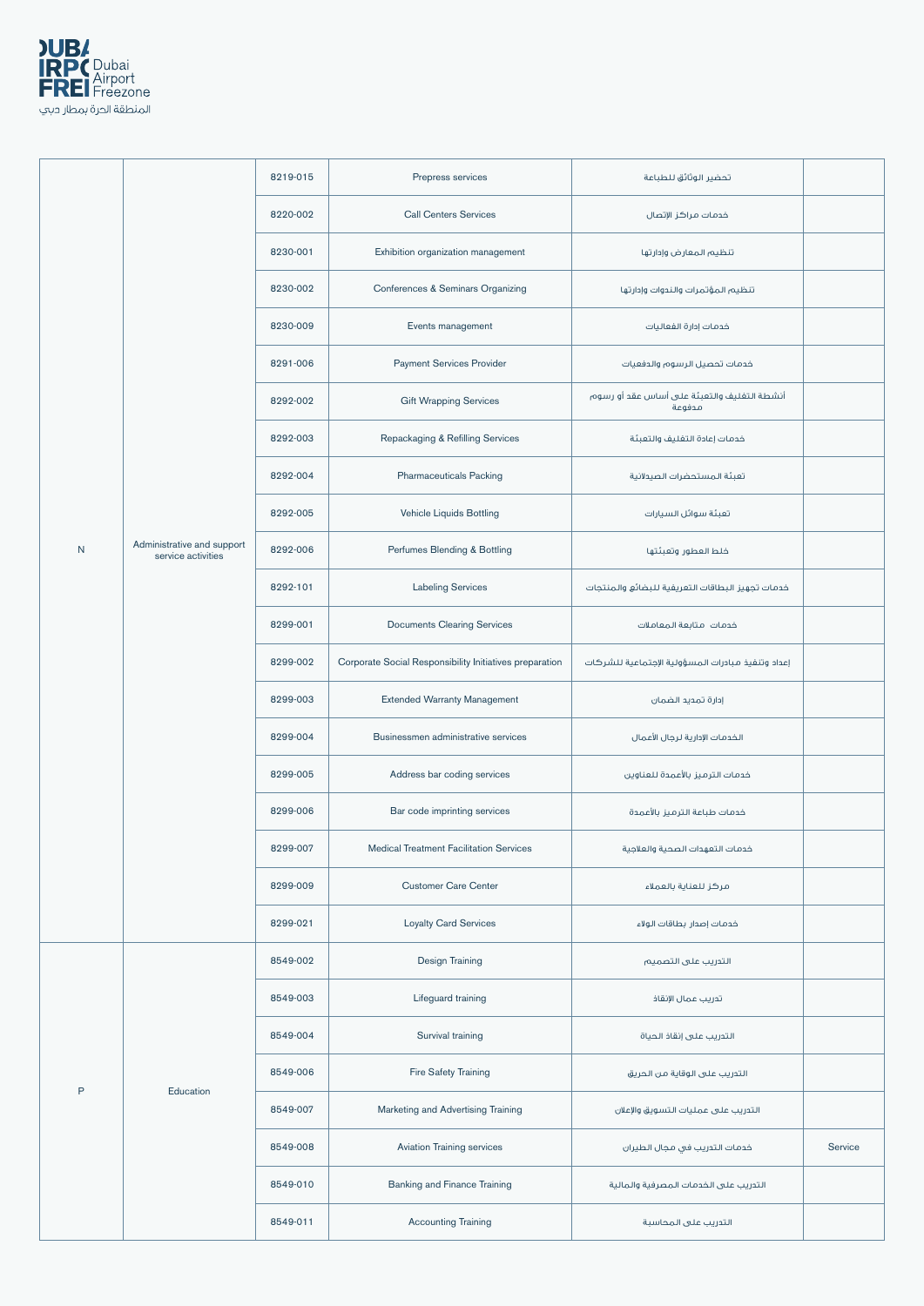| | | | | | |
|---|---|---|---|---|---|
| N | Administrative and support service activities | 8219-015 | Prepress services | تحضير الوثائق للطباعة | |
| | | 8220-002 | Call Centers Services | خدمات مراكز الإتصال | |
| | | 8230-001 | Exhibition organization management | تنظيم المعارض وإدارتها | |
| | | 8230-002 | Conferences & Seminars Organizing | تنظيم المؤتمرات والندوات وإدارتها | |
| | | 8230-009 | Events management | خدمات إدارة الفعاليات | |
| | | 8291-006 | Payment Services Provider | خدمات تحصيل الرسوم والدفعيات | |
| | | 8292-002 | Gift Wrapping Services | أنشطة التغليف والتعبئة على أساس عقد أو رسوم مدفوعة | |
| | | 8292-003 | Repackaging & Refilling Services | خدمات إعادة التغليف والتعبئة | |
| | | 8292-004 | Pharmaceuticals Packing | تعبئة المستحضرات الصيدلانية | |
| | | 8292-005 | Vehicle Liquids Bottling | تعبئة سوائل السيارات | |
| | | 8292-006 | Perfumes Blending & Bottling | خلط العطور وتعبئتها | |
| | | 8292-101 | Labeling Services | خدمات تجهيز البطاقات التعريفية للبضائع والمنتجات | |
| | | 8299-001 | Documents Clearing Services | خدمات متابعة المعاملات | |
| | | 8299-002 | Corporate Social Responsibility Initiatives preparation | إعداد وتنفيذ مبادرات المسؤولية الإجتماعية للشركات | |
| | | 8299-003 | Extended Warranty Management | إدارة تمديد الضمان | |
| | | 8299-004 | Businessmen administrative services | الخدمات الإدارية لرجال الأعمال | |
| | | 8299-005 | Address bar coding services | خدمات الترميز بالأعمدة للعناوين | |
| | | 8299-006 | Bar code imprinting services | خدمات طباعة الترميز بالأعمدة | |
| | | 8299-007 | Medical Treatment Facilitation Services | خدمات التعهدات الصحية والعلاجية | |
| | | 8299-009 | Customer Care Center | مركز للعناية بالعملاء | |
| | | 8299-021 | Loyalty Card Services | خدمات إصدار بطاقات الولاء | |
| P | Education | 8549-002 | Design Training | التدريب على التصميم | |
| | | 8549-003 | Lifeguard training | تدريب عمال الإنقاذ | |
| | | 8549-004 | Survival training | التدريب على إنقاذ الحياة | |
| | | 8549-006 | Fire Safety Training | التدريب على الوقاية من الحريق | |
| | | 8549-007 | Marketing and Advertising Training | التدريب على عمليات التسويق والإعلان | |
| | | 8549-008 | Aviation Training services | خدمات التدريب في مجال الطيران | Service |
| | | 8549-010 | Banking and Finance Training | التدريب على الخدمات المصرفية والمالية | |
| | | 8549-011 | Accounting Training | التدريب على المحاسبة | |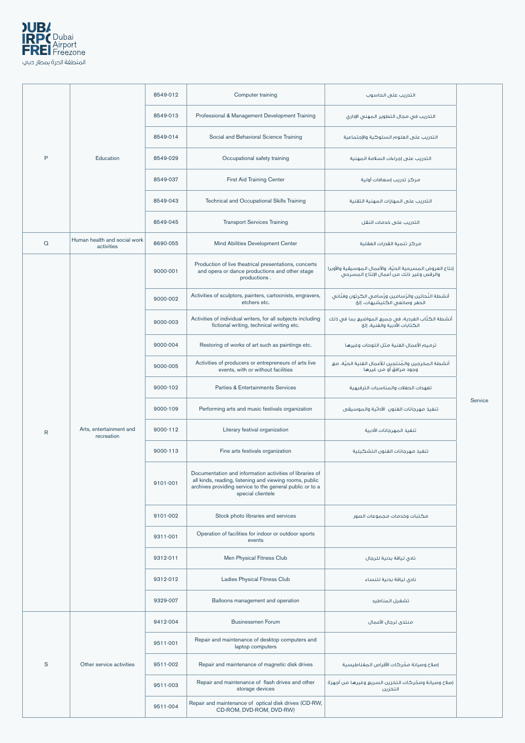| | | | | | |
|---|---|---|---|---|---|
| P | Education | 8549-012 | Computer training | التدريب على الحاسوب | Service |
| | | 8549-013 | Professional & Management Development Training | التدريب في مجال التطوير المهني الإداري | |
| | | 8549-014 | Social and Behavioral Science Training | التدريب على العلوم السلوكية والإجتماعية | |
| | | 8549-029 | Occupational safety training | التدريب على إجراءات السلامة المهنية | |
| | | 8549-037 | First Aid Training Center | مركز تدريب إسعافات أولية | |
| | | 8549-043 | Technical and Occupational Skills Training | التدريب على المهارات المهنية التقنية | |
| | | 8549-045 | Transport Services Training | التدريب على خدمات النقل | |
| Q | Human health and social work activities | 8690-055 | Mind Abilities Development Center | مركز تنمية القدرات العقلية | |
| R | Arts, entertainment and recreation | 9000-001 | Production of live theatrical presentations, concerts and opera or dance productions and other stage productions . | إنتاج العروض المسرحية الحيّة، والأعمال الموسيقية والأوبرا والرقص وغير ذلك من أعمال الإنتاج المسرحي | |
| | | 9000-002 | Activities of sculptors, painters, cartoonists, engravers, etchers etc. | أنشطة النّحاتين والرّسامين ورّسامي الكرتون وفنّاني الحفر وصانعي الكليشيهات، إلخ | |
| | | 9000-003 | Activities of individual writers, for all subjects including fictional writing, technical writing etc. | أنشطة الكتّاب الفردية، في جميع المواضيع بما في ذلك الكتابات الأدبية والفنية، إلخ | |
| | | 9000-004 | Restoring of works of art such as paintings etc. | ترميم الأعمال الفنية مثل اللوحات وغيرها | |
| | | 9000-005 | Activities of producers or entrepreneurs of arts live events, with or without facilities | أنشطة المخرجين والمُنتجين للأعمال الفنية الحيّة، مع وجود مرافق أو من غيرها | |
| | | 9000-102 | Parties & Entertainments Services | تعهدات الحفلات والمناسبات الترفيهية | |
| | | 9000-109 | Performing arts and music festivals organization | تنفيذ مهرجانات الفنون الأدائية والموسيقى | |
| | | 9000-112 | Literary festival organization | تنفيذ المهرجانات الأدبية | |
| | | 9000-113 | Fine arts festivals organization | تنفيذ مهرجانات الفنون التشكيلية | |
| | | 9101-001 | Documentation and information activities of libraries of all kinds, reading, listening and viewing rooms, public archives providing service to the general public or to a special clientele | | |
| | | 9101-002 | Stock photo libraries and services | مكتبات وخدمات مجموعات الصور | |
| | | 9311-001 | Operation of facilities for indoor or outdoor sports events | | |
| | | 9312-011 | Men Physical Fitness Club | نادي لياقة بدنية للرجال | |
| | | 9312-012 | Ladies Physical Fitness Club | نادي لياقة بدنية للنساء | |
| | | 9329-007 | Balloons management and operation | تشغيل المناطيد | |
| S | Other service activities | 9412-004 | Businessmen Forum | منتدى لرجال الأعمال | |
| | | 9511-001 | Repair and maintenance of desktop computers and laptop computers | | |
| | | 9511-002 | Repair and maintenance of magnetic disk drives | إصلاح وصيانة محّركات الأقراص المغناطيسية | |
| | | 9511-003 | Repair and maintenance of flash drives and other storage devices | إصلاح وصيانة ومحّركات التخزين السريع وغيرها من أجهزة التخزين | |
| | | 9511-004 | Repair and maintenance of optical disk drives (CD-RW, CD-ROM, DVD-ROM, DVD-RW) | | |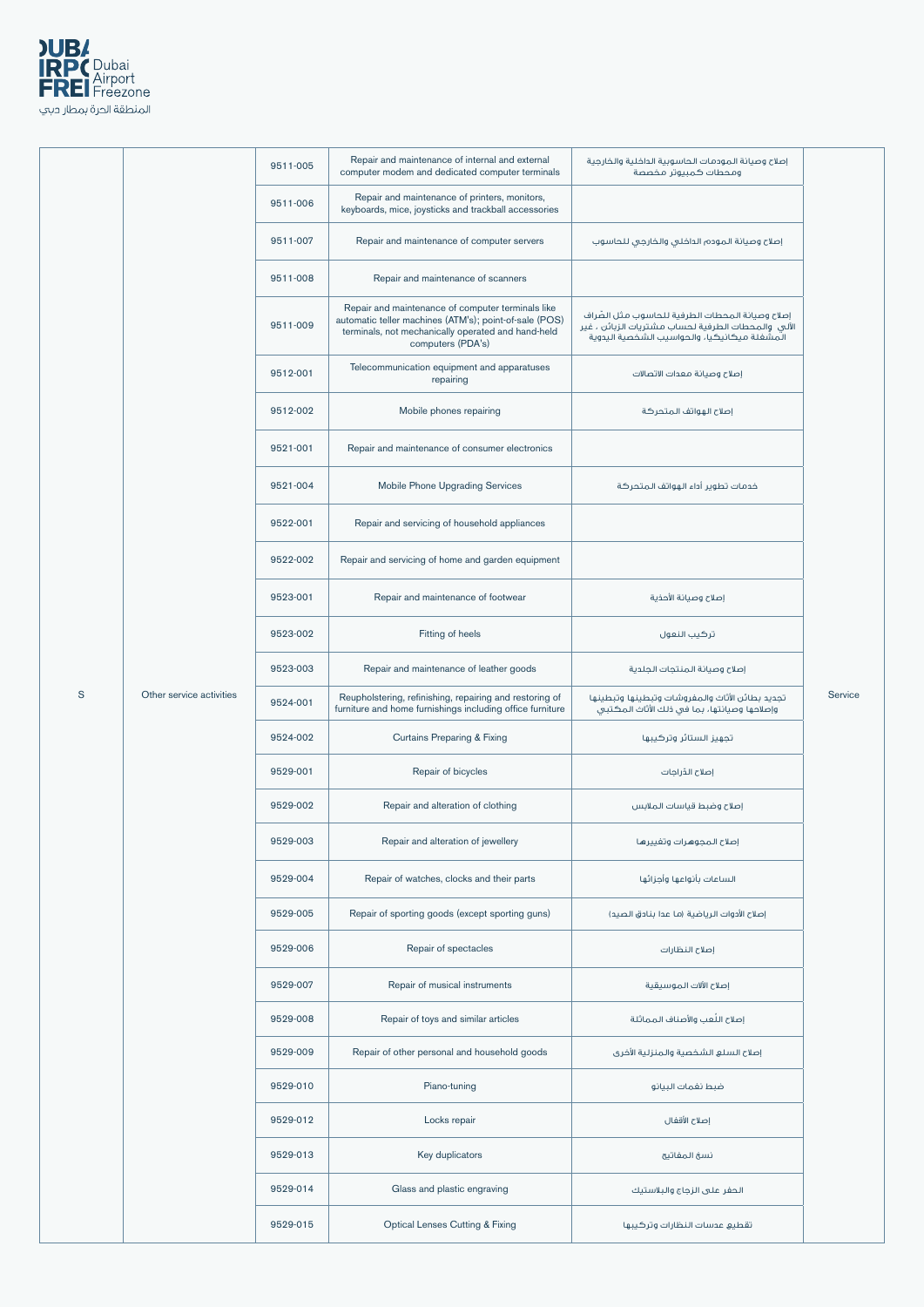| | | | | | |
|---|---|---|---|---|---|
| S | Other service activities | 9511-005 | Repair and maintenance of internal and external computer modem and dedicated computer terminals | إصلاح وصيانة المودمات الحاسوبية الداخلية والخارجية ومحطات كمبيوتر مخصصة | Service |
| | | 9511-006 | Repair and maintenance of printers, monitors, keyboards, mice, joysticks and trackball accessories | | |
| | | 9511-007 | Repair and maintenance of computer servers | إصلاح وصيانة المودم الداخلي والخارجي للحاسوب | |
| | | 9511-008 | Repair and maintenance of scanners | | |
| | | 9511-009 | Repair and maintenance of computer terminals like automatic teller machines (ATM's); point-of-sale (POS) terminals, not mechanically operated and hand-held computers (PDA's) | إصلاح وصيانة المحطات الطرفية للحاسوب مثل الصّراف الآلي والمحطات الطرفية لحساب مشتريات الزبائن ، غير المشغلة ميكانيكيا، والحواسيب الشخصية اليدوية | |
| | | 9512-001 | Telecommunication equipment and apparatuses repairing | إصلاح وصيانة معدات الاتصالات | |
| | | 9512-002 | Mobile phones repairing | إصلاح الهواتف المتحركة | |
| | | 9521-001 | Repair and maintenance of consumer electronics | | |
| | | 9521-004 | Mobile Phone Upgrading Services | خدمات تطوير أداء الهواتف المتحركة | |
| | | 9522-001 | Repair and servicing of household appliances | | |
| | | 9522-002 | Repair and servicing of home and garden equipment | | |
| | | 9523-001 | Repair and maintenance of footwear | إصلاح وصيانة الأحذية | |
| | | 9523-002 | Fitting of heels | تركيب النعول | |
| | | 9523-003 | Repair and maintenance of leather goods | إصلاح وصيانة المنتجات الجلدية | |
| | | 9524-001 | Reupholstering, refinishing, repairing and restoring of furniture and home furnishings including office furniture | تجديد بطائن الأثاث والمفروشات وتبطينها وتبطينها وإصلاحها وصيانتها، بما في ذلك الأثاث المكتبي | |
| | | 9524-002 | Curtains Preparing & Fixing | تجهيز الستائر وتركيبها | |
| | | 9529-001 | Repair of bicycles | إصلاح الدّراجات | |
| | | 9529-002 | Repair and alteration of clothing | إصلاح وضبط قياسات الملابس | |
| | | 9529-003 | Repair and alteration of jewellery | إصلاح المجوهرات وتغييرها | |
| | | 9529-004 | Repair of watches, clocks and their parts | الساعات بأنواعها وأجزائها | |
| | | 9529-005 | Repair of sporting goods (except sporting guns) | إصلاح الأدوات الرياضية (ما عدا بنادق الصيد) | |
| | | 9529-006 | Repair of spectacles | إصلاح النظارات | |
| | | 9529-007 | Repair of musical instruments | إصلاح الآلات الموسيقية | |
| | | 9529-008 | Repair of toys and similar articles | إصلاح اللّعب والأصناف المماثلة | |
| | | 9529-009 | Repair of other personal and household goods | إصلاح السلع الشخصية والمنزلية الأخرى | |
| | | 9529-010 | Piano-tuning | ضبط نغمات البيانو | |
| | | 9529-012 | Locks repair | إصلاح الأقفال | |
| | | 9529-013 | Key duplicators | نسخ المفاتيح | |
| | | 9529-014 | Glass and plastic engraving | الحفر على الزجاج والبلاستيك | |
| | | 9529-015 | Optical Lenses Cutting & Fixing | تقطيع عدسات النظارات وتركيبها | |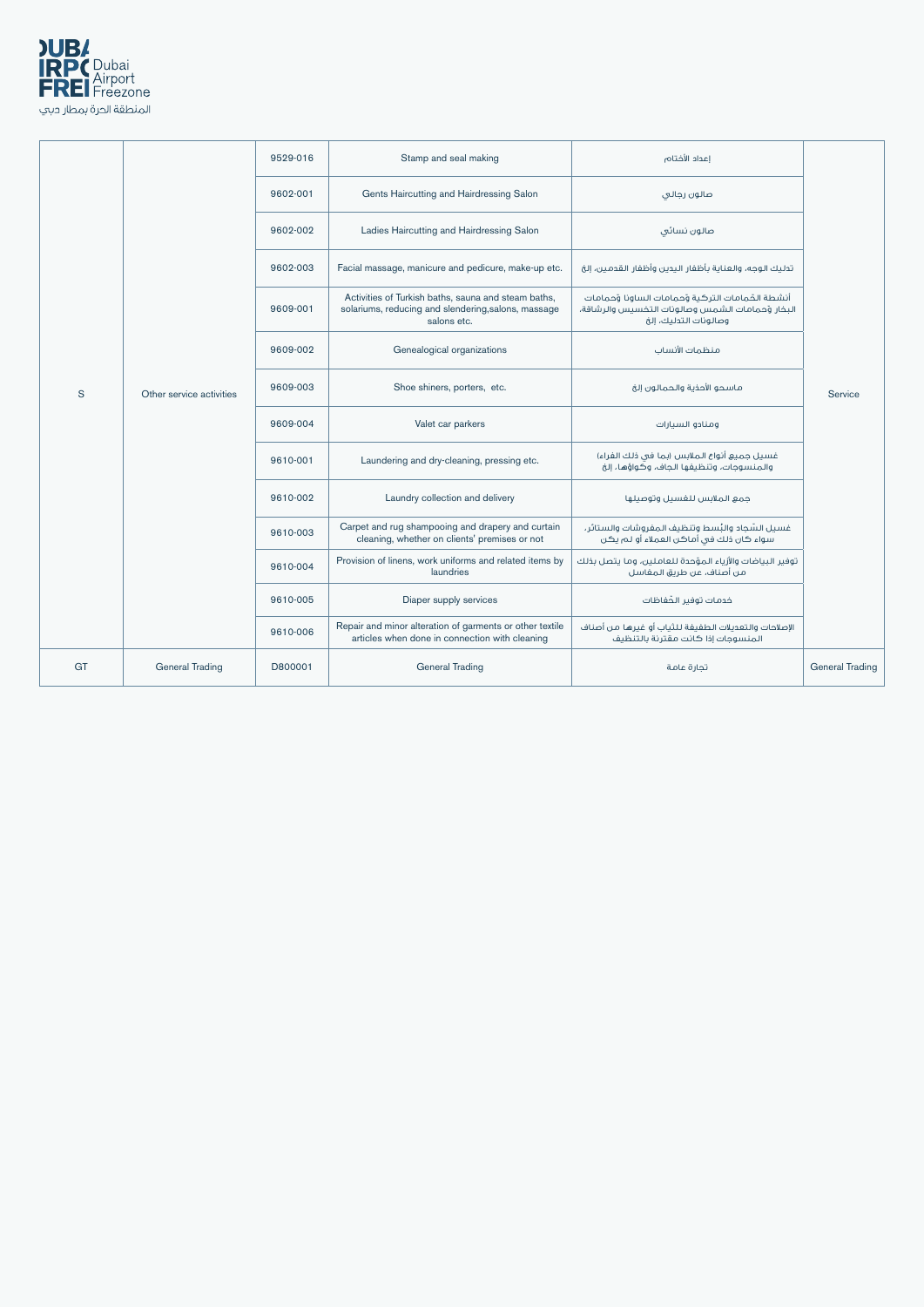| | | | | | |
|---|---|---|---|---|---|
| S | Other service activities | 9529-016 | Stamp and seal making | إعداد الأختام | Service |
| | | 9602-001 | Gents Haircutting and Hairdressing Salon | صالون رجالي | |
| | | 9602-002 | Ladies Haircutting and Hairdressing Salon | صالون نسائي | |
| | | 9602-003 | Facial massage, manicure and pedicure, make-up etc. | تدليك الوجه، والعناية بأظفار اليدين وأظفار القدمين، إلخ | |
| | | 9609-001 | Activities of Turkish baths, sauna and steam baths, solariums, reducing and slendering,salons, massage salons etc. | أنشطة الحَمامات التركية وَحمامات الساونا وَحمامات البخار وَحمامات الشمس وصالونات التخسيس والرشاقة، وصالونات التدليك، إلخ | |
| | | 9609-002 | Genealogical organizations | منظمات الأنساب | |
| | | 9609-003 | Shoe shiners, porters, etc. | ماسحو الأحذية والحمالون إلخ | |
| | | 9609-004 | Valet car parkers | ومنادو السيارات | |
| | | 9610-001 | Laundering and dry-cleaning, pressing etc. | غسيل جميع أنواع الملابس (بما في ذلك الفراء) والمنسوجات، وتنظيفها الجاف، وكوائها، إلخ | |
| | | 9610-002 | Laundry collection and delivery | جمع الملابس للغسيل وتوصيلها | |
| | | 9610-003 | Carpet and rug shampooing and drapery and curtain cleaning, whether on clients' premises or not | غسيل السّجاد والبُسط وتنظيف المفروشات والستائر، سواء كان ذلك في أماكن العملاء أو لم يكن | |
| | | 9610-004 | Provision of linens, work uniforms and related items by laundries | توفير البياضات والأزياء الموحّدة للعاملين، وما يتصل بذلك من أصناف، عن طريق المغاسل | |
| | | 9610-005 | Diaper supply services | خدمات توفير الحّفاظات | |
| | | 9610-006 | Repair and minor alteration of garments or other textile articles when done in connection with cleaning | الإصلاحات والتعديلات الطفيفة للثياب أو غيرها من أصناف المنسوجات إذا كانت مقترنة بالتنظيف | |
| GT | General Trading | D800001 | General Trading | تجارة عامة | General Trading |